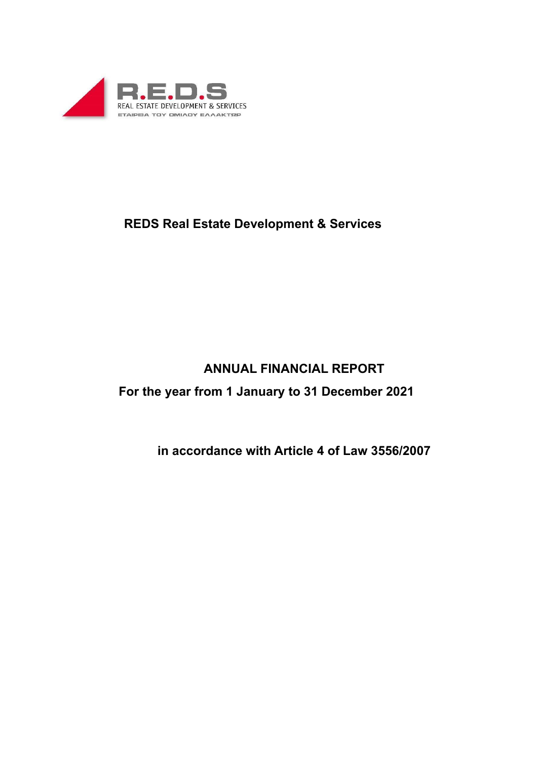R.E.D.S

REAL ESTATE DEVELOPMENT & SERVICES

ΕΤΑΙΡΕΙΑ ΤΟΥ ΟΜΙΛΟΥ ΕΛΛΑΚΤΩΡ

# REDS Real Estate Development & Services

# ANNUAL FINANCIAL REPORT

## For the year from 1 January to 31 December 2021

## in accordance with Article 4 of Law 3556/2007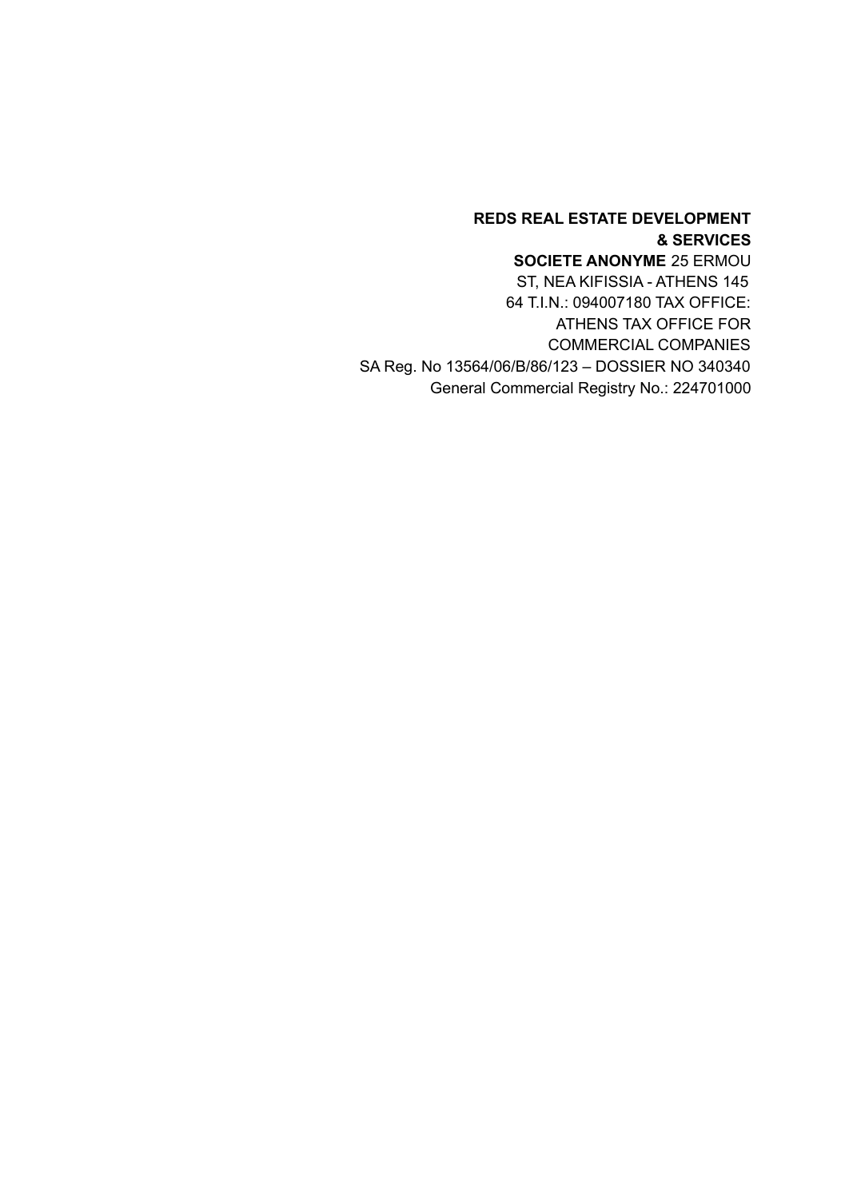**REDS REAL ESTATE DEVELOPMENT**
**& SERVICES**
**SOCIETE ANONYME** 25 ERMOU
ST, NEA KIFISSIA - ATHENS 145
64 T.I.N.: 094007180 TAX OFFICE:
ATHENS TAX OFFICE FOR
COMMERCIAL COMPANIES
SA Reg. No 13564/06/B/86/123 – DOSSIER NO 340340
General Commercial Registry No.: 224701000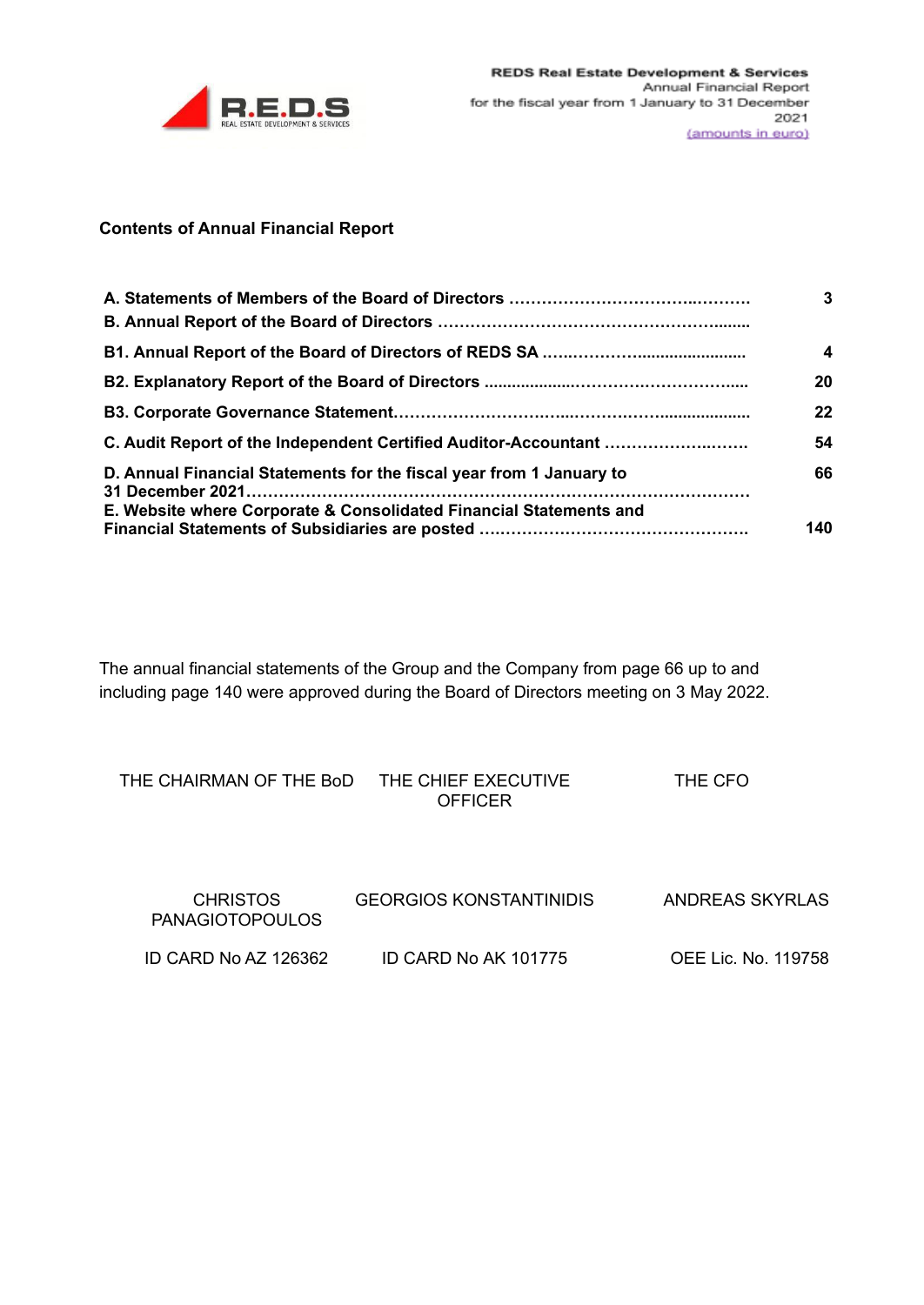## Contents of Annual Financial Report

| | |
|---|---|
| **A. Statements of Members of the Board of Directors ……………………………..……….** | **3** |
| **B. Annual Report of the Board of Directors ……………………………………………........** | |
| **B1. Annual Report of the Board of Directors of REDS SA …..………….......................** | **4** |
| **B2. Explanatory Report of the Board of Directors ..................…………………………......** | **20** |
| **B3. Corporate Governance Statement.…………………………...……………..................** | **22** |
| **C. Audit Report of the Independent Certified Auditor-Accountant ……………….…….** | **54** |
| **D. Annual Financial Statements for the fiscal year from 1 January to 31 December 2021………………………………………………………………………………** | **66** |
| **E. Website where Corporate & Consolidated Financial Statements and Financial Statements of Subsidiaries are posted ………………………………………….** | **140** |

The annual financial statements of the Group and the Company from page 66 up to and including page 140 were approved during the Board of Directors meeting on 3 May 2022.

| THE CHAIRMAN OF THE BoD | THE CHIEF EXECUTIVE OFFICER | THE CFO |
|---|---|---|
| CHRISTOS PANAGIOTOPOULOS | GEORGIOS KONSTANTINIDIS | ANDREAS SKYRLAS |
| ID CARD No AZ 126362 | ID CARD No AK 101775 | OEE Lic. No. 119758 |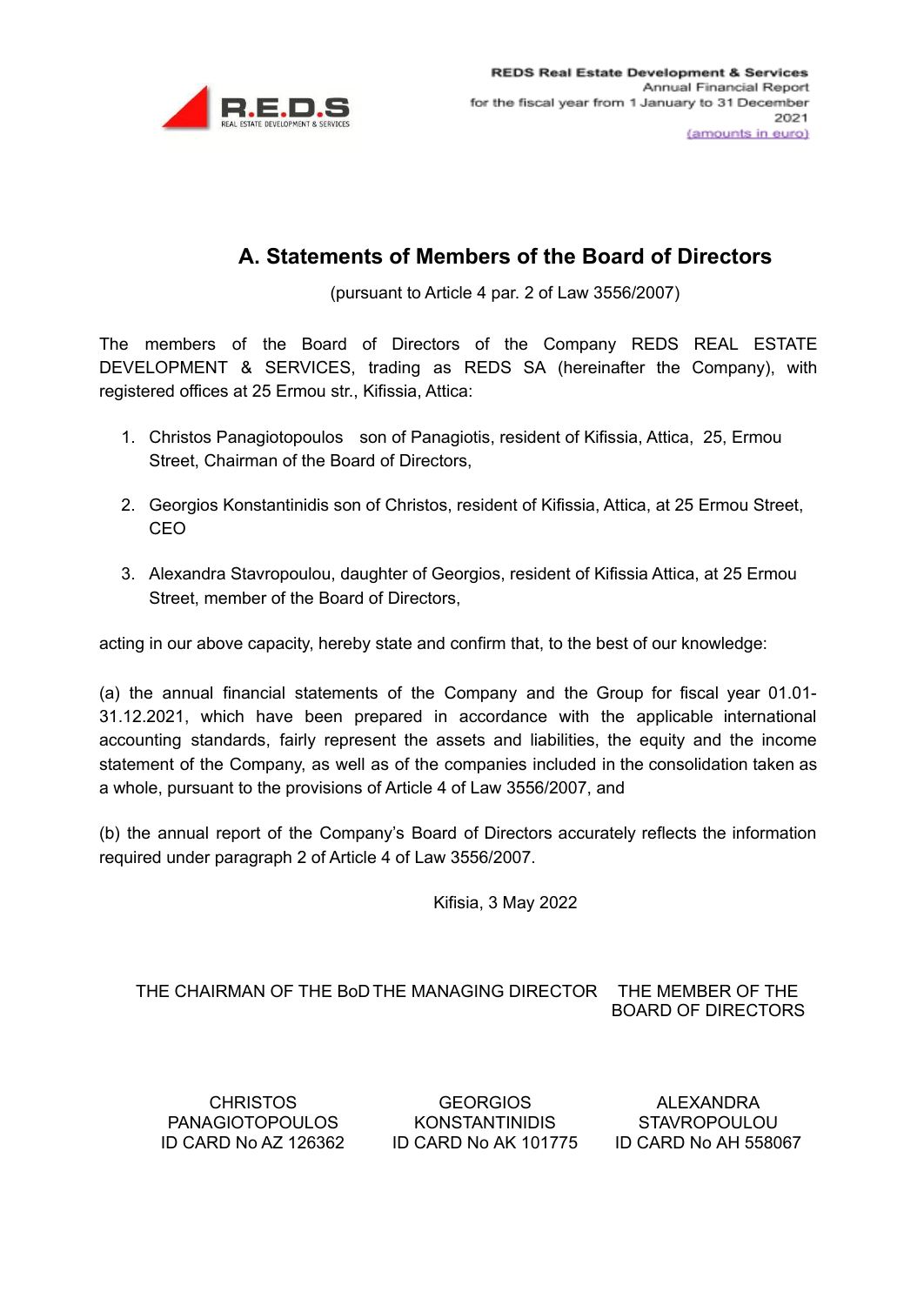# A. Statements of Members of the Board of Directors

(pursuant to Article 4 par. 2 of Law 3556/2007)

The members of the Board of Directors of the Company REDS REAL ESTATE DEVELOPMENT & SERVICES, trading as REDS SA (hereinafter the Company), with registered offices at 25 Ermou str., Kifissia, Attica:

1. Christos Panagiotopoulos son of Panagiotis, resident of Kifissia, Attica, 25, Ermou Street, Chairman of the Board of Directors,
2. Georgios Konstantinidis son of Christos, resident of Kifissia, Attica, at 25 Ermou Street, CEO
3. Alexandra Stavropoulou, daughter of Georgios, resident of Kifissia Attica, at 25 Ermou Street, member of the Board of Directors,

acting in our above capacity, hereby state and confirm that, to the best of our knowledge:

(a) the annual financial statements of the Company and the Group for fiscal year 01.01-31.12.2021, which have been prepared in accordance with the applicable international accounting standards, fairly represent the assets and liabilities, the equity and the income statement of the Company, as well as of the companies included in the consolidation taken as a whole, pursuant to the provisions of Article 4 of Law 3556/2007, and

(b) the annual report of the Company's Board of Directors accurately reflects the information required under paragraph 2 of Article 4 of Law 3556/2007.

Kifisia, 3 May 2022

| THE CHAIRMAN OF THE BoD | THE MANAGING DIRECTOR | THE MEMBER OF THE BOARD OF DIRECTORS |
|---|---|---|
| CHRISTOS PANAGIOTOPOULOS<br>ID CARD No AZ 126362 | GEORGIOS KONSTANTINIDIS<br>ID CARD No AK 101775 | ALEXANDRA STAVROPOULOU<br>ID CARD No AH 558067 |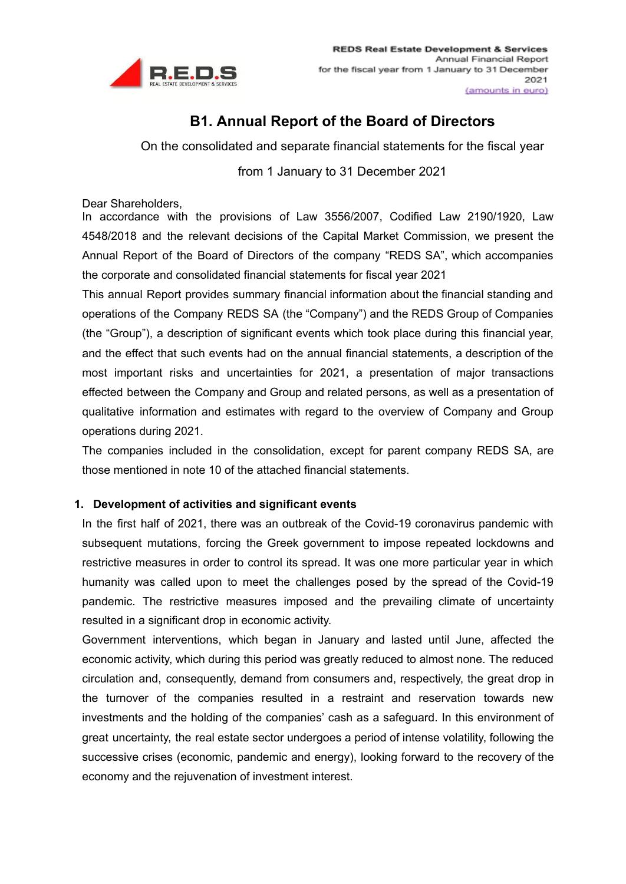# B1. Annual Report of the Board of Directors

On the consolidated and separate financial statements for the fiscal year from 1 January to 31 December 2021

Dear Shareholders,

In accordance with the provisions of Law 3556/2007, Codified Law 2190/1920, Law 4548/2018 and the relevant decisions of the Capital Market Commission, we present the Annual Report of the Board of Directors of the company "REDS SA", which accompanies the corporate and consolidated financial statements for fiscal year 2021

This annual Report provides summary financial information about the financial standing and operations of the Company REDS SA (the "Company") and the REDS Group of Companies (the "Group"), a description of significant events which took place during this financial year, and the effect that such events had on the annual financial statements, a description of the most important risks and uncertainties for 2021, a presentation of major transactions effected between the Company and Group and related persons, as well as a presentation of qualitative information and estimates with regard to the overview of Company and Group operations during 2021.

The companies included in the consolidation, except for parent company REDS SA, are those mentioned in note 10 of the attached financial statements.

## 1. Development of activities and significant events

In the first half of 2021, there was an outbreak of the Covid-19 coronavirus pandemic with subsequent mutations, forcing the Greek government to impose repeated lockdowns and restrictive measures in order to control its spread. It was one more particular year in which humanity was called upon to meet the challenges posed by the spread of the Covid-19 pandemic. The restrictive measures imposed and the prevailing climate of uncertainty resulted in a significant drop in economic activity.

Government interventions, which began in January and lasted until June, affected the economic activity, which during this period was greatly reduced to almost none. The reduced circulation and, consequently, demand from consumers and, respectively, the great drop in the turnover of the companies resulted in a restraint and reservation towards new investments and the holding of the companies' cash as a safeguard. In this environment of great uncertainty, the real estate sector undergoes a period of intense volatility, following the successive crises (economic, pandemic and energy), looking forward to the recovery of the economy and the rejuvenation of investment interest.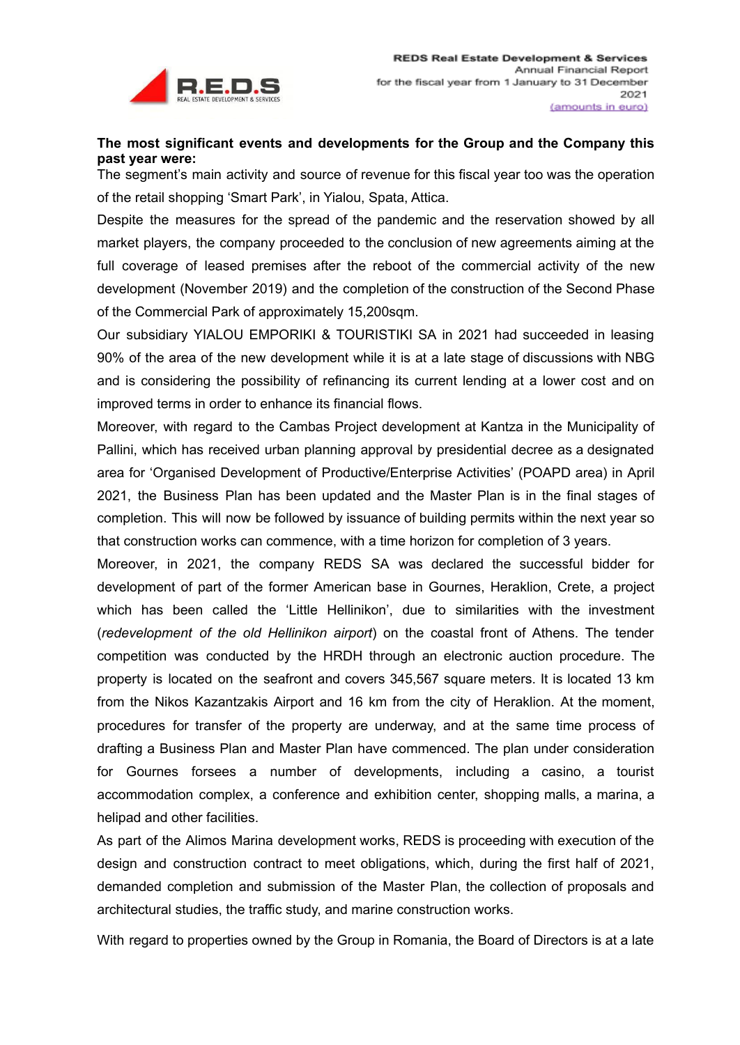**The most significant events and developments for the Group and the Company this past year were:**

The segment's main activity and source of revenue for this fiscal year too was the operation of the retail shopping 'Smart Park', in Yialou, Spata, Attica.

Despite the measures for the spread of the pandemic and the reservation showed by all market players, the company proceeded to the conclusion of new agreements aiming at the full coverage of leased premises after the reboot of the commercial activity of the new development (November 2019) and the completion of the construction of the Second Phase of the Commercial Park of approximately 15,200sqm.

Our subsidiary YIALOU EMPORIKI & TOURISTIKI SA in 2021 had succeeded in leasing 90% of the area of the new development while it is at a late stage of discussions with NBG and is considering the possibility of refinancing its current lending at a lower cost and on improved terms in order to enhance its financial flows.

Moreover, with regard to the Cambas Project development at Kantza in the Municipality of Pallini, which has received urban planning approval by presidential decree as a designated area for 'Organised Development of Productive/Enterprise Activities' (POAPD area) in April 2021, the Business Plan has been updated and the Master Plan is in the final stages of completion. This will now be followed by issuance of building permits within the next year so that construction works can commence, with a time horizon for completion of 3 years.

Moreover, in 2021, the company REDS SA was declared the successful bidder for development of part of the former American base in Gournes, Heraklion, Crete, a project which has been called the 'Little Hellinikon', due to similarities with the investment (*redevelopment of the old Hellinikon airport*) on the coastal front of Athens. The tender competition was conducted by the HRDH through an electronic auction procedure. The property is located on the seafront and covers 345,567 square meters. It is located 13 km from the Nikos Kazantzakis Airport and 16 km from the city of Heraklion. At the moment, procedures for transfer of the property are underway, and at the same time process of drafting a Business Plan and Master Plan have commenced. The plan under consideration for Gournes forsees a number of developments, including a casino, a tourist accommodation complex, a conference and exhibition center, shopping malls, a marina, a helipad and other facilities.

As part of the Alimos Marina development works, REDS is proceeding with execution of the design and construction contract to meet obligations, which, during the first half of 2021, demanded completion and submission of the Master Plan, the collection of proposals and architectural studies, the traffic study, and marine construction works.

With regard to properties owned by the Group in Romania, the Board of Directors is at a late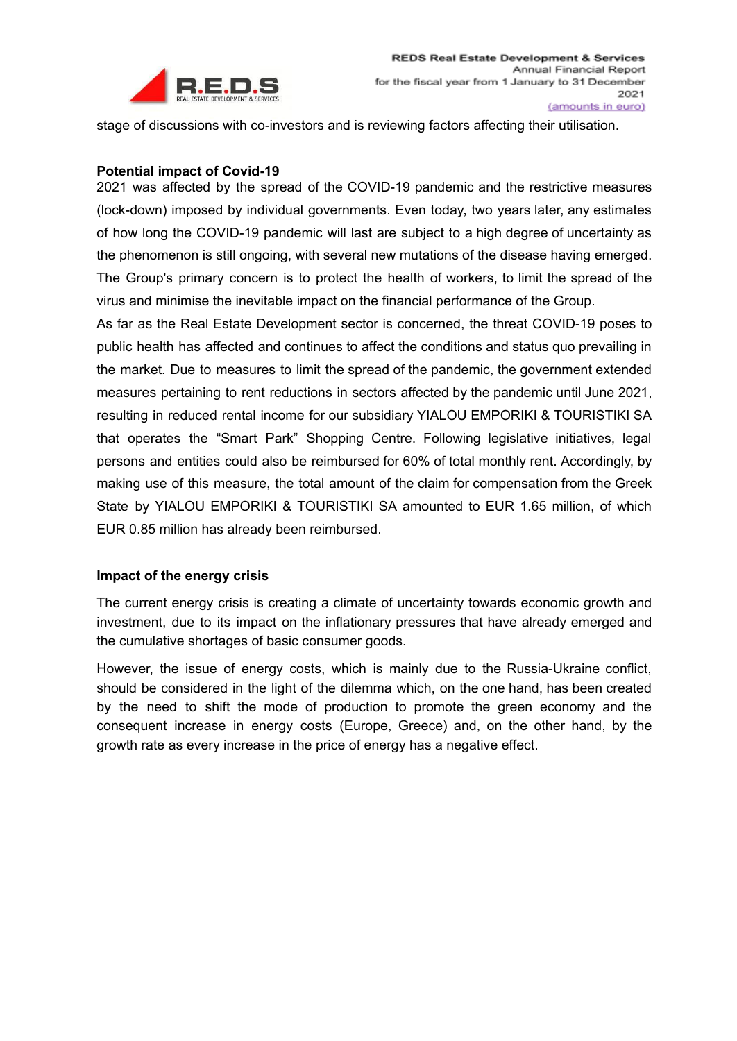stage of discussions with co-investors and is reviewing factors affecting their utilisation.

**Potential impact of Covid-19**

2021 was affected by the spread of the COVID-19 pandemic and the restrictive measures (lock-down) imposed by individual governments. Even today, two years later, any estimates of how long the COVID-19 pandemic will last are subject to a high degree of uncertainty as the phenomenon is still ongoing, with several new mutations of the disease having emerged. The Group's primary concern is to protect the health of workers, to limit the spread of the virus and minimise the inevitable impact on the financial performance of the Group.

As far as the Real Estate Development sector is concerned, the threat COVID-19 poses to public health has affected and continues to affect the conditions and status quo prevailing in the market. Due to measures to limit the spread of the pandemic, the government extended measures pertaining to rent reductions in sectors affected by the pandemic until June 2021, resulting in reduced rental income for our subsidiary YIALOU EMPORIKI & TOURISTIKI SA that operates the "Smart Park" Shopping Centre. Following legislative initiatives, legal persons and entities could also be reimbursed for 60% of total monthly rent. Accordingly, by making use of this measure, the total amount of the claim for compensation from the Greek State by YIALOU EMPORIKI & TOURISTIKI SA amounted to EUR 1.65 million, of which EUR 0.85 million has already been reimbursed.

**Impact of the energy crisis**

The current energy crisis is creating a climate of uncertainty towards economic growth and investment, due to its impact on the inflationary pressures that have already emerged and the cumulative shortages of basic consumer goods.

However, the issue of energy costs, which is mainly due to the Russia-Ukraine conflict, should be considered in the light of the dilemma which, on the one hand, has been created by the need to shift the mode of production to promote the green economy and the consequent increase in energy costs (Europe, Greece) and, on the other hand, by the growth rate as every increase in the price of energy has a negative effect.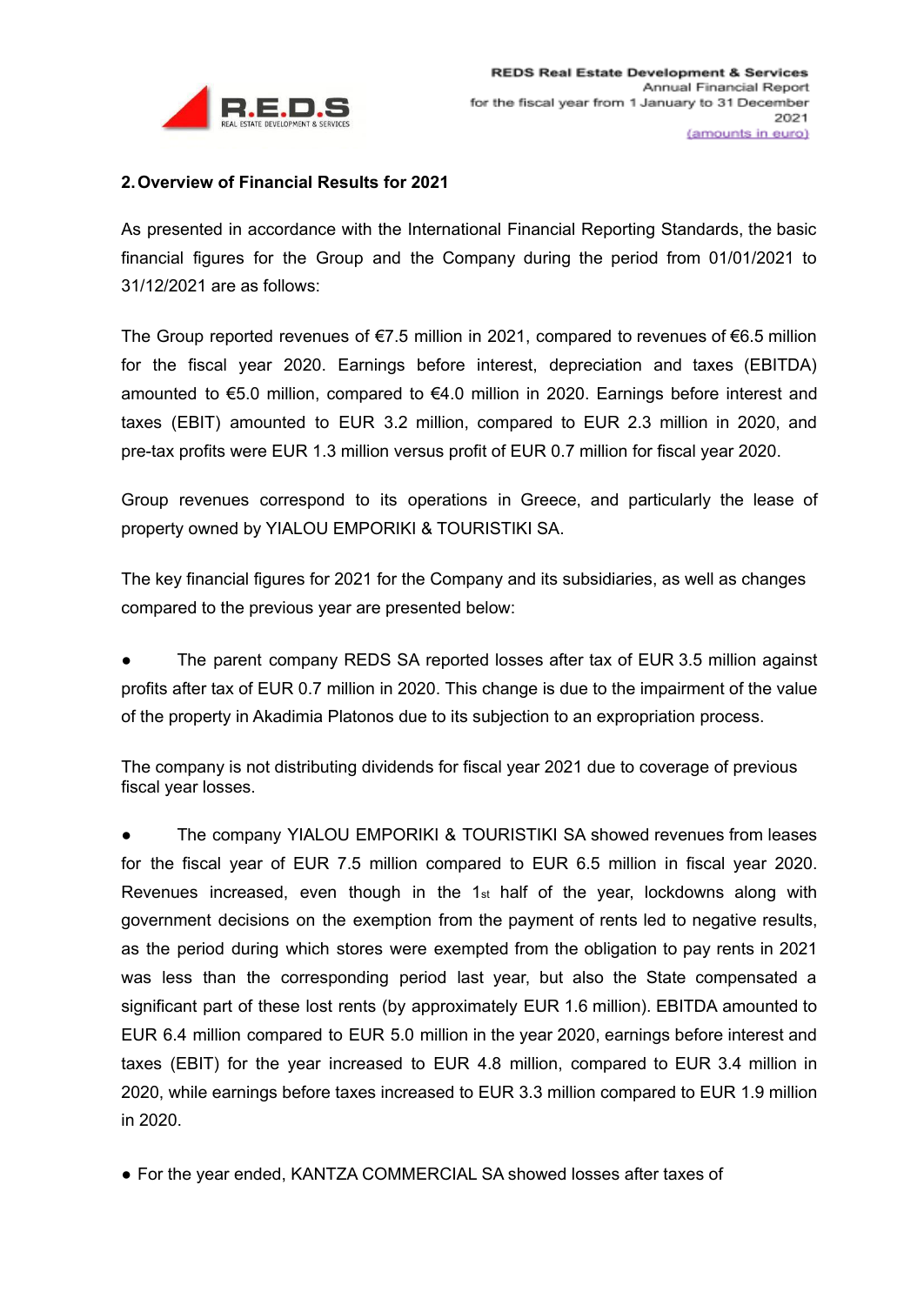## 2. Overview of Financial Results for 2021

As presented in accordance with the International Financial Reporting Standards, the basic financial figures for the Group and the Company during the period from 01/01/2021 to 31/12/2021 are as follows:

The Group reported revenues of €7.5 million in 2021, compared to revenues of €6.5 million for the fiscal year 2020. Earnings before interest, depreciation and taxes (EBITDA) amounted to €5.0 million, compared to €4.0 million in 2020. Earnings before interest and taxes (EBIT) amounted to EUR 3.2 million, compared to EUR 2.3 million in 2020, and pre-tax profits were EUR 1.3 million versus profit of EUR 0.7 million for fiscal year 2020.

Group revenues correspond to its operations in Greece, and particularly the lease of property owned by YIALOU EMPORIKI & TOURISTIKI SA.

The key financial figures for 2021 for the Company and its subsidiaries, as well as changes compared to the previous year are presented below:

- The parent company REDS SA reported losses after tax of EUR 3.5 million against profits after tax of EUR 0.7 million in 2020. This change is due to the impairment of the value of the property in Akadimia Platonos due to its subjection to an expropriation process.

The company is not distributing dividends for fiscal year 2021 due to coverage of previous fiscal year losses.

- The company YIALOU EMPORIKI & TOURISTIKI SA showed revenues from leases for the fiscal year of EUR 7.5 million compared to EUR 6.5 million in fiscal year 2020. Revenues increased, even though in the 1st half of the year, lockdowns along with government decisions on the exemption from the payment of rents led to negative results, as the period during which stores were exempted from the obligation to pay rents in 2021 was less than the corresponding period last year, but also the State compensated a significant part of these lost rents (by approximately EUR 1.6 million). EBITDA amounted to EUR 6.4 million compared to EUR 5.0 million in the year 2020, earnings before interest and taxes (EBIT) for the year increased to EUR 4.8 million, compared to EUR 3.4 million in 2020, while earnings before taxes increased to EUR 3.3 million compared to EUR 1.9 million in 2020.

- For the year ended, KANTZA COMMERCIAL SA showed losses after taxes of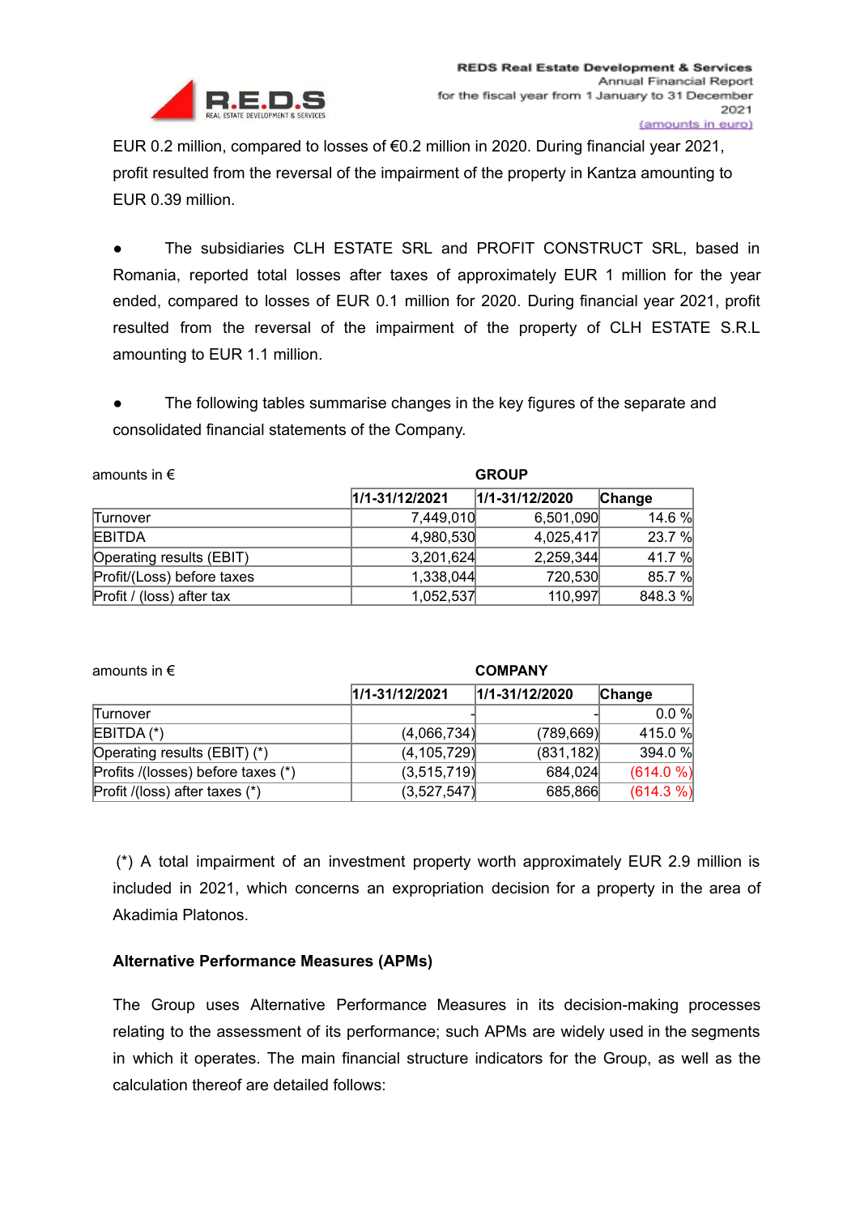EUR 0.2 million, compared to losses of €0.2 million in 2020. During financial year 2021, profit resulted from the reversal of the impairment of the property in Kantza amounting to EUR 0.39 million.

- The subsidiaries CLH ESTATE SRL and PROFIT CONSTRUCT SRL, based in Romania, reported total losses after taxes of approximately EUR 1 million for the year ended, compared to losses of EUR 0.1 million for 2020. During financial year 2021, profit resulted from the reversal of the impairment of the property of CLH ESTATE S.R.L amounting to EUR 1.1 million.

- The following tables summarise changes in the key figures of the separate and consolidated financial statements of the Company.

| amounts in € | GROUP | | |
|---|---|---|---|
| | 1/1-31/12/2021 | 1/1-31/12/2020 | Change |
| Turnover | 7,449,010 | 6,501,090 | 14.6 % |
| EBITDA | 4,980,530 | 4,025,417 | 23.7 % |
| Operating results (EBIT) | 3,201,624 | 2,259,344 | 41.7 % |
| Profit/(Loss) before taxes | 1,338,044 | 720,530 | 85.7 % |
| Profit / (loss) after tax | 1,052,537 | 110,997 | 848.3 % |

| amounts in € | COMPANY | | |
|---|---|---|---|
| | 1/1-31/12/2021 | 1/1-31/12/2020 | Change |
| Turnover | - | - | 0.0 % |
| EBITDA (*) | (4,066,734) | (789,669) | 415.0 % |
| Operating results (EBIT) (*) | (4,105,729) | (831,182) | 394.0 % |
| Profits /(losses) before taxes (*) | (3,515,719) | 684,024 | (614.0 %) |
| Profit /(loss) after taxes (*) | (3,527,547) | 685,866 | (614.3 %) |

(*) A total impairment of an investment property worth approximately EUR 2.9 million is included in 2021, which concerns an expropriation decision for a property in the area of Akadimia Platonos.

**Alternative Performance Measures (APMs)**

The Group uses Alternative Performance Measures in its decision-making processes relating to the assessment of its performance; such APMs are widely used in the segments in which it operates. The main financial structure indicators for the Group, as well as the calculation thereof are detailed follows: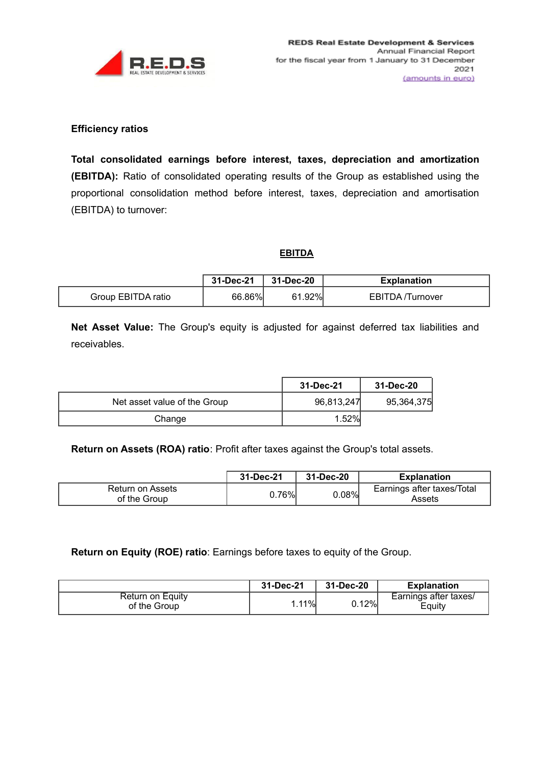**Efficiency ratios**

**Total consolidated earnings before interest, taxes, depreciation and amortization (EBITDA):** Ratio of consolidated operating results of the Group as established using the proportional consolidation method before interest, taxes, depreciation and amortisation (EBITDA) to turnover:

**EBITDA**

| | 31-Dec-21 | 31-Dec-20 | Explanation |
|---|---|---|---|
| Group EBITDA ratio | 66.86% | 61.92% | EBITDA /Turnover |

**Net Asset Value:** The Group's equity is adjusted for against deferred tax liabilities and receivables.

| | 31-Dec-21 | 31-Dec-20 |
|---|---|---|
| Net asset value of the Group | 96,813,247 | 95,364,375 |
| Change | 1.52% | |

**Return on Assets (ROA) ratio**: Profit after taxes against the Group's total assets.

| | 31-Dec-21 | 31-Dec-20 | Explanation |
|---|---|---|---|
| Return on Assets of the Group | 0.76% | 0.08% | Earnings after taxes/Total Assets |

**Return on Equity (ROE) ratio**: Earnings before taxes to equity of the Group.

| | 31-Dec-21 | 31-Dec-20 | Explanation |
|---|---|---|---|
| Return on Equity of the Group | 1.11% | 0.12% | Earnings after taxes/ Equity |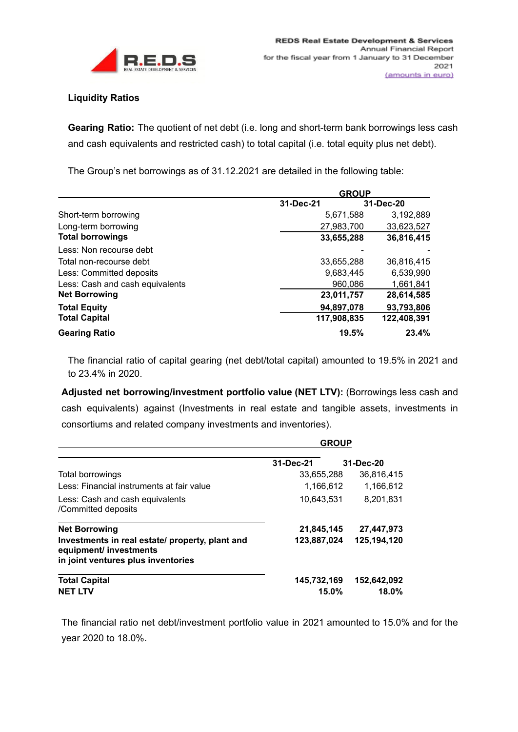**Liquidity Ratios**

**Gearing Ratio:** The quotient of net debt (i.e. long and short-term bank borrowings less cash and cash equivalents and restricted cash) to total capital (i.e. total equity plus net debt).

The Group's net borrowings as of 31.12.2021 are detailed in the following table:

| | GROUP | |
|---|---|---|
| | 31-Dec-21 | 31-Dec-20 |
| Short-term borrowing | 5,671,588 | 3,192,889 |
| Long-term borrowing | 27,983,700 | 33,623,527 |
| **Total borrowings** | **33,655,288** | **36,816,415** |
| Less: Non recourse debt | - | - |
| Total non-recourse debt | 33,655,288 | 36,816,415 |
| Less: Committed deposits | 9,683,445 | 6,539,990 |
| Less: Cash and cash equivalents | 960,086 | 1,661,841 |
| **Net Borrowing** | **23,011,757** | **28,614,585** |
| **Total Equity** | **94,897,078** | **93,793,806** |
| **Total Capital** | **117,908,835** | **122,408,391** |
| **Gearing Ratio** | **19.5%** | **23.4%** |

The financial ratio of capital gearing (net debt/total capital) amounted to 19.5% in 2021 and to 23.4% in 2020.

**Adjusted net borrowing/investment portfolio value (NET LTV):** (Borrowings less cash and cash equivalents) against (Investments in real estate and tangible assets, investments in consortiums and related company investments and inventories).

| | GROUP | |
|---|---|---|
| | 31-Dec-21 | 31-Dec-20 |
| Total borrowings | 33,655,288 | 36,816,415 |
| Less: Financial instruments at fair value | 1,166,612 | 1,166,612 |
| Less: Cash and cash equivalents /Committed deposits | 10,643,531 | 8,201,831 |
| **Net Borrowing** | **21,845,145** | **27,447,973** |
| **Investments in real estate/ property, plant and equipment/ investments in joint ventures plus inventories** | **123,887,024** | **125,194,120** |
| **Total Capital** | **145,732,169** | **152,642,092** |
| **NET LTV** | **15.0%** | **18.0%** |

The financial ratio net debt/investment portfolio value in 2021 amounted to 15.0% and for the year 2020 to 18.0%.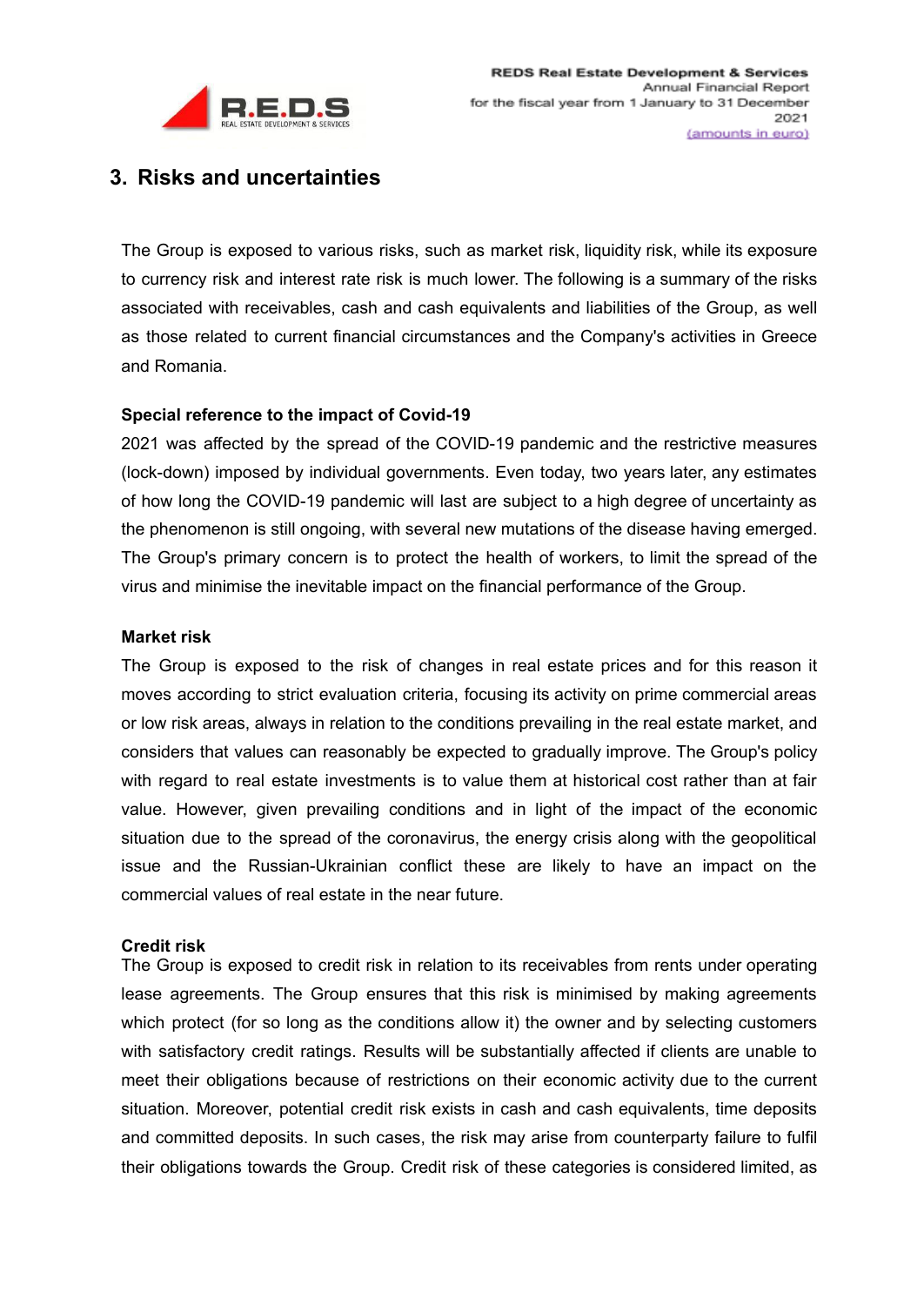## 3. Risks and uncertainties

The Group is exposed to various risks, such as market risk, liquidity risk, while its exposure to currency risk and interest rate risk is much lower. The following is a summary of the risks associated with receivables, cash and cash equivalents and liabilities of the Group, as well as those related to current financial circumstances and the Company's activities in Greece and Romania.

**Special reference to the impact of Covid-19**

2021 was affected by the spread of the COVID-19 pandemic and the restrictive measures (lock-down) imposed by individual governments. Even today, two years later, any estimates of how long the COVID-19 pandemic will last are subject to a high degree of uncertainty as the phenomenon is still ongoing, with several new mutations of the disease having emerged. The Group's primary concern is to protect the health of workers, to limit the spread of the virus and minimise the inevitable impact on the financial performance of the Group.

**Market risk**

The Group is exposed to the risk of changes in real estate prices and for this reason it moves according to strict evaluation criteria, focusing its activity on prime commercial areas or low risk areas, always in relation to the conditions prevailing in the real estate market, and considers that values can reasonably be expected to gradually improve. The Group's policy with regard to real estate investments is to value them at historical cost rather than at fair value. However, given prevailing conditions and in light of the impact of the economic situation due to the spread of the coronavirus, the energy crisis along with the geopolitical issue and the Russian-Ukrainian conflict these are likely to have an impact on the commercial values of real estate in the near future.

**Credit risk**

The Group is exposed to credit risk in relation to its receivables from rents under operating lease agreements. The Group ensures that this risk is minimised by making agreements which protect (for so long as the conditions allow it) the owner and by selecting customers with satisfactory credit ratings. Results will be substantially affected if clients are unable to meet their obligations because of restrictions on their economic activity due to the current situation. Moreover, potential credit risk exists in cash and cash equivalents, time deposits and committed deposits. In such cases, the risk may arise from counterparty failure to fulfil their obligations towards the Group. Credit risk of these categories is considered limited, as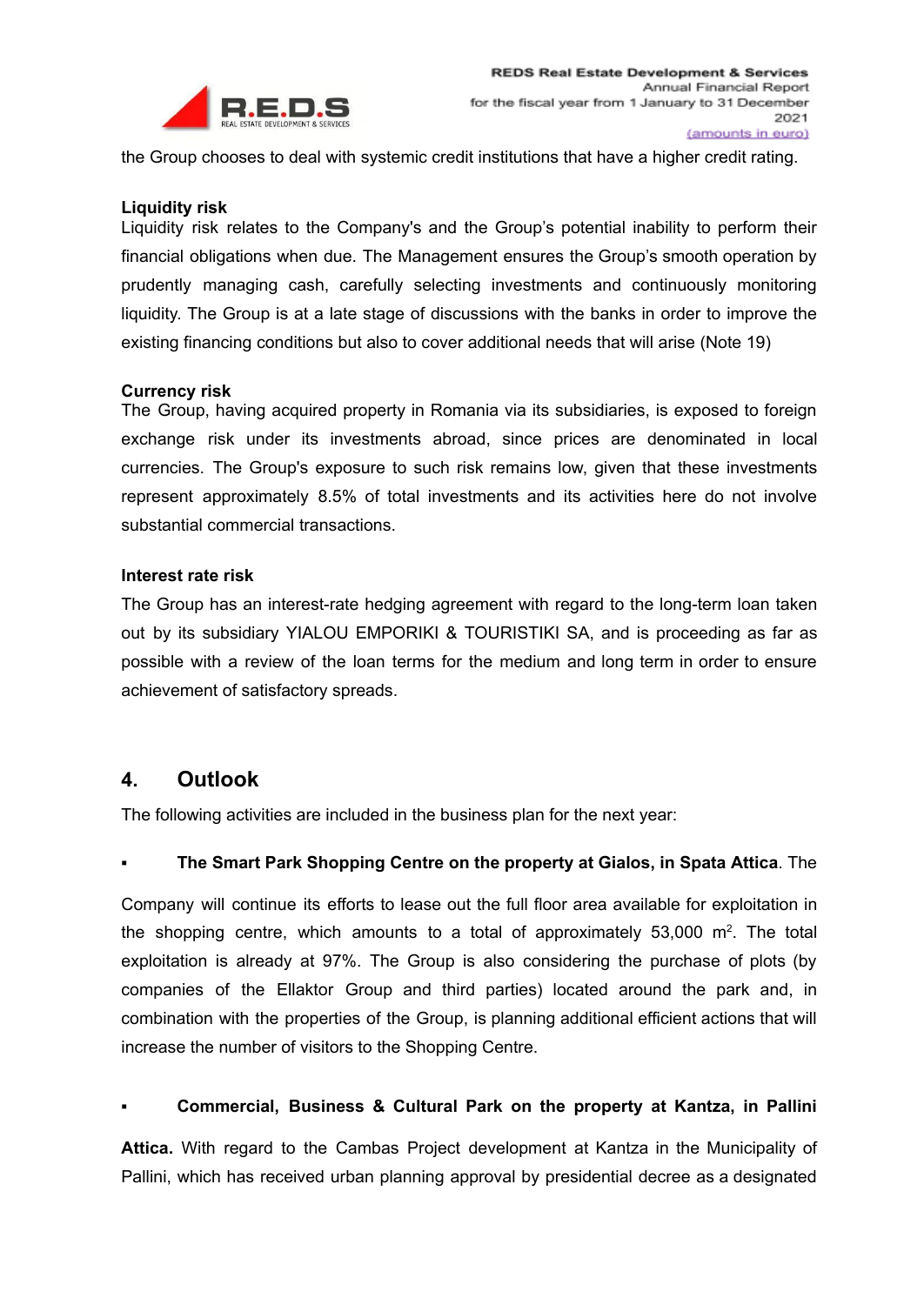the Group chooses to deal with systemic credit institutions that have a higher credit rating.

**Liquidity risk**

Liquidity risk relates to the Company's and the Group's potential inability to perform their financial obligations when due. The Management ensures the Group's smooth operation by prudently managing cash, carefully selecting investments and continuously monitoring liquidity. The Group is at a late stage of discussions with the banks in order to improve the existing financing conditions but also to cover additional needs that will arise (Note 19)

**Currency risk**

The Group, having acquired property in Romania via its subsidiaries, is exposed to foreign exchange risk under its investments abroad, since prices are denominated in local currencies. The Group's exposure to such risk remains low, given that these investments represent approximately 8.5% of total investments and its activities here do not involve substantial commercial transactions.

**Interest rate risk**

The Group has an interest-rate hedging agreement with regard to the long-term loan taken out by its subsidiary YIALOU EMPORIKI & TOURISTIKI SA, and is proceeding as far as possible with a review of the loan terms for the medium and long term in order to ensure achievement of satisfactory spreads.

## 4. Outlook

The following activities are included in the business plan for the next year:

- **The Smart Park Shopping Centre on the property at Gialos, in Spata Attica**. The Company will continue its efforts to lease out the full floor area available for exploitation in the shopping centre, which amounts to a total of approximately 53,000 m$^2$. The total exploitation is already at 97%. The Group is also considering the purchase of plots (by companies of the Ellaktor Group and third parties) located around the park and, in combination with the properties of the Group, is planning additional efficient actions that will increase the number of visitors to the Shopping Centre.

- **Commercial, Business & Cultural Park on the property at Kantza, in Pallini Attica.** With regard to the Cambas Project development at Kantza in the Municipality of Pallini, which has received urban planning approval by presidential decree as a designated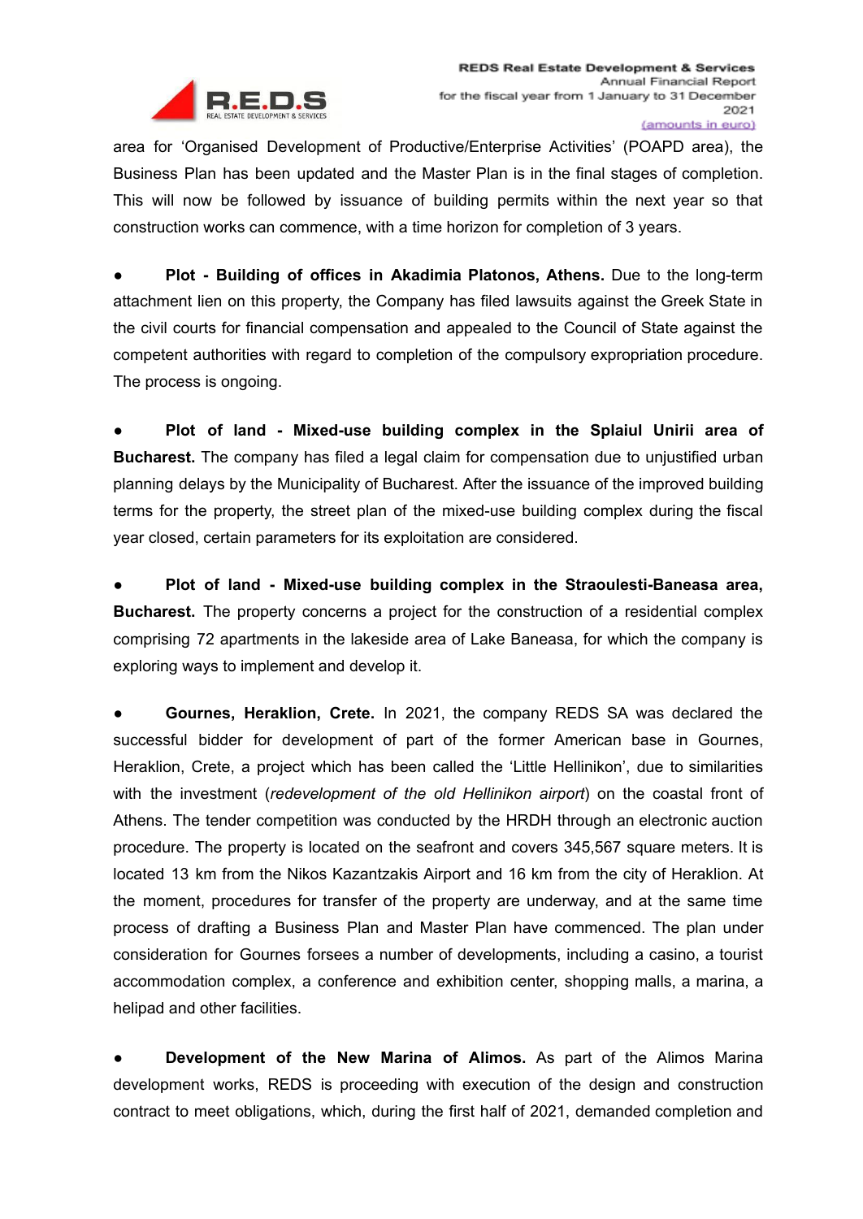area for 'Organised Development of Productive/Enterprise Activities' (POAPD area), the Business Plan has been updated and the Master Plan is in the final stages of completion. This will now be followed by issuance of building permits within the next year so that construction works can commence, with a time horizon for completion of 3 years.

- **Plot - Building of offices in Akadimia Platonos, Athens.** Due to the long-term attachment lien on this property, the Company has filed lawsuits against the Greek State in the civil courts for financial compensation and appealed to the Council of State against the competent authorities with regard to completion of the compulsory expropriation procedure. The process is ongoing.

- **Plot of land - Mixed-use building complex in the Splaiul Unirii area of Bucharest.** The company has filed a legal claim for compensation due to unjustified urban planning delays by the Municipality of Bucharest. After the issuance of the improved building terms for the property, the street plan of the mixed-use building complex during the fiscal year closed, certain parameters for its exploitation are considered.

- **Plot of land - Mixed-use building complex in the Straoulesti-Baneasa area, Bucharest.** The property concerns a project for the construction of a residential complex comprising 72 apartments in the lakeside area of Lake Baneasa, for which the company is exploring ways to implement and develop it.

- **Gournes, Heraklion, Crete.** In 2021, the company REDS SA was declared the successful bidder for development of part of the former American base in Gournes, Heraklion, Crete, a project which has been called the 'Little Hellinikon', due to similarities with the investment (*redevelopment of the old Hellinikon airport*) on the coastal front of Athens. The tender competition was conducted by the HRDH through an electronic auction procedure. The property is located on the seafront and covers 345,567 square meters. It is located 13 km from the Nikos Kazantzakis Airport and 16 km from the city of Heraklion. At the moment, procedures for transfer of the property are underway, and at the same time process of drafting a Business Plan and Master Plan have commenced. The plan under consideration for Gournes forsees a number of developments, including a casino, a tourist accommodation complex, a conference and exhibition center, shopping malls, a marina, a helipad and other facilities.

- **Development of the New Marina of Alimos.** As part of the Alimos Marina development works, REDS is proceeding with execution of the design and construction contract to meet obligations, which, during the first half of 2021, demanded completion and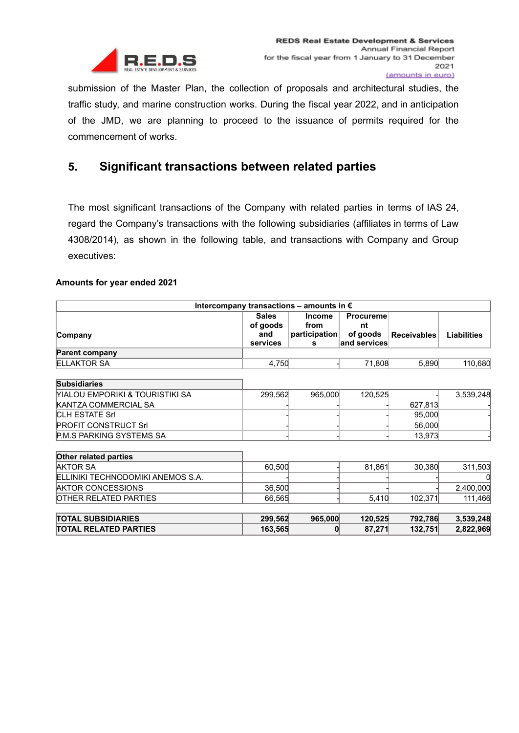submission of the Master Plan, the collection of proposals and architectural studies, the traffic study, and marine construction works. During the fiscal year 2022, and in anticipation of the JMD, we are planning to proceed to the issuance of permits required for the commencement of works.

## 5. Significant transactions between related parties

The most significant transactions of the Company with related parties in terms of IAS 24, regard the Company's transactions with the following subsidiaries (affiliates in terms of Law 4308/2014), as shown in the following table, and transactions with Company and Group executives:

**Amounts for year ended 2021**

| Intercompany transactions – amounts in € | | | | | |
|---|---|---|---|---|---|
| Company | Sales of goods and services | Income from participations | Procurement of goods and services | Receivables | Liabilities |
| **Parent company** | | | | | |
| ELLAKTOR SA | 4,750 | - | 71,808 | 5,890 | 110,680 |
| **Subsidiaries** | | | | | |
| YIALOU EMPORIKI & TOURISTIKI SA | 299,562 | 965,000 | 120,525 | - | 3,539,248 |
| KANTZA COMMERCIAL SA | - | - | - | 627,813 | - |
| CLH ESTATE Srl | - | - | - | 95,000 | - |
| PROFIT CONSTRUCT Srl | - | - | - | 56,000 | |
| P.M.S PARKING SYSTEMS SA | - | - | - | 13,973 | - |
| **Other related parties** | | | | | |
| AKTOR SA | 60,500 | - | 81,861 | 30,380 | 311,503 |
| ELLINIKI TECHNODOMIKI ANEMOS S.A. | - | - | - | - | 0 |
| AKTOR CONCESSIONS | 36,500 | - | - | - | 2,400,000 |
| OTHER RELATED PARTIES | 66,565 | - | 5,410 | 102,371 | 111,466 |
| **TOTAL SUBSIDIARIES** | **299,562** | **965,000** | **120,525** | **792,786** | **3,539,248** |
| **TOTAL RELATED PARTIES** | **163,565** | **0** | **87,271** | **132,751** | **2,822,969** |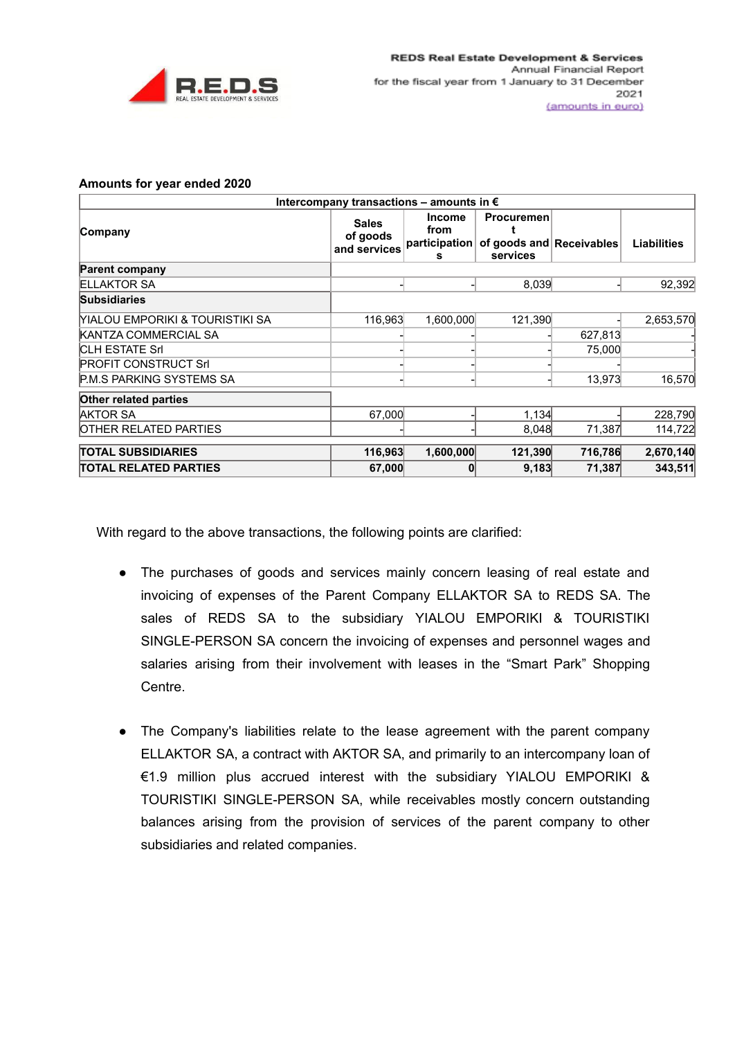**Amounts for year ended 2020**

| Intercompany transactions – amounts in € | | | | | |
|---|---|---|---|---|---|
| **Company** | **Sales of goods and services** | **Income from participations** | **Procurement of goods and services** | **Receivables** | **Liabilities** |
| **Parent company** | | | | | |
| ELLAKTOR SA | - | - | 8,039 | - | 92,392 |
| **Subsidiaries** | | | | | |
| YIALOU EMPORIKI & TOURISTIKI SA | 116,963 | 1,600,000 | 121,390 | - | 2,653,570 |
| KANTZA COMMERCIAL SA | - | - | - | 627,813 | - |
| CLH ESTATE Srl | - | - | - | 75,000 | - |
| PROFIT CONSTRUCT Srl | - | - | - | - | |
| P.M.S PARKING SYSTEMS SA | - | - | - | 13,973 | 16,570 |
| **Other related parties** | | | | | |
| AKTOR SA | 67,000 | - | 1,134 | - | 228,790 |
| OTHER RELATED PARTIES | - | - | 8,048 | 71,387 | 114,722 |
| **TOTAL SUBSIDIARIES** | **116,963** | **1,600,000** | **121,390** | **716,786** | **2,670,140** |
| **TOTAL RELATED PARTIES** | **67,000** | **0** | **9,183** | **71,387** | **343,511** |

With regard to the above transactions, the following points are clarified:

- The purchases of goods and services mainly concern leasing of real estate and invoicing of expenses of the Parent Company ELLAKTOR SA to REDS SA. The sales of REDS SA to the subsidiary YIALOU EMPORIKI & TOURISTIKI SINGLE-PERSON SA concern the invoicing of expenses and personnel wages and salaries arising from their involvement with leases in the "Smart Park" Shopping Centre.

- The Company's liabilities relate to the lease agreement with the parent company ELLAKTOR SA, a contract with AKTOR SA, and primarily to an intercompany loan of €1.9 million plus accrued interest with the subsidiary YIALOU EMPORIKI & TOURISTIKI SINGLE-PERSON SA, while receivables mostly concern outstanding balances arising from the provision of services of the parent company to other subsidiaries and related companies.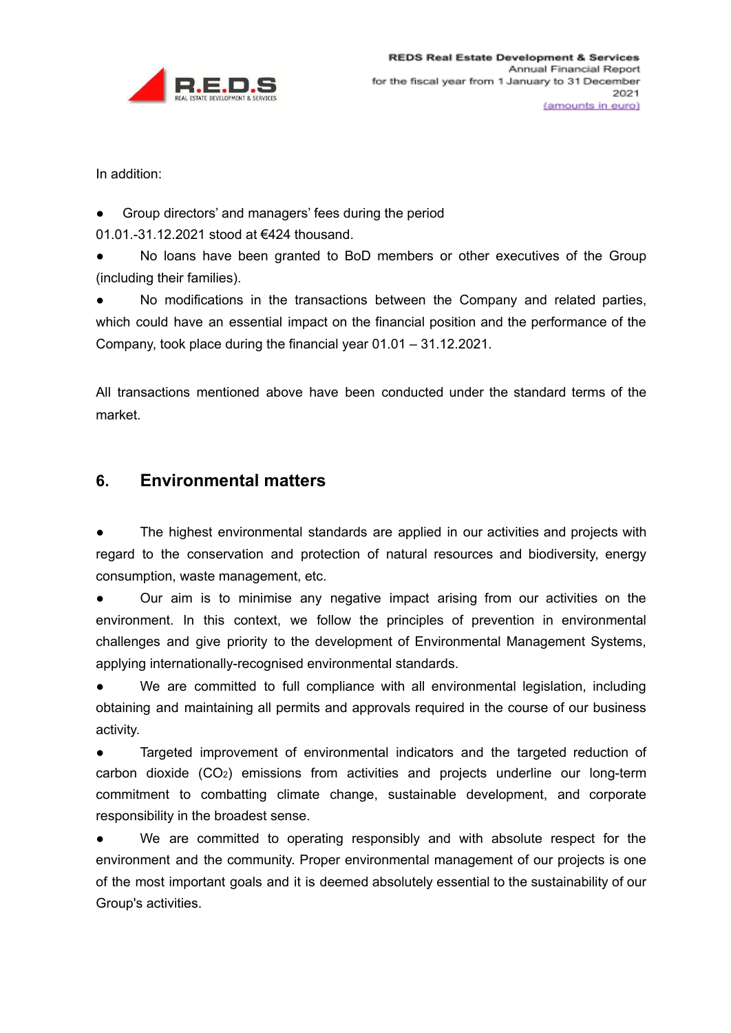In addition:

- Group directors' and managers' fees during the period 01.01.-31.12.2021 stood at €424 thousand.
- No loans have been granted to BoD members or other executives of the Group (including their families).
- No modifications in the transactions between the Company and related parties, which could have an essential impact on the financial position and the performance of the Company, took place during the financial year 01.01 – 31.12.2021.

All transactions mentioned above have been conducted under the standard terms of the market.

## 6. Environmental matters

- The highest environmental standards are applied in our activities and projects with regard to the conservation and protection of natural resources and biodiversity, energy consumption, waste management, etc.
- Our aim is to minimise any negative impact arising from our activities on the environment. In this context, we follow the principles of prevention in environmental challenges and give priority to the development of Environmental Management Systems, applying internationally-recognised environmental standards.
- We are committed to full compliance with all environmental legislation, including obtaining and maintaining all permits and approvals required in the course of our business activity.
- Targeted improvement of environmental indicators and the targeted reduction of carbon dioxide ($CO_2$) emissions from activities and projects underline our long-term commitment to combatting climate change, sustainable development, and corporate responsibility in the broadest sense.
- We are committed to operating responsibly and with absolute respect for the environment and the community. Proper environmental management of our projects is one of the most important goals and it is deemed absolutely essential to the sustainability of our Group's activities.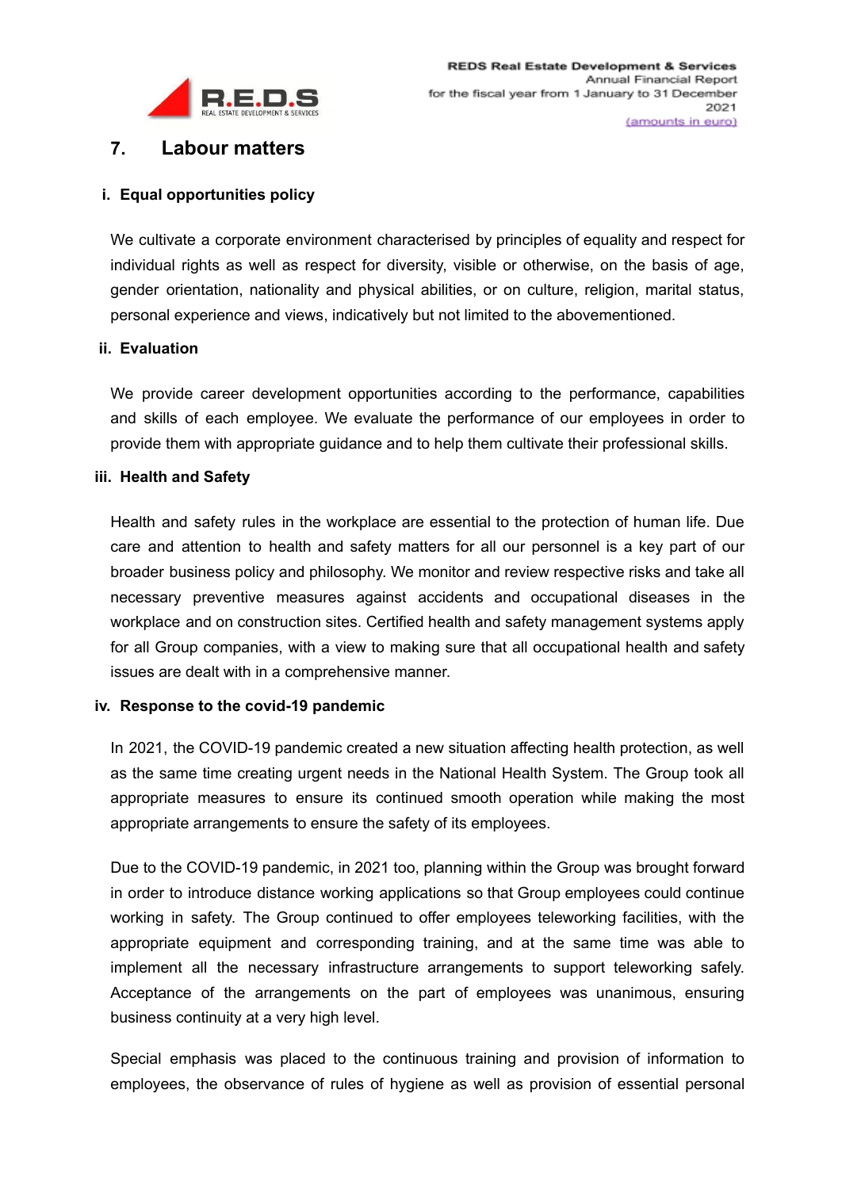## 7. Labour matters

### i. Equal opportunities policy

We cultivate a corporate environment characterised by principles of equality and respect for individual rights as well as respect for diversity, visible or otherwise, on the basis of age, gender orientation, nationality and physical abilities, or on culture, religion, marital status, personal experience and views, indicatively but not limited to the abovementioned.

### ii. Evaluation

We provide career development opportunities according to the performance, capabilities and skills of each employee. We evaluate the performance of our employees in order to provide them with appropriate guidance and to help them cultivate their professional skills.

### iii. Health and Safety

Health and safety rules in the workplace are essential to the protection of human life. Due care and attention to health and safety matters for all our personnel is a key part of our broader business policy and philosophy. We monitor and review respective risks and take all necessary preventive measures against accidents and occupational diseases in the workplace and on construction sites. Certified health and safety management systems apply for all Group companies, with a view to making sure that all occupational health and safety issues are dealt with in a comprehensive manner.

### iv. Response to the covid-19 pandemic

In 2021, the COVID-19 pandemic created a new situation affecting health protection, as well as the same time creating urgent needs in the National Health System. The Group took all appropriate measures to ensure its continued smooth operation while making the most appropriate arrangements to ensure the safety of its employees.

Due to the COVID-19 pandemic, in 2021 too, planning within the Group was brought forward in order to introduce distance working applications so that Group employees could continue working in safety. The Group continued to offer employees teleworking facilities, with the appropriate equipment and corresponding training, and at the same time was able to implement all the necessary infrastructure arrangements to support teleworking safely. Acceptance of the arrangements on the part of employees was unanimous, ensuring business continuity at a very high level.

Special emphasis was placed to the continuous training and provision of information to employees, the observance of rules of hygiene as well as provision of essential personal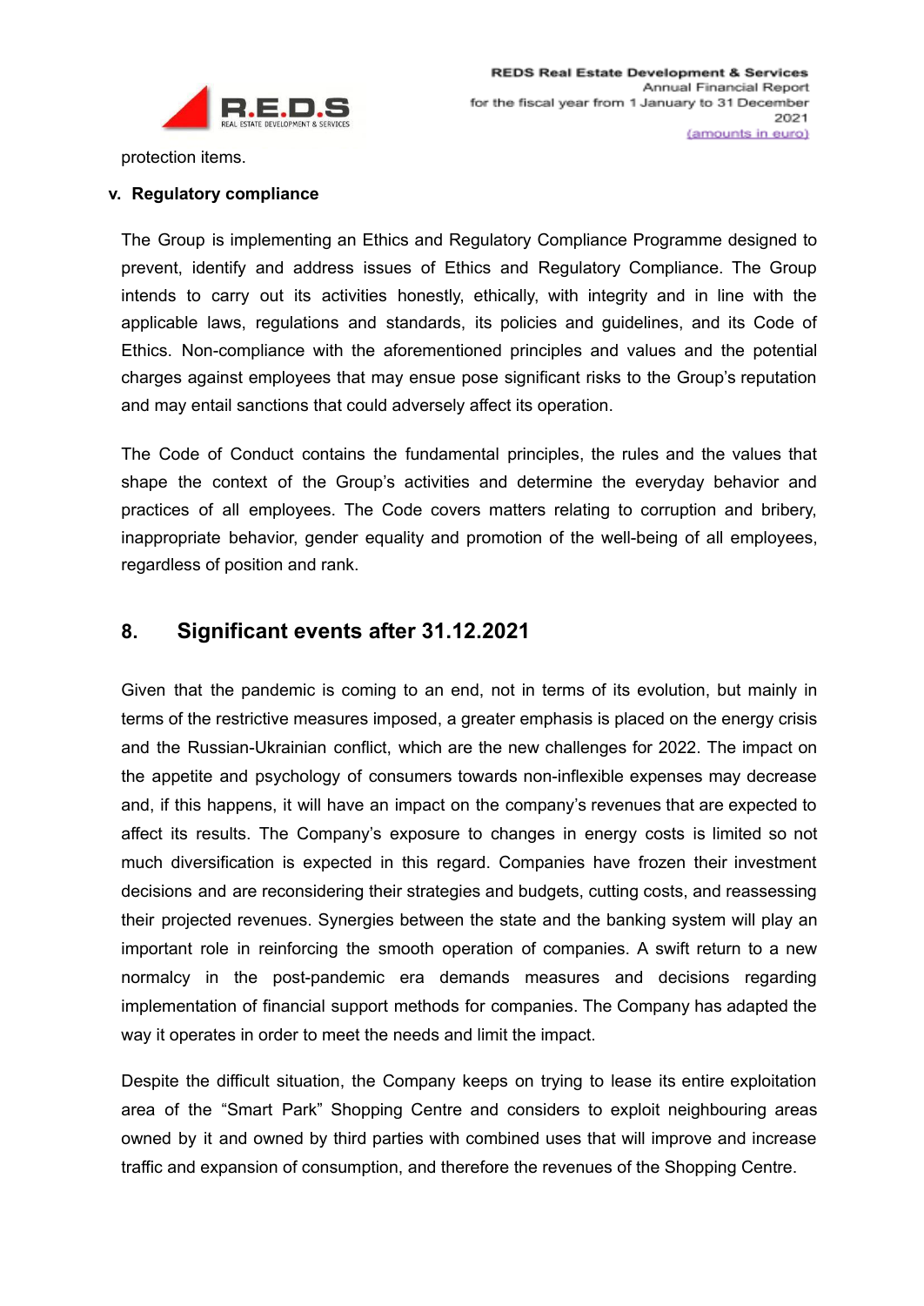protection items.

**v. Regulatory compliance**

The Group is implementing an Ethics and Regulatory Compliance Programme designed to prevent, identify and address issues of Ethics and Regulatory Compliance. The Group intends to carry out its activities honestly, ethically, with integrity and in line with the applicable laws, regulations and standards, its policies and guidelines, and its Code of Ethics. Non-compliance with the aforementioned principles and values and the potential charges against employees that may ensue pose significant risks to the Group's reputation and may entail sanctions that could adversely affect its operation.

The Code of Conduct contains the fundamental principles, the rules and the values that shape the context of the Group's activities and determine the everyday behavior and practices of all employees. The Code covers matters relating to corruption and bribery, inappropriate behavior, gender equality and promotion of the well-being of all employees, regardless of position and rank.

## 8. Significant events after 31.12.2021

Given that the pandemic is coming to an end, not in terms of its evolution, but mainly in terms of the restrictive measures imposed, a greater emphasis is placed on the energy crisis and the Russian-Ukrainian conflict, which are the new challenges for 2022. The impact on the appetite and psychology of consumers towards non-inflexible expenses may decrease and, if this happens, it will have an impact on the company's revenues that are expected to affect its results. The Company's exposure to changes in energy costs is limited so not much diversification is expected in this regard. Companies have frozen their investment decisions and are reconsidering their strategies and budgets, cutting costs, and reassessing their projected revenues. Synergies between the state and the banking system will play an important role in reinforcing the smooth operation of companies. A swift return to a new normalcy in the post-pandemic era demands measures and decisions regarding implementation of financial support methods for companies. The Company has adapted the way it operates in order to meet the needs and limit the impact.

Despite the difficult situation, the Company keeps on trying to lease its entire exploitation area of the "Smart Park" Shopping Centre and considers to exploit neighbouring areas owned by it and owned by third parties with combined uses that will improve and increase traffic and expansion of consumption, and therefore the revenues of the Shopping Centre.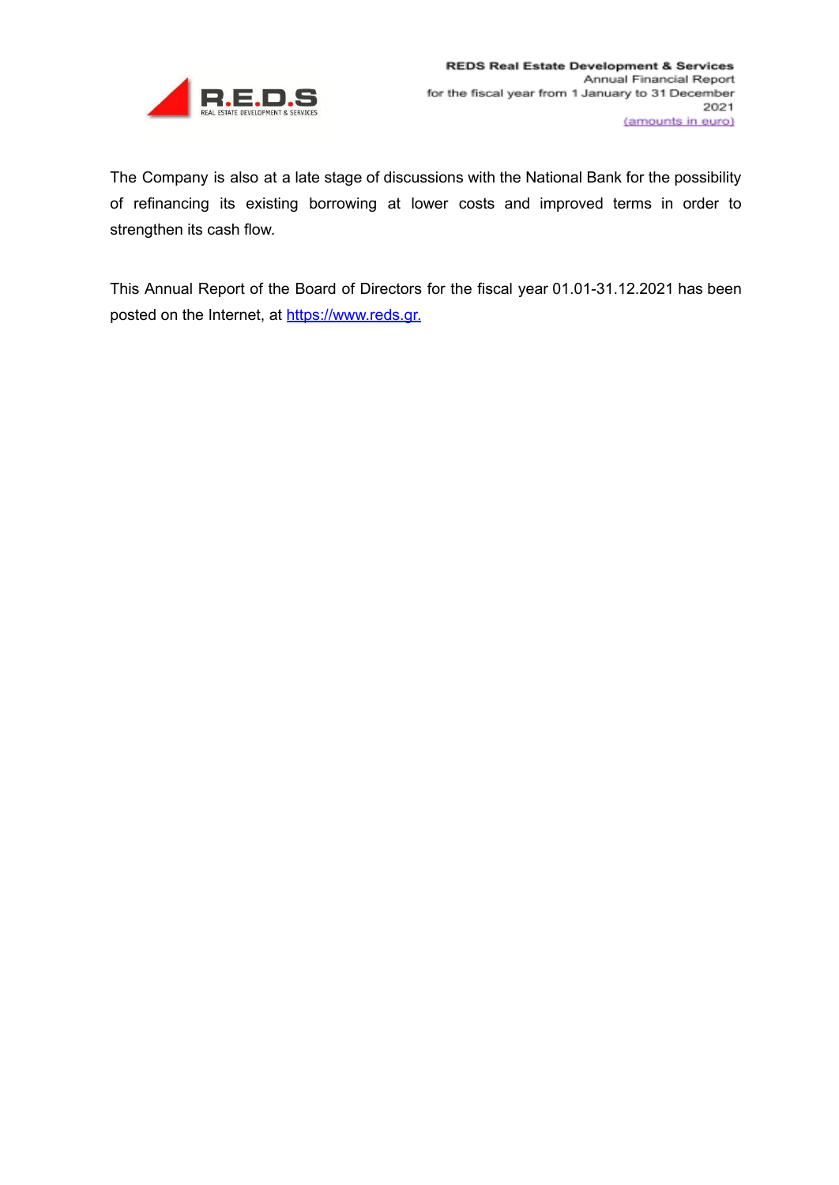The Company is also at a late stage of discussions with the National Bank for the possibility of refinancing its existing borrowing at lower costs and improved terms in order to strengthen its cash flow.

This Annual Report of the Board of Directors for the fiscal year 01.01-31.12.2021 has been posted on the Internet, at [https://www.reds.gr.](https://www.reds.gr)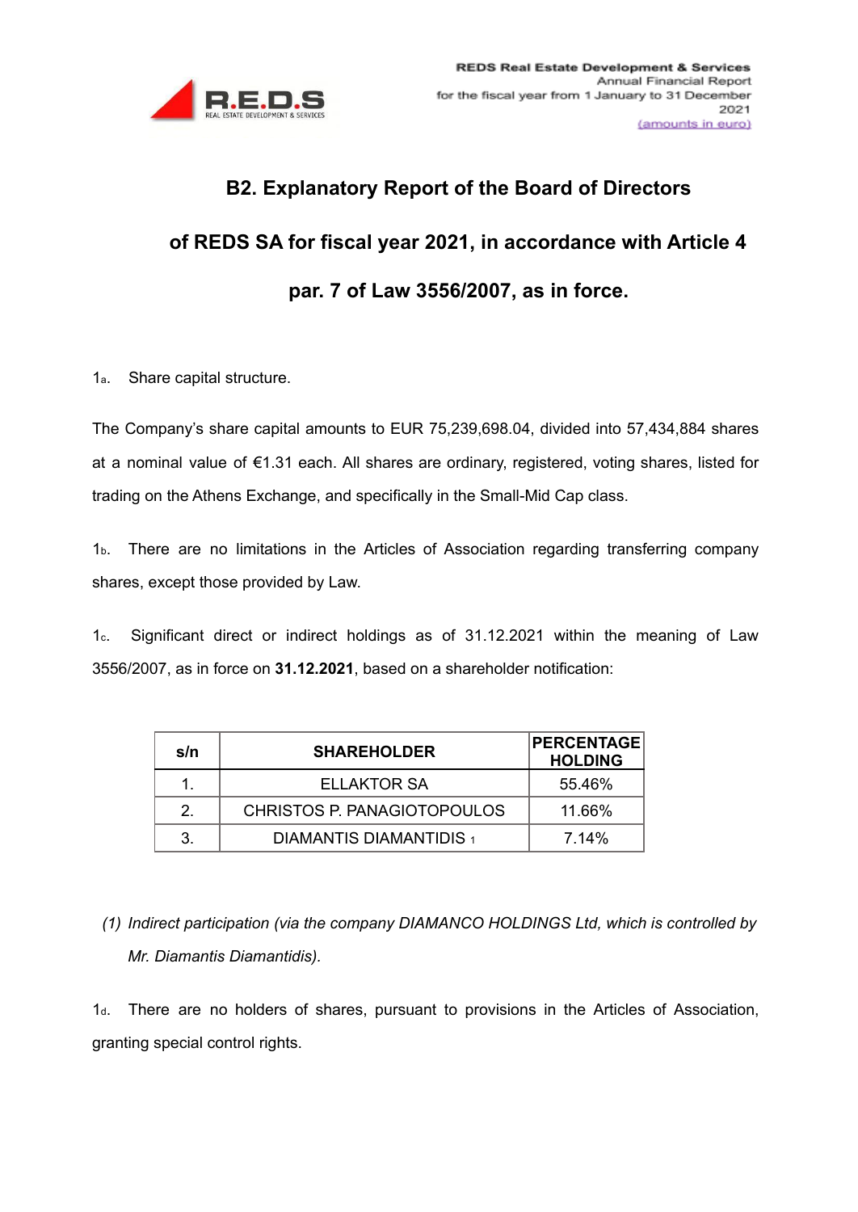## B2. Explanatory Report of the Board of Directors of REDS SA for fiscal year 2021, in accordance with Article 4 par. 7 of Law 3556/2007, as in force.

1a. Share capital structure.

The Company's share capital amounts to EUR 75,239,698.04, divided into 57,434,884 shares at a nominal value of €1.31 each. All shares are ordinary, registered, voting shares, listed for trading on the Athens Exchange, and specifically in the Small-Mid Cap class.

1b. There are no limitations in the Articles of Association regarding transferring company shares, except those provided by Law.

1c. Significant direct or indirect holdings as of 31.12.2021 within the meaning of Law 3556/2007, as in force on **31.12.2021**, based on a shareholder notification:

| s/n | SHAREHOLDER | PERCENTAGE HOLDING |
|---|---|---|
| 1. | ELLAKTOR SA | 55.46% |
| 2. | CHRISTOS P. PANAGIOTOPOULOS | 11.66% |
| 3. | DIAMANTIS DIAMANTIDIS [1] | 7.14% |

*(1) Indirect participation (via the company DIAMANCO HOLDINGS Ltd, which is controlled by Mr. Diamantis Diamantidis).*

1d. There are no holders of shares, pursuant to provisions in the Articles of Association, granting special control rights.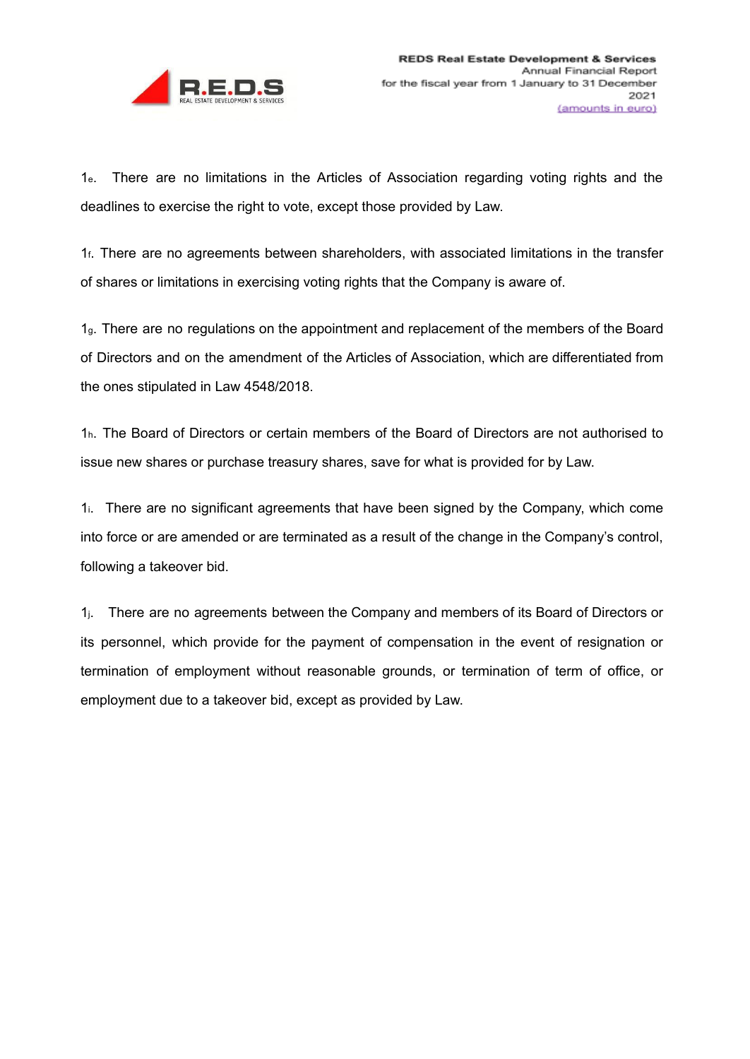1e. There are no limitations in the Articles of Association regarding voting rights and the deadlines to exercise the right to vote, except those provided by Law.

1f. There are no agreements between shareholders, with associated limitations in the transfer of shares or limitations in exercising voting rights that the Company is aware of.

1g. There are no regulations on the appointment and replacement of the members of the Board of Directors and on the amendment of the Articles of Association, which are differentiated from the ones stipulated in Law 4548/2018.

1h. The Board of Directors or certain members of the Board of Directors are not authorised to issue new shares or purchase treasury shares, save for what is provided for by Law.

1i. There are no significant agreements that have been signed by the Company, which come into force or are amended or are terminated as a result of the change in the Company's control, following a takeover bid.

1j. There are no agreements between the Company and members of its Board of Directors or its personnel, which provide for the payment of compensation in the event of resignation or termination of employment without reasonable grounds, or termination of term of office, or employment due to a takeover bid, except as provided by Law.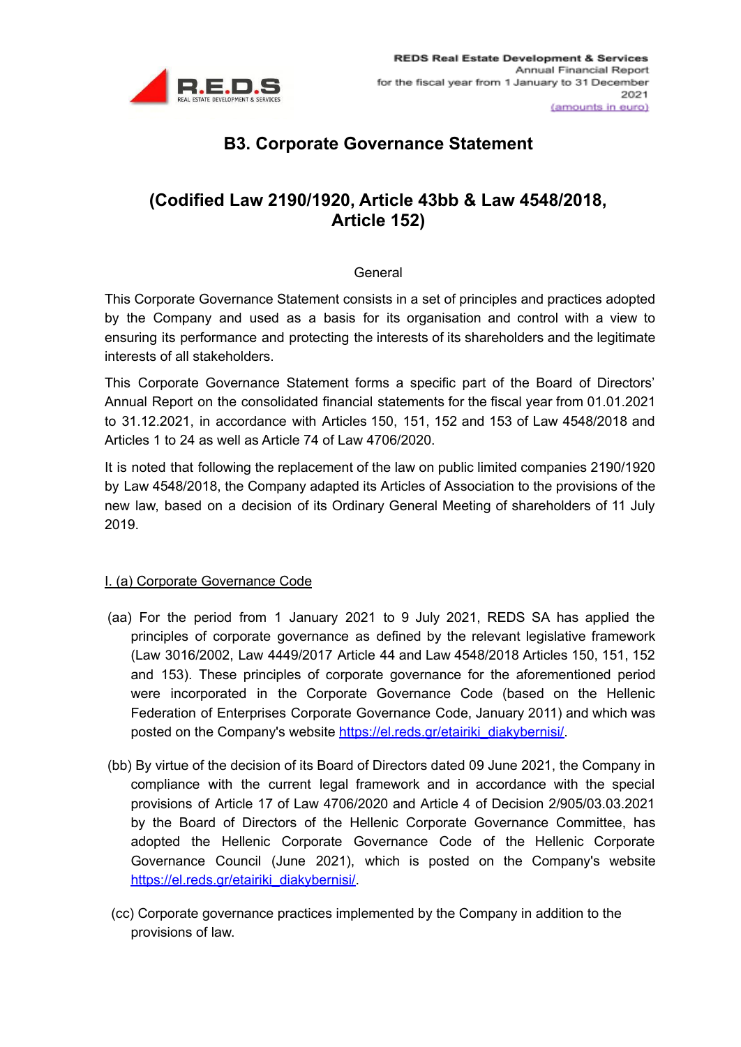# B3. Corporate Governance Statement

## (Codified Law 2190/1920, Article 43bb & Law 4548/2018, Article 152)

General

This Corporate Governance Statement consists in a set of principles and practices adopted by the Company and used as a basis for its organisation and control with a view to ensuring its performance and protecting the interests of its shareholders and the legitimate interests of all stakeholders.

This Corporate Governance Statement forms a specific part of the Board of Directors' Annual Report on the consolidated financial statements for the fiscal year from 01.01.2021 to 31.12.2021, in accordance with Articles 150, 151, 152 and 153 of Law 4548/2018 and Articles 1 to 24 as well as Article 74 of Law 4706/2020.

It is noted that following the replacement of the law on public limited companies 2190/1920 by Law 4548/2018, the Company adapted its Articles of Association to the provisions of the new law, based on a decision of its Ordinary General Meeting of shareholders of 11 July 2019.

I. (a) Corporate Governance Code

(aa) For the period from 1 January 2021 to 9 July 2021, REDS SA has applied the principles of corporate governance as defined by the relevant legislative framework (Law 3016/2002, Law 4449/2017 Article 44 and Law 4548/2018 Articles 150, 151, 152 and 153). These principles of corporate governance for the aforementioned period were incorporated in the Corporate Governance Code (based on the Hellenic Federation of Enterprises Corporate Governance Code, January 2011) and which was posted on the Company's website https://el.reds.gr/etairiki_diakybernisi/.

(bb) By virtue of the decision of its Board of Directors dated 09 June 2021, the Company in compliance with the current legal framework and in accordance with the special provisions of Article 17 of Law 4706/2020 and Article 4 of Decision 2/905/03.03.2021 by the Board of Directors of the Hellenic Corporate Governance Committee, has adopted the Hellenic Corporate Governance Code of the Hellenic Corporate Governance Council (June 2021), which is posted on the Company's website https://el.reds.gr/etairiki_diakybernisi/.

(cc) Corporate governance practices implemented by the Company in addition to the provisions of law.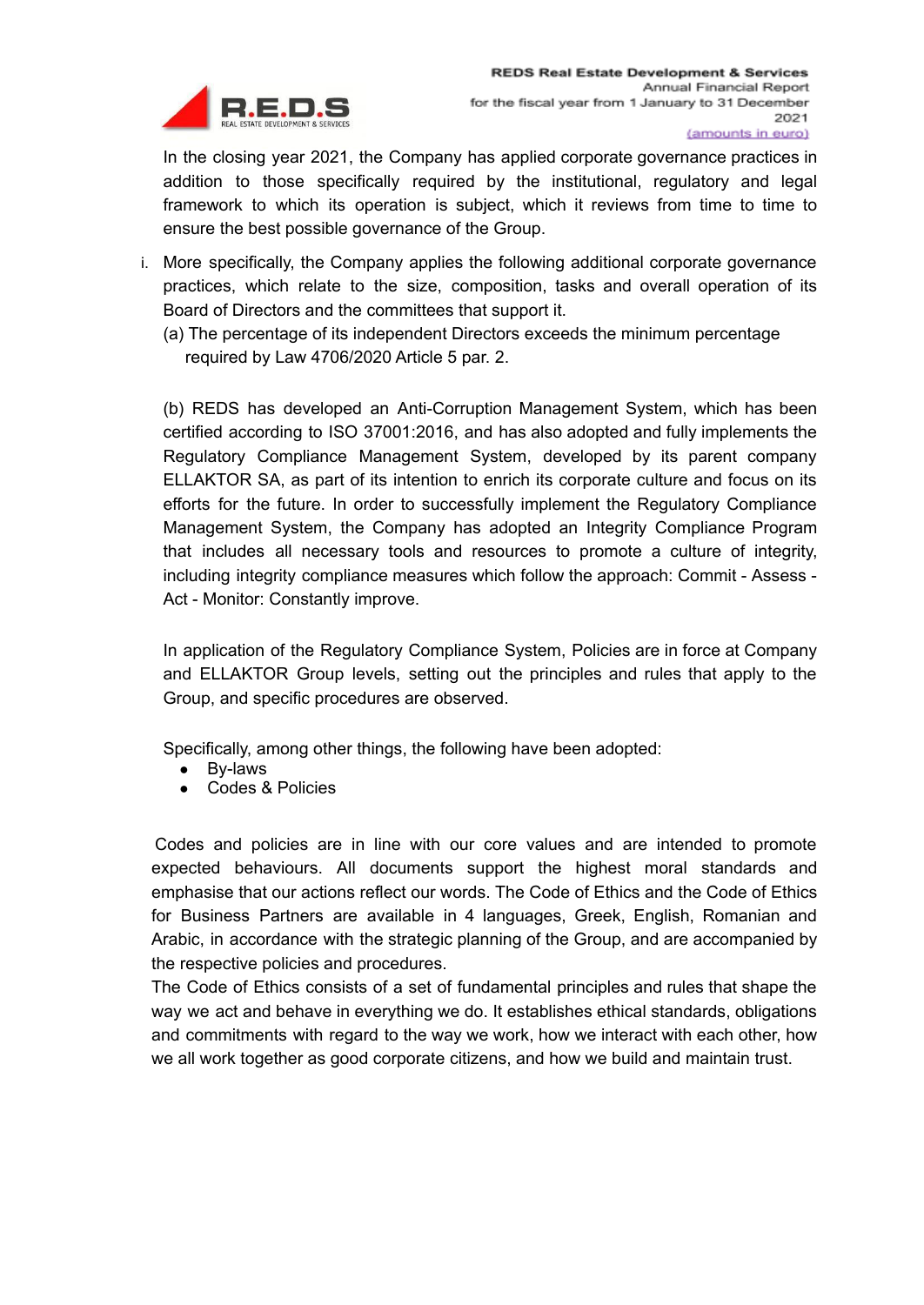In the closing year 2021, the Company has applied corporate governance practices in addition to those specifically required by the institutional, regulatory and legal framework to which its operation is subject, which it reviews from time to time to ensure the best possible governance of the Group.

i. More specifically, the Company applies the following additional corporate governance practices, which relate to the size, composition, tasks and overall operation of its Board of Directors and the committees that support it.

   (a) The percentage of its independent Directors exceeds the minimum percentage required by Law 4706/2020 Article 5 par. 2.

   (b) REDS has developed an Anti-Corruption Management System, which has been certified according to ISO 37001:2016, and has also adopted and fully implements the Regulatory Compliance Management System, developed by its parent company ELLAKTOR SA, as part of its intention to enrich its corporate culture and focus on its efforts for the future. In order to successfully implement the Regulatory Compliance Management System, the Company has adopted an Integrity Compliance Program that includes all necessary tools and resources to promote a culture of integrity, including integrity compliance measures which follow the approach: Commit - Assess - Act - Monitor: Constantly improve.

   In application of the Regulatory Compliance System, Policies are in force at Company and ELLAKTOR Group levels, setting out the principles and rules that apply to the Group, and specific procedures are observed.

   Specifically, among other things, the following have been adopted:

   - By-laws
   - Codes & Policies

Codes and policies are in line with our core values and are intended to promote expected behaviours. All documents support the highest moral standards and emphasise that our actions reflect our words. The Code of Ethics and the Code of Ethics for Business Partners are available in 4 languages, Greek, English, Romanian and Arabic, in accordance with the strategic planning of the Group, and are accompanied by the respective policies and procedures.

The Code of Ethics consists of a set of fundamental principles and rules that shape the way we act and behave in everything we do. It establishes ethical standards, obligations and commitments with regard to the way we work, how we interact with each other, how we all work together as good corporate citizens, and how we build and maintain trust.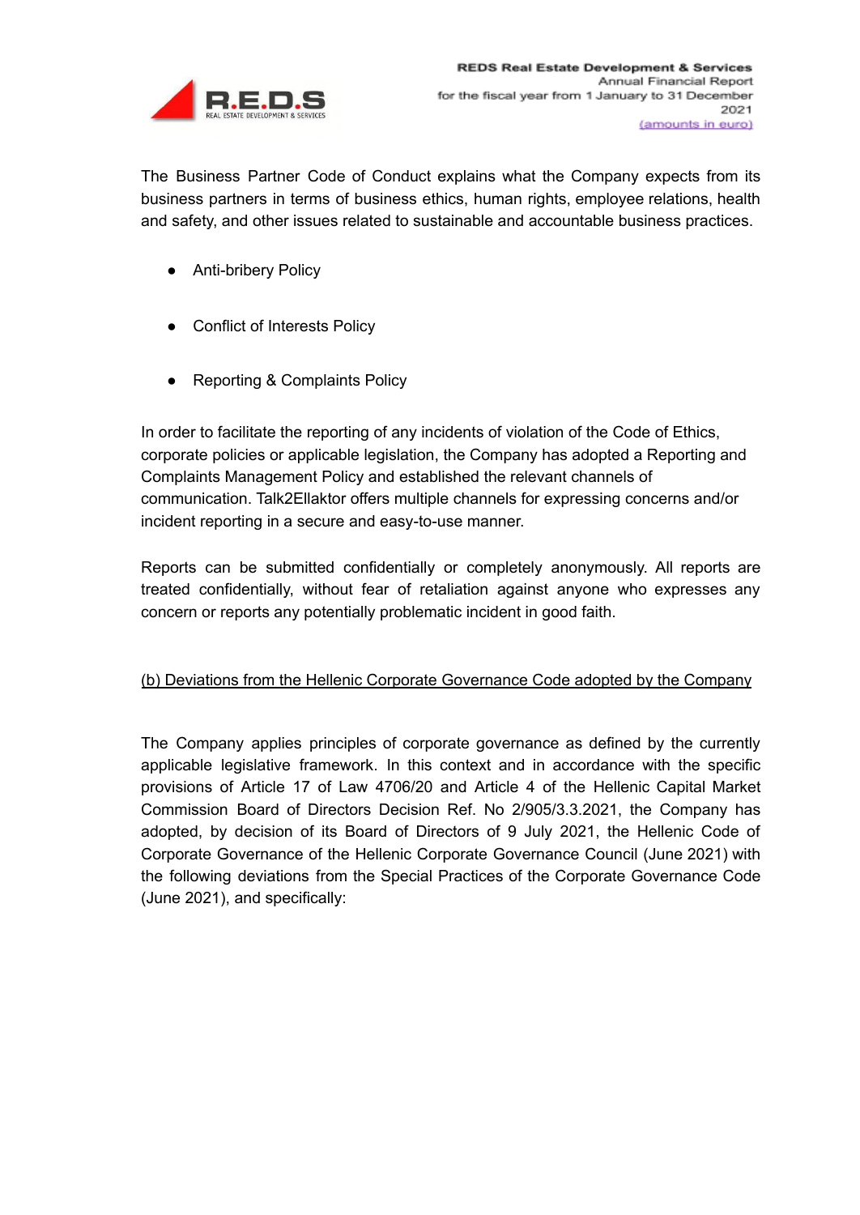The Business Partner Code of Conduct explains what the Company expects from its business partners in terms of business ethics, human rights, employee relations, health and safety, and other issues related to sustainable and accountable business practices.

- Anti-bribery Policy
- Conflict of Interests Policy
- Reporting & Complaints Policy

In order to facilitate the reporting of any incidents of violation of the Code of Ethics, corporate policies or applicable legislation, the Company has adopted a Reporting and Complaints Management Policy and established the relevant channels of communication. Talk2Ellaktor offers multiple channels for expressing concerns and/or incident reporting in a secure and easy-to-use manner.

Reports can be submitted confidentially or completely anonymously. All reports are treated confidentially, without fear of retaliation against anyone who expresses any concern or reports any potentially problematic incident in good faith.

<u>(b) Deviations from the Hellenic Corporate Governance Code adopted by the Company</u>

The Company applies principles of corporate governance as defined by the currently applicable legislative framework. In this context and in accordance with the specific provisions of Article 17 of Law 4706/20 and Article 4 of the Hellenic Capital Market Commission Board of Directors Decision Ref. No 2/905/3.3.2021, the Company has adopted, by decision of its Board of Directors of 9 July 2021, the Hellenic Code of Corporate Governance of the Hellenic Corporate Governance Council (June 2021) with the following deviations from the Special Practices of the Corporate Governance Code (June 2021), and specifically: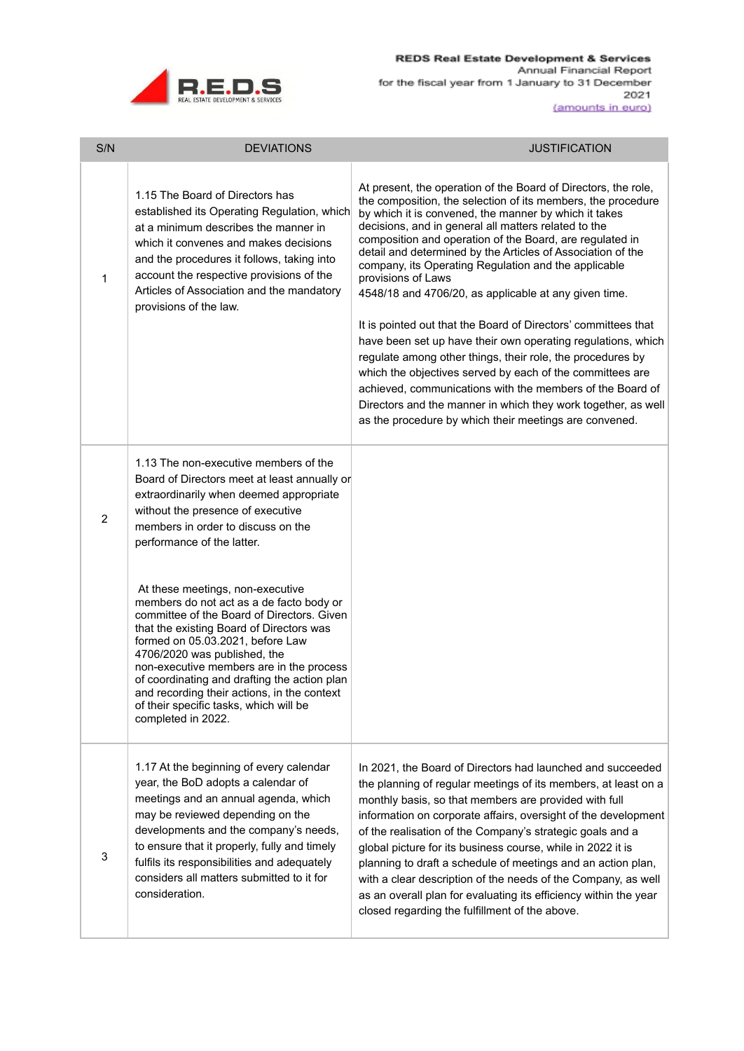| S/N | DEVIATIONS | JUSTIFICATION |
|---|---|---|
| 1 | 1.15 The Board of Directors has established its Operating Regulation, which at a minimum describes the manner in which it convenes and makes decisions and the procedures it follows, taking into account the respective provisions of the Articles of Association and the mandatory provisions of the law. | At present, the operation of the Board of Directors, the role, the composition, the selection of its members, the procedure by which it is convened, the manner by which it takes decisions, and in general all matters related to the composition and operation of the Board, are regulated in detail and determined by the Articles of Association of the company, its Operating Regulation and the applicable provisions of Laws 4548/18 and 4706/20, as applicable at any given time.<br><br>It is pointed out that the Board of Directors' committees that have been set up have their own operating regulations, which regulate among other things, their role, the procedures by which the objectives served by each of the committees are achieved, communications with the members of the Board of Directors and the manner in which they work together, as well as the procedure by which their meetings are convened. |
| 2 | 1.13 The non-executive members of the Board of Directors meet at least annually or extraordinarily when deemed appropriate without the presence of executive members in order to discuss on the performance of the latter.<br><br>At these meetings, non-executive members do not act as a de facto body or committee of the Board of Directors. Given that the existing Board of Directors was formed on 05.03.2021, before Law 4706/2020 was published, the non-executive members are in the process of coordinating and drafting the action plan and recording their actions, in the context of their specific tasks, which will be completed in 2022. | |
| 3 | 1.17 At the beginning of every calendar year, the BoD adopts a calendar of meetings and an annual agenda, which may be reviewed depending on the developments and the company's needs, to ensure that it properly, fully and timely fulfils its responsibilities and adequately considers all matters submitted to it for consideration. | In 2021, the Board of Directors had launched and succeeded the planning of regular meetings of its members, at least on a monthly basis, so that members are provided with full information on corporate affairs, oversight of the development of the realisation of the Company's strategic goals and a global picture for its business course, while in 2022 it is planning to draft a schedule of meetings and an action plan, with a clear description of the needs of the Company, as well as an overall plan for evaluating its efficiency within the year closed regarding the fulfillment of the above. |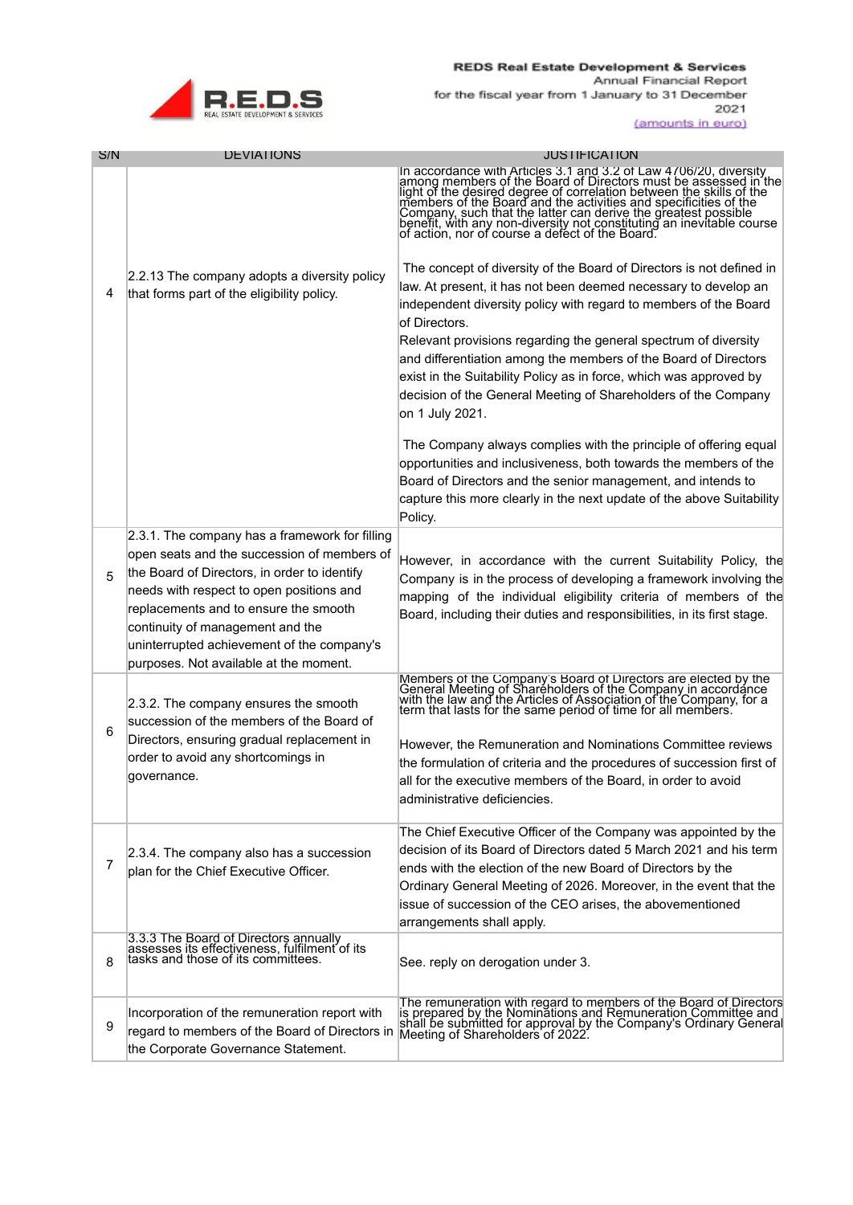| S/N | DEVIATIONS | JUSTIFICATION |
|---|---|---|
| 4 | 2.2.13 The company adopts a diversity policy that forms part of the eligibility policy. | In accordance with Articles 3.1 and 3.2 of Law 4706/20, diversity among members of the Board of Directors must be assessed in the light of the desired degree of correlation between the skills of the members of the Board and the activities and specificities of the Company, such that the latter can derive the greatest possible benefit, with any non-diversity not constituting an inevitable course of action, nor of course a defect of the Board.<br><br>The concept of diversity of the Board of Directors is not defined in law. At present, it has not been deemed necessary to develop an independent diversity policy with regard to members of the Board of Directors.<br>Relevant provisions regarding the general spectrum of diversity and differentiation among the members of the Board of Directors exist in the Suitability Policy as in force, which was approved by decision of the General Meeting of Shareholders of the Company on 1 July 2021.<br><br>The Company always complies with the principle of offering equal opportunities and inclusiveness, both towards the members of the Board of Directors and the senior management, and intends to capture this more clearly in the next update of the above Suitability Policy. |
| 5 | 2.3.1. The company has a framework for filling open seats and the succession of members of the Board of Directors, in order to identify needs with respect to open positions and replacements and to ensure the smooth continuity of management and the uninterrupted achievement of the company's purposes. Not available at the moment. | However, in accordance with the current Suitability Policy, the Company is in the process of developing a framework involving the mapping of the individual eligibility criteria of members of the Board, including their duties and responsibilities, in its first stage. |
| 6 | 2.3.2. The company ensures the smooth succession of the members of the Board of Directors, ensuring gradual replacement in order to avoid any shortcomings in governance. | Members of the Company's Board of Directors are elected by the General Meeting of Shareholders of the Company in accordance with the law and the Articles of Association of the Company, for a term that lasts for the same period of time for all members.<br><br>However, the Remuneration and Nominations Committee reviews the formulation of criteria and the procedures of succession first of all for the executive members of the Board, in order to avoid administrative deficiencies. |
| 7 | 2.3.4. The company also has a succession plan for the Chief Executive Officer. | The Chief Executive Officer of the Company was appointed by the decision of its Board of Directors dated 5 March 2021 and his term ends with the election of the new Board of Directors by the Ordinary General Meeting of 2026. Moreover, in the event that the issue of succession of the CEO arises, the abovementioned arrangements shall apply. |
| 8 | 3.3.3 The Board of Directors annually assesses its effectiveness, fulfilment of its tasks and those of its committees. | See. reply on derogation under 3. |
| 9 | Incorporation of the remuneration report with regard to members of the Board of Directors in the Corporate Governance Statement. | The remuneration with regard to members of the Board of Directors is prepared by the Nominations and Remuneration Committee and shall be submitted for approval by the Company's Ordinary General Meeting of Shareholders of 2022. |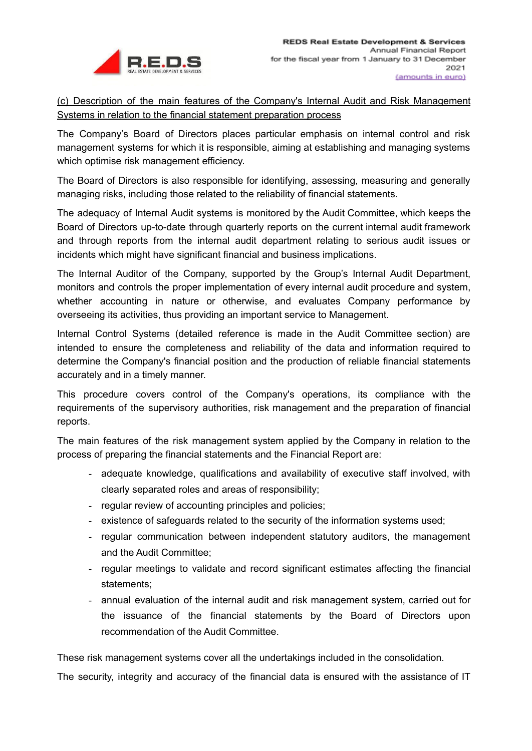(c) Description of the main features of the Company's Internal Audit and Risk Management Systems in relation to the financial statement preparation process

The Company's Board of Directors places particular emphasis on internal control and risk management systems for which it is responsible, aiming at establishing and managing systems which optimise risk management efficiency.

The Board of Directors is also responsible for identifying, assessing, measuring and generally managing risks, including those related to the reliability of financial statements.

The adequacy of Internal Audit systems is monitored by the Audit Committee, which keeps the Board of Directors up-to-date through quarterly reports on the current internal audit framework and through reports from the internal audit department relating to serious audit issues or incidents which might have significant financial and business implications.

The Internal Auditor of the Company, supported by the Group's Internal Audit Department, monitors and controls the proper implementation of every internal audit procedure and system, whether accounting in nature or otherwise, and evaluates Company performance by overseeing its activities, thus providing an important service to Management.

Internal Control Systems (detailed reference is made in the Audit Committee section) are intended to ensure the completeness and reliability of the data and information required to determine the Company's financial position and the production of reliable financial statements accurately and in a timely manner.

This procedure covers control of the Company's operations, its compliance with the requirements of the supervisory authorities, risk management and the preparation of financial reports.

The main features of the risk management system applied by the Company in relation to the process of preparing the financial statements and the Financial Report are:

- adequate knowledge, qualifications and availability of executive staff involved, with clearly separated roles and areas of responsibility;
- regular review of accounting principles and policies;
- existence of safeguards related to the security of the information systems used;
- regular communication between independent statutory auditors, the management and the Audit Committee;
- regular meetings to validate and record significant estimates affecting the financial statements;
- annual evaluation of the internal audit and risk management system, carried out for the issuance of the financial statements by the Board of Directors upon recommendation of the Audit Committee.

These risk management systems cover all the undertakings included in the consolidation.

The security, integrity and accuracy of the financial data is ensured with the assistance of IT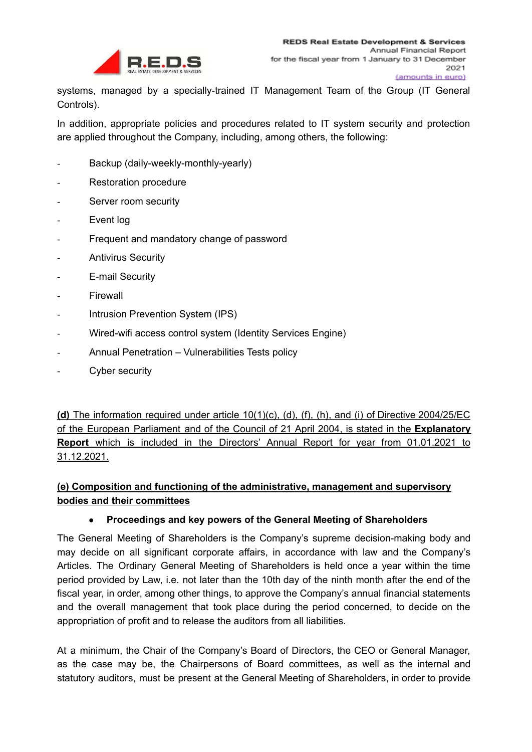systems, managed by a specially-trained IT Management Team of the Group (IT General Controls).

In addition, appropriate policies and procedures related to IT system security and protection are applied throughout the Company, including, among others, the following:

- Backup (daily-weekly-monthly-yearly)
- Restoration procedure
- Server room security
- Event log
- Frequent and mandatory change of password
- Antivirus Security
- E-mail Security
- Firewall
- Intrusion Prevention System (IPS)
- Wired-wifi access control system (Identity Services Engine)
- Annual Penetration – Vulnerabilities Tests policy
- Cyber security

<u>**(d)** The information required under article 10(1)(c), (d), (f), (h), and (i) of Directive 2004/25/EC of the European Parliament and of the Council of 21 April 2004, is stated in the **Explanatory Report** which is included in the Directors' Annual Report for year from 01.01.2021 to 31.12.2021.</u>

**<u>(e) Composition and functioning of the administrative, management and supervisory bodies and their committees</u>**

- **Proceedings and key powers of the General Meeting of Shareholders**

The General Meeting of Shareholders is the Company's supreme decision-making body and may decide on all significant corporate affairs, in accordance with law and the Company's Articles. The Ordinary General Meeting of Shareholders is held once a year within the time period provided by Law, i.e. not later than the 10th day of the ninth month after the end of the fiscal year, in order, among other things, to approve the Company's annual financial statements and the overall management that took place during the period concerned, to decide on the appropriation of profit and to release the auditors from all liabilities.

At a minimum, the Chair of the Company's Board of Directors, the CEO or General Manager, as the case may be, the Chairpersons of Board committees, as well as the internal and statutory auditors, must be present at the General Meeting of Shareholders, in order to provide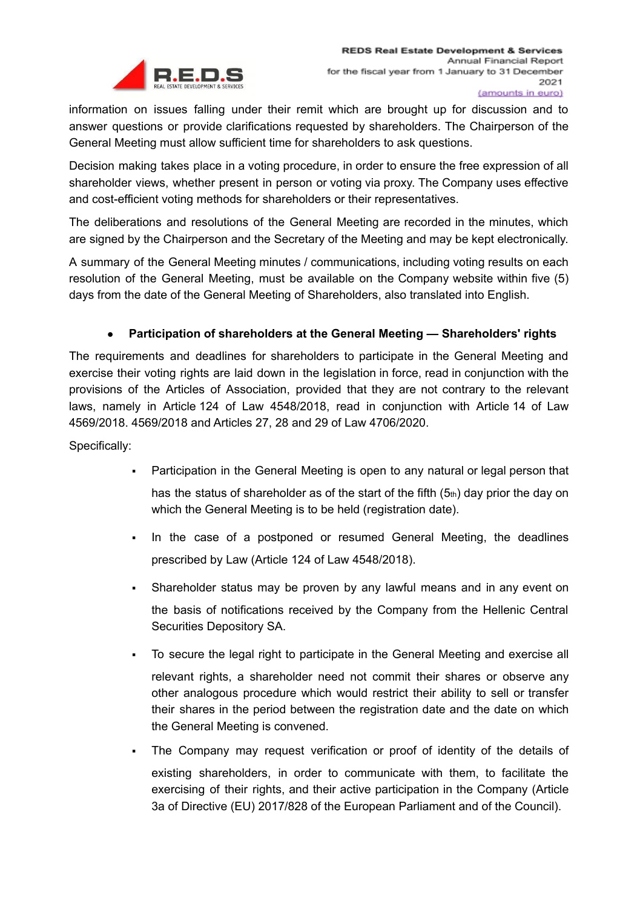information on issues falling under their remit which are brought up for discussion and to answer questions or provide clarifications requested by shareholders. The Chairperson of the General Meeting must allow sufficient time for shareholders to ask questions.

Decision making takes place in a voting procedure, in order to ensure the free expression of all shareholder views, whether present in person or voting via proxy. The Company uses effective and cost-efficient voting methods for shareholders or their representatives.

The deliberations and resolutions of the General Meeting are recorded in the minutes, which are signed by the Chairperson and the Secretary of the Meeting and may be kept electronically.

A summary of the General Meeting minutes / communications, including voting results on each resolution of the General Meeting, must be available on the Company website within five (5) days from the date of the General Meeting of Shareholders, also translated into English.

- **Participation of shareholders at the General Meeting — Shareholders' rights**

The requirements and deadlines for shareholders to participate in the General Meeting and exercise their voting rights are laid down in the legislation in force, read in conjunction with the provisions of the Articles of Association, provided that they are not contrary to the relevant laws, namely in Article 124 of Law 4548/2018, read in conjunction with Article 14 of Law 4569/2018. 4569/2018 and Articles 27, 28 and 29 of Law 4706/2020.

Specifically:

- Participation in the General Meeting is open to any natural or legal person that has the status of shareholder as of the start of the fifth (5th) day prior the day on which the General Meeting is to be held (registration date).
- In the case of a postponed or resumed General Meeting, the deadlines prescribed by Law (Article 124 of Law 4548/2018).
- Shareholder status may be proven by any lawful means and in any event on the basis of notifications received by the Company from the Hellenic Central Securities Depository SA.
- To secure the legal right to participate in the General Meeting and exercise all relevant rights, a shareholder need not commit their shares or observe any other analogous procedure which would restrict their ability to sell or transfer their shares in the period between the registration date and the date on which the General Meeting is convened.
- The Company may request verification or proof of identity of the details of existing shareholders, in order to communicate with them, to facilitate the exercising of their rights, and their active participation in the Company (Article 3a of Directive (EU) 2017/828 of the European Parliament and of the Council).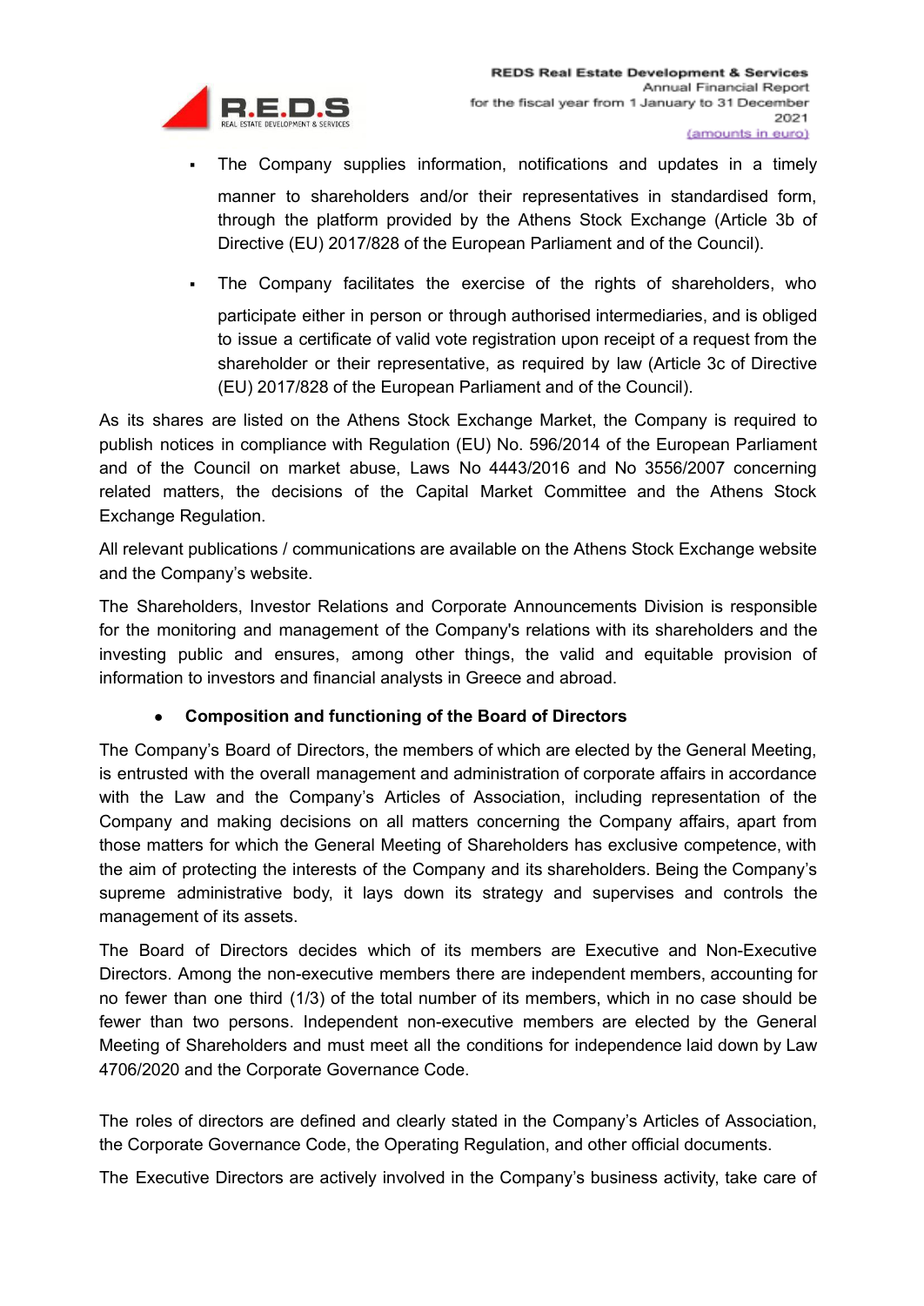- The Company supplies information, notifications and updates in a timely manner to shareholders and/or their representatives in standardised form, through the platform provided by the Athens Stock Exchange (Article 3b of Directive (EU) 2017/828 of the European Parliament and of the Council).

- The Company facilitates the exercise of the rights of shareholders, who participate either in person or through authorised intermediaries, and is obliged to issue a certificate of valid vote registration upon receipt of a request from the shareholder or their representative, as required by law (Article 3c of Directive (EU) 2017/828 of the European Parliament and of the Council).

As its shares are listed on the Athens Stock Exchange Market, the Company is required to publish notices in compliance with Regulation (EU) No. 596/2014 of the European Parliament and of the Council on market abuse, Laws No 4443/2016 and No 3556/2007 concerning related matters, the decisions of the Capital Market Committee and the Athens Stock Exchange Regulation.

All relevant publications / communications are available on the Athens Stock Exchange website and the Company's website.

The Shareholders, Investor Relations and Corporate Announcements Division is responsible for the monitoring and management of the Company's relations with its shareholders and the investing public and ensures, among other things, the valid and equitable provision of information to investors and financial analysts in Greece and abroad.

- **Composition and functioning of the Board of Directors**

The Company's Board of Directors, the members of which are elected by the General Meeting, is entrusted with the overall management and administration of corporate affairs in accordance with the Law and the Company's Articles of Association, including representation of the Company and making decisions on all matters concerning the Company affairs, apart from those matters for which the General Meeting of Shareholders has exclusive competence, with the aim of protecting the interests of the Company and its shareholders. Being the Company's supreme administrative body, it lays down its strategy and supervises and controls the management of its assets.

The Board of Directors decides which of its members are Executive and Non-Executive Directors. Among the non-executive members there are independent members, accounting for no fewer than one third (1/3) of the total number of its members, which in no case should be fewer than two persons. Independent non-executive members are elected by the General Meeting of Shareholders and must meet all the conditions for independence laid down by Law 4706/2020 and the Corporate Governance Code.

The roles of directors are defined and clearly stated in the Company's Articles of Association, the Corporate Governance Code, the Operating Regulation, and other official documents.

The Executive Directors are actively involved in the Company's business activity, take care of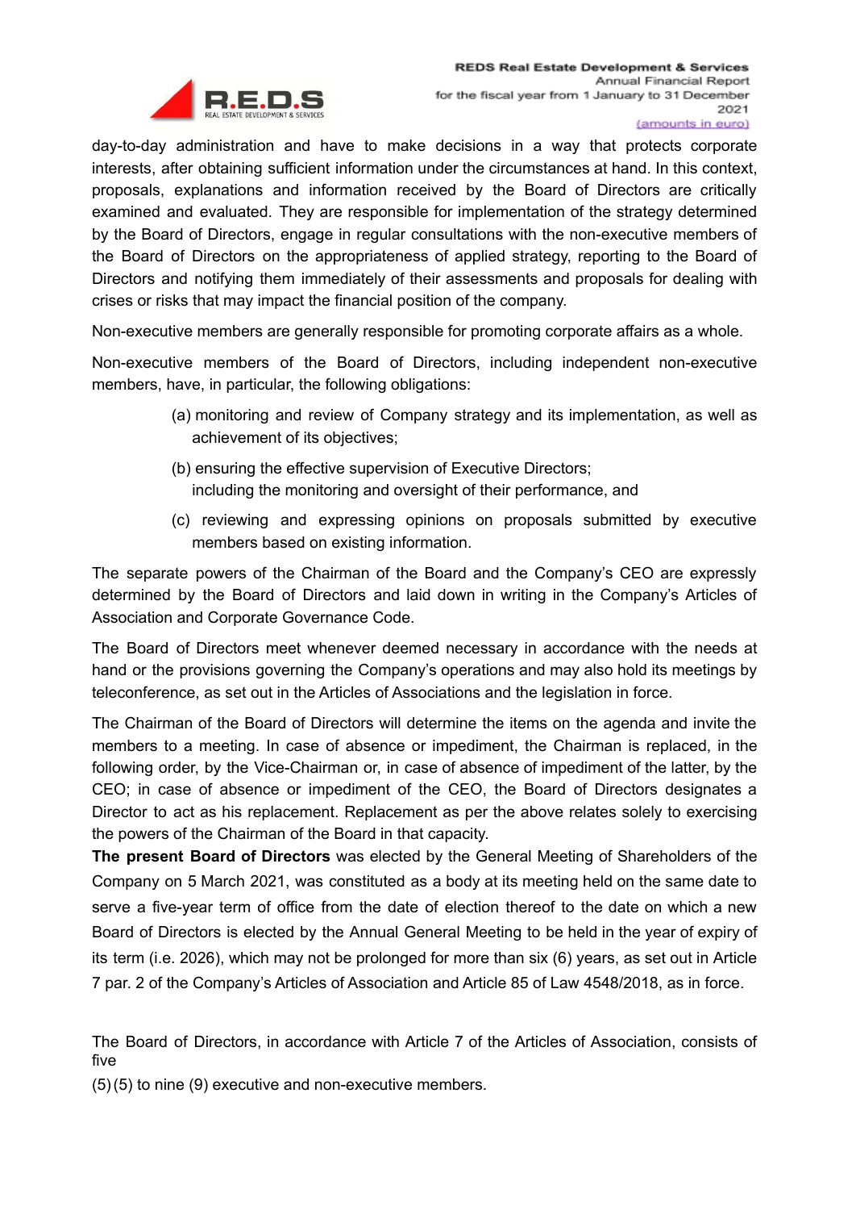day-to-day administration and have to make decisions in a way that protects corporate interests, after obtaining sufficient information under the circumstances at hand. In this context, proposals, explanations and information received by the Board of Directors are critically examined and evaluated. They are responsible for implementation of the strategy determined by the Board of Directors, engage in regular consultations with the non-executive members of the Board of Directors on the appropriateness of applied strategy, reporting to the Board of Directors and notifying them immediately of their assessments and proposals for dealing with crises or risks that may impact the financial position of the company.

Non-executive members are generally responsible for promoting corporate affairs as a whole.

Non-executive members of the Board of Directors, including independent non-executive members, have, in particular, the following obligations:

(a) monitoring and review of Company strategy and its implementation, as well as achievement of its objectives;

(b) ensuring the effective supervision of Executive Directors; including the monitoring and oversight of their performance, and

(c) reviewing and expressing opinions on proposals submitted by executive members based on existing information.

The separate powers of the Chairman of the Board and the Company's CEO are expressly determined by the Board of Directors and laid down in writing in the Company's Articles of Association and Corporate Governance Code.

The Board of Directors meet whenever deemed necessary in accordance with the needs at hand or the provisions governing the Company's operations and may also hold its meetings by teleconference, as set out in the Articles of Associations and the legislation in force.

The Chairman of the Board of Directors will determine the items on the agenda and invite the members to a meeting. In case of absence or impediment, the Chairman is replaced, in the following order, by the Vice-Chairman or, in case of absence of impediment of the latter, by the CEO; in case of absence or impediment of the CEO, the Board of Directors designates a Director to act as his replacement. Replacement as per the above relates solely to exercising the powers of the Chairman of the Board in that capacity.

**The present Board of Directors** was elected by the General Meeting of Shareholders of the Company on 5 March 2021, was constituted as a body at its meeting held on the same date to serve a five-year term of office from the date of election thereof to the date on which a new Board of Directors is elected by the Annual General Meeting to be held in the year of expiry of its term (i.e. 2026), which may not be prolonged for more than six (6) years, as set out in Article 7 par. 2 of the Company's Articles of Association and Article 85 of Law 4548/2018, as in force.

The Board of Directors, in accordance with Article 7 of the Articles of Association, consists of five

(5) (5) to nine (9) executive and non-executive members.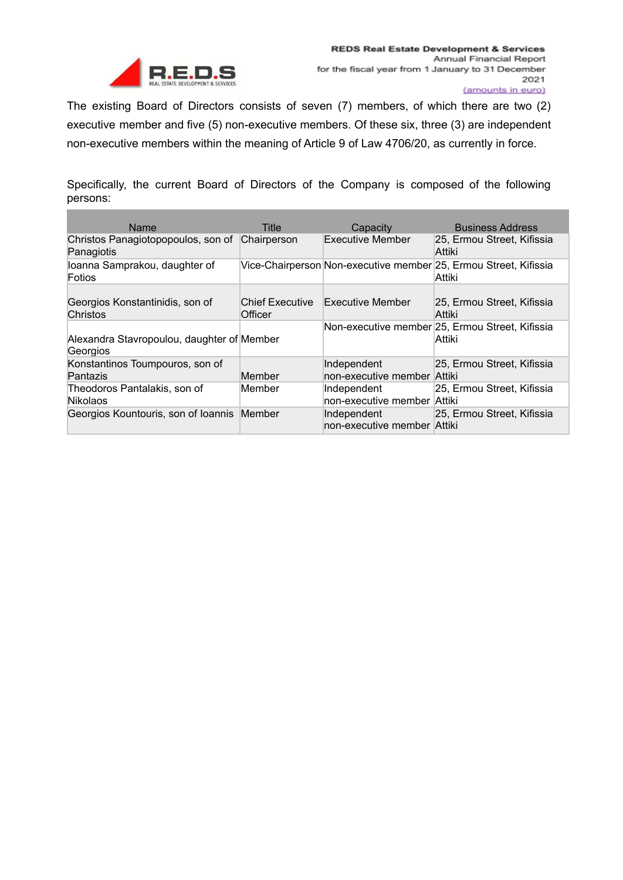The existing Board of Directors consists of seven (7) members, of which there are two (2) executive member and five (5) non-executive members. Of these six, three (3) are independent non-executive members within the meaning of Article 9 of Law 4706/20, as currently in force.

Specifically, the current Board of Directors of the Company is composed of the following persons:

| Name | Title | Capacity | Business Address |
|---|---|---|---|
| Christos Panagiotopopoulos, son of Panagiotis | Chairperson | Executive Member | 25, Ermou Street, Kifissia Attiki |
| Ioanna Samprakou, daughter of Fotios | Vice-Chairperson | Non-executive member | 25, Ermou Street, Kifissia Attiki |
| Georgios Konstantinidis, son of Christos | Chief Executive Officer | Executive Member | 25, Ermou Street, Kifissia Attiki |
| Alexandra Stavropoulou, daughter of Georgios | Member | Non-executive member | 25, Ermou Street, Kifissia Attiki |
| Konstantinos Toumpouros, son of Pantazis | Member | Independent non-executive member | 25, Ermou Street, Kifissia Attiki |
| Theodoros Pantalakis, son of Nikolaos | Member | Independent non-executive member | 25, Ermou Street, Kifissia Attiki |
| Georgios Kountouris, son of Ioannis | Member | Independent non-executive member | 25, Ermou Street, Kifissia Attiki |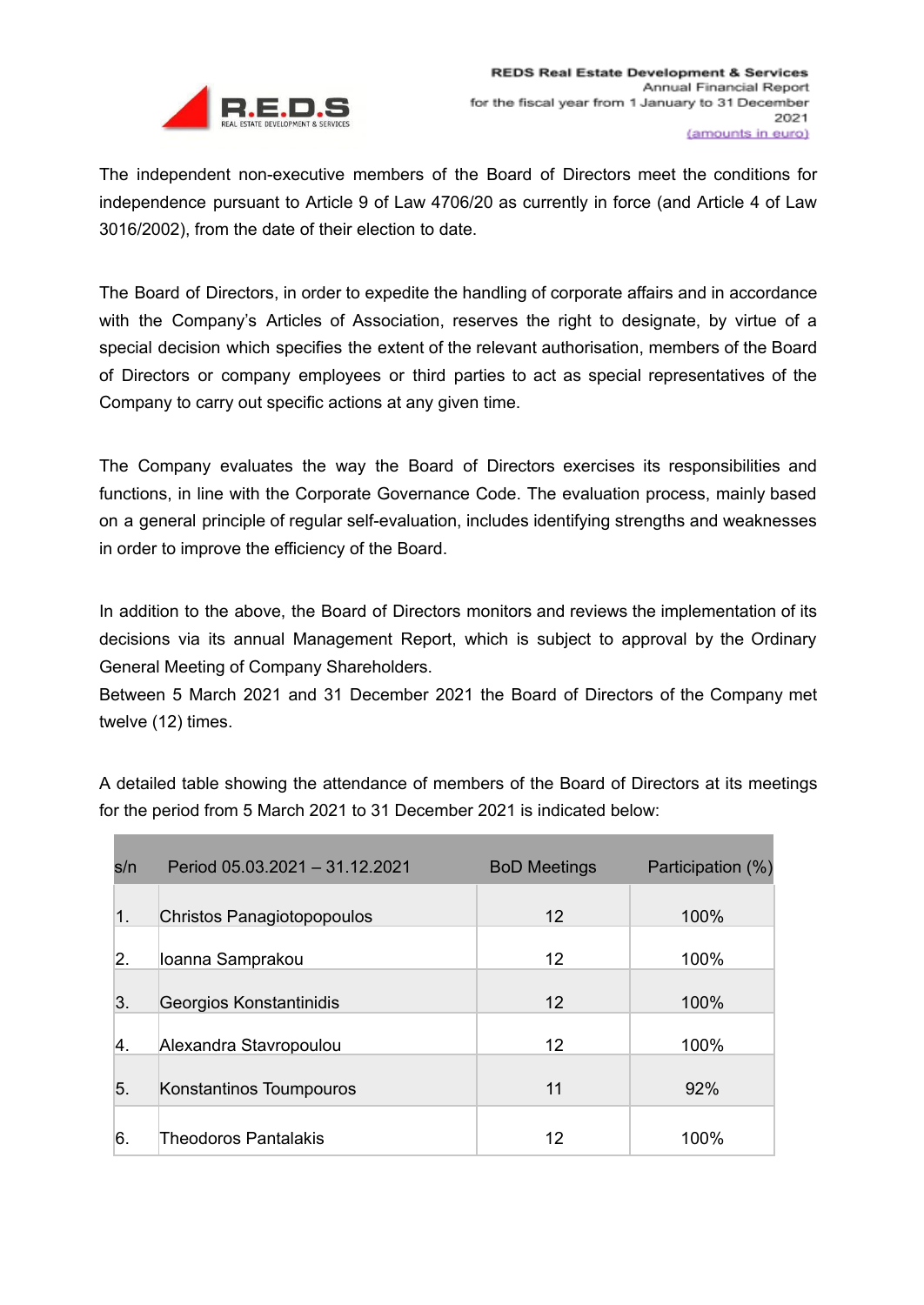The independent non-executive members of the Board of Directors meet the conditions for independence pursuant to Article 9 of Law 4706/20 as currently in force (and Article 4 of Law 3016/2002), from the date of their election to date.

The Board of Directors, in order to expedite the handling of corporate affairs and in accordance with the Company's Articles of Association, reserves the right to designate, by virtue of a special decision which specifies the extent of the relevant authorisation, members of the Board of Directors or company employees or third parties to act as special representatives of the Company to carry out specific actions at any given time.

The Company evaluates the way the Board of Directors exercises its responsibilities and functions, in line with the Corporate Governance Code. The evaluation process, mainly based on a general principle of regular self-evaluation, includes identifying strengths and weaknesses in order to improve the efficiency of the Board.

In addition to the above, the Board of Directors monitors and reviews the implementation of its decisions via its annual Management Report, which is subject to approval by the Ordinary General Meeting of Company Shareholders.
Between 5 March 2021 and 31 December 2021 the Board of Directors of the Company met twelve (12) times.

A detailed table showing the attendance of members of the Board of Directors at its meetings for the period from 5 March 2021 to 31 December 2021 is indicated below:

| s/n | Period 05.03.2021 – 31.12.2021 | BoD Meetings | Participation (%) |
|---|---|---|---|
| 1. | Christos Panagiotopopoulos | 12 | 100% |
| 2. | Ioanna Samprakou | 12 | 100% |
| 3. | Georgios Konstantinidis | 12 | 100% |
| 4. | Alexandra Stavropoulou | 12 | 100% |
| 5. | Konstantinos Toumpouros | 11 | 92% |
| 6. | Theodoros Pantalakis | 12 | 100% |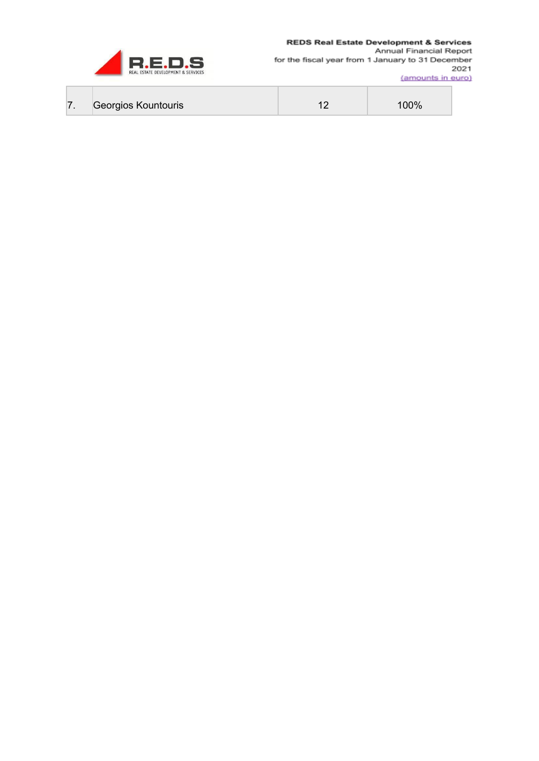| | | | |
|---|---|---|---|
| 7. | Georgios Kountouris | 12 | 100% |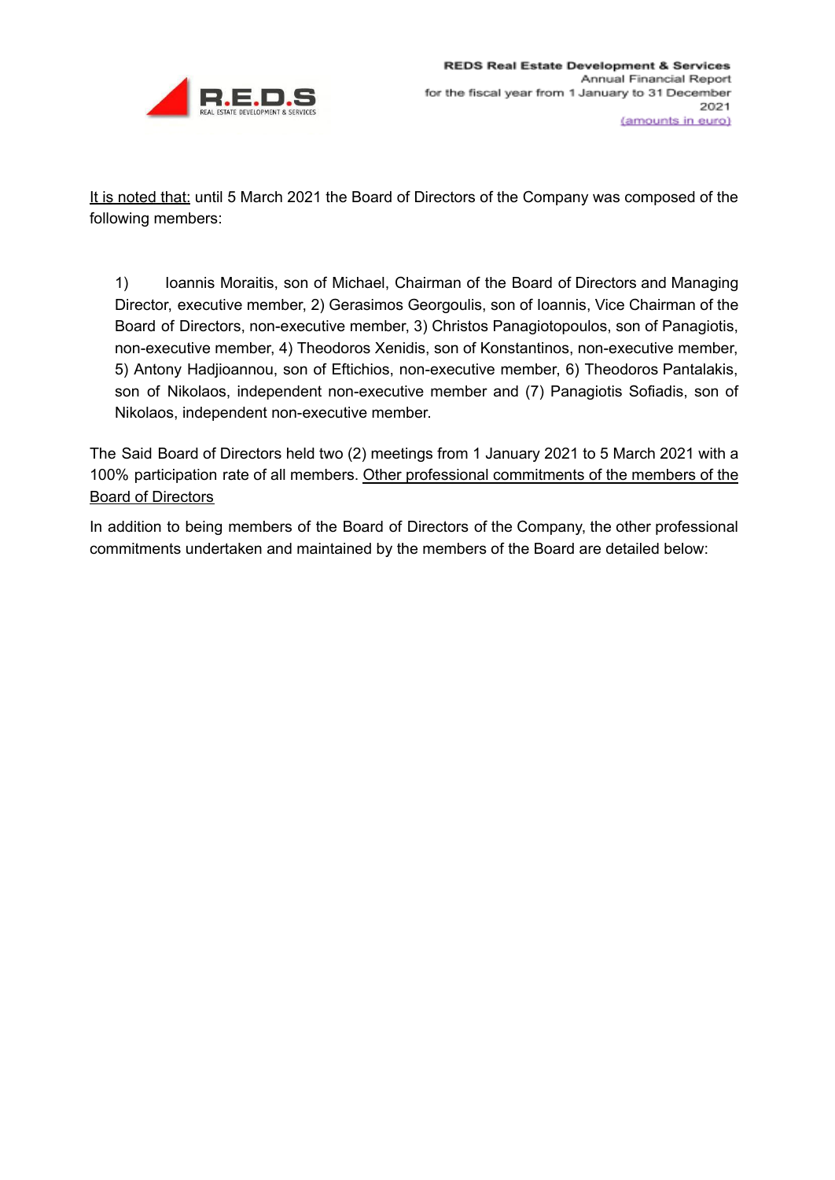It is noted that: until 5 March 2021 the Board of Directors of the Company was composed of the following members:

> 1) Ioannis Moraitis, son of Michael, Chairman of the Board of Directors and Managing Director, executive member, 2) Gerasimos Georgoulis, son of Ioannis, Vice Chairman of the Board of Directors, non-executive member, 3) Christos Panagiotopoulos, son of Panagiotis, non-executive member, 4) Theodoros Xenidis, son of Konstantinos, non-executive member, 5) Antony Hadjioannou, son of Eftichios, non-executive member, 6) Theodoros Pantalakis, son of Nikolaos, independent non-executive member and (7) Panagiotis Sofiadis, son of Nikolaos, independent non-executive member.

The Said Board of Directors held two (2) meetings from 1 January 2021 to 5 March 2021 with a 100% participation rate of all members. Other professional commitments of the members of the Board of Directors

In addition to being members of the Board of Directors of the Company, the other professional commitments undertaken and maintained by the members of the Board are detailed below: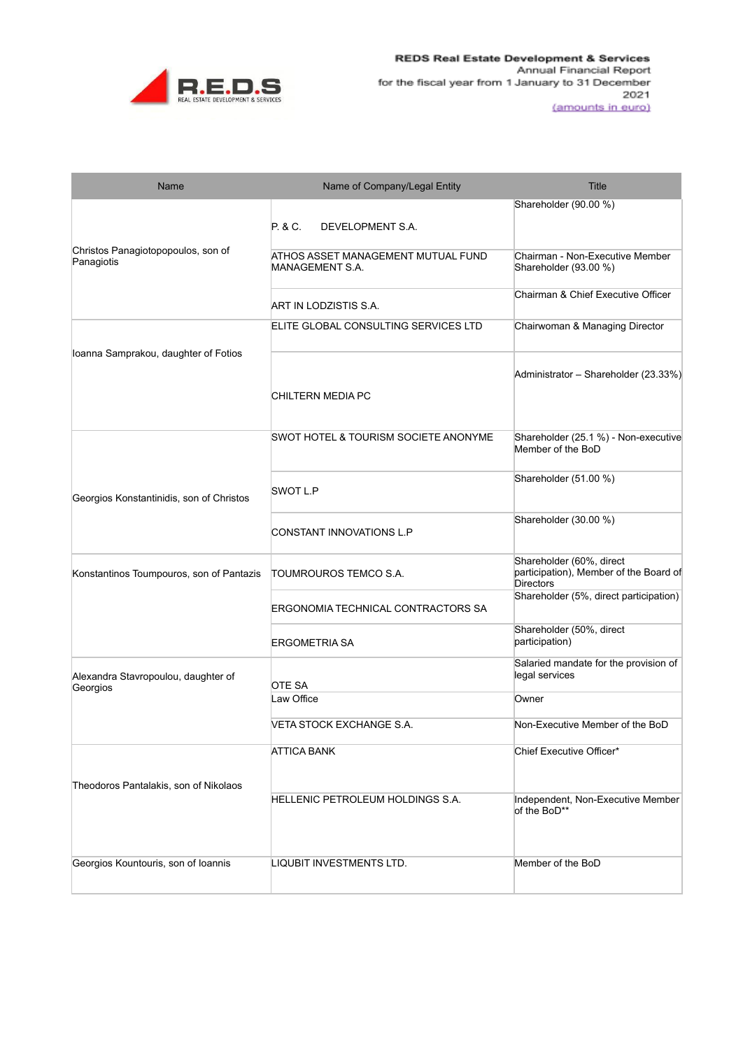| Name | Name of Company/Legal Entity | Title |
|---|---|---|
| Christos Panagiotopopoulos, son of Panagiotis | P. & C. DEVELOPMENT S.A. | Shareholder (90.00 %) |
| | ATHOS ASSET MANAGEMENT MUTUAL FUND MANAGEMENT S.A. | Chairman - Non-Executive Member Shareholder (93.00 %) |
| | ART IN LODZISTIS S.A. | Chairman & Chief Executive Officer |
| Ioanna Samprakou, daughter of Fotios | ELITE GLOBAL CONSULTING SERVICES LTD | Chairwoman & Managing Director |
| | CHILTERN MEDIA PC | Administrator – Shareholder (23.33%) |
| Georgios Konstantinidis, son of Christos | SWOT HOTEL & TOURISM SOCIETE ANONYME | Shareholder (25.1 %) - Non-executive Member of the BoD |
| | SWOT L.P | Shareholder (51.00 %) |
| | CONSTANT INNOVATIONS L.P | Shareholder (30.00 %) |
| Konstantinos Toumpouros, son of Pantazis | TOUMROUROS TEMCO S.A. | Shareholder (60%, direct participation), Member of the Board of Directors |
| | ERGONOMIA TECHNICAL CONTRACTORS SA | Shareholder (5%, direct participation) |
| | ERGOMETRIA SA | Shareholder (50%, direct participation) |
| Alexandra Stavropoulou, daughter of Georgios | OTE SA | Salaried mandate for the provision of legal services |
| | Law Office | Owner |
| | VETA STOCK EXCHANGE S.A. | Non-Executive Member of the BoD |
| Theodoros Pantalakis, son of Nikolaos | ATTICA BANK | Chief Executive Officer* |
| | HELLENIC PETROLEUM HOLDINGS S.A. | Independent, Non-Executive Member of the BoD** |
| Georgios Kountouris, son of Ioannis | LIQUBIT INVESTMENTS LTD. | Member of the BoD |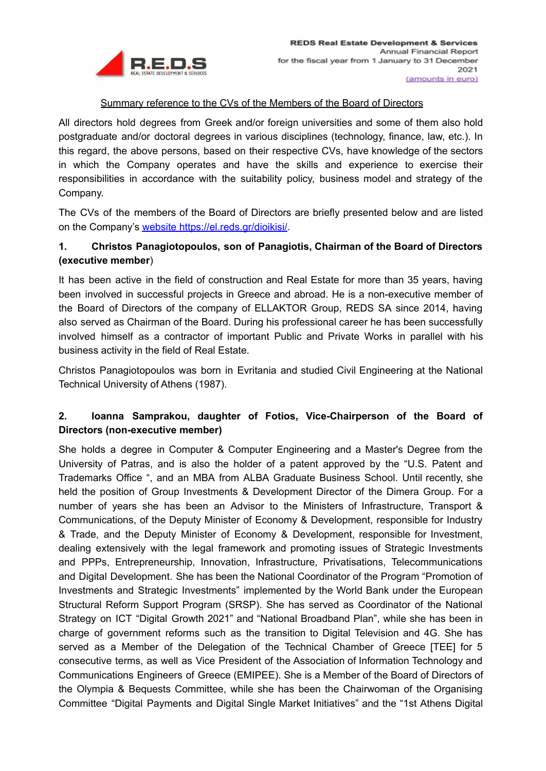Summary reference to the CVs of the Members of the Board of Directors

All directors hold degrees from Greek and/or foreign universities and some of them also hold postgraduate and/or doctoral degrees in various disciplines (technology, finance, law, etc.). In this regard, the above persons, based on their respective CVs, have knowledge of the sectors in which the Company operates and have the skills and experience to exercise their responsibilities in accordance with the suitability policy, business model and strategy of the Company.

The CVs of the members of the Board of Directors are briefly presented below and are listed on the Company's website https://el.reds.gr/dioikisi/.

**1. Christos Panagiotopoulos, son of Panagiotis, Chairman of the Board of Directors (executive member**)

It has been active in the field of construction and Real Estate for more than 35 years, having been involved in successful projects in Greece and abroad. He is a non-executive member of the Board of Directors of the company of ELLAKTOR Group, REDS SA since 2014, having also served as Chairman of the Board. During his professional career he has been successfully involved himself as a contractor of important Public and Private Works in parallel with his business activity in the field of Real Estate.

Christos Panagiotopoulos was born in Evritania and studied Civil Engineering at the National Technical University of Athens (1987).

**2. Ioanna Samprakou, daughter of Fotios, Vice-Chairperson of the Board of Directors (non-executive member)**

She holds a degree in Computer & Computer Engineering and a Master's Degree from the University of Patras, and is also the holder of a patent approved by the "U.S. Patent and Trademarks Office ", and an MBA from ALBA Graduate Business School. Until recently, she held the position of Group Investments & Development Director of the Dimera Group. For a number of years she has been an Advisor to the Ministers of Infrastructure, Transport & Communications, of the Deputy Minister of Economy & Development, responsible for Industry & Trade, and the Deputy Minister of Economy & Development, responsible for Investment, dealing extensively with the legal framework and promoting issues of Strategic Investments and PPPs, Entrepreneurship, Innovation, Infrastructure, Privatisations, Telecommunications and Digital Development. She has been the National Coordinator of the Program "Promotion of Investments and Strategic Investments" implemented by the World Bank under the European Structural Reform Support Program (SRSP). She has served as Coordinator of the National Strategy on ICT "Digital Growth 2021" and "National Broadband Plan", while she has been in charge of government reforms such as the transition to Digital Television and 4G. She has served as a Member of the Delegation of the Technical Chamber of Greece [TEE] for 5 consecutive terms, as well as Vice President of the Association of Information Technology and Communications Engineers of Greece (EMIPEE). She is a Member of the Board of Directors of the Olympia & Bequests Committee, while she has been the Chairwoman of the Organising Committee "Digital Payments and Digital Single Market Initiatives" and the "1st Athens Digital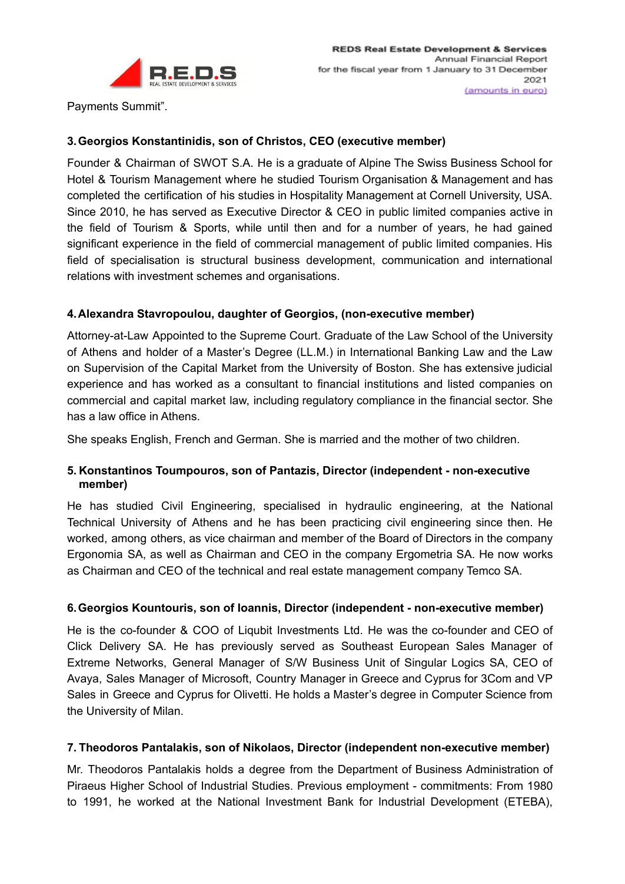Payments Summit".

**3. Georgios Konstantinidis, son of Christos, CEO (executive member)**

Founder & Chairman of SWOT S.A. He is a graduate of Alpine The Swiss Business School for Hotel & Tourism Management where he studied Tourism Organisation & Management and has completed the certification of his studies in Hospitality Management at Cornell University, USA. Since 2010, he has served as Executive Director & CEO in public limited companies active in the field of Tourism & Sports, while until then and for a number of years, he had gained significant experience in the field of commercial management of public limited companies. His field of specialisation is structural business development, communication and international relations with investment schemes and organisations.

**4. Alexandra Stavropoulou, daughter of Georgios, (non-executive member)**

Attorney-at-Law Appointed to the Supreme Court. Graduate of the Law School of the University of Athens and holder of a Master's Degree (LL.M.) in International Banking Law and the Law on Supervision of the Capital Market from the University of Boston. She has extensive judicial experience and has worked as a consultant to financial institutions and listed companies on commercial and capital market law, including regulatory compliance in the financial sector. She has a law office in Athens.

She speaks English, French and German. She is married and the mother of two children.

**5. Konstantinos Toumpouros, son of Pantazis, Director (independent - non-executive member)**

He has studied Civil Engineering, specialised in hydraulic engineering, at the National Technical University of Athens and he has been practicing civil engineering since then. He worked, among others, as vice chairman and member of the Board of Directors in the company Ergonomia SA, as well as Chairman and CEO in the company Ergometria SA. He now works as Chairman and CEO of the technical and real estate management company Temco SA.

**6. Georgios Kountouris, son of Ioannis, Director (independent - non-executive member)**

He is the co-founder & COO of Liqubit Investments Ltd. He was the co-founder and CEO of Click Delivery SA. He has previously served as Southeast European Sales Manager of Extreme Networks, General Manager of S/W Business Unit of Singular Logics SA, CEO of Avaya, Sales Manager of Microsoft, Country Manager in Greece and Cyprus for 3Com and VP Sales in Greece and Cyprus for Olivetti. He holds a Master's degree in Computer Science from the University of Milan.

**7. Theodoros Pantalakis, son of Nikolaos, Director (independent non-executive member)**

Mr. Theodoros Pantalakis holds a degree from the Department of Business Administration of Piraeus Higher School of Industrial Studies. Previous employment - commitments: From 1980 to 1991, he worked at the National Investment Bank for Industrial Development (ETEBA),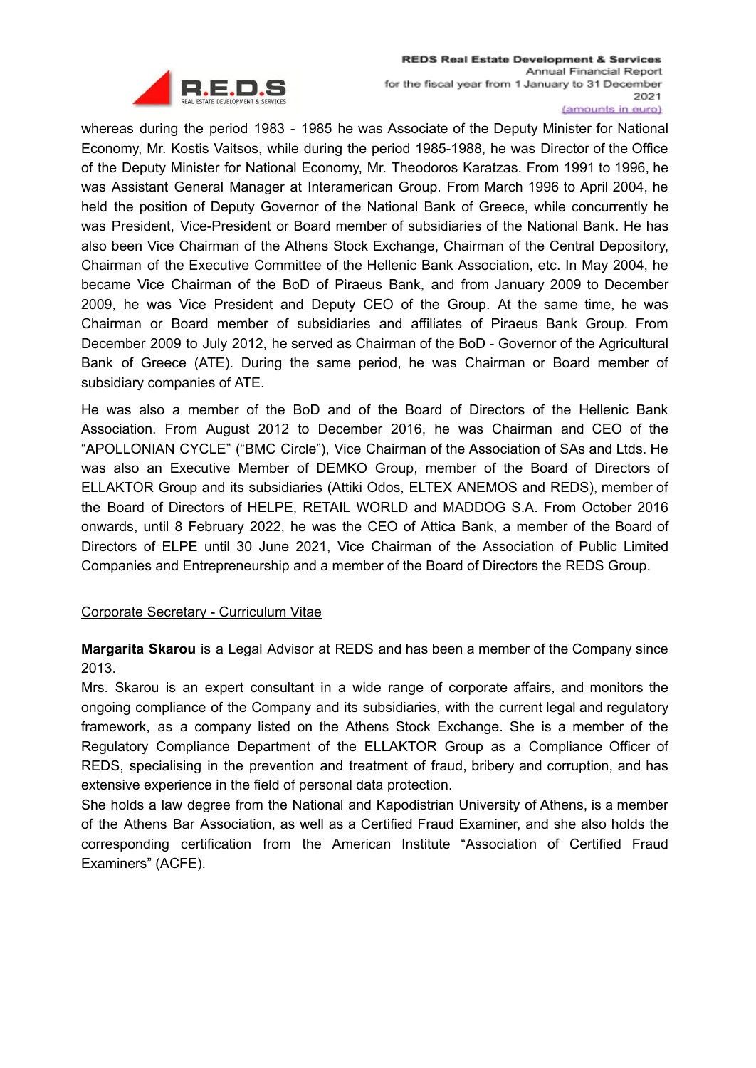whereas during the period 1983 - 1985 he was Associate of the Deputy Minister for National Economy, Mr. Kostis Vaitsos, while during the period 1985-1988, he was Director of the Office of the Deputy Minister for National Economy, Mr. Theodoros Karatzas. From 1991 to 1996, he was Assistant General Manager at Interamerican Group. From March 1996 to April 2004, he held the position of Deputy Governor of the National Bank of Greece, while concurrently he was President, Vice-President or Board member of subsidiaries of the National Bank. He has also been Vice Chairman of the Athens Stock Exchange, Chairman of the Central Depository, Chairman of the Executive Committee of the Hellenic Bank Association, etc. In May 2004, he became Vice Chairman of the BoD of Piraeus Bank, and from January 2009 to December 2009, he was Vice President and Deputy CEO of the Group. At the same time, he was Chairman or Board member of subsidiaries and affiliates of Piraeus Bank Group. From December 2009 to July 2012, he served as Chairman of the BoD - Governor of the Agricultural Bank of Greece (ATE). During the same period, he was Chairman or Board member of subsidiary companies of ATE.

He was also a member of the BoD and of the Board of Directors of the Hellenic Bank Association. From August 2012 to December 2016, he was Chairman and CEO of the "APOLLONIAN CYCLE" ("BMC Circle"), Vice Chairman of the Association of SAs and Ltds. He was also an Executive Member of DEMKO Group, member of the Board of Directors of ELLAKTOR Group and its subsidiaries (Attiki Odos, ELTEX ANEMOS and REDS), member of the Board of Directors of HELPE, RETAIL WORLD and MADDOG S.A. From October 2016 onwards, until 8 February 2022, he was the CEO of Attica Bank, a member of the Board of Directors of ELPE until 30 June 2021, Vice Chairman of the Association of Public Limited Companies and Entrepreneurship and a member of the Board of Directors the REDS Group.

Corporate Secretary - Curriculum Vitae

**Margarita Skarou** is a Legal Advisor at REDS and has been a member of the Company since 2013.
Mrs. Skarou is an expert consultant in a wide range of corporate affairs, and monitors the ongoing compliance of the Company and its subsidiaries, with the current legal and regulatory framework, as a company listed on the Athens Stock Exchange. She is a member of the Regulatory Compliance Department of the ELLAKTOR Group as a Compliance Officer of REDS, specialising in the prevention and treatment of fraud, bribery and corruption, and has extensive experience in the field of personal data protection.
She holds a law degree from the National and Kapodistrian University of Athens, is a member of the Athens Bar Association, as well as a Certified Fraud Examiner, and she also holds the corresponding certification from the American Institute "Association of Certified Fraud Examiners" (ACFE).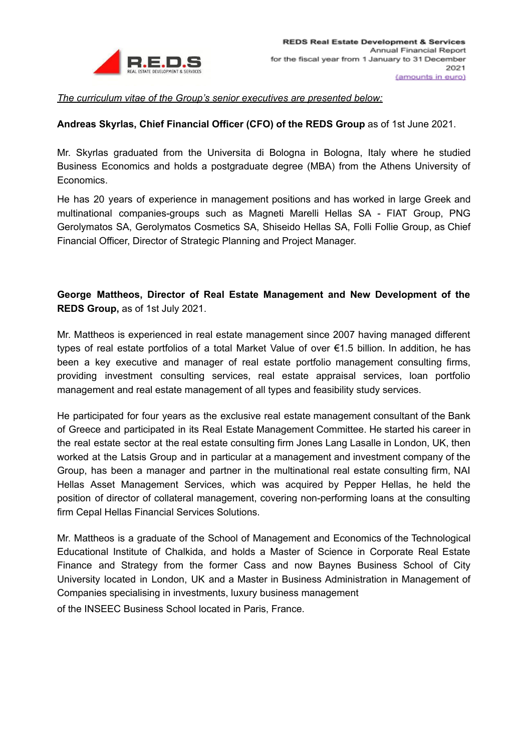*The curriculum vitae of the Group's senior executives are presented below:*

**Andreas Skyrlas, Chief Financial Officer (CFO) of the REDS Group** as of 1st June 2021.

Mr. Skyrlas graduated from the Universita di Bologna in Bologna, Italy where he studied Business Economics and holds a postgraduate degree (MBA) from the Athens University of Economics.

He has 20 years of experience in management positions and has worked in large Greek and multinational companies-groups such as Magneti Marelli Hellas SA - FIAT Group, PNG Gerolymatos SA, Gerolymatos Cosmetics SA, Shiseido Hellas SA, Folli Follie Group, as Chief Financial Officer, Director of Strategic Planning and Project Manager.

**George Mattheos, Director of Real Estate Management and New Development of the REDS Group,** as of 1st July 2021.

Mr. Mattheos is experienced in real estate management since 2007 having managed different types of real estate portfolios of a total Market Value of over €1.5 billion. In addition, he has been a key executive and manager of real estate portfolio management consulting firms, providing investment consulting services, real estate appraisal services, loan portfolio management and real estate management of all types and feasibility study services.

He participated for four years as the exclusive real estate management consultant of the Bank of Greece and participated in its Real Estate Management Committee. He started his career in the real estate sector at the real estate consulting firm Jones Lang Lasalle in London, UK, then worked at the Latsis Group and in particular at a management and investment company of the Group, has been a manager and partner in the multinational real estate consulting firm, NAI Hellas Asset Management Services, which was acquired by Pepper Hellas, he held the position of director of collateral management, covering non-performing loans at the consulting firm Cepal Hellas Financial Services Solutions.

Mr. Mattheos is a graduate of the School of Management and Economics of the Technological Educational Institute of Chalkida, and holds a Master of Science in Corporate Real Estate Finance and Strategy from the former Cass and now Baynes Business School of City University located in London, UK and a Master in Business Administration in Management of Companies specialising in investments, luxury business management of the INSEEC Business School located in Paris, France.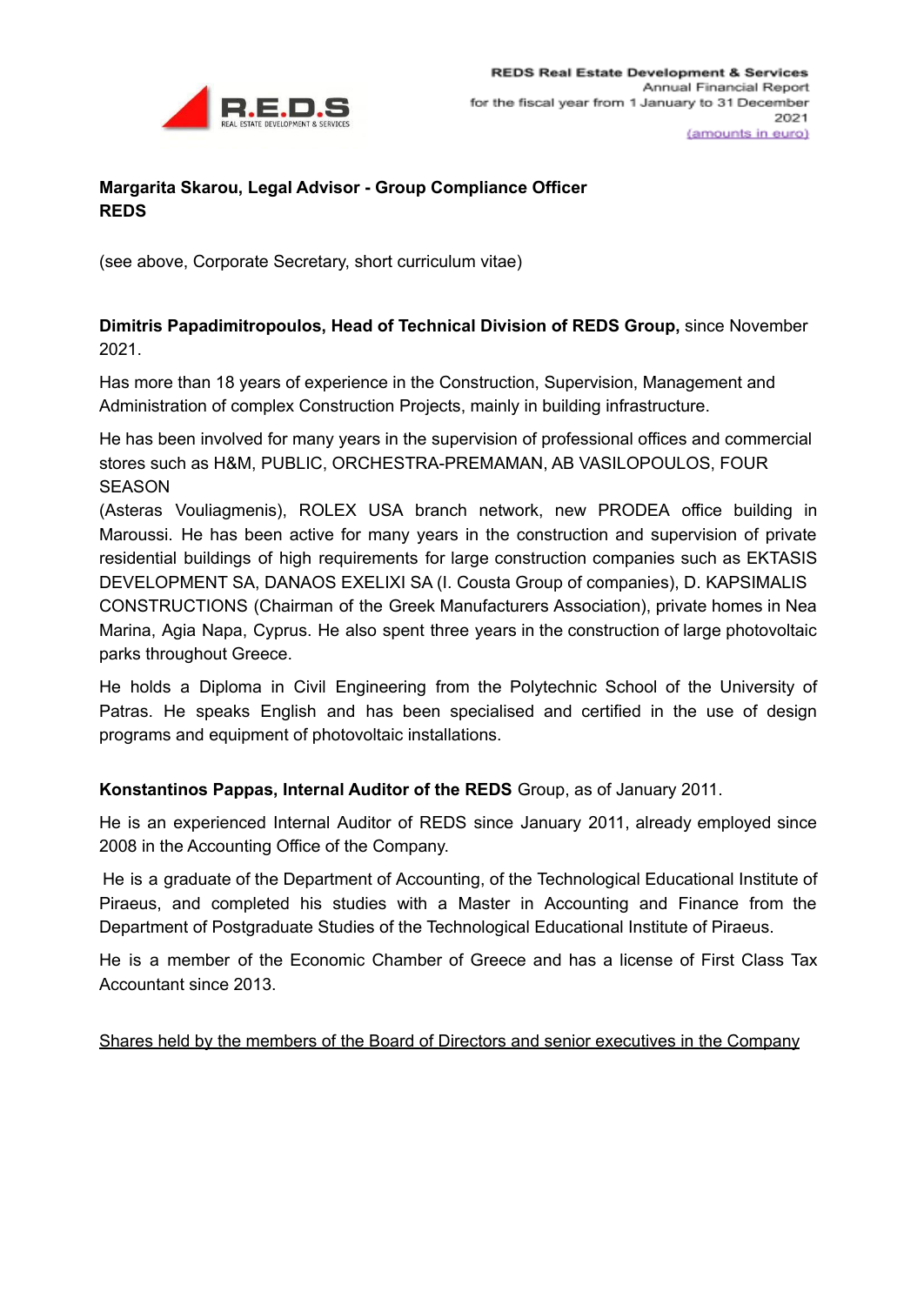**Margarita Skarou, Legal Advisor - Group Compliance Officer REDS**

(see above, Corporate Secretary, short curriculum vitae)

**Dimitris Papadimitropoulos, Head of Technical Division of REDS Group,** since November 2021.

Has more than 18 years of experience in the Construction, Supervision, Management and Administration of complex Construction Projects, mainly in building infrastructure.

He has been involved for many years in the supervision of professional offices and commercial stores such as H&M, PUBLIC, ORCHESTRA-PREMAMAN, AB VASILOPOULOS, FOUR SEASON
(Asteras Vouliagmenis), ROLEX USA branch network, new PRODEA office building in Maroussi. He has been active for many years in the construction and supervision of private residential buildings of high requirements for large construction companies such as EKTASIS DEVELOPMENT SA, DANAOS EXELIXI SA (I. Cousta Group of companies), D. KAPSIMALIS CONSTRUCTIONS (Chairman of the Greek Manufacturers Association), private homes in Nea Marina, Agia Napa, Cyprus. He also spent three years in the construction of large photovoltaic parks throughout Greece.

He holds a Diploma in Civil Engineering from the Polytechnic School of the University of Patras. He speaks English and has been specialised and certified in the use of design programs and equipment of photovoltaic installations.

**Konstantinos Pappas, Internal Auditor of the REDS** Group, as of January 2011.

He is an experienced Internal Auditor of REDS since January 2011, already employed since 2008 in the Accounting Office of the Company.

He is a graduate of the Department of Accounting, of the Technological Educational Institute of Piraeus, and completed his studies with a Master in Accounting and Finance from the Department of Postgraduate Studies of the Technological Educational Institute of Piraeus.

He is a member of the Economic Chamber of Greece and has a license of First Class Tax Accountant since 2013.

<u>Shares held by the members of the Board of Directors and senior executives in the Company</u>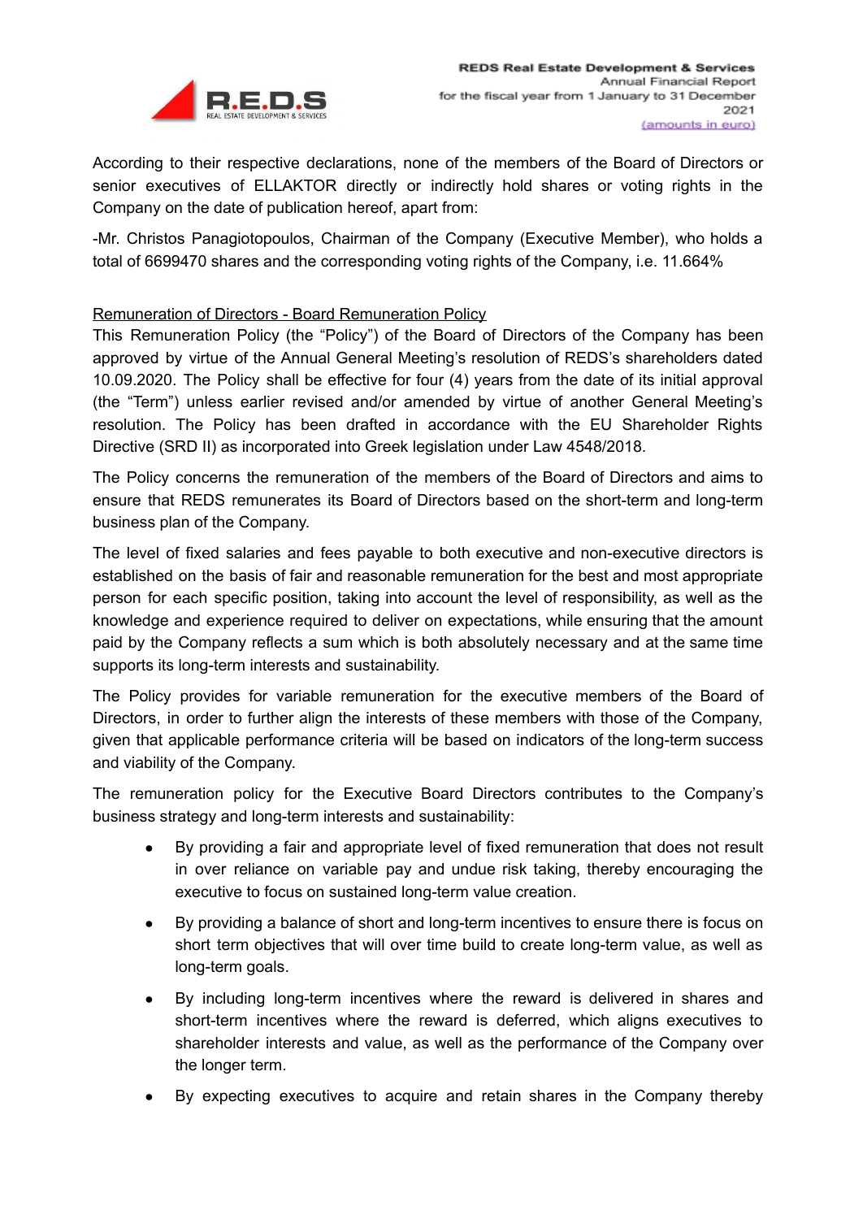According to their respective declarations, none of the members of the Board of Directors or senior executives of ELLAKTOR directly or indirectly hold shares or voting rights in the Company on the date of publication hereof, apart from:

-Mr. Christos Panagiotopoulos, Chairman of the Company (Executive Member), who holds a total of 6699470 shares and the corresponding voting rights of the Company, i.e. 11.664%

Remuneration of Directors - Board Remuneration Policy

This Remuneration Policy (the “Policy”) of the Board of Directors of the Company has been approved by virtue of the Annual General Meeting’s resolution of REDS’s shareholders dated 10.09.2020. The Policy shall be effective for four (4) years from the date of its initial approval (the “Term”) unless earlier revised and/or amended by virtue of another General Meeting’s resolution. The Policy has been drafted in accordance with the EU Shareholder Rights Directive (SRD II) as incorporated into Greek legislation under Law 4548/2018.

The Policy concerns the remuneration of the members of the Board of Directors and aims to ensure that REDS remunerates its Board of Directors based on the short-term and long-term business plan of the Company.

The level of fixed salaries and fees payable to both executive and non-executive directors is established on the basis of fair and reasonable remuneration for the best and most appropriate person for each specific position, taking into account the level of responsibility, as well as the knowledge and experience required to deliver on expectations, while ensuring that the amount paid by the Company reflects a sum which is both absolutely necessary and at the same time supports its long-term interests and sustainability.

The Policy provides for variable remuneration for the executive members of the Board of Directors, in order to further align the interests of these members with those of the Company, given that applicable performance criteria will be based on indicators of the long-term success and viability of the Company.

The remuneration policy for the Executive Board Directors contributes to the Company’s business strategy and long-term interests and sustainability:

- By providing a fair and appropriate level of fixed remuneration that does not result in over reliance on variable pay and undue risk taking, thereby encouraging the executive to focus on sustained long-term value creation.
- By providing a balance of short and long-term incentives to ensure there is focus on short term objectives that will over time build to create long-term value, as well as long-term goals.
- By including long-term incentives where the reward is delivered in shares and short-term incentives where the reward is deferred, which aligns executives to shareholder interests and value, as well as the performance of the Company over the longer term.
- By expecting executives to acquire and retain shares in the Company thereby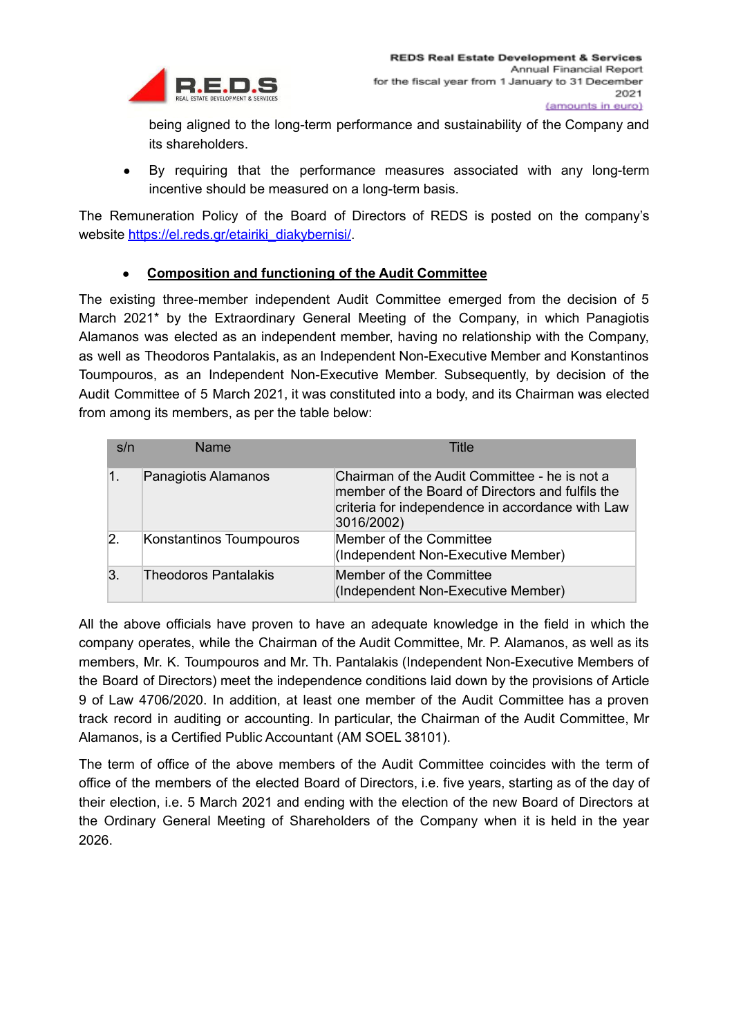being aligned to the long-term performance and sustainability of the Company and its shareholders.

- By requiring that the performance measures associated with any long-term incentive should be measured on a long-term basis.

The Remuneration Policy of the Board of Directors of REDS is posted on the company's website [https://el.reds.gr/etairiki_diakybernisi/](https://el.reds.gr/etairiki_diakybernisi/).

- **Composition and functioning of the Audit Committee**

The existing three-member independent Audit Committee emerged from the decision of 5 March 2021* by the Extraordinary General Meeting of the Company, in which Panagiotis Alamanos was elected as an independent member, having no relationship with the Company, as well as Theodoros Pantalakis, as an Independent Non-Executive Member and Konstantinos Toumpouros, as an Independent Non-Executive Member. Subsequently, by decision of the Audit Committee of 5 March 2021, it was constituted into a body, and its Chairman was elected from among its members, as per the table below:

| s/n | Name | Title |
|---|---|---|
| 1. | Panagiotis Alamanos | Chairman of the Audit Committee - he is not a member of the Board of Directors and fulfils the criteria for independence in accordance with Law 3016/2002) |
| 2. | Konstantinos Toumpouros | Member of the Committee (Independent Non-Executive Member) |
| 3. | Theodoros Pantalakis | Member of the Committee (Independent Non-Executive Member) |

All the above officials have proven to have an adequate knowledge in the field in which the company operates, while the Chairman of the Audit Committee, Mr. P. Alamanos, as well as its members, Mr. K. Toumpouros and Mr. Th. Pantalakis (Independent Non-Executive Members of the Board of Directors) meet the independence conditions laid down by the provisions of Article 9 of Law 4706/2020. In addition, at least one member of the Audit Committee has a proven track record in auditing or accounting. In particular, the Chairman of the Audit Committee, Mr Alamanos, is a Certified Public Accountant (AM SOEL 38101).

The term of office of the above members of the Audit Committee coincides with the term of office of the members of the elected Board of Directors, i.e. five years, starting as of the day of their election, i.e. 5 March 2021 and ending with the election of the new Board of Directors at the Ordinary General Meeting of Shareholders of the Company when it is held in the year 2026.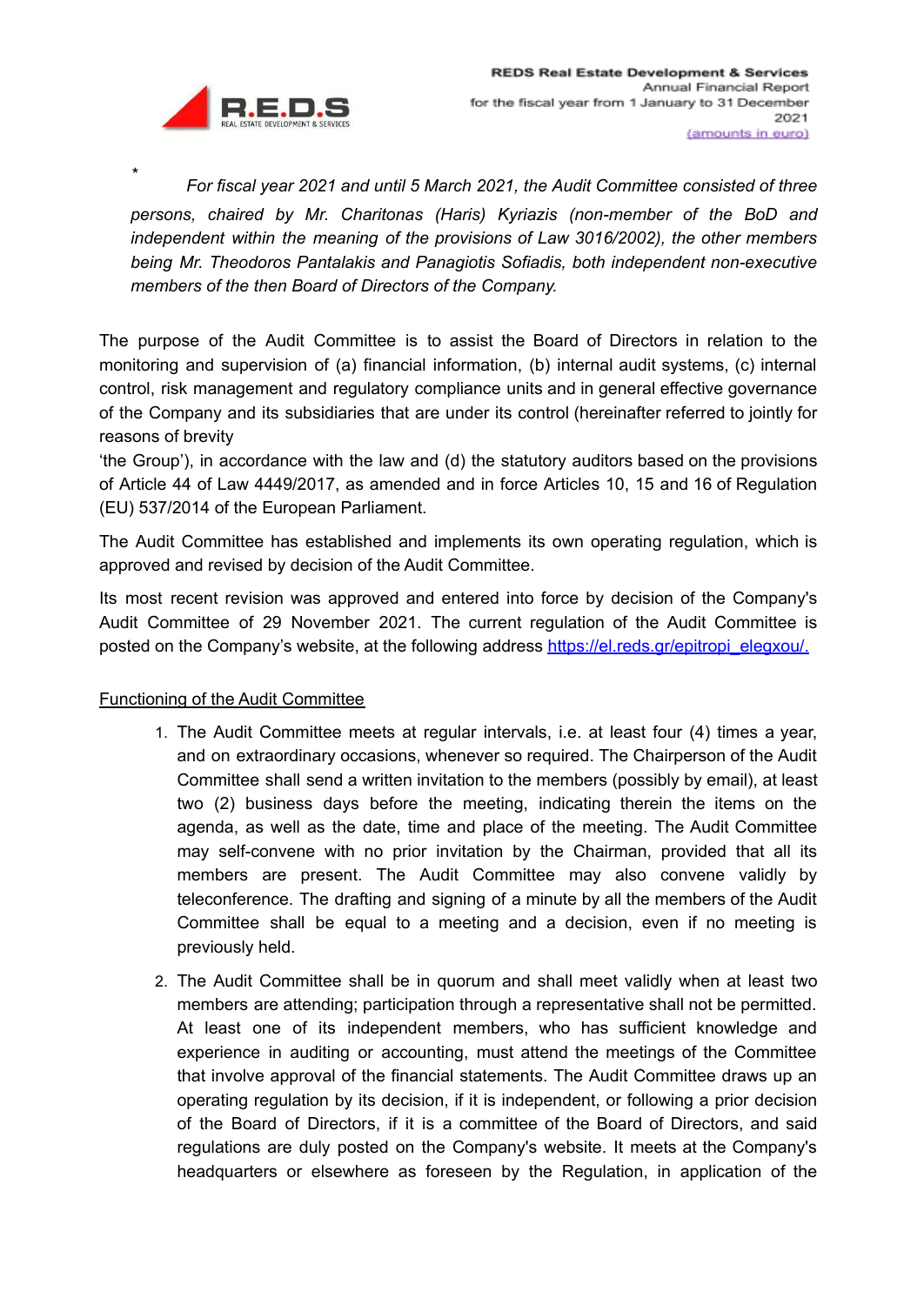*

*For fiscal year 2021 and until 5 March 2021, the Audit Committee consisted of three persons, chaired by Mr. Charitonas (Haris) Kyriazis (non-member of the BoD and independent within the meaning of the provisions of Law 3016/2002), the other members being Mr. Theodoros Pantalakis and Panagiotis Sofiadis, both independent non-executive members of the then Board of Directors of the Company.*

The purpose of the Audit Committee is to assist the Board of Directors in relation to the monitoring and supervision of (a) financial information, (b) internal audit systems, (c) internal control, risk management and regulatory compliance units and in general effective governance of the Company and its subsidiaries that are under its control (hereinafter referred to jointly for reasons of brevity
'the Group'), in accordance with the law and (d) the statutory auditors based on the provisions of Article 44 of Law 4449/2017, as amended and in force Articles 10, 15 and 16 of Regulation (EU) 537/2014 of the European Parliament.

The Audit Committee has established and implements its own operating regulation, which is approved and revised by decision of the Audit Committee.

Its most recent revision was approved and entered into force by decision of the Company's Audit Committee of 29 November 2021. The current regulation of the Audit Committee is posted on the Company's website, at the following address https://el.reds.gr/epitropi_elegxou/.

Functioning of the Audit Committee

1. The Audit Committee meets at regular intervals, i.e. at least four (4) times a year, and on extraordinary occasions, whenever so required. The Chairperson of the Audit Committee shall send a written invitation to the members (possibly by email), at least two (2) business days before the meeting, indicating therein the items on the agenda, as well as the date, time and place of the meeting. The Audit Committee may self-convene with no prior invitation by the Chairman, provided that all its members are present. The Audit Committee may also convene validly by teleconference. The drafting and signing of a minute by all the members of the Audit Committee shall be equal to a meeting and a decision, even if no meeting is previously held.
2. The Audit Committee shall be in quorum and shall meet validly when at least two members are attending; participation through a representative shall not be permitted. At least one of its independent members, who has sufficient knowledge and experience in auditing or accounting, must attend the meetings of the Committee that involve approval of the financial statements. The Audit Committee draws up an operating regulation by its decision, if it is independent, or following a prior decision of the Board of Directors, if it is a committee of the Board of Directors, and said regulations are duly posted on the Company's website. It meets at the Company's headquarters or elsewhere as foreseen by the Regulation, in application of the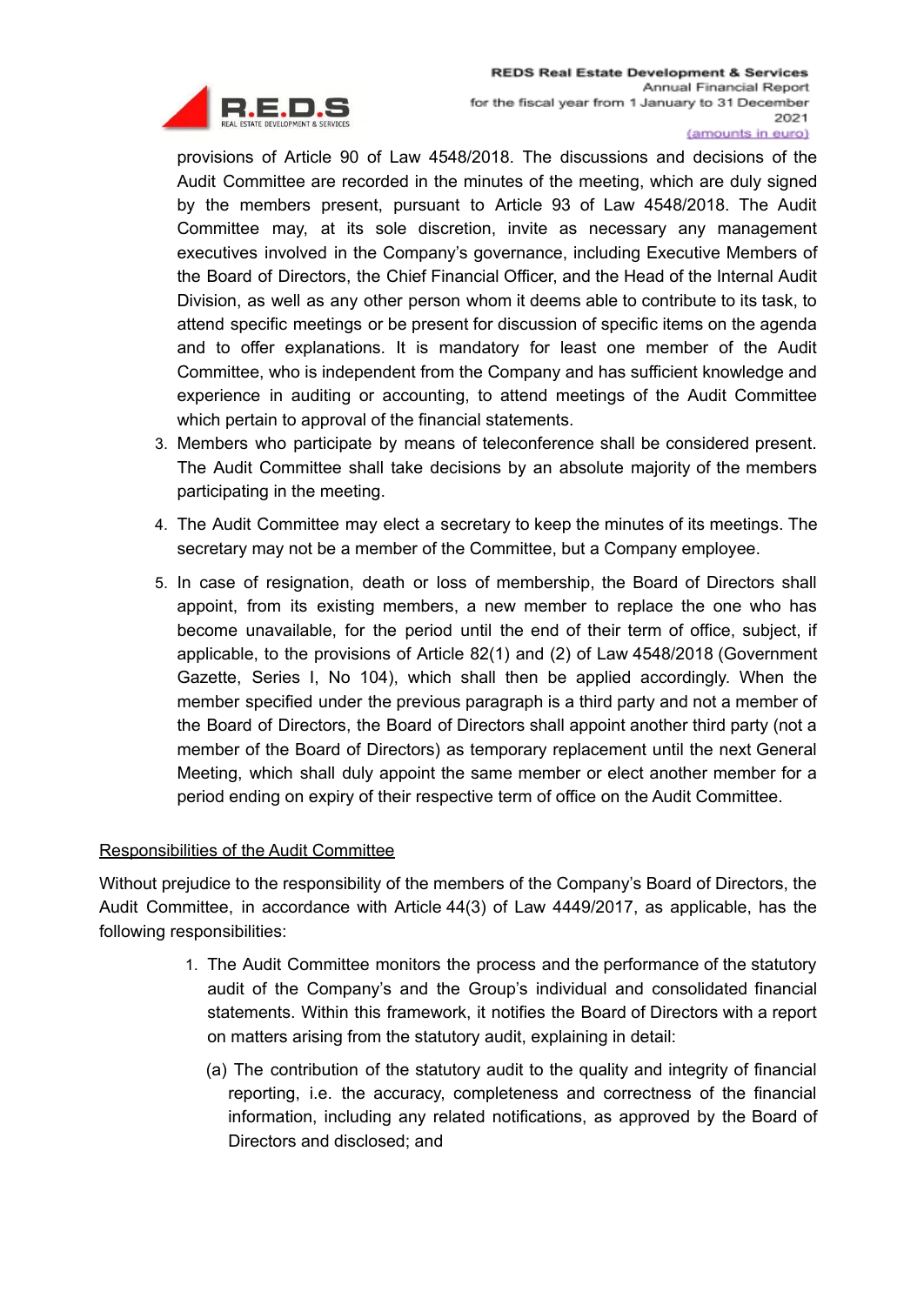provisions of Article 90 of Law 4548/2018. The discussions and decisions of the Audit Committee are recorded in the minutes of the meeting, which are duly signed by the members present, pursuant to Article 93 of Law 4548/2018. The Audit Committee may, at its sole discretion, invite as necessary any management executives involved in the Company's governance, including Executive Members of the Board of Directors, the Chief Financial Officer, and the Head of the Internal Audit Division, as well as any other person whom it deems able to contribute to its task, to attend specific meetings or be present for discussion of specific items on the agenda and to offer explanations. It is mandatory for least one member of the Audit Committee, who is independent from the Company and has sufficient knowledge and experience in auditing or accounting, to attend meetings of the Audit Committee which pertain to approval of the financial statements.

3. Members who participate by means of teleconference shall be considered present. The Audit Committee shall take decisions by an absolute majority of the members participating in the meeting.

4. The Audit Committee may elect a secretary to keep the minutes of its meetings. The secretary may not be a member of the Committee, but a Company employee.

5. In case of resignation, death or loss of membership, the Board of Directors shall appoint, from its existing members, a new member to replace the one who has become unavailable, for the period until the end of their term of office, subject, if applicable, to the provisions of Article 82(1) and (2) of Law 4548/2018 (Government Gazette, Series I, No 104), which shall then be applied accordingly. When the member specified under the previous paragraph is a third party and not a member of the Board of Directors, the Board of Directors shall appoint another third party (not a member of the Board of Directors) as temporary replacement until the next General Meeting, which shall duly appoint the same member or elect another member for a period ending on expiry of their respective term of office on the Audit Committee.

Responsibilities of the Audit Committee

Without prejudice to the responsibility of the members of the Company's Board of Directors, the Audit Committee, in accordance with Article 44(3) of Law 4449/2017, as applicable, has the following responsibilities:

1. The Audit Committee monitors the process and the performance of the statutory audit of the Company's and the Group's individual and consolidated financial statements. Within this framework, it notifies the Board of Directors with a report on matters arising from the statutory audit, explaining in detail:

   (a) The contribution of the statutory audit to the quality and integrity of financial reporting, i.e. the accuracy, completeness and correctness of the financial information, including any related notifications, as approved by the Board of Directors and disclosed; and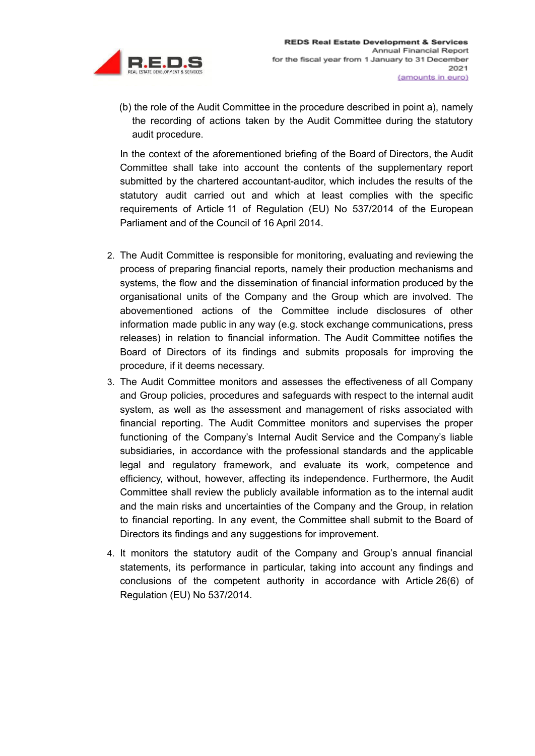(b) the role of the Audit Committee in the procedure described in point a), namely the recording of actions taken by the Audit Committee during the statutory audit procedure.

In the context of the aforementioned briefing of the Board of Directors, the Audit Committee shall take into account the contents of the supplementary report submitted by the chartered accountant-auditor, which includes the results of the statutory audit carried out and which at least complies with the specific requirements of Article 11 of Regulation (EU) No 537/2014 of the European Parliament and of the Council of 16 April 2014.

2. The Audit Committee is responsible for monitoring, evaluating and reviewing the process of preparing financial reports, namely their production mechanisms and systems, the flow and the dissemination of financial information produced by the organisational units of the Company and the Group which are involved. The abovementioned actions of the Committee include disclosures of other information made public in any way (e.g. stock exchange communications, press releases) in relation to financial information. The Audit Committee notifies the Board of Directors of its findings and submits proposals for improving the procedure, if it deems necessary.
3. The Audit Committee monitors and assesses the effectiveness of all Company and Group policies, procedures and safeguards with respect to the internal audit system, as well as the assessment and management of risks associated with financial reporting. The Audit Committee monitors and supervises the proper functioning of the Company's Internal Audit Service and the Company's liable subsidiaries, in accordance with the professional standards and the applicable legal and regulatory framework, and evaluate its work, competence and efficiency, without, however, affecting its independence. Furthermore, the Audit Committee shall review the publicly available information as to the internal audit and the main risks and uncertainties of the Company and the Group, in relation to financial reporting. In any event, the Committee shall submit to the Board of Directors its findings and any suggestions for improvement.
4. It monitors the statutory audit of the Company and Group's annual financial statements, its performance in particular, taking into account any findings and conclusions of the competent authority in accordance with Article 26(6) of Regulation (EU) No 537/2014.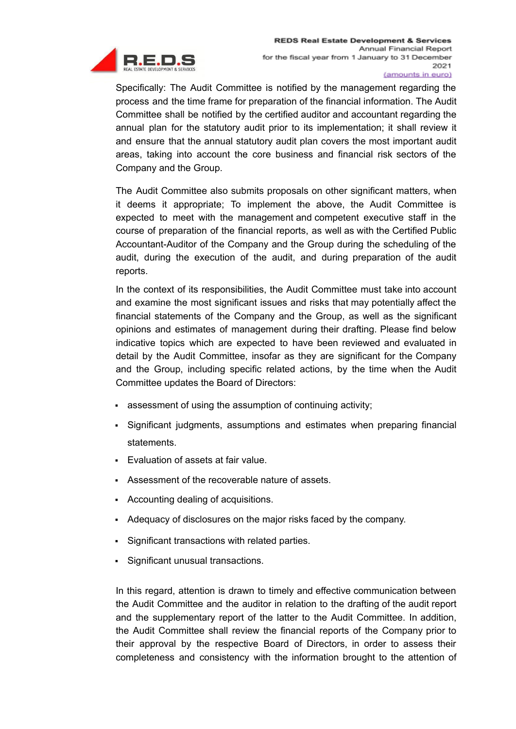Specifically: The Audit Committee is notified by the management regarding the process and the time frame for preparation of the financial information. The Audit Committee shall be notified by the certified auditor and accountant regarding the annual plan for the statutory audit prior to its implementation; it shall review it and ensure that the annual statutory audit plan covers the most important audit areas, taking into account the core business and financial risk sectors of the Company and the Group.

The Audit Committee also submits proposals on other significant matters, when it deems it appropriate; To implement the above, the Audit Committee is expected to meet with the management and competent executive staff in the course of preparation of the financial reports, as well as with the Certified Public Accountant-Auditor of the Company and the Group during the scheduling of the audit, during the execution of the audit, and during preparation of the audit reports.

In the context of its responsibilities, the Audit Committee must take into account and examine the most significant issues and risks that may potentially affect the financial statements of the Company and the Group, as well as the significant opinions and estimates of management during their drafting. Please find below indicative topics which are expected to have been reviewed and evaluated in detail by the Audit Committee, insofar as they are significant for the Company and the Group, including specific related actions, by the time when the Audit Committee updates the Board of Directors:

- assessment of using the assumption of continuing activity;
- Significant judgments, assumptions and estimates when preparing financial statements.
- Evaluation of assets at fair value.
- Assessment of the recoverable nature of assets.
- Accounting dealing of acquisitions.
- Adequacy of disclosures on the major risks faced by the company.
- Significant transactions with related parties.
- Significant unusual transactions.

In this regard, attention is drawn to timely and effective communication between the Audit Committee and the auditor in relation to the drafting of the audit report and the supplementary report of the latter to the Audit Committee. In addition, the Audit Committee shall review the financial reports of the Company prior to their approval by the respective Board of Directors, in order to assess their completeness and consistency with the information brought to the attention of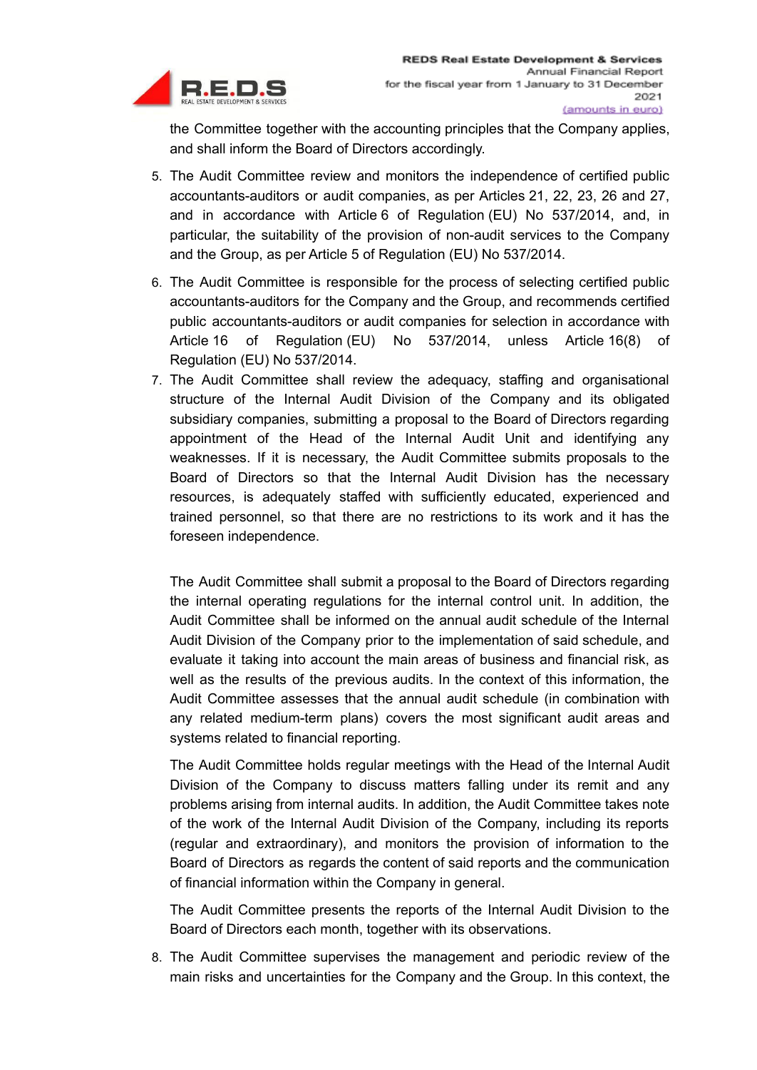the Committee together with the accounting principles that the Company applies, and shall inform the Board of Directors accordingly.

5. The Audit Committee review and monitors the independence of certified public accountants-auditors or audit companies, as per Articles 21, 22, 23, 26 and 27, and in accordance with Article 6 of Regulation (EU) No 537/2014, and, in particular, the suitability of the provision of non-audit services to the Company and the Group, as per Article 5 of Regulation (EU) No 537/2014.
6. The Audit Committee is responsible for the process of selecting certified public accountants-auditors for the Company and the Group, and recommends certified public accountants-auditors or audit companies for selection in accordance with Article 16 of Regulation (EU) No 537/2014, unless Article 16(8) of Regulation (EU) No 537/2014.
7. The Audit Committee shall review the adequacy, staffing and organisational structure of the Internal Audit Division of the Company and its obligated subsidiary companies, submitting a proposal to the Board of Directors regarding appointment of the Head of the Internal Audit Unit and identifying any weaknesses. If it is necessary, the Audit Committee submits proposals to the Board of Directors so that the Internal Audit Division has the necessary resources, is adequately staffed with sufficiently educated, experienced and trained personnel, so that there are no restrictions to its work and it has the foreseen independence.

   The Audit Committee shall submit a proposal to the Board of Directors regarding the internal operating regulations for the internal control unit. In addition, the Audit Committee shall be informed on the annual audit schedule of the Internal Audit Division of the Company prior to the implementation of said schedule, and evaluate it taking into account the main areas of business and financial risk, as well as the results of the previous audits. In the context of this information, the Audit Committee assesses that the annual audit schedule (in combination with any related medium-term plans) covers the most significant audit areas and systems related to financial reporting.

   The Audit Committee holds regular meetings with the Head of the Internal Audit Division of the Company to discuss matters falling under its remit and any problems arising from internal audits. In addition, the Audit Committee takes note of the work of the Internal Audit Division of the Company, including its reports (regular and extraordinary), and monitors the provision of information to the Board of Directors as regards the content of said reports and the communication of financial information within the Company in general.

   The Audit Committee presents the reports of the Internal Audit Division to the Board of Directors each month, together with its observations.

8. The Audit Committee supervises the management and periodic review of the main risks and uncertainties for the Company and the Group. In this context, the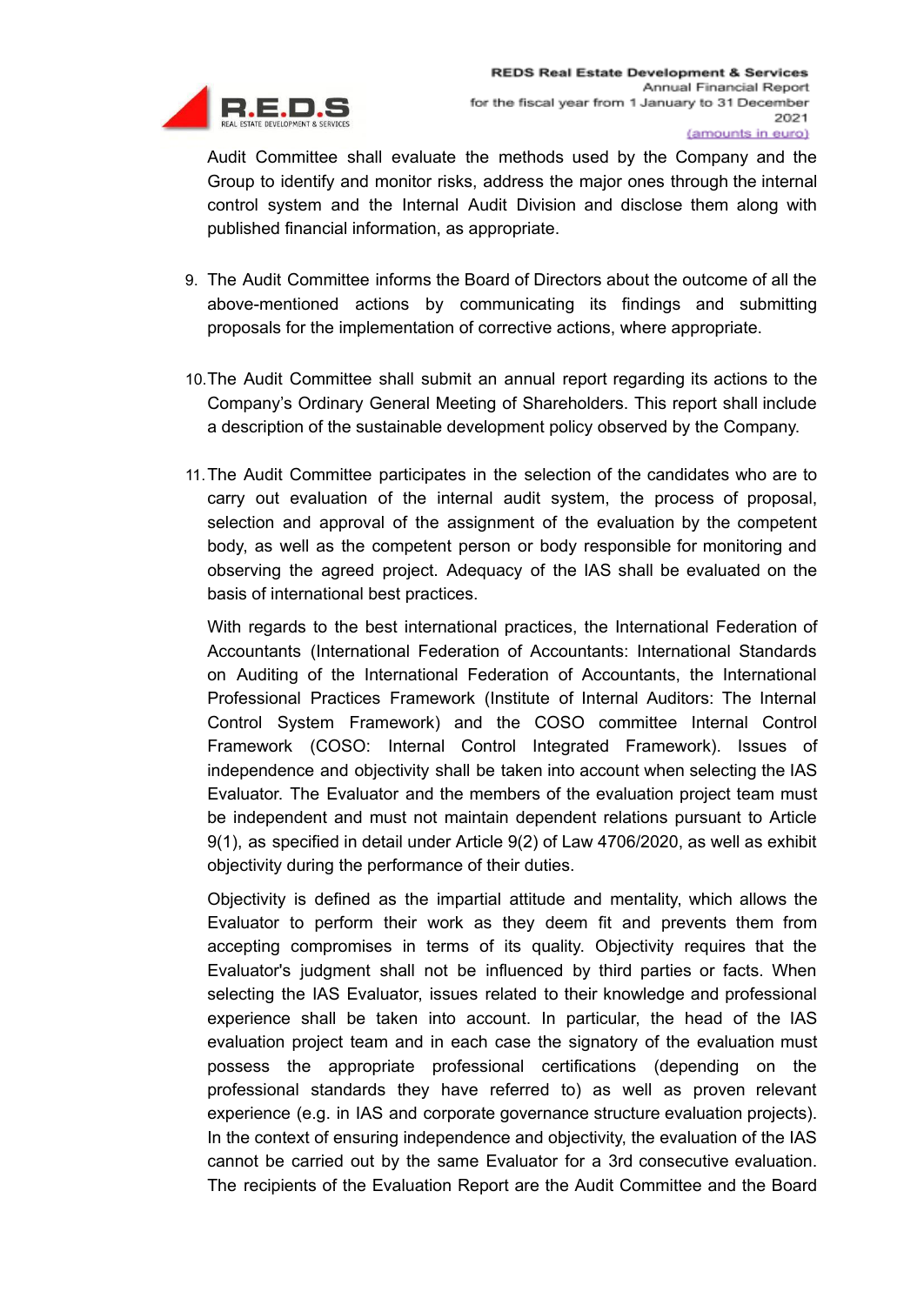Audit Committee shall evaluate the methods used by the Company and the Group to identify and monitor risks, address the major ones through the internal control system and the Internal Audit Division and disclose them along with published financial information, as appropriate.

9. The Audit Committee informs the Board of Directors about the outcome of all the above-mentioned actions by communicating its findings and submitting proposals for the implementation of corrective actions, where appropriate.

10. The Audit Committee shall submit an annual report regarding its actions to the Company's Ordinary General Meeting of Shareholders. This report shall include a description of the sustainable development policy observed by the Company.

11. The Audit Committee participates in the selection of the candidates who are to carry out evaluation of the internal audit system, the process of proposal, selection and approval of the assignment of the evaluation by the competent body, as well as the competent person or body responsible for monitoring and observing the agreed project. Adequacy of the IAS shall be evaluated on the basis of international best practices.

   With regards to the best international practices, the International Federation of Accountants (International Federation of Accountants: International Standards on Auditing of the International Federation of Accountants, the International Professional Practices Framework (Institute of Internal Auditors: The Internal Control System Framework) and the COSO committee Internal Control Framework (COSO: Internal Control Integrated Framework). Issues of independence and objectivity shall be taken into account when selecting the IAS Evaluator. The Evaluator and the members of the evaluation project team must be independent and must not maintain dependent relations pursuant to Article 9(1), as specified in detail under Article 9(2) of Law 4706/2020, as well as exhibit objectivity during the performance of their duties.

   Objectivity is defined as the impartial attitude and mentality, which allows the Evaluator to perform their work as they deem fit and prevents them from accepting compromises in terms of its quality. Objectivity requires that the Evaluator's judgment shall not be influenced by third parties or facts. When selecting the IAS Evaluator, issues related to their knowledge and professional experience shall be taken into account. In particular, the head of the IAS evaluation project team and in each case the signatory of the evaluation must possess the appropriate professional certifications (depending on the professional standards they have referred to) as well as proven relevant experience (e.g. in IAS and corporate governance structure evaluation projects). In the context of ensuring independence and objectivity, the evaluation of the IAS cannot be carried out by the same Evaluator for a 3rd consecutive evaluation. The recipients of the Evaluation Report are the Audit Committee and the Board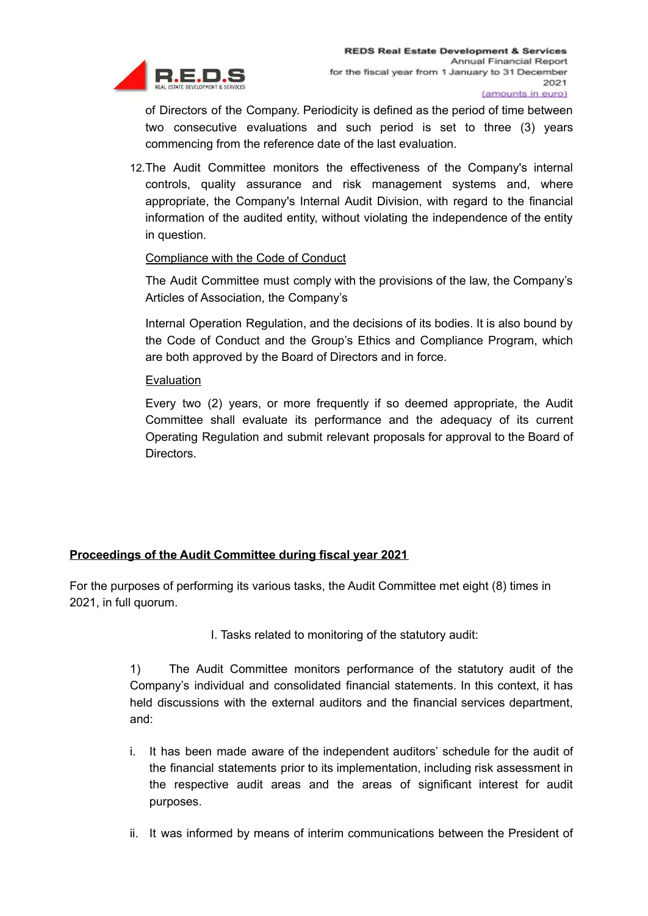of Directors of the Company. Periodicity is defined as the period of time between two consecutive evaluations and such period is set to three (3) years commencing from the reference date of the last evaluation.

12. The Audit Committee monitors the effectiveness of the Company's internal controls, quality assurance and risk management systems and, where appropriate, the Company's Internal Audit Division, with regard to the financial information of the audited entity, without violating the independence of the entity in question.

<u>Compliance with the Code of Conduct</u>

The Audit Committee must comply with the provisions of the law, the Company's Articles of Association, the Company's

Internal Operation Regulation, and the decisions of its bodies. It is also bound by the Code of Conduct and the Group's Ethics and Compliance Program, which are both approved by the Board of Directors and in force.

<u>Evaluation</u>

Every two (2) years, or more frequently if so deemed appropriate, the Audit Committee shall evaluate its performance and the adequacy of its current Operating Regulation and submit relevant proposals for approval to the Board of Directors.

**<u>Proceedings of the Audit Committee during fiscal year 2021</u>**

For the purposes of performing its various tasks, the Audit Committee met eight (8) times in 2021, in full quorum.

I. Tasks related to monitoring of the statutory audit:

1) The Audit Committee monitors performance of the statutory audit of the Company's individual and consolidated financial statements. In this context, it has held discussions with the external auditors and the financial services department, and:

i. It has been made aware of the independent auditors' schedule for the audit of the financial statements prior to its implementation, including risk assessment in the respective audit areas and the areas of significant interest for audit purposes.

ii. It was informed by means of interim communications between the President of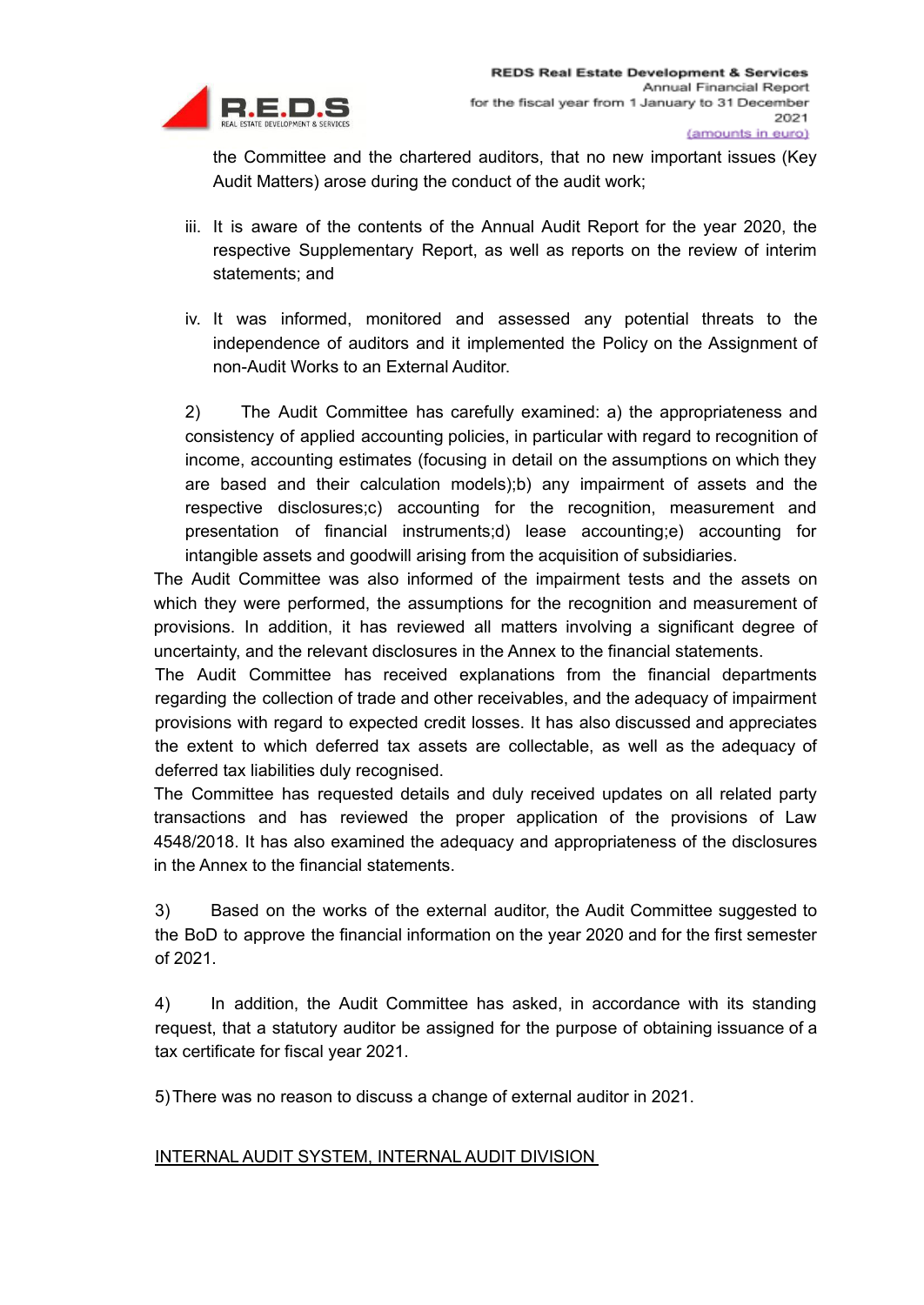the Committee and the chartered auditors, that no new important issues (Key Audit Matters) arose during the conduct of the audit work;

iii. It is aware of the contents of the Annual Audit Report for the year 2020, the respective Supplementary Report, as well as reports on the review of interim statements; and

iv. It was informed, monitored and assessed any potential threats to the independence of auditors and it implemented the Policy on the Assignment of non-Audit Works to an External Auditor.

2) The Audit Committee has carefully examined: a) the appropriateness and consistency of applied accounting policies, in particular with regard to recognition of income, accounting estimates (focusing in detail on the assumptions on which they are based and their calculation models);b) any impairment of assets and the respective disclosures;c) accounting for the recognition, measurement and presentation of financial instruments;d) lease accounting;e) accounting for intangible assets and goodwill arising from the acquisition of subsidiaries.

The Audit Committee was also informed of the impairment tests and the assets on which they were performed, the assumptions for the recognition and measurement of provisions. In addition, it has reviewed all matters involving a significant degree of uncertainty, and the relevant disclosures in the Annex to the financial statements.

The Audit Committee has received explanations from the financial departments regarding the collection of trade and other receivables, and the adequacy of impairment provisions with regard to expected credit losses. It has also discussed and appreciates the extent to which deferred tax assets are collectable, as well as the adequacy of deferred tax liabilities duly recognised.

The Committee has requested details and duly received updates on all related party transactions and has reviewed the proper application of the provisions of Law 4548/2018. It has also examined the adequacy and appropriateness of the disclosures in the Annex to the financial statements.

3) Based on the works of the external auditor, the Audit Committee suggested to the BoD to approve the financial information on the year 2020 and for the first semester of 2021.

4) In addition, the Audit Committee has asked, in accordance with its standing request, that a statutory auditor be assigned for the purpose of obtaining issuance of a tax certificate for fiscal year 2021.

5) There was no reason to discuss a change of external auditor in 2021.

INTERNAL AUDIT SYSTEM, INTERNAL AUDIT DIVISION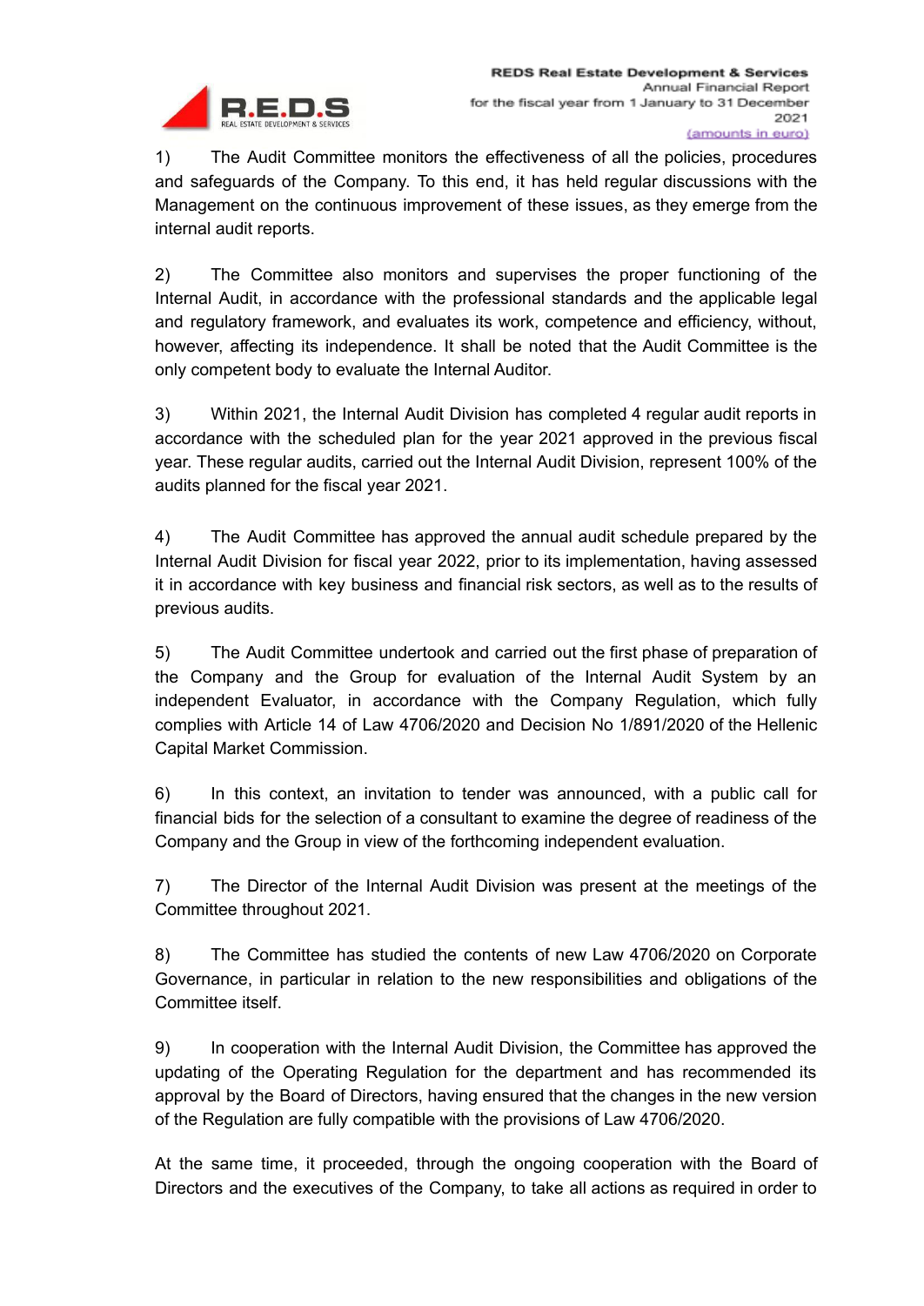1) The Audit Committee monitors the effectiveness of all the policies, procedures and safeguards of the Company. To this end, it has held regular discussions with the Management on the continuous improvement of these issues, as they emerge from the internal audit reports.

2) The Committee also monitors and supervises the proper functioning of the Internal Audit, in accordance with the professional standards and the applicable legal and regulatory framework, and evaluates its work, competence and efficiency, without, however, affecting its independence. It shall be noted that the Audit Committee is the only competent body to evaluate the Internal Auditor.

3) Within 2021, the Internal Audit Division has completed 4 regular audit reports in accordance with the scheduled plan for the year 2021 approved in the previous fiscal year. These regular audits, carried out the Internal Audit Division, represent 100% of the audits planned for the fiscal year 2021.

4) The Audit Committee has approved the annual audit schedule prepared by the Internal Audit Division for fiscal year 2022, prior to its implementation, having assessed it in accordance with key business and financial risk sectors, as well as to the results of previous audits.

5) The Audit Committee undertook and carried out the first phase of preparation of the Company and the Group for evaluation of the Internal Audit System by an independent Evaluator, in accordance with the Company Regulation, which fully complies with Article 14 of Law 4706/2020 and Decision No 1/891/2020 of the Hellenic Capital Market Commission.

6) In this context, an invitation to tender was announced, with a public call for financial bids for the selection of a consultant to examine the degree of readiness of the Company and the Group in view of the forthcoming independent evaluation.

7) The Director of the Internal Audit Division was present at the meetings of the Committee throughout 2021.

8) The Committee has studied the contents of new Law 4706/2020 on Corporate Governance, in particular in relation to the new responsibilities and obligations of the Committee itself.

9) In cooperation with the Internal Audit Division, the Committee has approved the updating of the Operating Regulation for the department and has recommended its approval by the Board of Directors, having ensured that the changes in the new version of the Regulation are fully compatible with the provisions of Law 4706/2020.

At the same time, it proceeded, through the ongoing cooperation with the Board of Directors and the executives of the Company, to take all actions as required in order to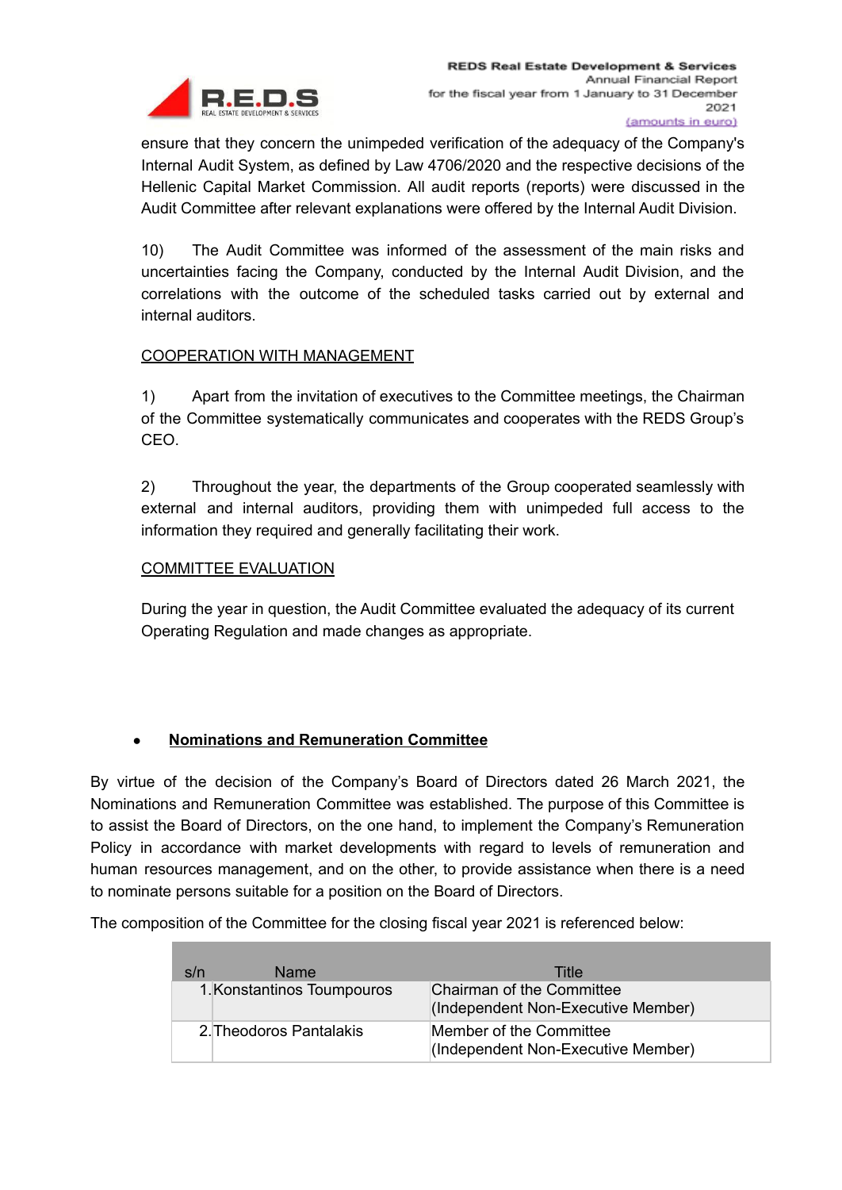ensure that they concern the unimpeded verification of the adequacy of the Company's Internal Audit System, as defined by Law 4706/2020 and the respective decisions of the Hellenic Capital Market Commission. All audit reports (reports) were discussed in the Audit Committee after relevant explanations were offered by the Internal Audit Division.

10) The Audit Committee was informed of the assessment of the main risks and uncertainties facing the Company, conducted by the Internal Audit Division, and the correlations with the outcome of the scheduled tasks carried out by external and internal auditors.

COOPERATION WITH MANAGEMENT

1) Apart from the invitation of executives to the Committee meetings, the Chairman of the Committee systematically communicates and cooperates with the REDS Group's CEO.

2) Throughout the year, the departments of the Group cooperated seamlessly with external and internal auditors, providing them with unimpeded full access to the information they required and generally facilitating their work.

COMMITTEE EVALUATION

During the year in question, the Audit Committee evaluated the adequacy of its current Operating Regulation and made changes as appropriate.

- **Nominations and Remuneration Committee**

By virtue of the decision of the Company's Board of Directors dated 26 March 2021, the Nominations and Remuneration Committee was established. The purpose of this Committee is to assist the Board of Directors, on the one hand, to implement the Company's Remuneration Policy in accordance with market developments with regard to levels of remuneration and human resources management, and on the other, to provide assistance when there is a need to nominate persons suitable for a position on the Board of Directors.

The composition of the Committee for the closing fiscal year 2021 is referenced below:

| s/n | Name | Title |
|---|---|---|
| 1. | Konstantinos Toumpouros | Chairman of the Committee (Independent Non-Executive Member) |
| 2. | Theodoros Pantalakis | Member of the Committee (Independent Non-Executive Member) |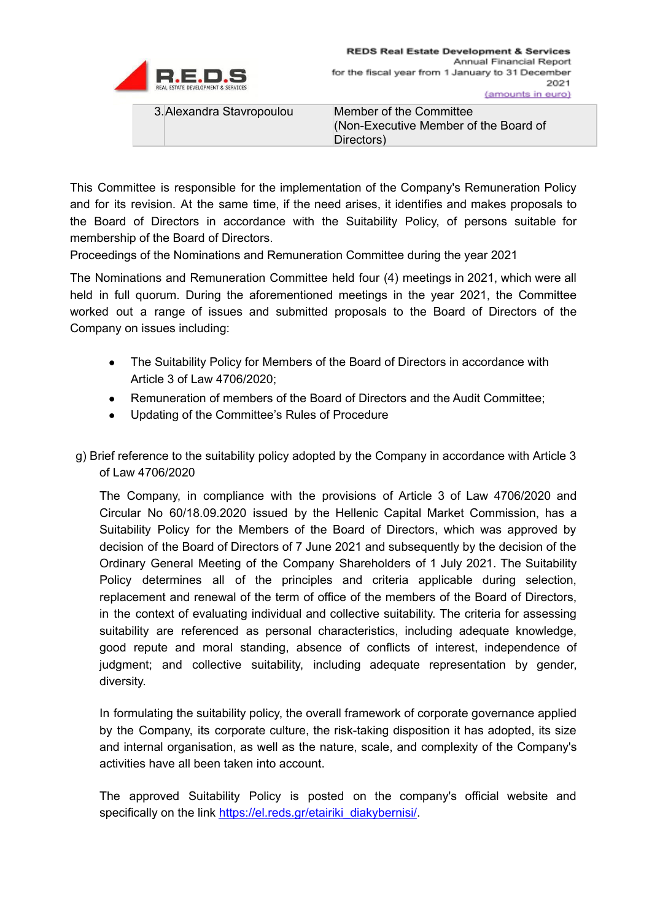| | | |
|---|---|---|
| 3. | Alexandra Stavropoulou | Member of the Committee (Non-Executive Member of the Board of Directors) |

This Committee is responsible for the implementation of the Company's Remuneration Policy and for its revision. At the same time, if the need arises, it identifies and makes proposals to the Board of Directors in accordance with the Suitability Policy, of persons suitable for membership of the Board of Directors.

Proceedings of the Nominations and Remuneration Committee during the year 2021

The Nominations and Remuneration Committee held four (4) meetings in 2021, which were all held in full quorum. During the aforementioned meetings in the year 2021, the Committee worked out a range of issues and submitted proposals to the Board of Directors of the Company on issues including:

- The Suitability Policy for Members of the Board of Directors in accordance with Article 3 of Law 4706/2020;
- Remuneration of members of the Board of Directors and the Audit Committee;
- Updating of the Committee's Rules of Procedure

g) Brief reference to the suitability policy adopted by the Company in accordance with Article 3 of Law 4706/2020

The Company, in compliance with the provisions of Article 3 of Law 4706/2020 and Circular No 60/18.09.2020 issued by the Hellenic Capital Market Commission, has a Suitability Policy for the Members of the Board of Directors, which was approved by decision of the Board of Directors of 7 June 2021 and subsequently by the decision of the Ordinary General Meeting of the Company Shareholders of 1 July 2021. The Suitability Policy determines all of the principles and criteria applicable during selection, replacement and renewal of the term of office of the members of the Board of Directors, in the context of evaluating individual and collective suitability. The criteria for assessing suitability are referenced as personal characteristics, including adequate knowledge, good repute and moral standing, absence of conflicts of interest, independence of judgment; and collective suitability, including adequate representation by gender, diversity.

In formulating the suitability policy, the overall framework of corporate governance applied by the Company, its corporate culture, the risk-taking disposition it has adopted, its size and internal organisation, as well as the nature, scale, and complexity of the Company's activities have all been taken into account.

The approved Suitability Policy is posted on the company's official website and specifically on the link https://el.reds.gr/etairiki_diakybernisi/.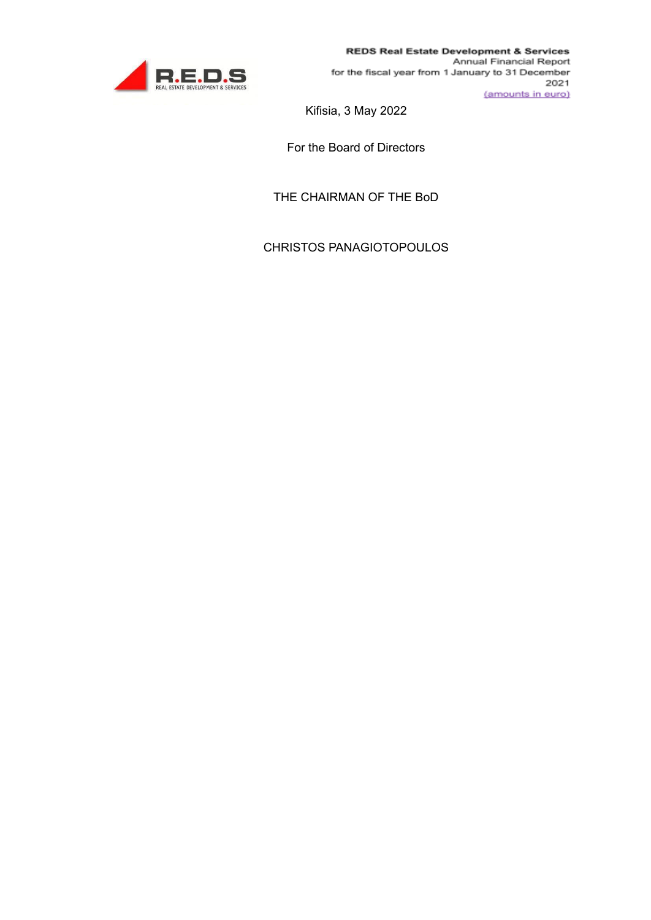Kifisia, 3 May 2022

For the Board of Directors

THE CHAIRMAN OF THE BoD

CHRISTOS PANAGIOTOPOULOS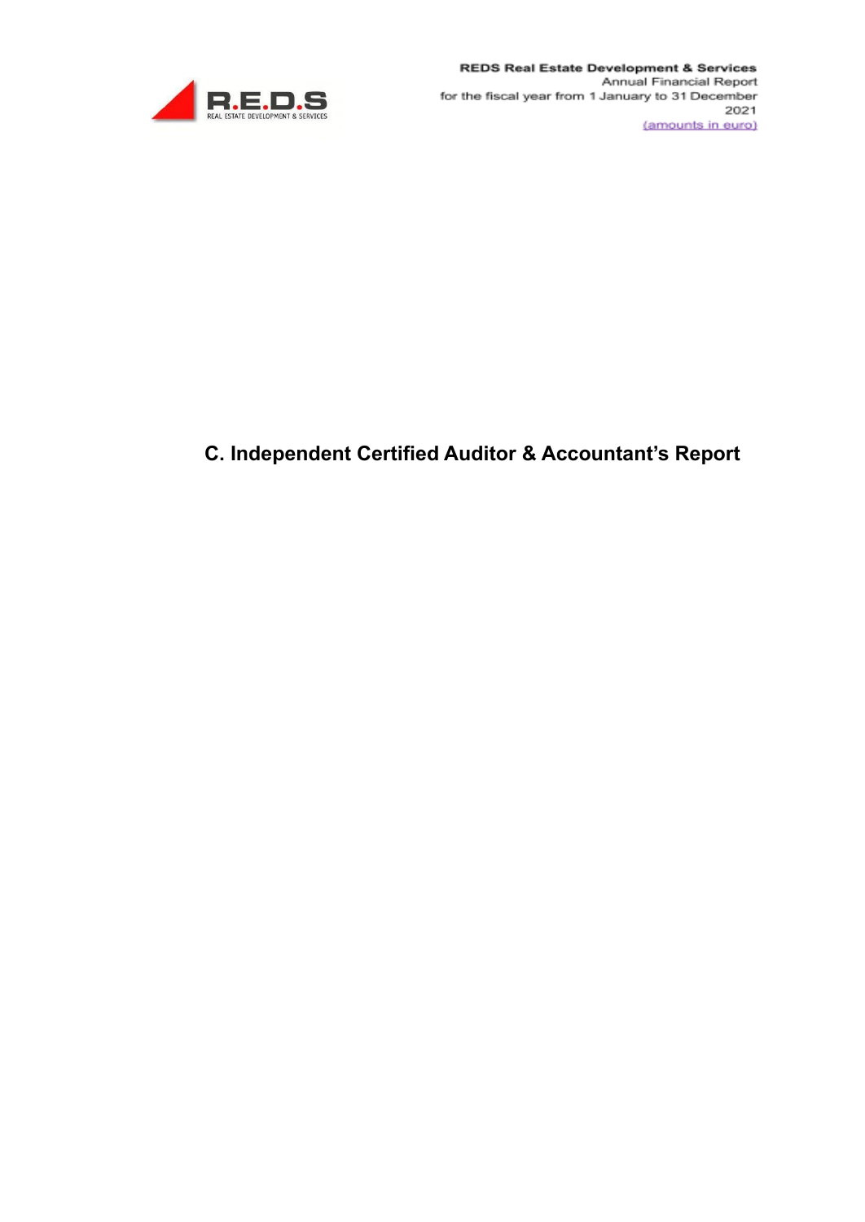# C. Independent Certified Auditor & Accountant's Report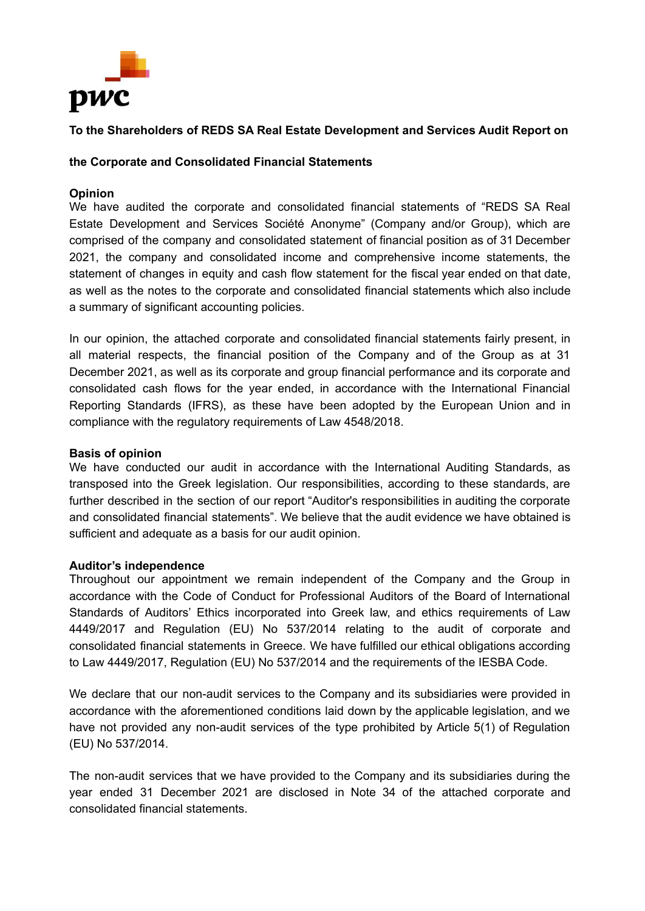**To the Shareholders of REDS SA Real Estate Development and Services Audit Report on**

**the Corporate and Consolidated Financial Statements**

**Opinion**

We have audited the corporate and consolidated financial statements of "REDS SA Real Estate Development and Services Société Anonyme" (Company and/or Group), which are comprised of the company and consolidated statement of financial position as of 31 December 2021, the company and consolidated income and comprehensive income statements, the statement of changes in equity and cash flow statement for the fiscal year ended on that date, as well as the notes to the corporate and consolidated financial statements which also include a summary of significant accounting policies.

In our opinion, the attached corporate and consolidated financial statements fairly present, in all material respects, the financial position of the Company and of the Group as at 31 December 2021, as well as its corporate and group financial performance and its corporate and consolidated cash flows for the year ended, in accordance with the International Financial Reporting Standards (IFRS), as these have been adopted by the European Union and in compliance with the regulatory requirements of Law 4548/2018.

**Basis of opinion**

We have conducted our audit in accordance with the International Auditing Standards, as transposed into the Greek legislation. Our responsibilities, according to these standards, are further described in the section of our report "Auditor's responsibilities in auditing the corporate and consolidated financial statements". We believe that the audit evidence we have obtained is sufficient and adequate as a basis for our audit opinion.

**Auditor's independence**

Throughout our appointment we remain independent of the Company and the Group in accordance with the Code of Conduct for Professional Auditors of the Board of International Standards of Auditors' Ethics incorporated into Greek law, and ethics requirements of Law 4449/2017 and Regulation (EU) No 537/2014 relating to the audit of corporate and consolidated financial statements in Greece. We have fulfilled our ethical obligations according to Law 4449/2017, Regulation (EU) No 537/2014 and the requirements of the IESBA Code.

We declare that our non-audit services to the Company and its subsidiaries were provided in accordance with the aforementioned conditions laid down by the applicable legislation, and we have not provided any non-audit services of the type prohibited by Article 5(1) of Regulation (EU) No 537/2014.

The non-audit services that we have provided to the Company and its subsidiaries during the year ended 31 December 2021 are disclosed in Note 34 of the attached corporate and consolidated financial statements.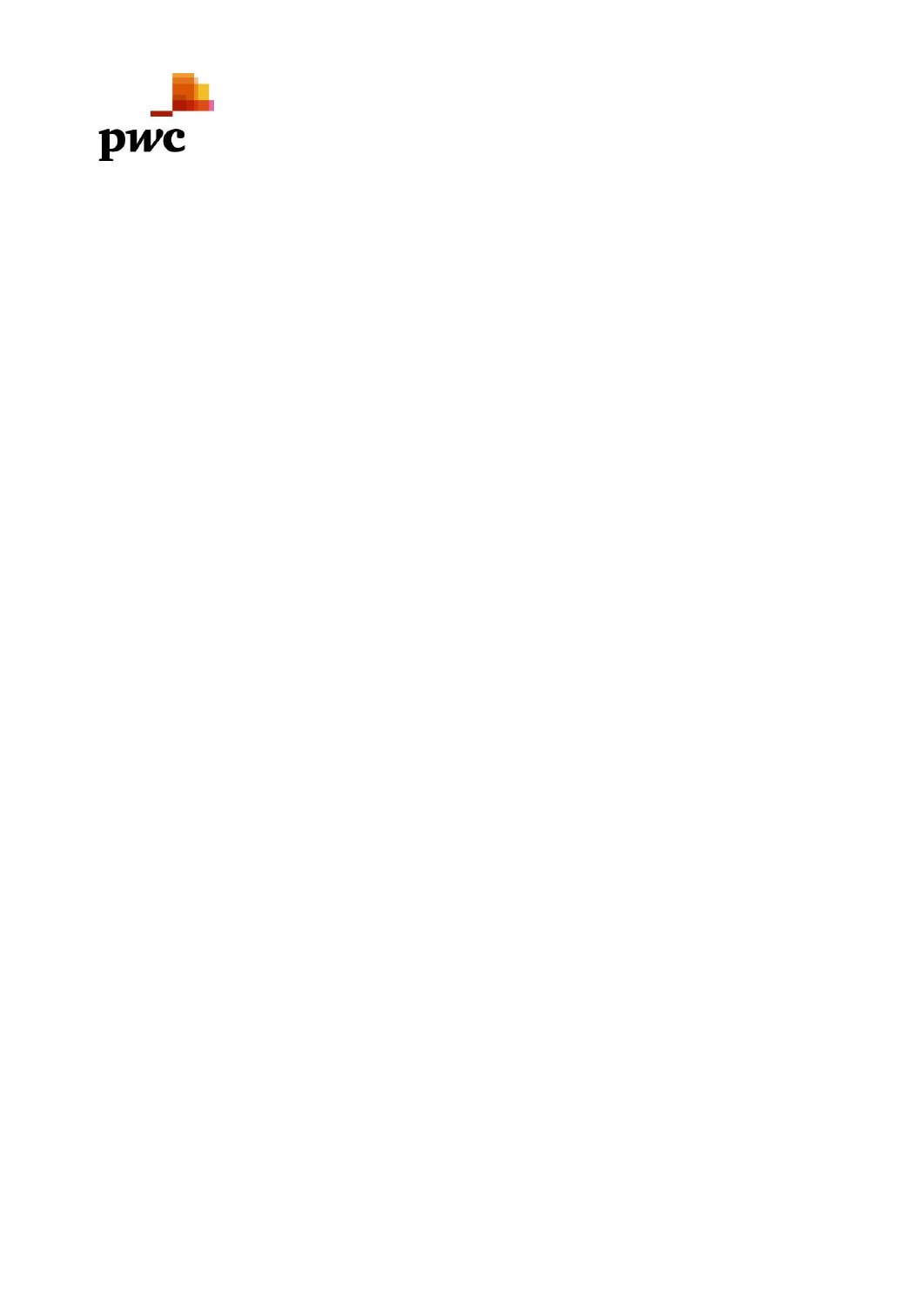pwc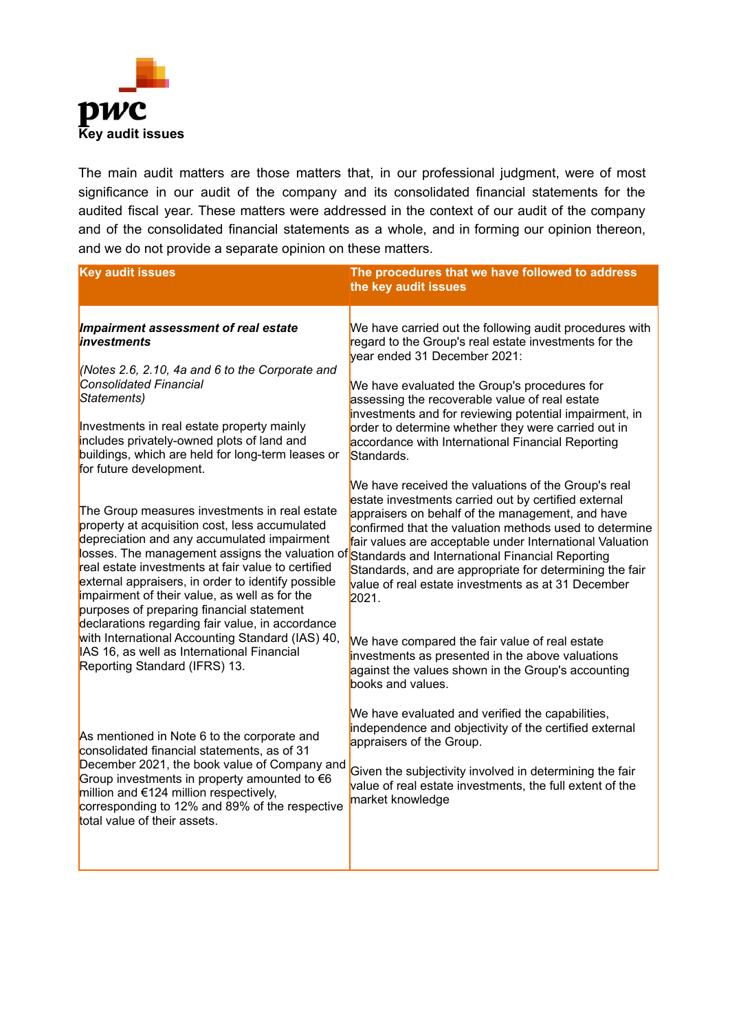## Key audit issues

The main audit matters are those matters that, in our professional judgment, were of most significance in our audit of the company and its consolidated financial statements for the audited fiscal year. These matters were addressed in the context of our audit of the company and of the consolidated financial statements as a whole, and in forming our opinion thereon, and we do not provide a separate opinion on these matters.

| Key audit issues | The procedures that we have followed to address the key audit issues |
|---|---|
| ***Impairment assessment of real estate investments***<br><br>*(Notes 2.6, 2.10, 4a and 6 to the Corporate and Consolidated Financial Statements)*<br><br>Investments in real estate property mainly includes privately-owned plots of land and buildings, which are held for long-term leases or for future development.<br><br>The Group measures investments in real estate property at acquisition cost, less accumulated depreciation and any accumulated impairment losses. The management assigns the valuation of real estate investments at fair value to certified external appraisers, in order to identify possible impairment of their value, as well as for the purposes of preparing financial statement declarations regarding fair value, in accordance with International Accounting Standard (IAS) 40, IAS 16, as well as International Financial Reporting Standard (IFRS) 13.<br><br>As mentioned in Note 6 to the corporate and consolidated financial statements, as of 31 December 2021, the book value of Company and Group investments in property amounted to €6 million and €124 million respectively, corresponding to 12% and 89% of the respective total value of their assets. | We have carried out the following audit procedures with regard to the Group's real estate investments for the year ended 31 December 2021:<br><br>We have evaluated the Group's procedures for assessing the recoverable value of real estate investments and for reviewing potential impairment, in order to determine whether they were carried out in accordance with International Financial Reporting Standards.<br><br>We have received the valuations of the Group's real estate investments carried out by certified external appraisers on behalf of the management, and have confirmed that the valuation methods used to determine fair values are acceptable under International Valuation Standards and International Financial Reporting Standards, and are appropriate for determining the fair value of real estate investments as at 31 December 2021.<br><br>We have compared the fair value of real estate investments as presented in the above valuations against the values shown in the Group's accounting books and values.<br><br>We have evaluated and verified the capabilities, independence and objectivity of the certified external appraisers of the Group.<br><br>Given the subjectivity involved in determining the fair value of real estate investments, the full extent of the market knowledge |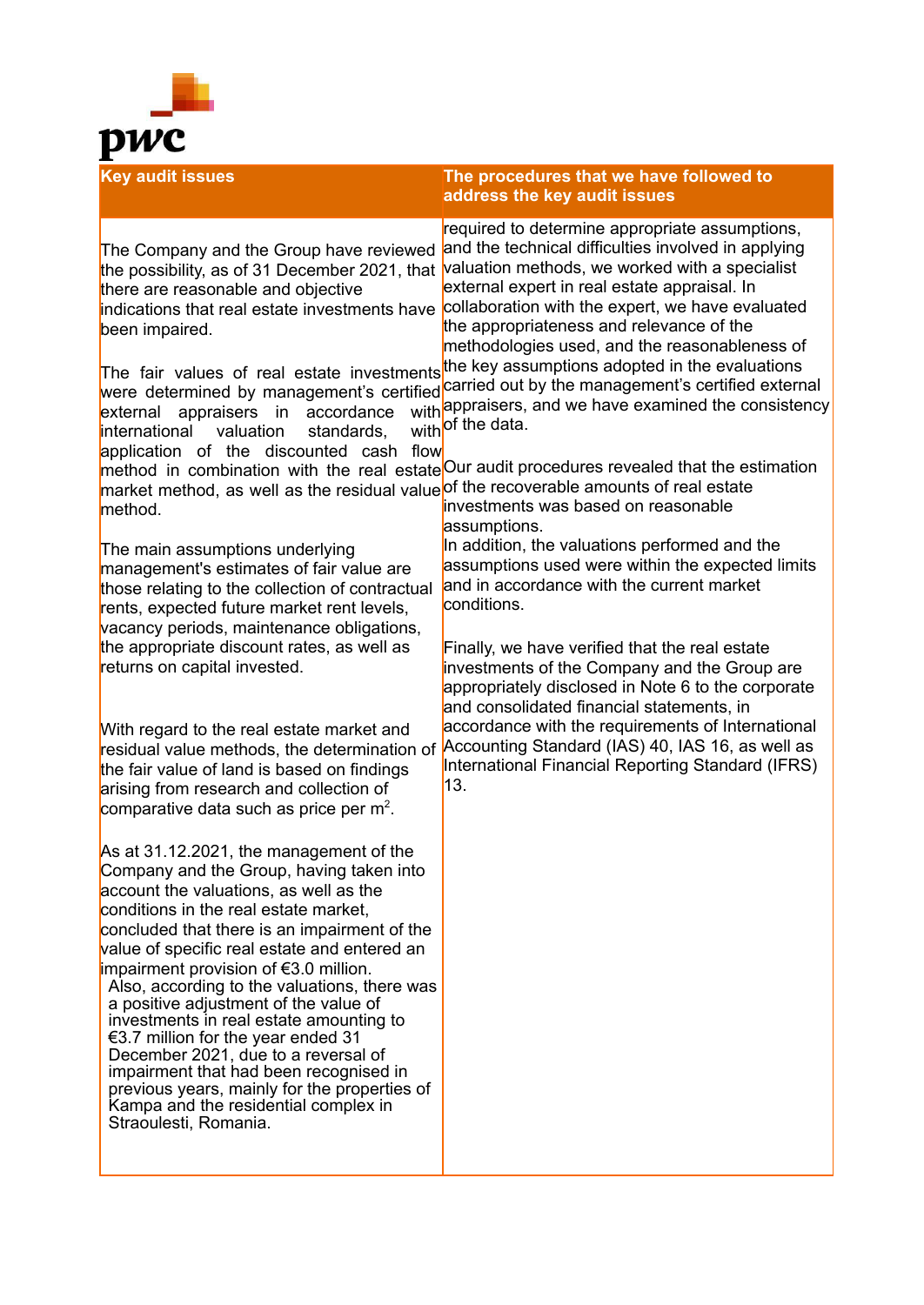| Key audit issues | The procedures that we have followed to address the key audit issues |
|---|---|
| The Company and the Group have reviewed the possibility, as of 31 December 2021, that there are reasonable and objective indications that real estate investments have been impaired.<br><br>The fair values of real estate investments were determined by management's certified external appraisers in accordance with international valuation standards, with application of the discounted cash flow method in combination with the real estate market method, as well as the residual value method.<br><br>The main assumptions underlying management's estimates of fair value are those relating to the collection of contractual rents, expected future market rent levels, vacancy periods, maintenance obligations, the appropriate discount rates, as well as returns on capital invested.<br><br>With regard to the real estate market and residual value methods, the determination of the fair value of land is based on findings arising from research and collection of comparative data such as price per m$^2$.<br><br>As at 31.12.2021, the management of the Company and the Group, having taken into account the valuations, as well as the conditions in the real estate market, concluded that there is an impairment of the value of specific real estate and entered an impairment provision of €3.0 million.<br>Also, according to the valuations, there was a positive adjustment of the value of investments in real estate amounting to €3.7 million for the year ended 31 December 2021, due to a reversal of impairment that had been recognised in previous years, mainly for the properties of Kampa and the residential complex in Straoulesti, Romania. | required to determine appropriate assumptions, and the technical difficulties involved in applying valuation methods, we worked with a specialist external expert in real estate appraisal. In collaboration with the expert, we have evaluated the appropriateness and relevance of the methodologies used, and the reasonableness of the key assumptions adopted in the evaluations carried out by the management's certified external appraisers, and we have examined the consistency of the data.<br><br>Our audit procedures revealed that the estimation of the recoverable amounts of real estate investments was based on reasonable assumptions.<br>In addition, the valuations performed and the assumptions used were within the expected limits and in accordance with the current market conditions.<br><br>Finally, we have verified that the real estate investments of the Company and the Group are appropriately disclosed in Note 6 to the corporate and consolidated financial statements, in accordance with the requirements of International Accounting Standard (IAS) 40, IAS 16, as well as International Financial Reporting Standard (IFRS) 13. |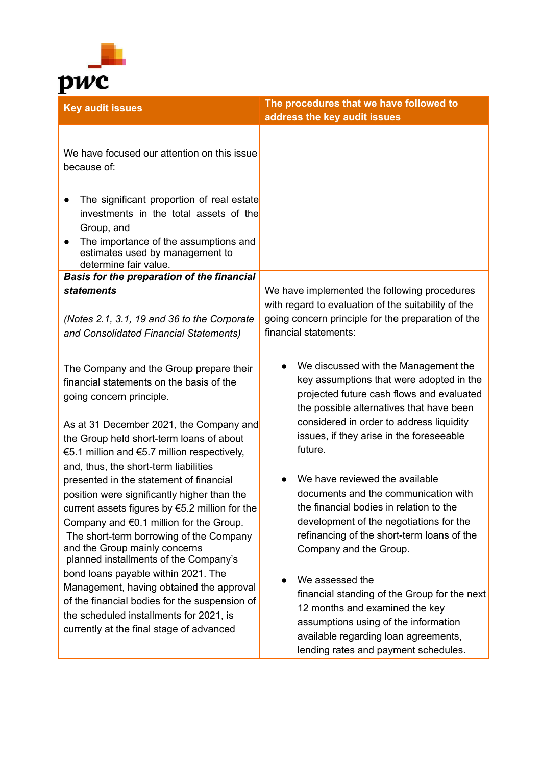| Key audit issues | The procedures that we have followed to address the key audit issues |
| --- | --- |
| We have focused our attention on this issue because of:<br><br>● The significant proportion of real estate investments in the total assets of the Group, and<br>● The importance of the assumptions and estimates used by management to determine fair value. | |
| ***Basis for the preparation of the financial statements***<br><br>*(Notes 2.1, 3.1, 19 and 36 to the Corporate and Consolidated Financial Statements)*<br><br>The Company and the Group prepare their financial statements on the basis of the going concern principle.<br><br>As at 31 December 2021, the Company and the Group held short-term loans of about €5.1 million and €5.7 million respectively, and, thus, the short-term liabilities presented in the statement of financial position were significantly higher than the current assets figures by €5.2 million for the Company and €0.1 million for the Group. The short-term borrowing of the Company and the Group mainly concerns planned installments of the Company's bond loans payable within 2021. The Management, having obtained the approval of the financial bodies for the suspension of the scheduled installments for 2021, is currently at the final stage of advanced | We have implemented the following procedures with regard to evaluation of the suitability of the going concern principle for the preparation of the financial statements:<br><br>● We discussed with the Management the key assumptions that were adopted in the projected future cash flows and evaluated the possible alternatives that have been considered in order to address liquidity issues, if they arise in the foreseeable future.<br><br>● We have reviewed the available documents and the communication with the financial bodies in relation to the development of the negotiations for the refinancing of the short-term loans of the Company and the Group.<br><br>● We assessed the financial standing of the Group for the next 12 months and examined the key assumptions using of the information available regarding loan agreements, lending rates and payment schedules. |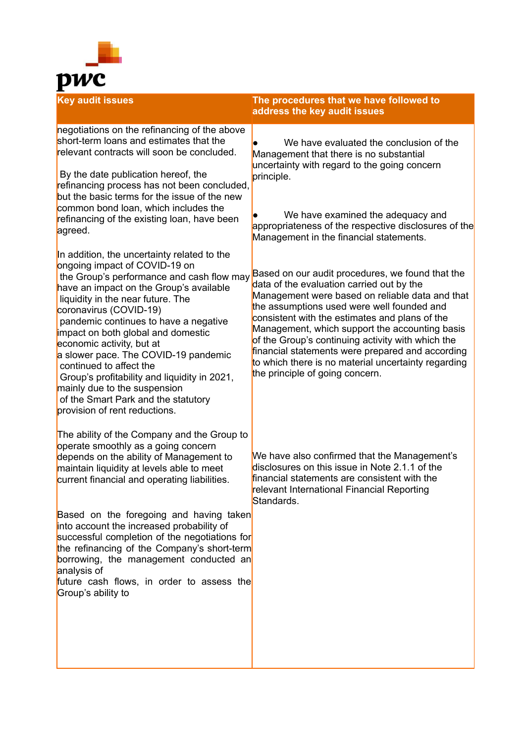| Key audit issues | The procedures that we have followed to address the key audit issues |
|---|---|
| negotiations on the refinancing of the above short-term loans and estimates that the relevant contracts will soon be concluded.<br><br>By the date publication hereof, the refinancing process has not been concluded, but the basic terms for the issue of the new common bond loan, which includes the refinancing of the existing loan, have been agreed.<br><br>In addition, the uncertainty related to the ongoing impact of COVID-19 on the Group's performance and cash flow may have an impact on the Group's available liquidity in the near future. The coronavirus (COVID-19) pandemic continues to have a negative impact on both global and domestic economic activity, but at a slower pace. The COVID-19 pandemic continued to affect the Group's profitability and liquidity in 2021, mainly due to the suspension of the Smart Park and the statutory provision of rent reductions.<br><br>The ability of the Company and the Group to operate smoothly as a going concern depends on the ability of Management to maintain liquidity at levels able to meet current financial and operating liabilities.<br><br>Based on the foregoing and having taken into account the increased probability of successful completion of the negotiations for the refinancing of the Company's short-term borrowing, the management conducted an analysis of future cash flows, in order to assess the Group's ability to | • We have evaluated the conclusion of the Management that there is no substantial uncertainty with regard to the going concern principle.<br><br>• We have examined the adequacy and appropriateness of the respective disclosures of the Management in the financial statements.<br><br>Based on our audit procedures, we found that the data of the evaluation carried out by the Management were based on reliable data and that the assumptions used were well founded and consistent with the estimates and plans of the Management, which support the accounting basis of the Group's continuing activity with which the financial statements were prepared and according to which there is no material uncertainty regarding the principle of going concern.<br><br>We have also confirmed that the Management's disclosures on this issue in Note 2.1.1 of the financial statements are consistent with the relevant International Financial Reporting Standards. |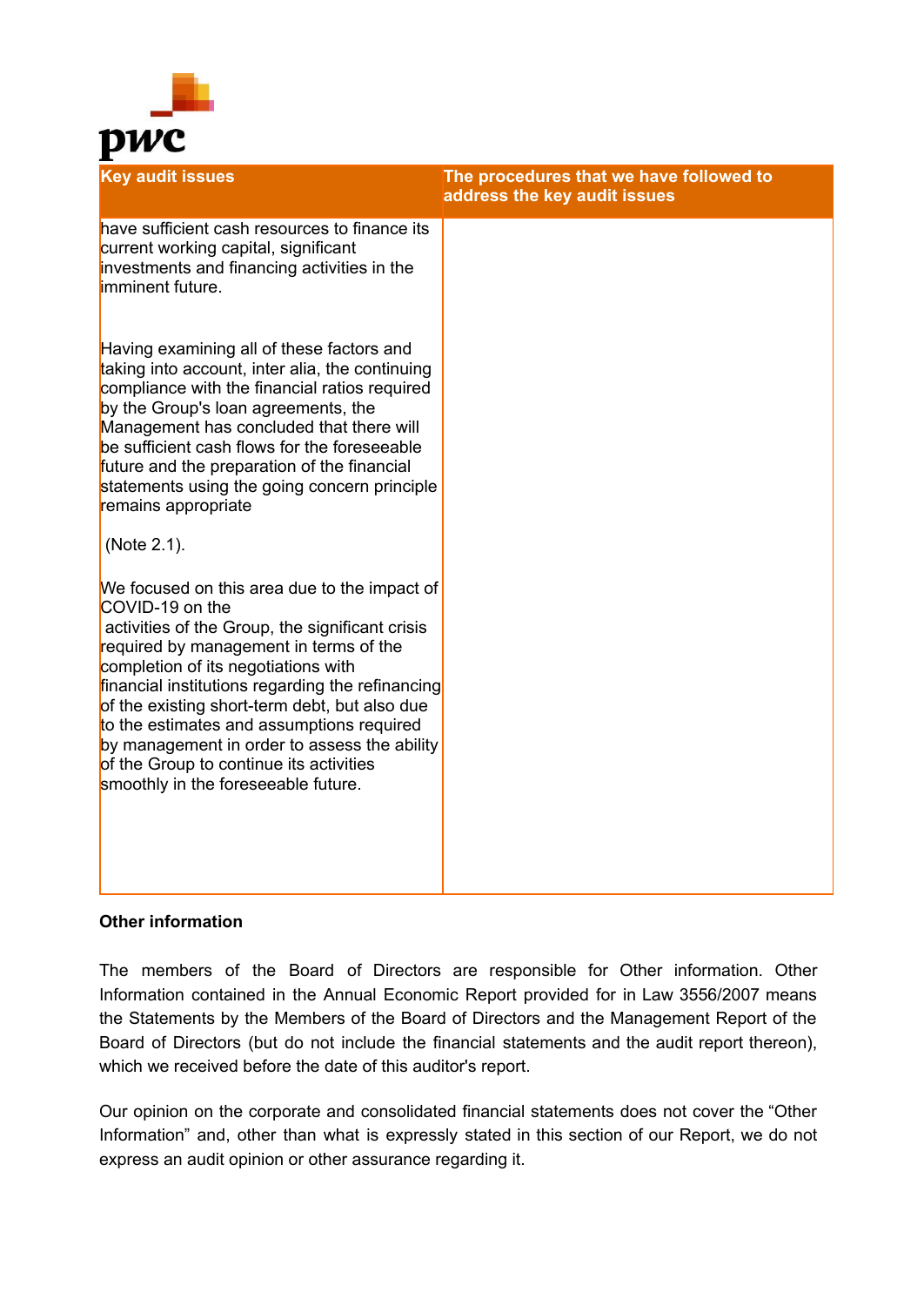| Key audit issues | The procedures that we have followed to address the key audit issues |
|---|---|
| have sufficient cash resources to finance its current working capital, significant investments and financing activities in the imminent future.<br><br>Having examining all of these factors and taking into account, inter alia, the continuing compliance with the financial ratios required by the Group's loan agreements, the Management has concluded that there will be sufficient cash flows for the foreseeable future and the preparation of the financial statements using the going concern principle remains appropriate<br><br>(Note 2.1).<br><br>We focused on this area due to the impact of COVID-19 on the activities of the Group, the significant crisis required by management in terms of the completion of its negotiations with financial institutions regarding the refinancing of the existing short-term debt, but also due to the estimates and assumptions required by management in order to assess the ability of the Group to continue its activities smoothly in the foreseeable future. | |

**Other information**

The members of the Board of Directors are responsible for Other information. Other Information contained in the Annual Economic Report provided for in Law 3556/2007 means the Statements by the Members of the Board of Directors and the Management Report of the Board of Directors (but do not include the financial statements and the audit report thereon), which we received before the date of this auditor's report.

Our opinion on the corporate and consolidated financial statements does not cover the “Other Information” and, other than what is expressly stated in this section of our Report, we do not express an audit opinion or other assurance regarding it.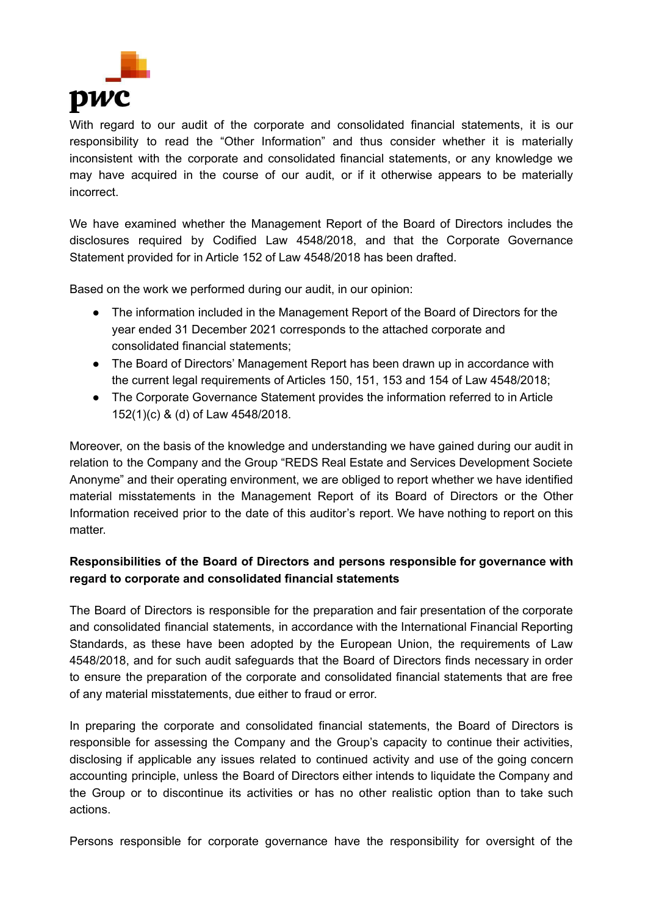With regard to our audit of the corporate and consolidated financial statements, it is our responsibility to read the "Other Information" and thus consider whether it is materially inconsistent with the corporate and consolidated financial statements, or any knowledge we may have acquired in the course of our audit, or if it otherwise appears to be materially incorrect.

We have examined whether the Management Report of the Board of Directors includes the disclosures required by Codified Law 4548/2018, and that the Corporate Governance Statement provided for in Article 152 of Law 4548/2018 has been drafted.

Based on the work we performed during our audit, in our opinion:

- The information included in the Management Report of the Board of Directors for the year ended 31 December 2021 corresponds to the attached corporate and consolidated financial statements;
- The Board of Directors' Management Report has been drawn up in accordance with the current legal requirements of Articles 150, 151, 153 and 154 of Law 4548/2018;
- The Corporate Governance Statement provides the information referred to in Article 152(1)(c) & (d) of Law 4548/2018.

Moreover, on the basis of the knowledge and understanding we have gained during our audit in relation to the Company and the Group "REDS Real Estate and Services Development Societe Anonyme" and their operating environment, we are obliged to report whether we have identified material misstatements in the Management Report of its Board of Directors or the Other Information received prior to the date of this auditor's report. We have nothing to report on this matter.

**Responsibilities of the Board of Directors and persons responsible for governance with regard to corporate and consolidated financial statements**

The Board of Directors is responsible for the preparation and fair presentation of the corporate and consolidated financial statements, in accordance with the International Financial Reporting Standards, as these have been adopted by the European Union, the requirements of Law 4548/2018, and for such audit safeguards that the Board of Directors finds necessary in order to ensure the preparation of the corporate and consolidated financial statements that are free of any material misstatements, due either to fraud or error.

In preparing the corporate and consolidated financial statements, the Board of Directors is responsible for assessing the Company and the Group's capacity to continue their activities, disclosing if applicable any issues related to continued activity and use of the going concern accounting principle, unless the Board of Directors either intends to liquidate the Company and the Group or to discontinue its activities or has no other realistic option than to take such actions.

Persons responsible for corporate governance have the responsibility for oversight of the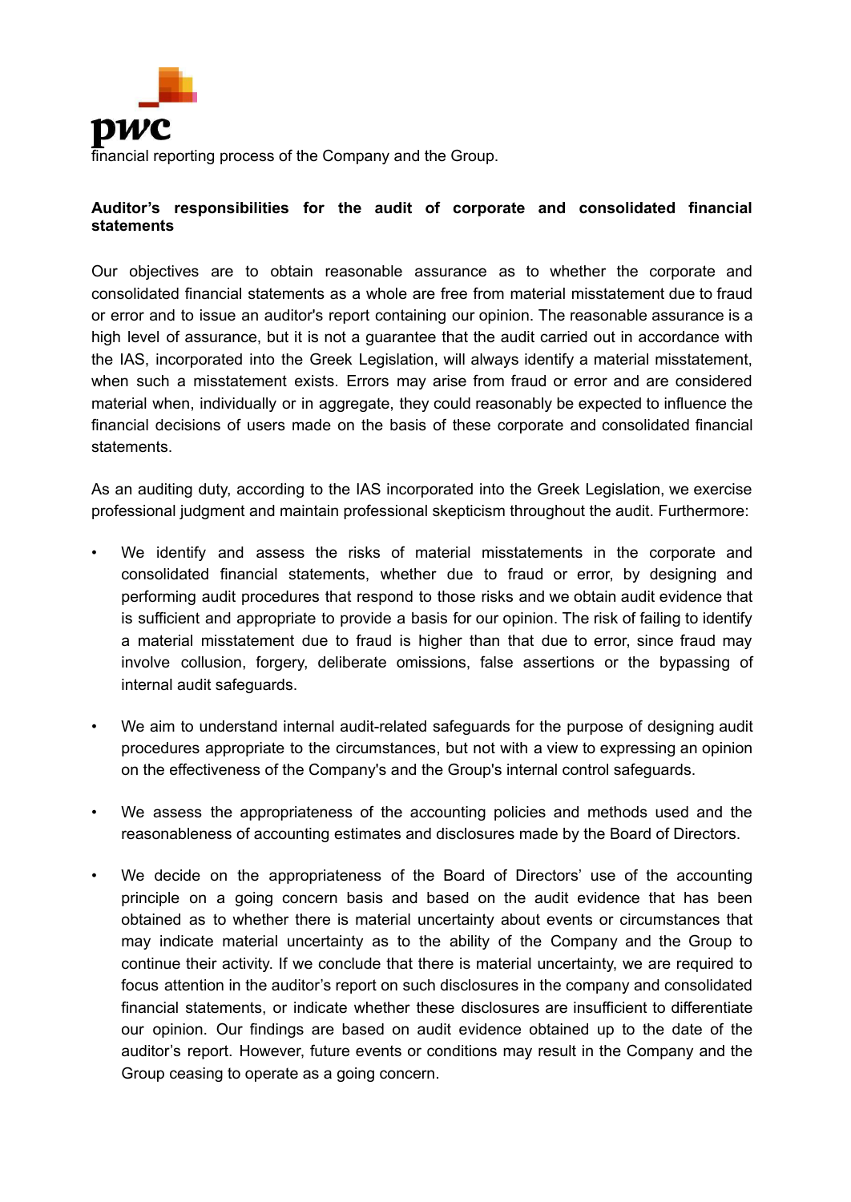financial reporting process of the Company and the Group.

**Auditor's responsibilities for the audit of corporate and consolidated financial statements**

Our objectives are to obtain reasonable assurance as to whether the corporate and consolidated financial statements as a whole are free from material misstatement due to fraud or error and to issue an auditor's report containing our opinion. The reasonable assurance is a high level of assurance, but it is not a guarantee that the audit carried out in accordance with the IAS, incorporated into the Greek Legislation, will always identify a material misstatement, when such a misstatement exists. Errors may arise from fraud or error and are considered material when, individually or in aggregate, they could reasonably be expected to influence the financial decisions of users made on the basis of these corporate and consolidated financial statements.

As an auditing duty, according to the IAS incorporated into the Greek Legislation, we exercise professional judgment and maintain professional skepticism throughout the audit. Furthermore:

- We identify and assess the risks of material misstatements in the corporate and consolidated financial statements, whether due to fraud or error, by designing and performing audit procedures that respond to those risks and we obtain audit evidence that is sufficient and appropriate to provide a basis for our opinion. The risk of failing to identify a material misstatement due to fraud is higher than that due to error, since fraud may involve collusion, forgery, deliberate omissions, false assertions or the bypassing of internal audit safeguards.

- We aim to understand internal audit-related safeguards for the purpose of designing audit procedures appropriate to the circumstances, but not with a view to expressing an opinion on the effectiveness of the Company's and the Group's internal control safeguards.

- We assess the appropriateness of the accounting policies and methods used and the reasonableness of accounting estimates and disclosures made by the Board of Directors.

- We decide on the appropriateness of the Board of Directors' use of the accounting principle on a going concern basis and based on the audit evidence that has been obtained as to whether there is material uncertainty about events or circumstances that may indicate material uncertainty as to the ability of the Company and the Group to continue their activity. If we conclude that there is material uncertainty, we are required to focus attention in the auditor's report on such disclosures in the company and consolidated financial statements, or indicate whether these disclosures are insufficient to differentiate our opinion. Our findings are based on audit evidence obtained up to the date of the auditor's report. However, future events or conditions may result in the Company and the Group ceasing to operate as a going concern.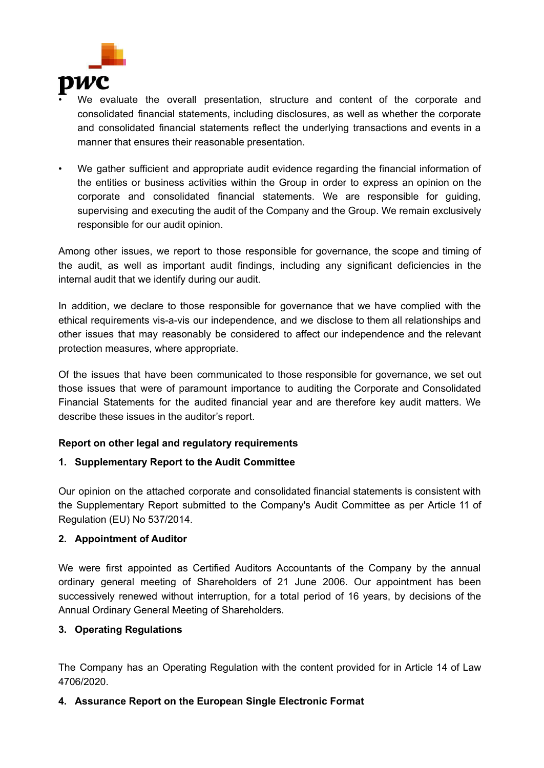- We evaluate the overall presentation, structure and content of the corporate and consolidated financial statements, including disclosures, as well as whether the corporate and consolidated financial statements reflect the underlying transactions and events in a manner that ensures their reasonable presentation.

- We gather sufficient and appropriate audit evidence regarding the financial information of the entities or business activities within the Group in order to express an opinion on the corporate and consolidated financial statements. We are responsible for guiding, supervising and executing the audit of the Company and the Group. We remain exclusively responsible for our audit opinion.

Among other issues, we report to those responsible for governance, the scope and timing of the audit, as well as important audit findings, including any significant deficiencies in the internal audit that we identify during our audit.

In addition, we declare to those responsible for governance that we have complied with the ethical requirements vis-a-vis our independence, and we disclose to them all relationships and other issues that may reasonably be considered to affect our independence and the relevant protection measures, where appropriate.

Of the issues that have been communicated to those responsible for governance, we set out those issues that were of paramount importance to auditing the Corporate and Consolidated Financial Statements for the audited financial year and are therefore key audit matters. We describe these issues in the auditor's report.

**Report on other legal and regulatory requirements**

**1. Supplementary Report to the Audit Committee**

Our opinion on the attached corporate and consolidated financial statements is consistent with the Supplementary Report submitted to the Company's Audit Committee as per Article 11 of Regulation (EU) No 537/2014.

**2. Appointment of Auditor**

We were first appointed as Certified Auditors Accountants of the Company by the annual ordinary general meeting of Shareholders of 21 June 2006. Our appointment has been successively renewed without interruption, for a total period of 16 years, by decisions of the Annual Ordinary General Meeting of Shareholders.

**3. Operating Regulations**

The Company has an Operating Regulation with the content provided for in Article 14 of Law 4706/2020.

**4. Assurance Report on the European Single Electronic Format**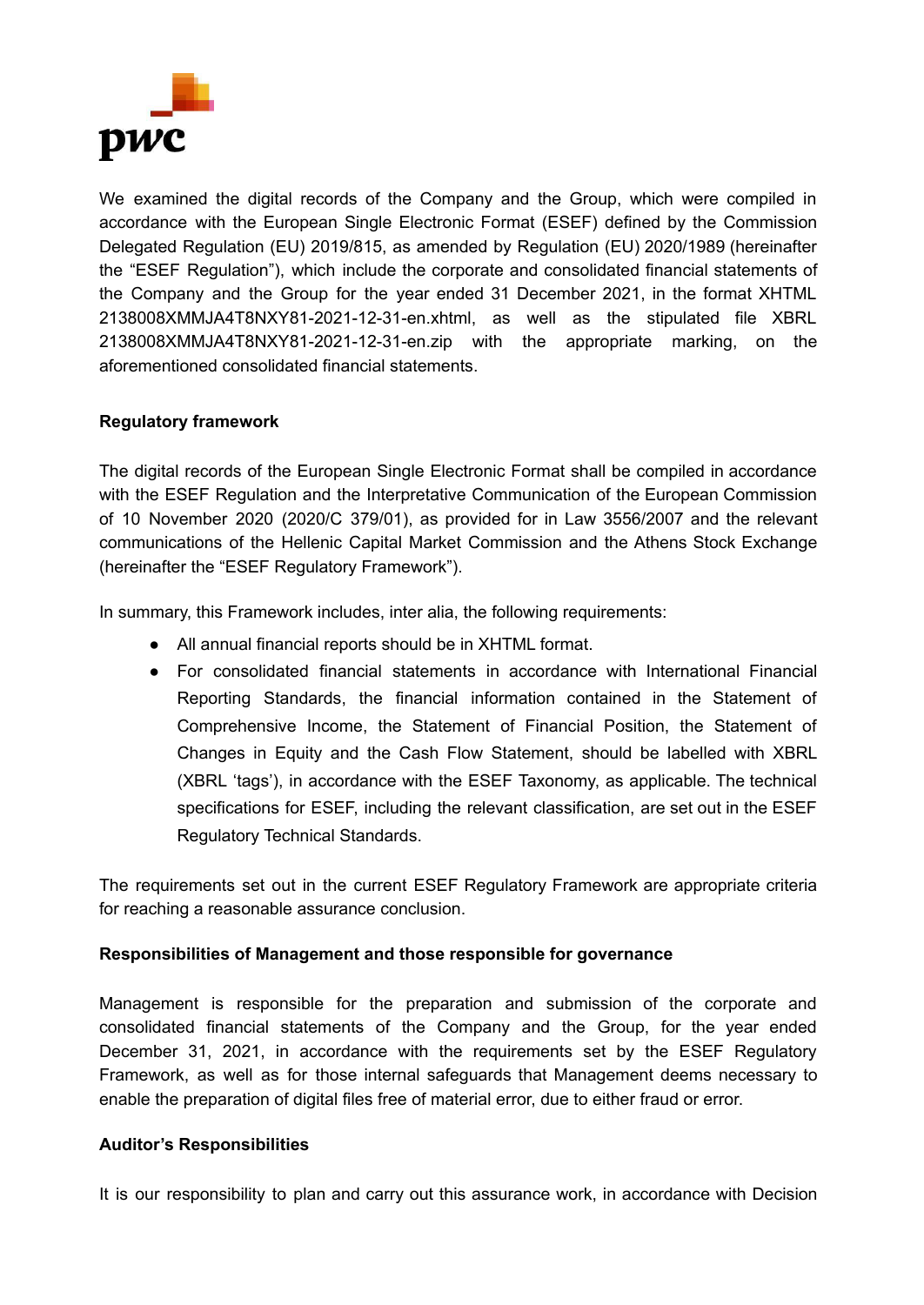We examined the digital records of the Company and the Group, which were compiled in accordance with the European Single Electronic Format (ESEF) defined by the Commission Delegated Regulation (EU) 2019/815, as amended by Regulation (EU) 2020/1989 (hereinafter the "ESEF Regulation"), which include the corporate and consolidated financial statements of the Company and the Group for the year ended 31 December 2021, in the format XHTML 2138008XMMJA4T8NXY81-2021-12-31-en.xhtml, as well as the stipulated file XBRL 2138008XMMJA4T8NXY81-2021-12-31-en.zip with the appropriate marking, on the aforementioned consolidated financial statements.

**Regulatory framework**

The digital records of the European Single Electronic Format shall be compiled in accordance with the ESEF Regulation and the Interpretative Communication of the European Commission of 10 November 2020 (2020/C 379/01), as provided for in Law 3556/2007 and the relevant communications of the Hellenic Capital Market Commission and the Athens Stock Exchange (hereinafter the "ESEF Regulatory Framework").

In summary, this Framework includes, inter alia, the following requirements:

- All annual financial reports should be in XHTML format.
- For consolidated financial statements in accordance with International Financial Reporting Standards, the financial information contained in the Statement of Comprehensive Income, the Statement of Financial Position, the Statement of Changes in Equity and the Cash Flow Statement, should be labelled with XBRL (XBRL 'tags'), in accordance with the ESEF Taxonomy, as applicable. The technical specifications for ESEF, including the relevant classification, are set out in the ESEF Regulatory Technical Standards.

The requirements set out in the current ESEF Regulatory Framework are appropriate criteria for reaching a reasonable assurance conclusion.

**Responsibilities of Management and those responsible for governance**

Management is responsible for the preparation and submission of the corporate and consolidated financial statements of the Company and the Group, for the year ended December 31, 2021, in accordance with the requirements set by the ESEF Regulatory Framework, as well as for those internal safeguards that Management deems necessary to enable the preparation of digital files free of material error, due to either fraud or error.

**Auditor's Responsibilities**

It is our responsibility to plan and carry out this assurance work, in accordance with Decision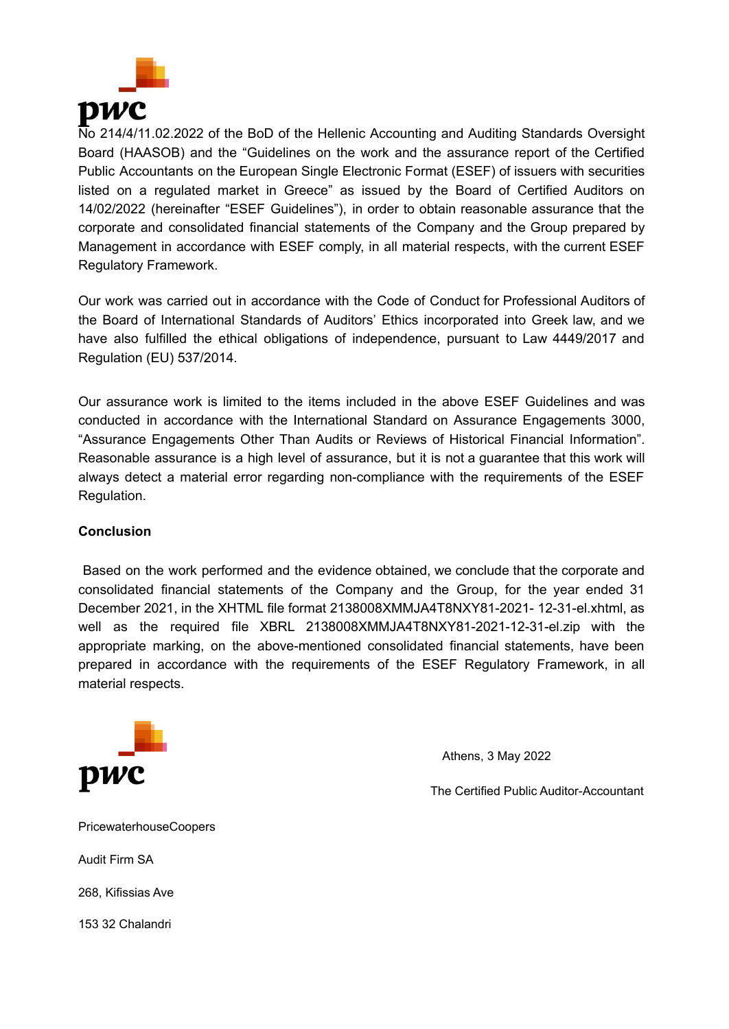No 214/4/11.02.2022 of the BoD of the Hellenic Accounting and Auditing Standards Oversight Board (HAASOB) and the “Guidelines on the work and the assurance report of the Certified Public Accountants on the European Single Electronic Format (ESEF) of issuers with securities listed on a regulated market in Greece” as issued by the Board of Certified Auditors on 14/02/2022 (hereinafter “ESEF Guidelines”), in order to obtain reasonable assurance that the corporate and consolidated financial statements of the Company and the Group prepared by Management in accordance with ESEF comply, in all material respects, with the current ESEF Regulatory Framework.

Our work was carried out in accordance with the Code of Conduct for Professional Auditors of the Board of International Standards of Auditors’ Ethics incorporated into Greek law, and we have also fulfilled the ethical obligations of independence, pursuant to Law 4449/2017 and Regulation (EU) 537/2014.

Our assurance work is limited to the items included in the above ESEF Guidelines and was conducted in accordance with the International Standard on Assurance Engagements 3000, “Assurance Engagements Other Than Audits or Reviews of Historical Financial Information”. Reasonable assurance is a high level of assurance, but it is not a guarantee that this work will always detect a material error regarding non-compliance with the requirements of the ESEF Regulation.

**Conclusion**

Based on the work performed and the evidence obtained, we conclude that the corporate and consolidated financial statements of the Company and the Group, for the year ended 31 December 2021, in the XHTML file format 2138008XMMJA4T8NXY81-2021- 12-31-el.xhtml, as well as the required file XBRL 2138008XMMJA4T8NXY81-2021-12-31-el.zip with the appropriate marking, on the above-mentioned consolidated financial statements, have been prepared in accordance with the requirements of the ESEF Regulatory Framework, in all material respects.

Athens, 3 May 2022

The Certified Public Auditor-Accountant

PricewaterhouseCoopers

Audit Firm SA

268, Kifissias Ave

153 32 Chalandri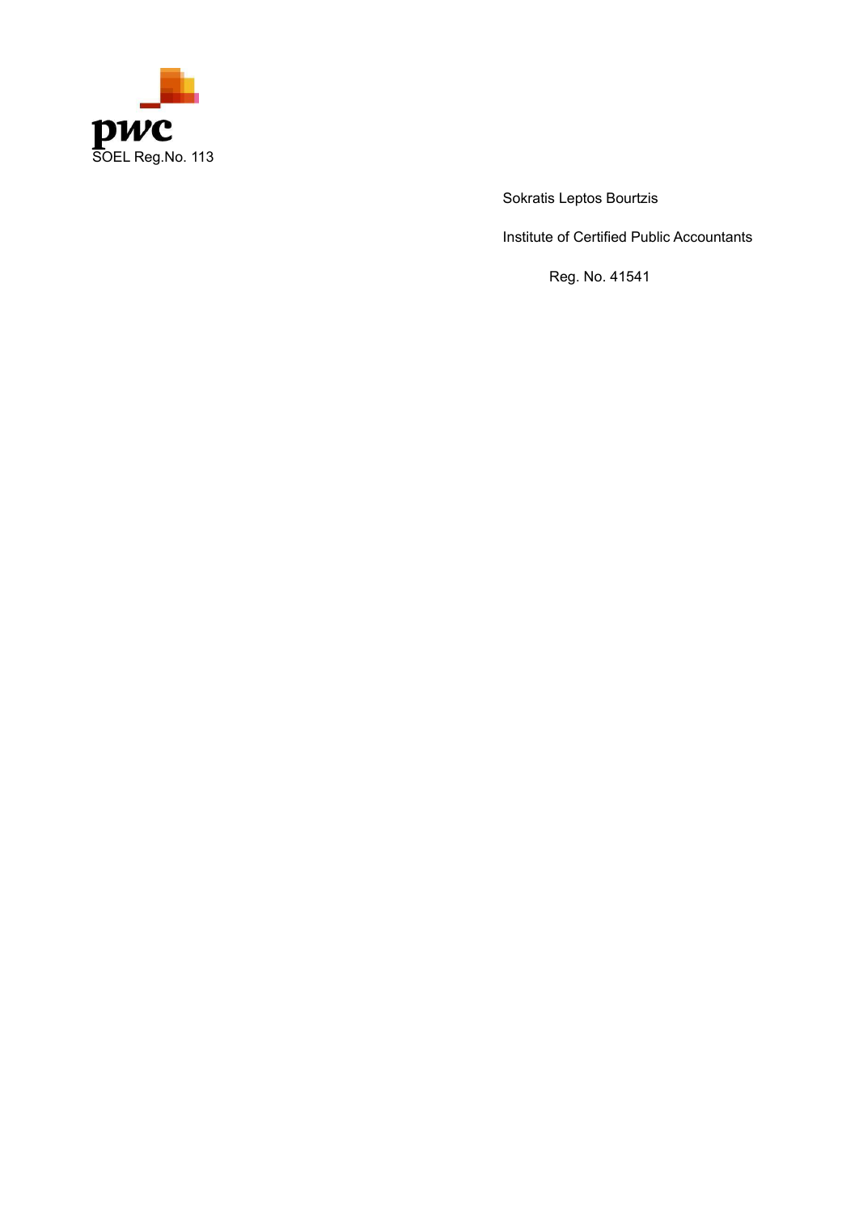pwc

SOEL Reg.No. 113

Sokratis Leptos Bourtzis

Institute of Certified Public Accountants

Reg. No. 41541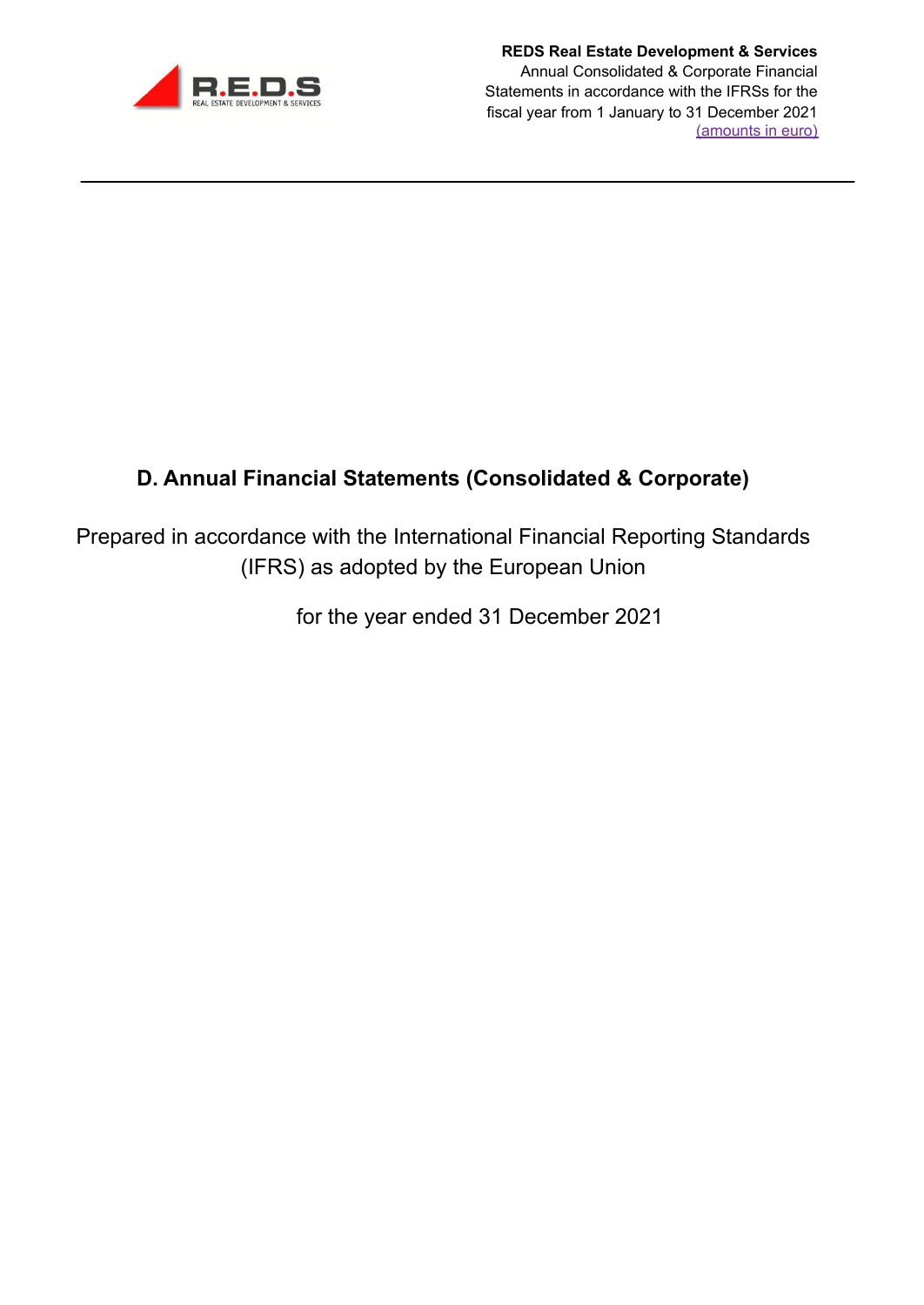# D. Annual Financial Statements (Consolidated & Corporate)

Prepared in accordance with the International Financial Reporting Standards (IFRS) as adopted by the European Union

for the year ended 31 December 2021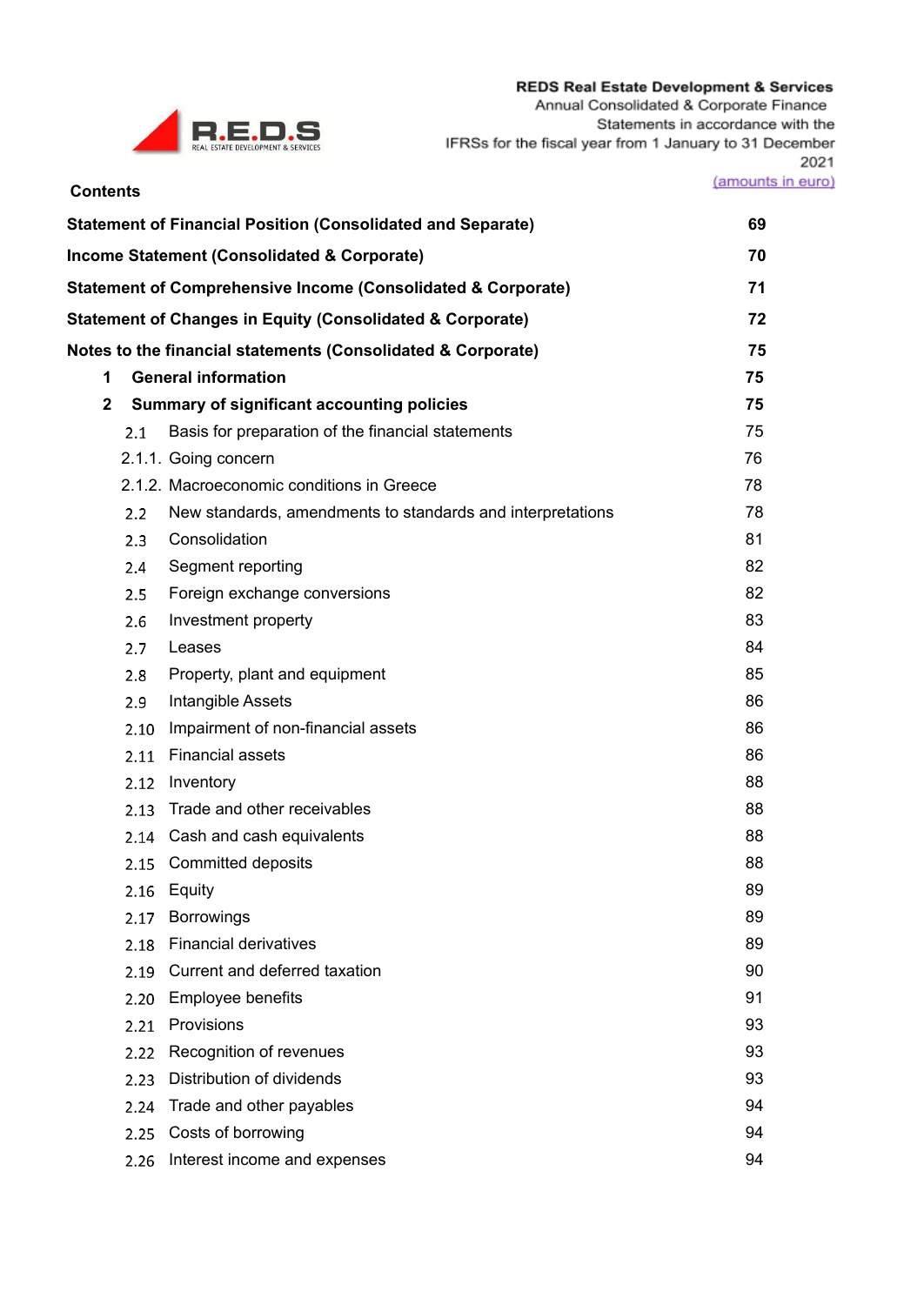## Contents

| | |
|---|---|
| **Statement of Financial Position (Consolidated and Separate)** | **69** |
| **Income Statement (Consolidated & Corporate)** | **70** |
| **Statement of Comprehensive Income (Consolidated & Corporate)** | **71** |
| **Statement of Changes in Equity (Consolidated & Corporate)** | **72** |
| **Notes to the financial statements (Consolidated & Corporate)** | **75** |
| **1 General information** | **75** |
| **2 Summary of significant accounting policies** | **75** |
| 2.1 Basis for preparation of the financial statements | 75 |
| 2.1.1. Going concern | 76 |
| 2.1.2. Macroeconomic conditions in Greece | 78 |
| 2.2 New standards, amendments to standards and interpretations | 78 |
| 2.3 Consolidation | 81 |
| 2.4 Segment reporting | 82 |
| 2.5 Foreign exchange conversions | 82 |
| 2.6 Investment property | 83 |
| 2.7 Leases | 84 |
| 2.8 Property, plant and equipment | 85 |
| 2.9 Intangible Assets | 86 |
| 2.10 Impairment of non-financial assets | 86 |
| 2.11 Financial assets | 86 |
| 2.12 Inventory | 88 |
| 2.13 Trade and other receivables | 88 |
| 2.14 Cash and cash equivalents | 88 |
| 2.15 Committed deposits | 88 |
| 2.16 Equity | 89 |
| 2.17 Borrowings | 89 |
| 2.18 Financial derivatives | 89 |
| 2.19 Current and deferred taxation | 90 |
| 2.20 Employee benefits | 91 |
| 2.21 Provisions | 93 |
| 2.22 Recognition of revenues | 93 |
| 2.23 Distribution of dividends | 93 |
| 2.24 Trade and other payables | 94 |
| 2.25 Costs of borrowing | 94 |
| 2.26 Interest income and expenses | 94 |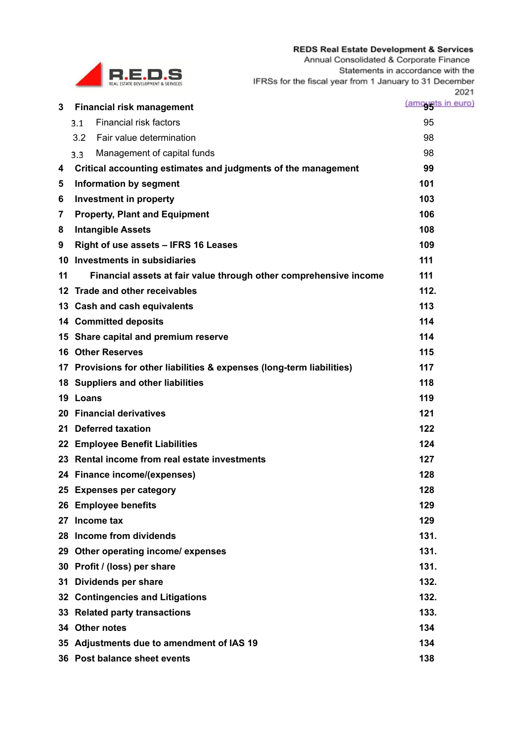| | | |
|---|---|---|
| **3** | **Financial risk management** | **95** |
| | 3.1 Financial risk factors | 95 |
| | 3.2 Fair value determination | 98 |
| | 3.3 Management of capital funds | 98 |
| **4** | **Critical accounting estimates and judgments of the management** | **99** |
| **5** | **Information by segment** | **101** |
| **6** | **Investment in property** | **103** |
| **7** | **Property, Plant and Equipment** | **106** |
| **8** | **Intangible Assets** | **108** |
| **9** | **Right of use assets – IFRS 16 Leases** | **109** |
| **10** | **Investments in subsidiaries** | **111** |
| **11** | **Financial assets at fair value through other comprehensive income** | **111** |
| **12** | **Trade and other receivables** | **112.** |
| **13** | **Cash and cash equivalents** | **113** |
| **14** | **Committed deposits** | **114** |
| **15** | **Share capital and premium reserve** | **114** |
| **16** | **Other Reserves** | **115** |
| **17** | **Provisions for other liabilities & expenses (long-term liabilities)** | **117** |
| **18** | **Suppliers and other liabilities** | **118** |
| **19** | **Loans** | **119** |
| **20** | **Financial derivatives** | **121** |
| **21** | **Deferred taxation** | **122** |
| **22** | **Employee Benefit Liabilities** | **124** |
| **23** | **Rental income from real estate investments** | **127** |
| **24** | **Finance income/(expenses)** | **128** |
| **25** | **Expenses per category** | **128** |
| **26** | **Employee benefits** | **129** |
| **27** | **Income tax** | **129** |
| **28** | **Income from dividends** | **131.** |
| **29** | **Other operating income/ expenses** | **131.** |
| **30** | **Profit / (loss) per share** | **131.** |
| **31** | **Dividends per share** | **132.** |
| **32** | **Contingencies and Litigations** | **132.** |
| **33** | **Related party transactions** | **133.** |
| **34** | **Other notes** | **134** |
| **35** | **Adjustments due to amendment of IAS 19** | **134** |
| **36** | **Post balance sheet events** | **138** |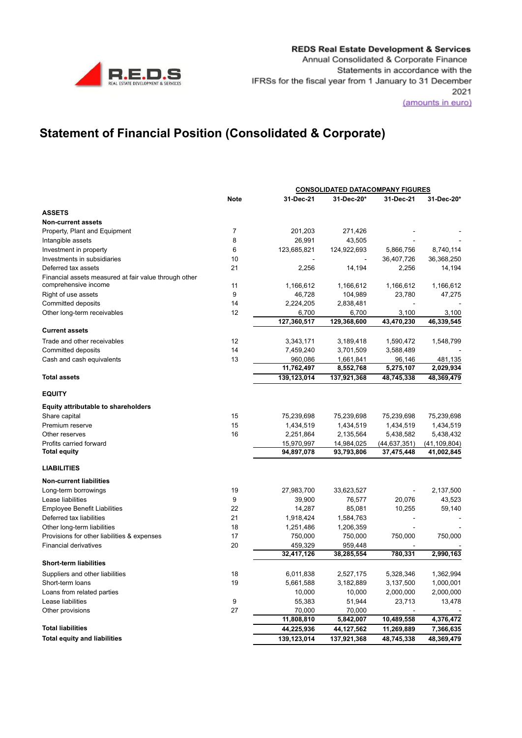# Statement of Financial Position (Consolidated & Corporate)

| | Note | CONSOLIDATED DATA | | COMPANY FIGURES | |
|---|---|---|---|---|---|
| | | 31-Dec-21 | 31-Dec-20* | 31-Dec-21 | 31-Dec-20* |
| **ASSETS** | | | | | |
| **Non-current assets** | | | | | |
| Property, Plant and Equipment | 7 | 201,203 | 271,426 | - | - |
| Intangible assets | 8 | 26,991 | 43,505 | - | - |
| Investment in property | 6 | 123,685,821 | 124,922,693 | 5,866,756 | 8,740,114 |
| Investments in subsidiaries | 10 | - | - | 36,407,726 | 36,368,250 |
| Deferred tax assets | 21 | 2,256 | 14,194 | 2,256 | 14,194 |
| Financial assets measured at fair value through other comprehensive income | 11 | 1,166,612 | 1,166,612 | 1,166,612 | 1,166,612 |
| Right of use assets | 9 | 46,728 | 104,989 | 23,780 | 47,275 |
| Committed deposits | 14 | 2,224,205 | 2,838,481 | - | - |
| Other long-term receivables | 12 | 6,700 | 6,700 | 3,100 | 3,100 |
| | | **127,360,517** | **129,368,600** | **43,470,230** | **46,339,545** |
| **Current assets** | | | | | |
| Trade and other receivables | 12 | 3,343,171 | 3,189,418 | 1,590,472 | 1,548,799 |
| Committed deposits | 14 | 7,459,240 | 3,701,509 | 3,588,489 | - |
| Cash and cash equivalents | 13 | 960,086 | 1,661,841 | 96,146 | 481,135 |
| | | **11,762,497** | **8,552,768** | **5,275,107** | **2,029,934** |
| **Total assets** | | **139,123,014** | **137,921,368** | **48,745,338** | **48,369,479** |
| **EQUITY** | | | | | |
| **Equity attributable to shareholders** | | | | | |
| Share capital | 15 | 75,239,698 | 75,239,698 | 75,239,698 | 75,239,698 |
| Premium reserve | 15 | 1,434,519 | 1,434,519 | 1,434,519 | 1,434,519 |
| Other reserves | 16 | 2,251,864 | 2,135,564 | 5,438,582 | 5,438,432 |
| Profits carried forward | | 15,970,997 | 14,984,025 | (44,637,351) | (41,109,804) |
| **Total equity** | | **94,897,078** | **93,793,806** | **37,475,448** | **41,002,845** |
| **LIABILITIES** | | | | | |
| **Non-current liabilities** | | | | | |
| Long-term borrowings | 19 | 27,983,700 | 33,623,527 | - | 2,137,500 |
| Lease liabilities | 9 | 39,900 | 76,577 | 20,076 | 43,523 |
| Employee Benefit Liabilities | 22 | 14,287 | 85,081 | 10,255 | 59,140 |
| Deferred tax liabilities | 21 | 1,918,424 | 1,584,763 | - | - |
| Other long-term liabilities | 18 | 1,251,486 | 1,206,359 | - | - |
| Provisions for other liabilities & expenses | 17 | 750,000 | 750,000 | 750,000 | 750,000 |
| Financial derivatives | 20 | 459,329 | 959,448 | - | - |
| | | **32,417,126** | **38,285,554** | **780,331** | **2,990,163** |
| **Short-term liabilities** | | | | | |
| Suppliers and other liabilities | 18 | 6,011,838 | 2,527,175 | 5,328,346 | 1,362,994 |
| Short-term loans | 19 | 5,661,588 | 3,182,889 | 3,137,500 | 1,000,001 |
| Loans from related parties | | 10,000 | 10,000 | 2,000,000 | 2,000,000 |
| Lease liabilities | 9 | 55,383 | 51,944 | 23,713 | 13,478 |
| Other provisions | 27 | 70,000 | 70,000 | - | - |
| | | **11,808,810** | **5,842,007** | **10,489,558** | **4,376,472** |
| **Total liabilities** | | **44,225,936** | **44,127,562** | **11,269,889** | **7,366,635** |
| **Total equity and liabilities** | | **139,123,014** | **137,921,368** | **48,745,338** | **48,369,479** |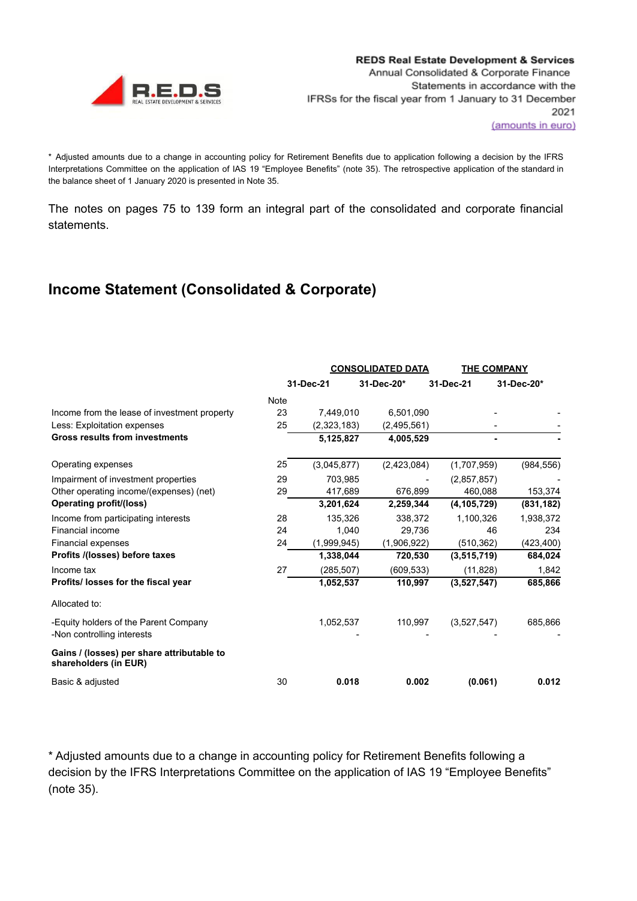\* Adjusted amounts due to a change in accounting policy for Retirement Benefits due to application following a decision by the IFRS Interpretations Committee on the application of IAS 19 “Employee Benefits” (note 35). The retrospective application of the standard in the balance sheet of 1 January 2020 is presented in Note 35.

The notes on pages 75 to 139 form an integral part of the consolidated and corporate financial statements.

## Income Statement (Consolidated & Corporate)

| | | CONSOLIDATED DATA | | THE COMPANY | |
|---|---|---|---|---|---|
| | | 31-Dec-21 | 31-Dec-20* | 31-Dec-21 | 31-Dec-20* |
| | Note | | | | |
| Income from the lease of investment property | 23 | 7,449,010 | 6,501,090 | - | - |
| Less: Exploitation expenses | 25 | (2,323,183) | (2,495,561) | - | - |
| **Gross results from investments** | | **5,125,827** | **4,005,529** | **-** | **-** |
| Operating expenses | 25 | (3,045,877) | (2,423,084) | (1,707,959) | (984,556) |
| Impairment of investment properties | 29 | 703,985 | - | (2,857,857) | - |
| Other operating income/(expenses) (net) | 29 | 417,689 | 676,899 | 460,088 | 153,374 |
| **Operating profit/(loss)** | | **3,201,624** | **2,259,344** | **(4,105,729)** | **(831,182)** |
| Income from participating interests | 28 | 135,326 | 338,372 | 1,100,326 | 1,938,372 |
| Financial income | 24 | 1,040 | 29,736 | 46 | 234 |
| Financial expenses | 24 | (1,999,945) | (1,906,922) | (510,362) | (423,400) |
| **Profits /(losses) before taxes** | | **1,338,044** | **720,530** | **(3,515,719)** | **684,024** |
| Income tax | 27 | (285,507) | (609,533) | (11,828) | 1,842 |
| **Profits/ losses for the fiscal year** | | **1,052,537** | **110,997** | **(3,527,547)** | **685,866** |
| Allocated to: | | | | | |
| -Equity holders of the Parent Company | | 1,052,537 | 110,997 | (3,527,547) | 685,866 |
| -Non controlling interests | | - | - | - | - |
| **Gains / (losses) per share attributable to shareholders (in EUR)** | | | | | |
| Basic & adjusted | 30 | **0.018** | **0.002** | **(0.061)** | **0.012** |

\* Adjusted amounts due to a change in accounting policy for Retirement Benefits following a decision by the IFRS Interpretations Committee on the application of IAS 19 “Employee Benefits” (note 35).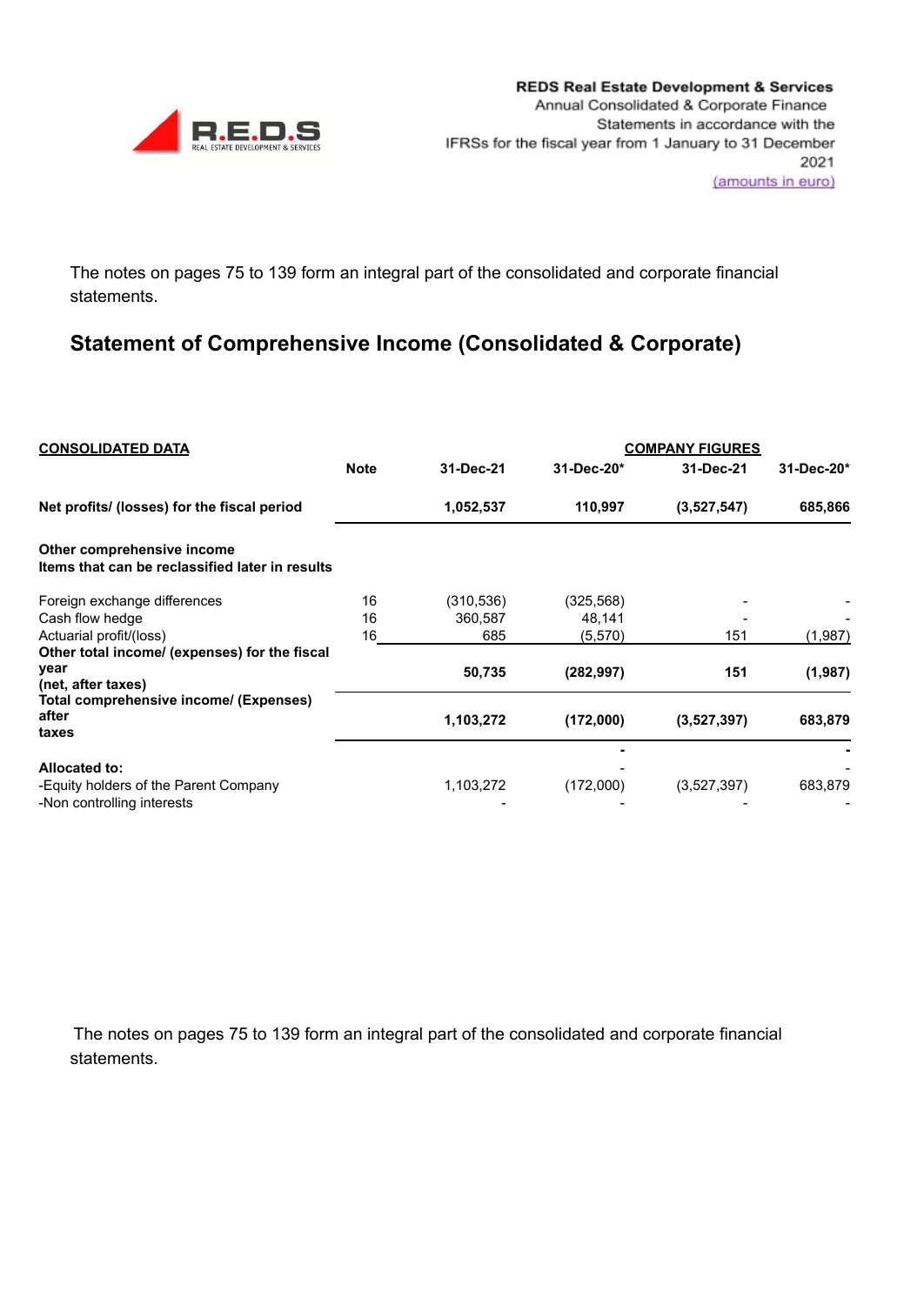The notes on pages 75 to 139 form an integral part of the consolidated and corporate financial statements.

## Statement of Comprehensive Income (Consolidated & Corporate)

| CONSOLIDATED DATA | | | | COMPANY FIGURES | |
|---|---|---|---|---|---|
| | Note | 31-Dec-21 | 31-Dec-20* | 31-Dec-21 | 31-Dec-20* |
| **Net profits/ (losses) for the fiscal period** | | **1,052,537** | **110,997** | **(3,527,547)** | **685,866** |
| **Other comprehensive income** | | | | | |
| **Items that can be reclassified later in results** | | | | | |
| Foreign exchange differences | 16 | (310,536) | (325,568) | - | - |
| Cash flow hedge | 16 | 360,587 | 48,141 | - | - |
| Actuarial profit/(loss) | 16 | 685 | (5,570) | 151 | (1,987) |
| **Other total income/ (expenses) for the fiscal year (net, after taxes)** | | **50,735** | **(282,997)** | **151** | **(1,987)** |
| **Total comprehensive income/ (Expenses) after taxes** | | **1,103,272** | **(172,000)** | **(3,527,397)** | **683,879** |
| | | | **-** | | **-** |
| **Allocated to:** | | | - | | - |
| -Equity holders of the Parent Company | | 1,103,272 | (172,000) | (3,527,397) | 683,879 |
| -Non controlling interests | | - | - | - | - |

The notes on pages 75 to 139 form an integral part of the consolidated and corporate financial statements.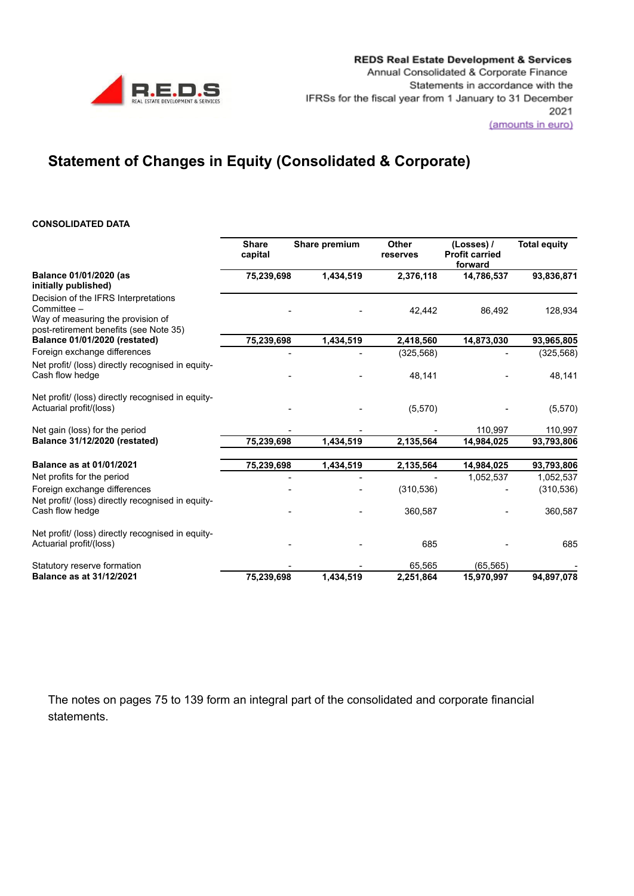# Statement of Changes in Equity (Consolidated & Corporate)

**CONSOLIDATED DATA**

| | Share capital | Share premium | Other reserves | (Losses) / Profit carried forward | Total equity |
|---|---|---|---|---|---|
| **Balance 01/01/2020 (as initially published)** | **75,239,698** | **1,434,519** | **2,376,118** | **14,786,537** | **93,836,871** |
| Decision of the IFRS Interpretations Committee – Way of measuring the provision of post-retirement benefits (see Note 35) | - | - | 42,442 | 86,492 | 128,934 |
| **Balance 01/01/2020 (restated)** | **75,239,698** | **1,434,519** | **2,418,560** | **14,873,030** | **93,965,805** |
| Foreign exchange differences | - | - | (325,568) | - | (325,568) |
| Net profit/ (loss) directly recognised in equity-Cash flow hedge | - | - | 48,141 | - | 48,141 |
| Net profit/ (loss) directly recognised in equity-Actuarial profit/(loss) | - | - | (5,570) | - | (5,570) |
| Net gain (loss) for the period | - | - | - | 110,997 | 110,997 |
| **Balance 31/12/2020 (restated)** | **75,239,698** | **1,434,519** | **2,135,564** | **14,984,025** | **93,793,806** |
| **Balance as at 01/01/2021** | **75,239,698** | **1,434,519** | **2,135,564** | **14,984,025** | **93,793,806** |
| Net profits for the period | - | - | - | 1,052,537 | 1,052,537 |
| Foreign exchange differences | - | - | (310,536) | - | (310,536) |
| Net profit/ (loss) directly recognised in equity-Cash flow hedge | - | - | 360,587 | - | 360,587 |
| Net profit/ (loss) directly recognised in equity-Actuarial profit/(loss) | - | - | 685 | - | 685 |
| Statutory reserve formation | - | - | 65,565 | (65,565) | - |
| **Balance as at 31/12/2021** | **75,239,698** | **1,434,519** | **2,251,864** | **15,970,997** | **94,897,078** |

The notes on pages 75 to 139 form an integral part of the consolidated and corporate financial statements.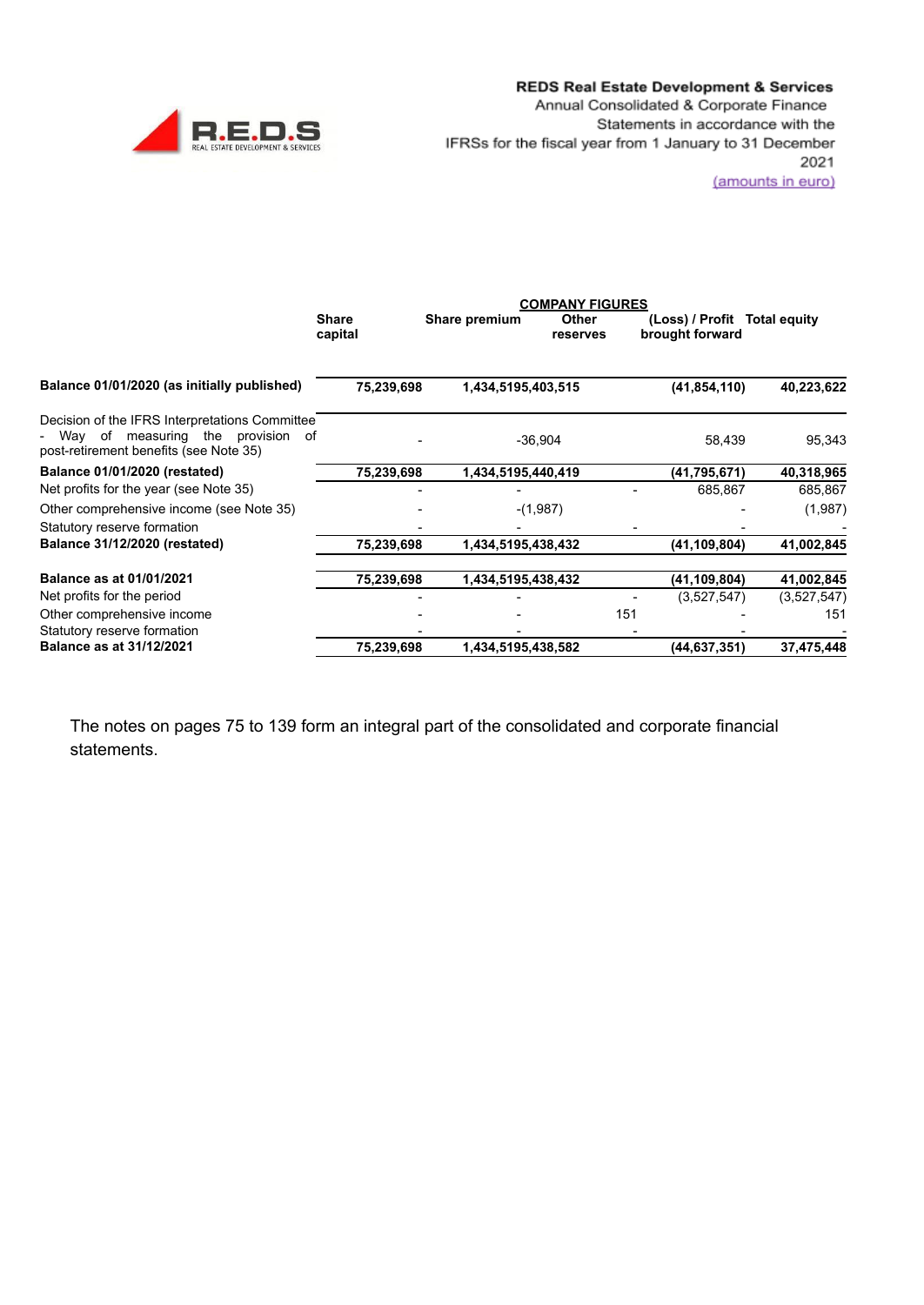| | COMPANY FIGURES | | | | |
|---|---|---|---|---|---|
| | Share capital | Share premium | Other reserves | (Loss) / Profit brought forward | Total equity |
| **Balance 01/01/2020 (as initially published)** | **75,239,698** | **1,434,519** | **5,403,515** | **(41,854,110)** | **40,223,622** |
| Decision of the IFRS Interpretations Committee - Way of measuring the provision of post-retirement benefits (see Note 35) | - | - | 36,904 | 58,439 | 95,343 |
| **Balance 01/01/2020 (restated)** | **75,239,698** | **1,434,519** | **5,440,419** | **(41,795,671)** | **40,318,965** |
| Net profits for the year (see Note 35) | - | - | - | 685,867 | 685,867 |
| Other comprehensive income (see Note 35) | - | - | (1,987) | - | (1,987) |
| Statutory reserve formation | - | - | - | - | - |
| **Balance 31/12/2020 (restated)** | **75,239,698** | **1,434,519** | **5,438,432** | **(41,109,804)** | **41,002,845** |
| **Balance as at 01/01/2021** | **75,239,698** | **1,434,519** | **5,438,432** | **(41,109,804)** | **41,002,845** |
| Net profits for the period | - | - | - | (3,527,547) | (3,527,547) |
| Other comprehensive income | - | - | 151 | - | 151 |
| Statutory reserve formation | - | - | - | - | - |
| **Balance as at 31/12/2021** | **75,239,698** | **1,434,519** | **5,438,582** | **(44,637,351)** | **37,475,448** |

The notes on pages 75 to 139 form an integral part of the consolidated and corporate financial statements.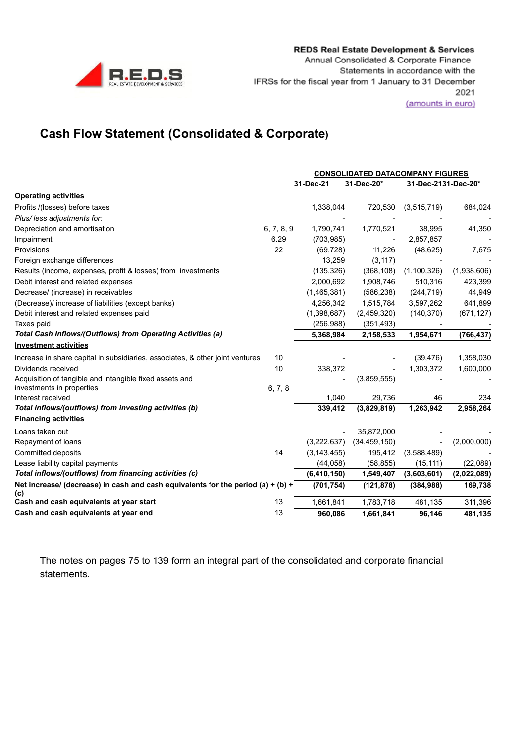REDS Real Estate Development & Services
Annual Consolidated & Corporate Finance Statements in accordance with the IFRSs for the fiscal year from 1 January to 31 December 2021
(amounts in euro)

## Cash Flow Statement (Consolidated & Corporate)

| | | CONSOLIDATED DATA | | COMPANY FIGURES | |
|---|---|---|---|---|---|
| | | 31-Dec-21 | 31-Dec-20* | 31-Dec-21 | 31-Dec-20* |
| **Operating activities** | | | | | |
| Profits /(losses) before taxes | | 1,338,044 | 720,530 | (3,515,719) | 684,024 |
| *Plus/ less adjustments for:* | | - | - | - | - |
| Depreciation and amortisation | 6, 7, 8, 9 | 1,790,741 | 1,770,521 | 38,995 | 41,350 |
| Impairment | 6.29 | (703,985) | - | 2,857,857 | - |
| Provisions | 22 | (69,728) | 11,226 | (48,625) | 7,675 |
| Foreign exchange differences | | 13,259 | (3,117) | - | - |
| Results (income, expenses, profit & losses) from investments | | (135,326) | (368,108) | (1,100,326) | (1,938,606) |
| Debit interest and related expenses | | 2,000,692 | 1,908,746 | 510,316 | 423,399 |
| Decrease/ (increase) in receivables | | (1,465,381) | (586,238) | (244,719) | 44,949 |
| (Decrease)/ increase of liabilities (except banks) | | 4,256,342 | 1,515,784 | 3,597,262 | 641,899 |
| Debit interest and related expenses paid | | (1,398,687) | (2,459,320) | (140,370) | (671,127) |
| Taxes paid | | (256,988) | (351,493) | - | - |
| ***Total Cash Inflows/(Outflows) from Operating Activities (a)*** | | **5,368,984** | **2,158,533** | **1,954,671** | **(766,437)** |
| **Investment activities** | | | | | |
| Increase in share capital in subsidiaries, associates, & other joint ventures | 10 | - | - | (39,476) | 1,358,030 |
| Dividends received | 10 | 338,372 | - | 1,303,372 | 1,600,000 |
| Acquisition of tangible and intangible fixed assets and investments in properties | 6, 7, 8 | - | (3,859,555) | - | - |
| Interest received | | 1,040 | 29,736 | 46 | 234 |
| ***Total inflows/(outflows) from investing activities (b)*** | | **339,412** | **(3,829,819)** | **1,263,942** | **2,958,264** |
| **Financing activities** | | | | | |
| Loans taken out | | - | 35,872,000 | - | - |
| Repayment of loans | | (3,222,637) | (34,459,150) | - | (2,000,000) |
| Committed deposits | 14 | (3,143,455) | 195,412 | (3,588,489) | - |
| Lease liability capital payments | | (44,058) | (58,855) | (15,111) | (22,089) |
| ***Total inflows/(outflows) from financing activities (c)*** | | **(6,410,150)** | **1,549,407** | **(3,603,601)** | **(2,022,089)** |
| **Net increase/ (decrease) in cash and cash equivalents for the period (a) + (b) + (c)** | | **(701,754)** | **(121,878)** | **(384,988)** | **169,738** |
| **Cash and cash equivalents at year start** | 13 | 1,661,841 | 1,783,718 | 481,135 | 311,396 |
| **Cash and cash equivalents at year end** | 13 | **960,086** | **1,661,841** | **96,146** | **481,135** |

The notes on pages 75 to 139 form an integral part of the consolidated and corporate financial statements.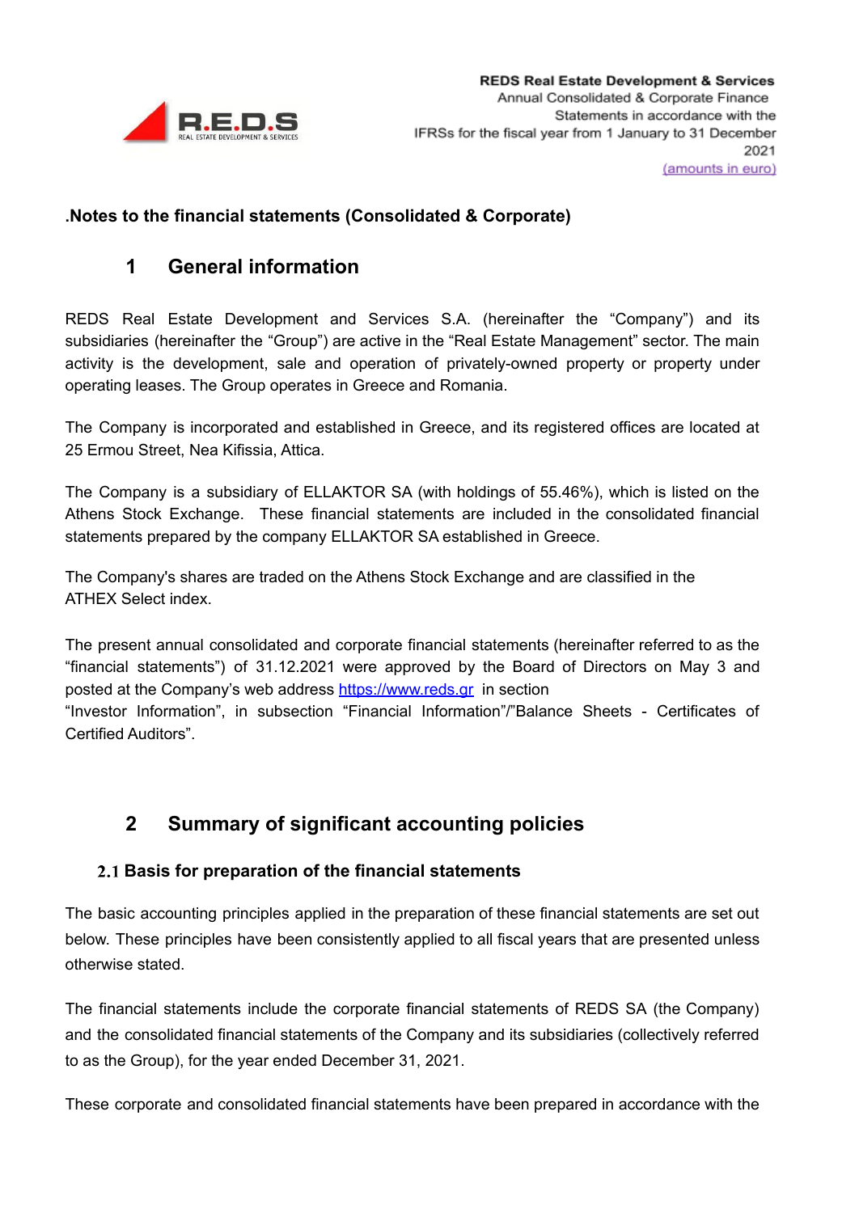## .Notes to the financial statements (Consolidated & Corporate)

# 1 General information

REDS Real Estate Development and Services S.A. (hereinafter the “Company”) and its subsidiaries (hereinafter the “Group”) are active in the “Real Estate Management” sector. The main activity is the development, sale and operation of privately-owned property or property under operating leases. The Group operates in Greece and Romania.

The Company is incorporated and established in Greece, and its registered offices are located at 25 Ermou Street, Nea Kifissia, Attica.

The Company is a subsidiary of ELLAKTOR SA (with holdings of 55.46%), which is listed on the Athens Stock Exchange. These financial statements are included in the consolidated financial statements prepared by the company ELLAKTOR SA established in Greece.

The Company's shares are traded on the Athens Stock Exchange and are classified in the ATHEX Select index.

The present annual consolidated and corporate financial statements (hereinafter referred to as the “financial statements”) of 31.12.2021 were approved by the Board of Directors on May 3 and posted at the Company’s web address https://www.reds.gr in section
“Investor Information”, in subsection “Financial Information”/”Balance Sheets - Certificates of Certified Auditors”.

# 2 Summary of significant accounting policies

## 2.1 Basis for preparation of the financial statements

The basic accounting principles applied in the preparation of these financial statements are set out below. These principles have been consistently applied to all fiscal years that are presented unless otherwise stated.

The financial statements include the corporate financial statements of REDS SA (the Company) and the consolidated financial statements of the Company and its subsidiaries (collectively referred to as the Group), for the year ended December 31, 2021.

These corporate and consolidated financial statements have been prepared in accordance with the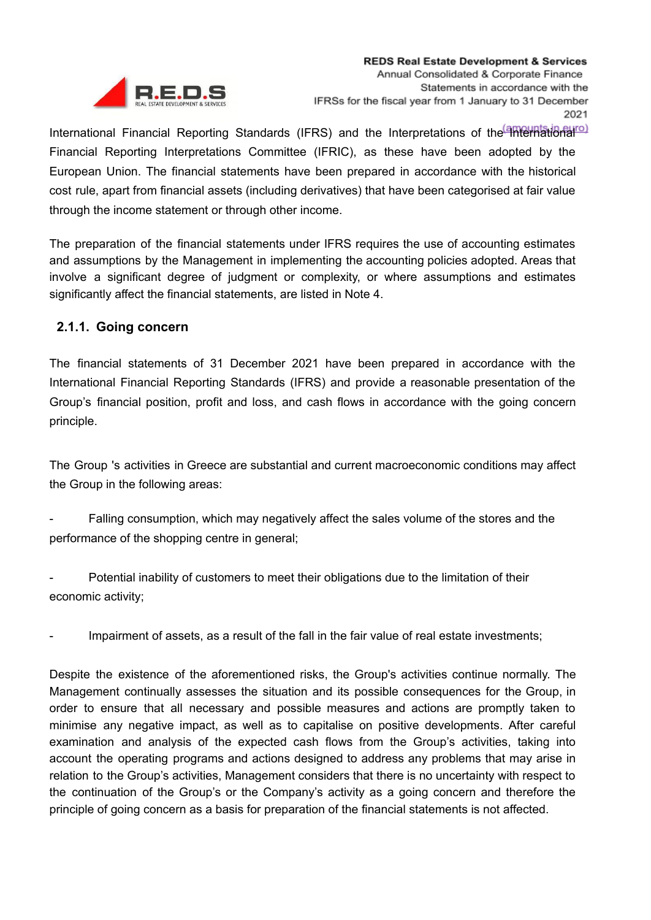International Financial Reporting Standards (IFRS) and the Interpretations of the International Financial Reporting Interpretations Committee (IFRIC), as these have been adopted by the European Union. The financial statements have been prepared in accordance with the historical cost rule, apart from financial assets (including derivatives) that have been categorised at fair value through the income statement or through other income.

The preparation of the financial statements under IFRS requires the use of accounting estimates and assumptions by the Management in implementing the accounting policies adopted. Areas that involve a significant degree of judgment or complexity, or where assumptions and estimates significantly affect the financial statements, are listed in Note 4.

### 2.1.1. Going concern

The financial statements of 31 December 2021 have been prepared in accordance with the International Financial Reporting Standards (IFRS) and provide a reasonable presentation of the Group's financial position, profit and loss, and cash flows in accordance with the going concern principle.

The Group 's activities in Greece are substantial and current macroeconomic conditions may affect the Group in the following areas:

- Falling consumption, which may negatively affect the sales volume of the stores and the performance of the shopping centre in general;
- Potential inability of customers to meet their obligations due to the limitation of their economic activity;
- Impairment of assets, as a result of the fall in the fair value of real estate investments;

Despite the existence of the aforementioned risks, the Group's activities continue normally. The Management continually assesses the situation and its possible consequences for the Group, in order to ensure that all necessary and possible measures and actions are promptly taken to minimise any negative impact, as well as to capitalise on positive developments. After careful examination and analysis of the expected cash flows from the Group's activities, taking into account the operating programs and actions designed to address any problems that may arise in relation to the Group's activities, Management considers that there is no uncertainty with respect to the continuation of the Group's or the Company's activity as a going concern and therefore the principle of going concern as a basis for preparation of the financial statements is not affected.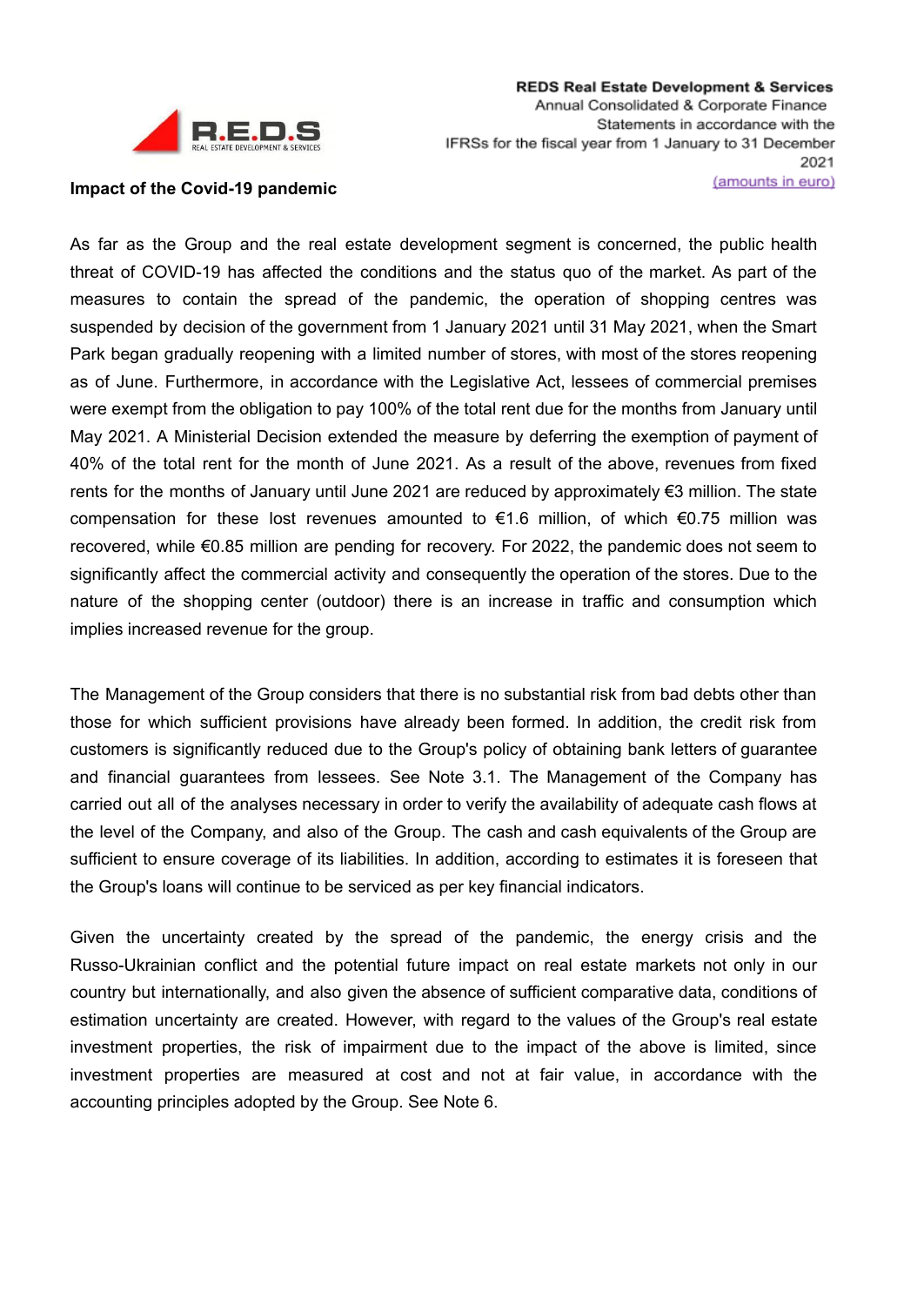**Impact of the Covid-19 pandemic**

As far as the Group and the real estate development segment is concerned, the public health threat of COVID-19 has affected the conditions and the status quo of the market. As part of the measures to contain the spread of the pandemic, the operation of shopping centres was suspended by decision of the government from 1 January 2021 until 31 May 2021, when the Smart Park began gradually reopening with a limited number of stores, with most of the stores reopening as of June. Furthermore, in accordance with the Legislative Act, lessees of commercial premises were exempt from the obligation to pay 100% of the total rent due for the months from January until May 2021. A Ministerial Decision extended the measure by deferring the exemption of payment of 40% of the total rent for the month of June 2021. As a result of the above, revenues from fixed rents for the months of January until June 2021 are reduced by approximately €3 million. The state compensation for these lost revenues amounted to €1.6 million, of which €0.75 million was recovered, while €0.85 million are pending for recovery. For 2022, the pandemic does not seem to significantly affect the commercial activity and consequently the operation of the stores. Due to the nature of the shopping center (outdoor) there is an increase in traffic and consumption which implies increased revenue for the group.

The Management of the Group considers that there is no substantial risk from bad debts other than those for which sufficient provisions have already been formed. In addition, the credit risk from customers is significantly reduced due to the Group's policy of obtaining bank letters of guarantee and financial guarantees from lessees. See Note 3.1. The Management of the Company has carried out all of the analyses necessary in order to verify the availability of adequate cash flows at the level of the Company, and also of the Group. The cash and cash equivalents of the Group are sufficient to ensure coverage of its liabilities. In addition, according to estimates it is foreseen that the Group's loans will continue to be serviced as per key financial indicators.

Given the uncertainty created by the spread of the pandemic, the energy crisis and the Russo-Ukrainian conflict and the potential future impact on real estate markets not only in our country but internationally, and also given the absence of sufficient comparative data, conditions of estimation uncertainty are created. However, with regard to the values of the Group's real estate investment properties, the risk of impairment due to the impact of the above is limited, since investment properties are measured at cost and not at fair value, in accordance with the accounting principles adopted by the Group. See Note 6.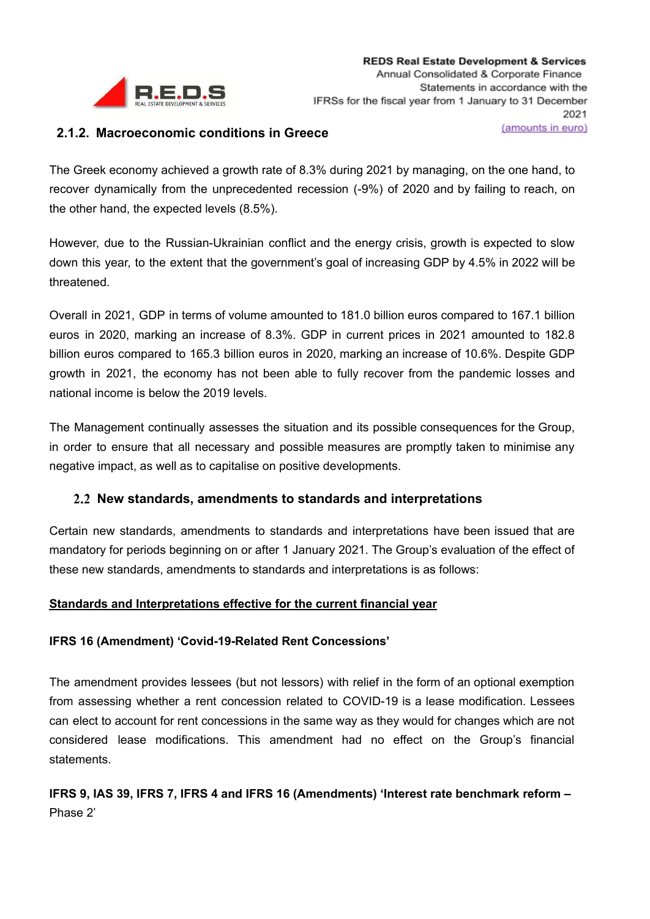### 2.1.2. Macroeconomic conditions in Greece

The Greek economy achieved a growth rate of 8.3% during 2021 by managing, on the one hand, to recover dynamically from the unprecedented recession (-9%) of 2020 and by failing to reach, on the other hand, the expected levels (8.5%).

However, due to the Russian-Ukrainian conflict and the energy crisis, growth is expected to slow down this year, to the extent that the government's goal of increasing GDP by 4.5% in 2022 will be threatened.

Overall in 2021, GDP in terms of volume amounted to 181.0 billion euros compared to 167.1 billion euros in 2020, marking an increase of 8.3%. GDP in current prices in 2021 amounted to 182.8 billion euros compared to 165.3 billion euros in 2020, marking an increase of 10.6%. Despite GDP growth in 2021, the economy has not been able to fully recover from the pandemic losses and national income is below the 2019 levels.

The Management continually assesses the situation and its possible consequences for the Group, in order to ensure that all necessary and possible measures are promptly taken to minimise any negative impact, as well as to capitalise on positive developments.

## 2.2 New standards, amendments to standards and interpretations

Certain new standards, amendments to standards and interpretations have been issued that are mandatory for periods beginning on or after 1 January 2021. The Group's evaluation of the effect of these new standards, amendments to standards and interpretations is as follows:

**Standards and Interpretations effective for the current financial year**

**IFRS 16 (Amendment) 'Covid-19-Related Rent Concessions'**

The amendment provides lessees (but not lessors) with relief in the form of an optional exemption from assessing whether a rent concession related to COVID-19 is a lease modification. Lessees can elect to account for rent concessions in the same way as they would for changes which are not considered lease modifications. This amendment had no effect on the Group's financial statements.

**IFRS 9, IAS 39, IFRS 7, IFRS 4 and IFRS 16 (Amendments) 'Interest rate benchmark reform –** Phase 2'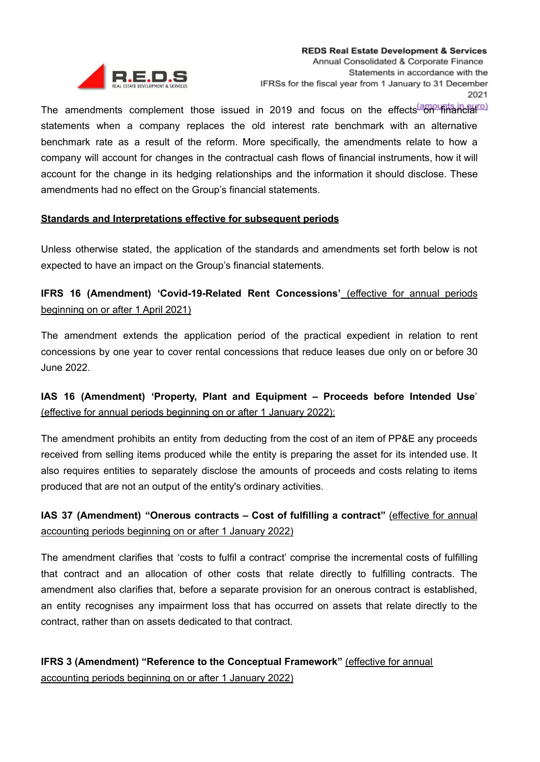The amendments complement those issued in 2019 and focus on the effects on financial statements when a company replaces the old interest rate benchmark with an alternative benchmark rate as a result of the reform. More specifically, the amendments relate to how a company will account for changes in the contractual cash flows of financial instruments, how it will account for the change in its hedging relationships and the information it should disclose. These amendments had no effect on the Group's financial statements.

**Standards and Interpretations effective for subsequent periods**

Unless otherwise stated, the application of the standards and amendments set forth below is not expected to have an impact on the Group's financial statements.

**IFRS 16 (Amendment) 'Covid-19-Related Rent Concessions'** (effective for annual periods beginning on or after 1 April 2021)

The amendment extends the application period of the practical expedient in relation to rent concessions by one year to cover rental concessions that reduce leases due only on or before 30 June 2022.

**IAS 16 (Amendment) 'Property, Plant and Equipment – Proceeds before Intended Use'** (effective for annual periods beginning on or after 1 January 2022):

The amendment prohibits an entity from deducting from the cost of an item of PP&E any proceeds received from selling items produced while the entity is preparing the asset for its intended use. It also requires entities to separately disclose the amounts of proceeds and costs relating to items produced that are not an output of the entity's ordinary activities.

**IAS 37 (Amendment) "Onerous contracts – Cost of fulfilling a contract"** (effective for annual accounting periods beginning on or after 1 January 2022)

The amendment clarifies that 'costs to fulfil a contract' comprise the incremental costs of fulfilling that contract and an allocation of other costs that relate directly to fulfilling contracts. The amendment also clarifies that, before a separate provision for an onerous contract is established, an entity recognises any impairment loss that has occurred on assets that relate directly to the contract, rather than on assets dedicated to that contract.

**IFRS 3 (Amendment) "Reference to the Conceptual Framework"** (effective for annual accounting periods beginning on or after 1 January 2022)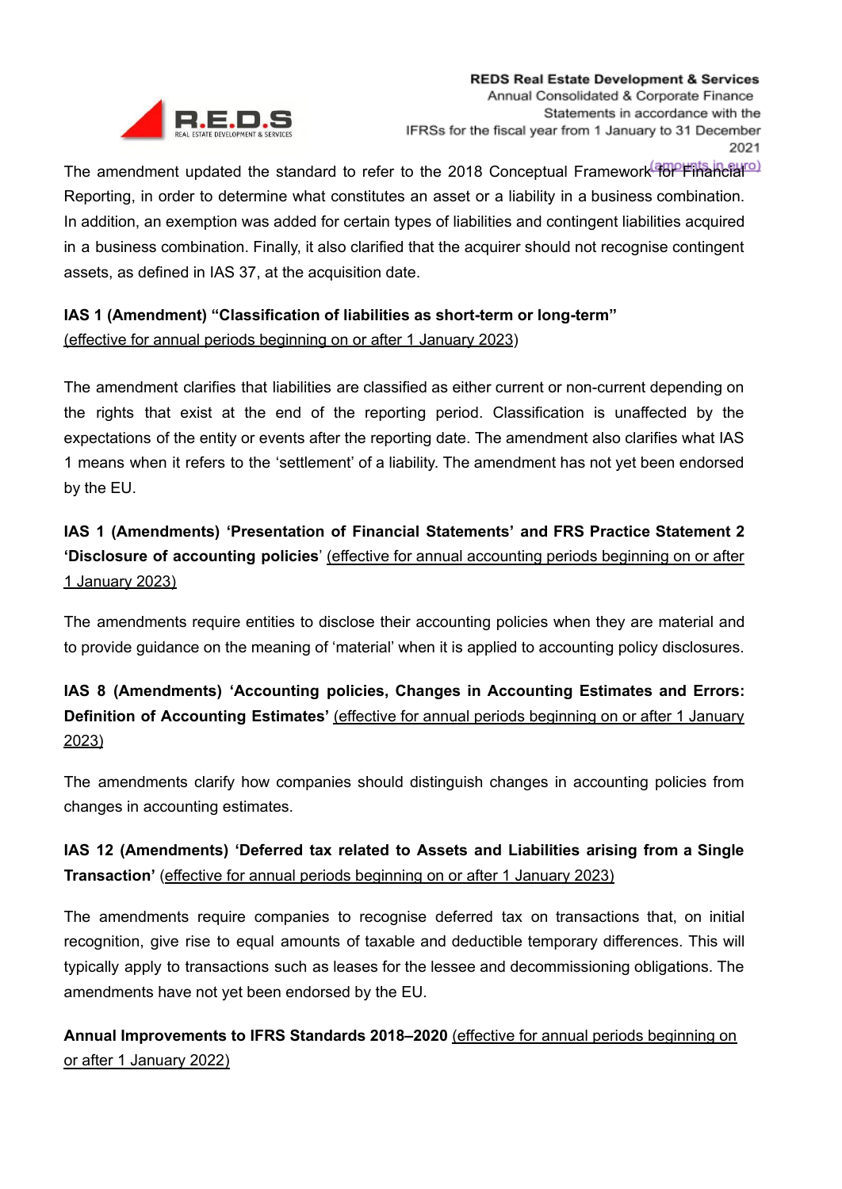The amendment updated the standard to refer to the 2018 Conceptual Framework for Financial Reporting, in order to determine what constitutes an asset or a liability in a business combination. In addition, an exemption was added for certain types of liabilities and contingent liabilities acquired in a business combination. Finally, it also clarified that the acquirer should not recognise contingent assets, as defined in IAS 37, at the acquisition date.

**IAS 1 (Amendment) "Classification of liabilities as short-term or long-term"**
(effective for annual periods beginning on or after 1 January 2023)

The amendment clarifies that liabilities are classified as either current or non-current depending on the rights that exist at the end of the reporting period. Classification is unaffected by the expectations of the entity or events after the reporting date. The amendment also clarifies what IAS 1 means when it refers to the 'settlement' of a liability. The amendment has not yet been endorsed by the EU.

**IAS 1 (Amendments) 'Presentation of Financial Statements' and FRS Practice Statement 2 'Disclosure of accounting policies'** (effective for annual accounting periods beginning on or after 1 January 2023)

The amendments require entities to disclose their accounting policies when they are material and to provide guidance on the meaning of 'material' when it is applied to accounting policy disclosures.

**IAS 8 (Amendments) 'Accounting policies, Changes in Accounting Estimates and Errors: Definition of Accounting Estimates'** (effective for annual periods beginning on or after 1 January 2023)

The amendments clarify how companies should distinguish changes in accounting policies from changes in accounting estimates.

**IAS 12 (Amendments) 'Deferred tax related to Assets and Liabilities arising from a Single Transaction'** (effective for annual periods beginning on or after 1 January 2023)

The amendments require companies to recognise deferred tax on transactions that, on initial recognition, give rise to equal amounts of taxable and deductible temporary differences. This will typically apply to transactions such as leases for the lessee and decommissioning obligations. The amendments have not yet been endorsed by the EU.

**Annual Improvements to IFRS Standards 2018–2020** (effective for annual periods beginning on or after 1 January 2022)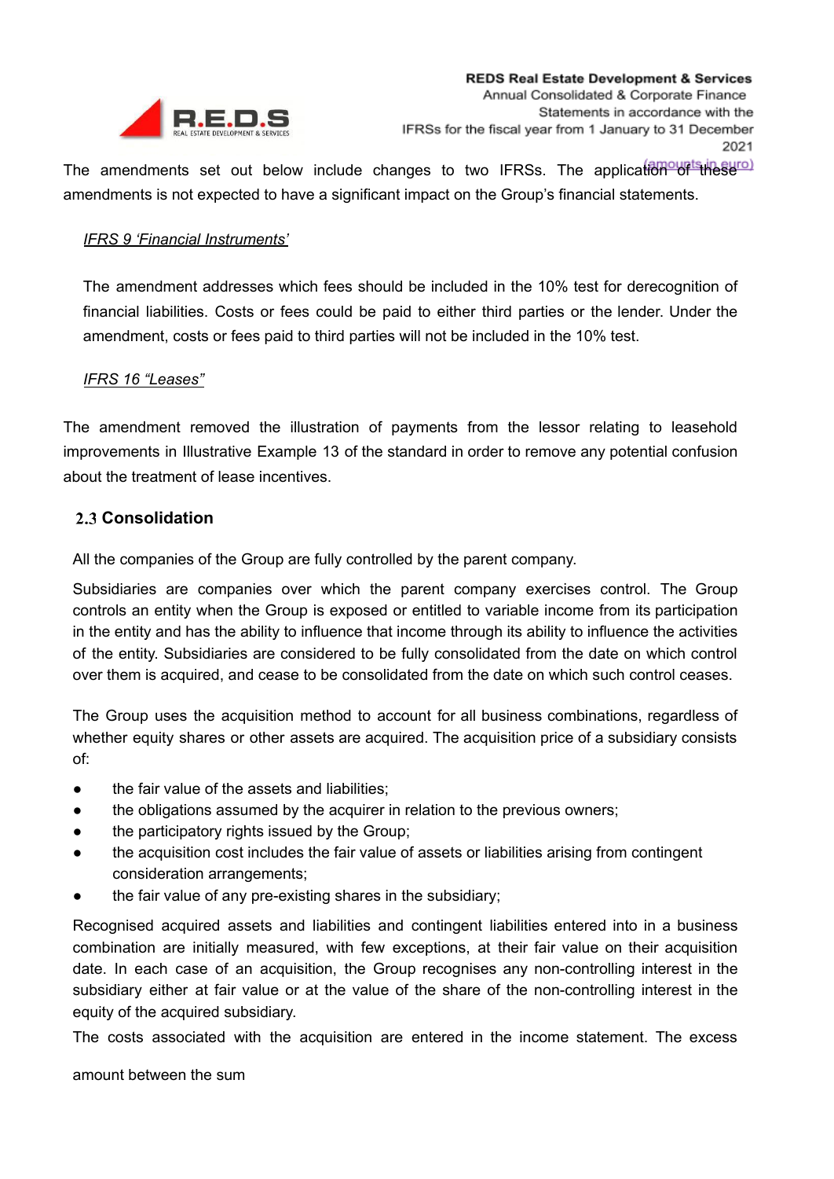The amendments set out below include changes to two IFRSs. The application of these amendments is not expected to have a significant impact on the Group's financial statements.

*IFRS 9 'Financial Instruments'*

The amendment addresses which fees should be included in the 10% test for derecognition of financial liabilities. Costs or fees could be paid to either third parties or the lender. Under the amendment, costs or fees paid to third parties will not be included in the 10% test.

*IFRS 16 "Leases"*

The amendment removed the illustration of payments from the lessor relating to leasehold improvements in Illustrative Example 13 of the standard in order to remove any potential confusion about the treatment of lease incentives.

## 2.3 Consolidation

All the companies of the Group are fully controlled by the parent company.

Subsidiaries are companies over which the parent company exercises control. The Group controls an entity when the Group is exposed or entitled to variable income from its participation in the entity and has the ability to influence that income through its ability to influence the activities of the entity. Subsidiaries are considered to be fully consolidated from the date on which control over them is acquired, and cease to be consolidated from the date on which such control ceases.

The Group uses the acquisition method to account for all business combinations, regardless of whether equity shares or other assets are acquired. The acquisition price of a subsidiary consists of:

- the fair value of the assets and liabilities;
- the obligations assumed by the acquirer in relation to the previous owners;
- the participatory rights issued by the Group;
- the acquisition cost includes the fair value of assets or liabilities arising from contingent consideration arrangements;
- the fair value of any pre-existing shares in the subsidiary;

Recognised acquired assets and liabilities and contingent liabilities entered into in a business combination are initially measured, with few exceptions, at their fair value on their acquisition date. In each case of an acquisition, the Group recognises any non-controlling interest in the subsidiary either at fair value or at the value of the share of the non-controlling interest in the equity of the acquired subsidiary.

The costs associated with the acquisition are entered in the income statement. The excess

amount between the sum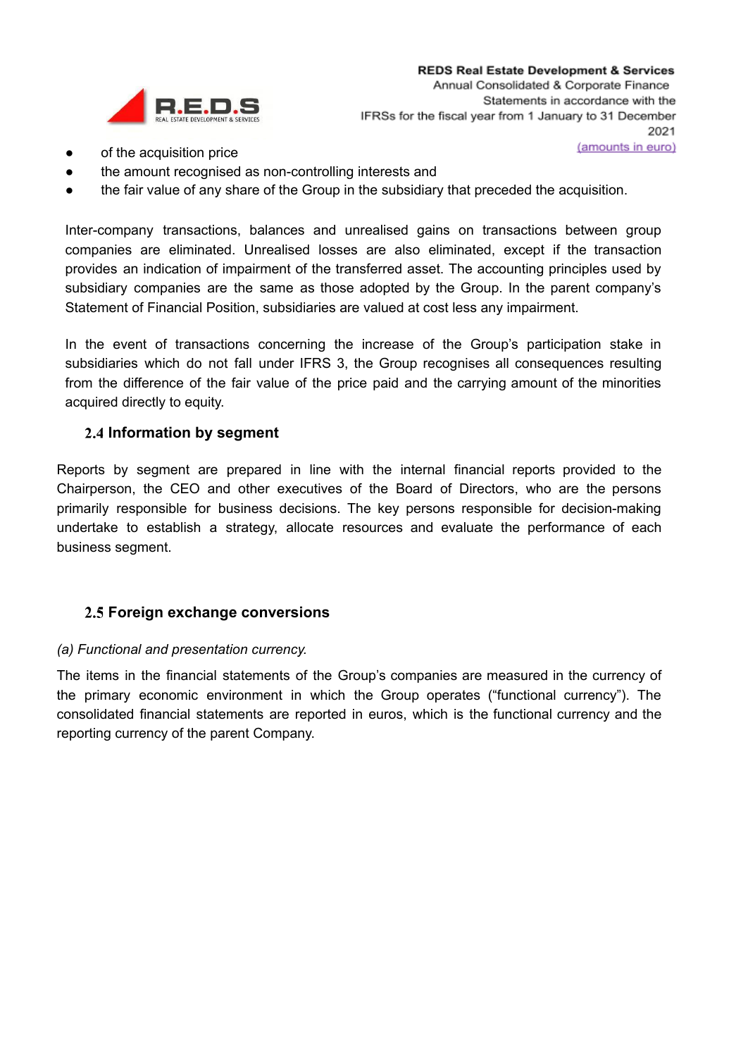- of the acquisition price
- the amount recognised as non-controlling interests and
- the fair value of any share of the Group in the subsidiary that preceded the acquisition.

Inter-company transactions, balances and unrealised gains on transactions between group companies are eliminated. Unrealised losses are also eliminated, except if the transaction provides an indication of impairment of the transferred asset. The accounting principles used by subsidiary companies are the same as those adopted by the Group. In the parent company's Statement of Financial Position, subsidiaries are valued at cost less any impairment.

In the event of transactions concerning the increase of the Group's participation stake in subsidiaries which do not fall under IFRS 3, the Group recognises all consequences resulting from the difference of the fair value of the price paid and the carrying amount of the minorities acquired directly to equity.

### 2.4 Information by segment

Reports by segment are prepared in line with the internal financial reports provided to the Chairperson, the CEO and other executives of the Board of Directors, who are the persons primarily responsible for business decisions. The key persons responsible for decision-making undertake to establish a strategy, allocate resources and evaluate the performance of each business segment.

### 2.5 Foreign exchange conversions

*(a) Functional and presentation currency.*

The items in the financial statements of the Group's companies are measured in the currency of the primary economic environment in which the Group operates ("functional currency"). The consolidated financial statements are reported in euros, which is the functional currency and the reporting currency of the parent Company.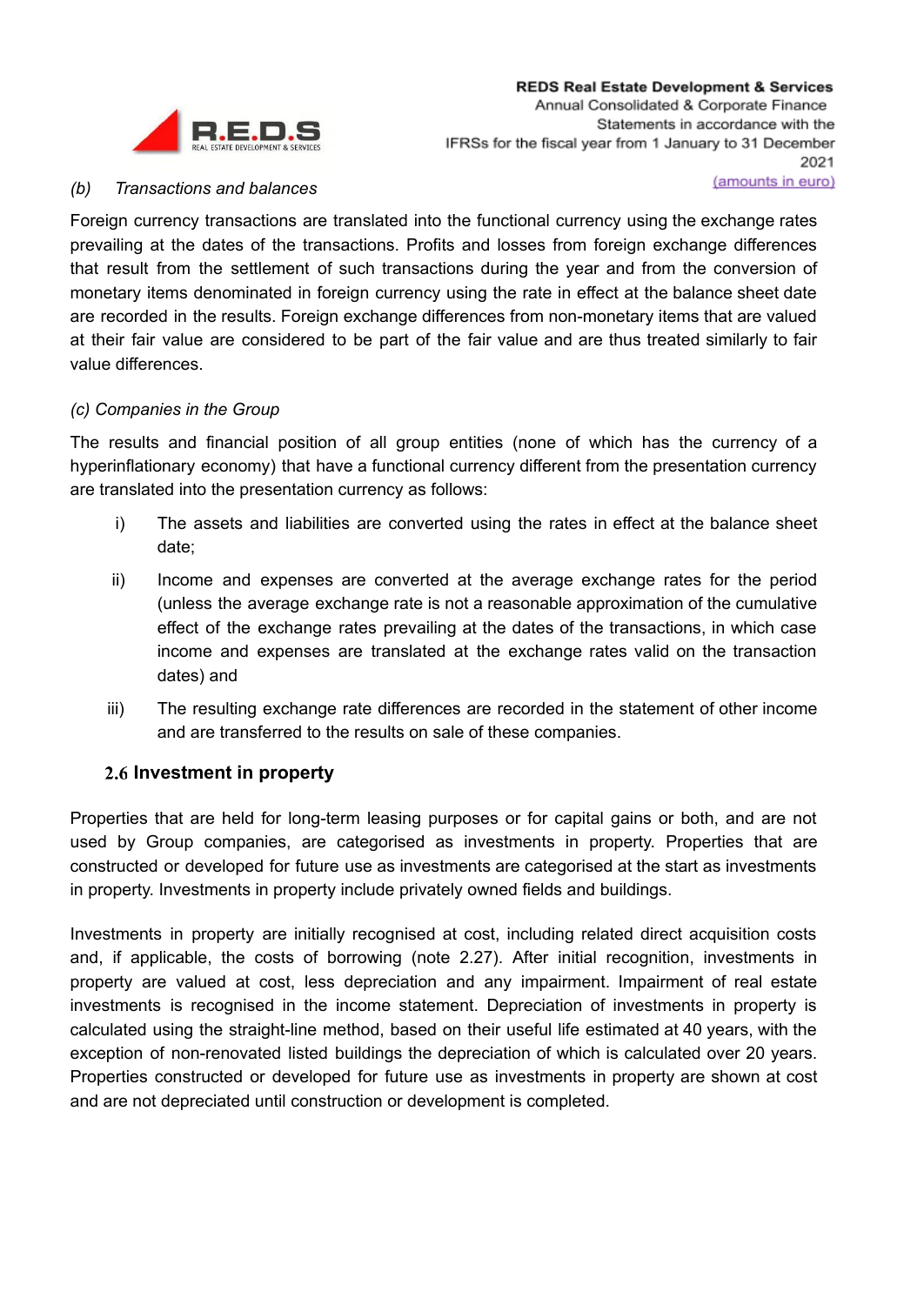*(b) Transactions and balances*

Foreign currency transactions are translated into the functional currency using the exchange rates prevailing at the dates of the transactions. Profits and losses from foreign exchange differences that result from the settlement of such transactions during the year and from the conversion of monetary items denominated in foreign currency using the rate in effect at the balance sheet date are recorded in the results. Foreign exchange differences from non-monetary items that are valued at their fair value are considered to be part of the fair value and are thus treated similarly to fair value differences.

*(c) Companies in the Group*

The results and financial position of all group entities (none of which has the currency of a hyperinflationary economy) that have a functional currency different from the presentation currency are translated into the presentation currency as follows:

i) The assets and liabilities are converted using the rates in effect at the balance sheet date;

ii) Income and expenses are converted at the average exchange rates for the period (unless the average exchange rate is not a reasonable approximation of the cumulative effect of the exchange rates prevailing at the dates of the transactions, in which case income and expenses are translated at the exchange rates valid on the transaction dates) and

iii) The resulting exchange rate differences are recorded in the statement of other income and are transferred to the results on sale of these companies.

## 2.6 Investment in property

Properties that are held for long-term leasing purposes or for capital gains or both, and are not used by Group companies, are categorised as investments in property. Properties that are constructed or developed for future use as investments are categorised at the start as investments in property. Investments in property include privately owned fields and buildings.

Investments in property are initially recognised at cost, including related direct acquisition costs and, if applicable, the costs of borrowing (note 2.27). After initial recognition, investments in property are valued at cost, less depreciation and any impairment. Impairment of real estate investments is recognised in the income statement. Depreciation of investments in property is calculated using the straight-line method, based on their useful life estimated at 40 years, with the exception of non-renovated listed buildings the depreciation of which is calculated over 20 years. Properties constructed or developed for future use as investments in property are shown at cost and are not depreciated until construction or development is completed.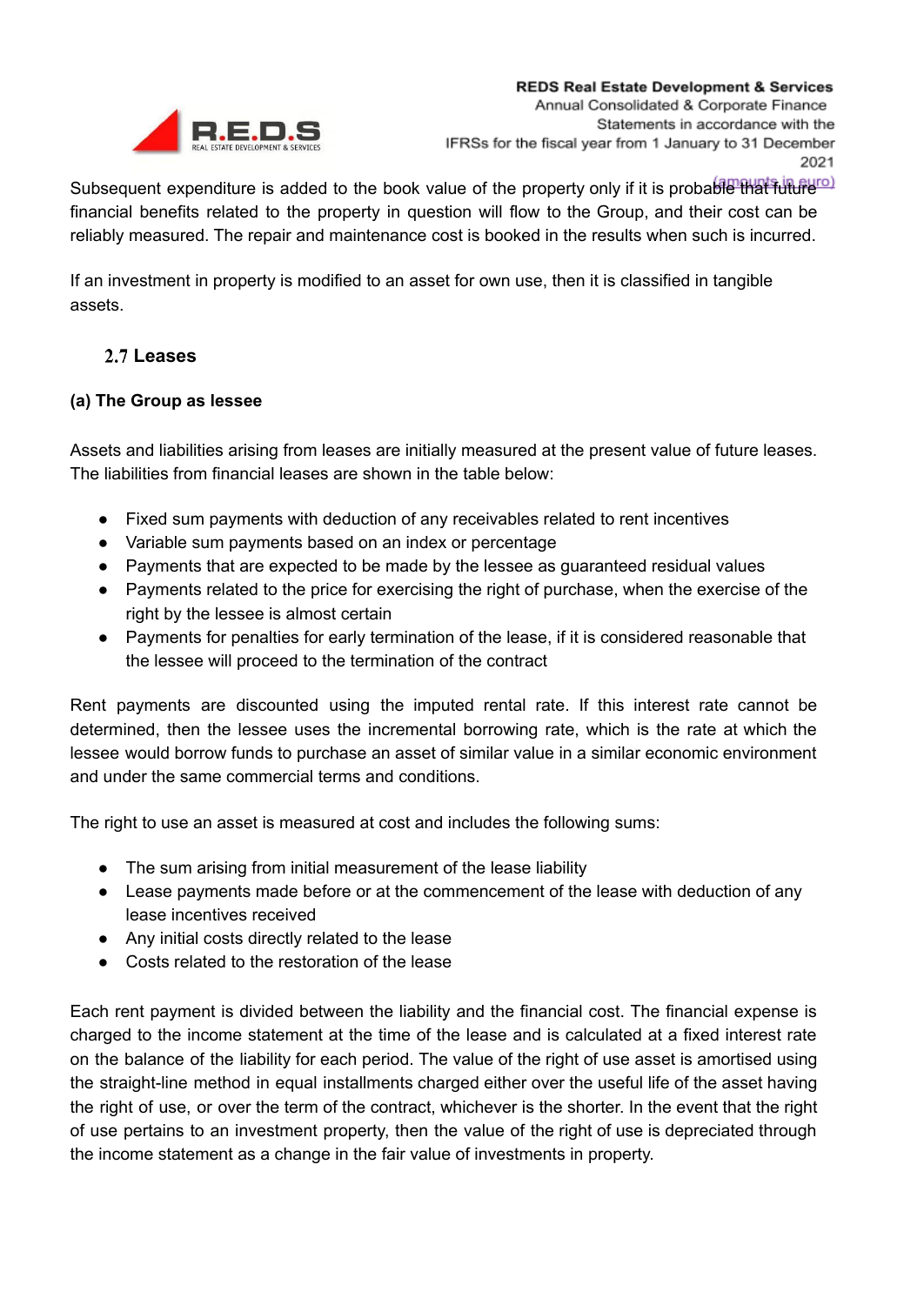Subsequent expenditure is added to the book value of the property only if it is probable that future financial benefits related to the property in question will flow to the Group, and their cost can be reliably measured. The repair and maintenance cost is booked in the results when such is incurred.

If an investment in property is modified to an asset for own use, then it is classified in tangible assets.

## 2.7 Leases

**(a) The Group as lessee**

Assets and liabilities arising from leases are initially measured at the present value of future leases. The liabilities from financial leases are shown in the table below:

- Fixed sum payments with deduction of any receivables related to rent incentives
- Variable sum payments based on an index or percentage
- Payments that are expected to be made by the lessee as guaranteed residual values
- Payments related to the price for exercising the right of purchase, when the exercise of the right by the lessee is almost certain
- Payments for penalties for early termination of the lease, if it is considered reasonable that the lessee will proceed to the termination of the contract

Rent payments are discounted using the imputed rental rate. If this interest rate cannot be determined, then the lessee uses the incremental borrowing rate, which is the rate at which the lessee would borrow funds to purchase an asset of similar value in a similar economic environment and under the same commercial terms and conditions.

The right to use an asset is measured at cost and includes the following sums:

- The sum arising from initial measurement of the lease liability
- Lease payments made before or at the commencement of the lease with deduction of any lease incentives received
- Any initial costs directly related to the lease
- Costs related to the restoration of the lease

Each rent payment is divided between the liability and the financial cost. The financial expense is charged to the income statement at the time of the lease and is calculated at a fixed interest rate on the balance of the liability for each period. The value of the right of use asset is amortised using the straight-line method in equal installments charged either over the useful life of the asset having the right of use, or over the term of the contract, whichever is the shorter. In the event that the right of use pertains to an investment property, then the value of the right of use is depreciated through the income statement as a change in the fair value of investments in property.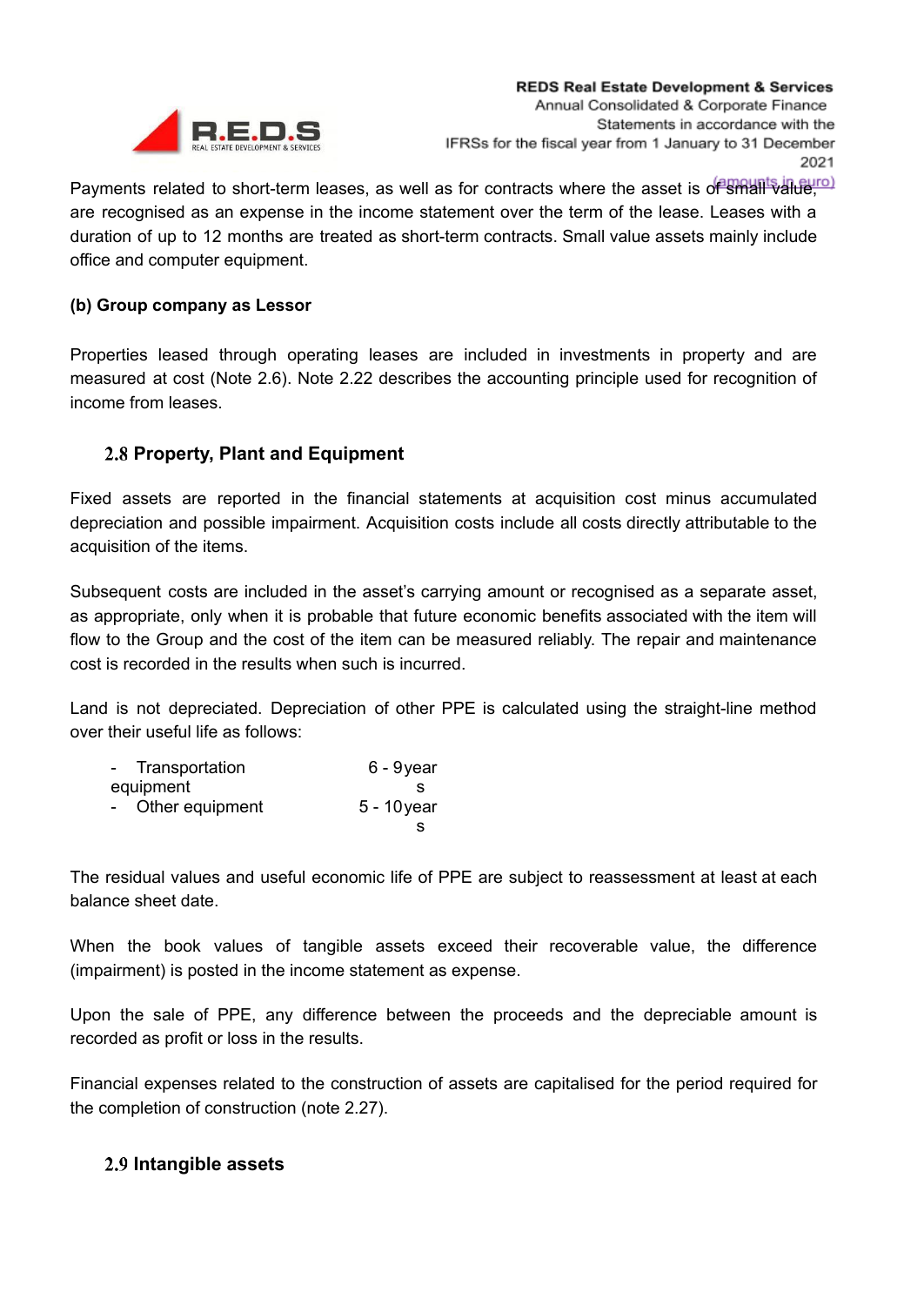Payments related to short-term leases, as well as for contracts where the asset is of small value, are recognised as an expense in the income statement over the term of the lease. Leases with a duration of up to 12 months are treated as short-term contracts. Small value assets mainly include office and computer equipment.

**(b) Group company as Lessor**

Properties leased through operating leases are included in investments in property and are measured at cost (Note 2.6). Note 2.22 describes the accounting principle used for recognition of income from leases.

## 2.8 Property, Plant and Equipment

Fixed assets are reported in the financial statements at acquisition cost minus accumulated depreciation and possible impairment. Acquisition costs include all costs directly attributable to the acquisition of the items.

Subsequent costs are included in the asset's carrying amount or recognised as a separate asset, as appropriate, only when it is probable that future economic benefits associated with the item will flow to the Group and the cost of the item can be measured reliably. The repair and maintenance cost is recorded in the results when such is incurred.

Land is not depreciated. Depreciation of other PPE is calculated using the straight-line method over their useful life as follows:

| | |
|---|---|
| - Transportation equipment | 6 - 9 years |
| - Other equipment | 5 - 10 years |

The residual values and useful economic life of PPE are subject to reassessment at least at each balance sheet date.

When the book values of tangible assets exceed their recoverable value, the difference (impairment) is posted in the income statement as expense.

Upon the sale of PPE, any difference between the proceeds and the depreciable amount is recorded as profit or loss in the results.

Financial expenses related to the construction of assets are capitalised for the period required for the completion of construction (note 2.27).

## 2.9 Intangible assets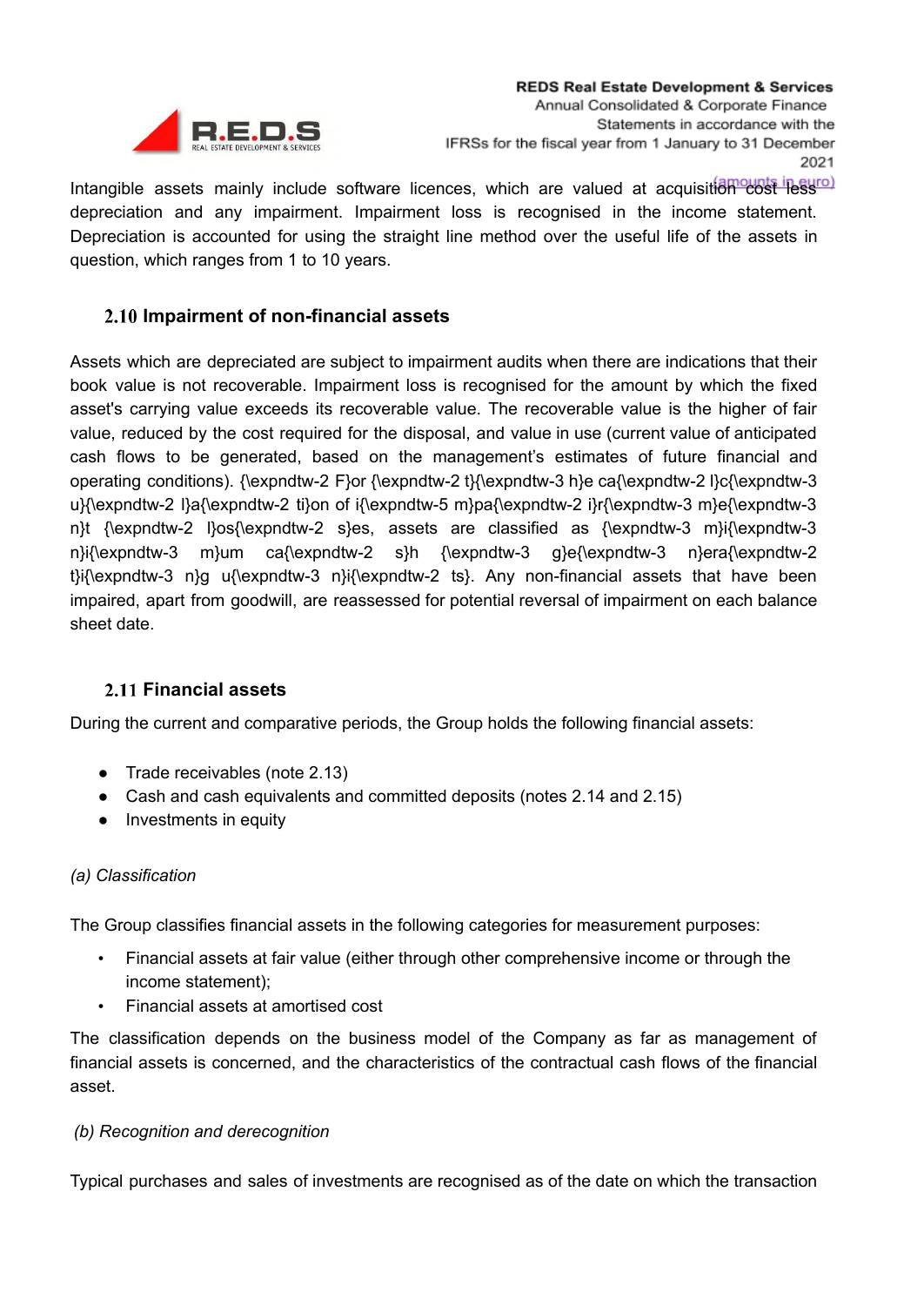Intangible assets mainly include software licences, which are valued at acquisition cost less depreciation and any impairment. Impairment loss is recognised in the income statement. Depreciation is accounted for using the straight line method over the useful life of the assets in question, which ranges from 1 to 10 years.

### 2.10 Impairment of non-financial assets

Assets which are depreciated are subject to impairment audits when there are indications that their book value is not recoverable. Impairment loss is recognised for the amount by which the fixed asset's carrying value exceeds its recoverable value. The recoverable value is the higher of fair value, reduced by the cost required for the disposal, and value in use (current value of anticipated cash flows to be generated, based on the management's estimates of future financial and operating conditions). {\expndtw-2 F}or {\expndtw-2 t}{\expndtw-3 h}e ca{\expndtw-2 l}c{\expndtw-3 u}{\expndtw-2 l}a{\expndtw-2 ti}on of i{\expndtw-5 m}pa{\expndtw-2 i}r{\expndtw-3 m}e{\expndtw-3 n}t {\expndtw-2 l}os{\expndtw-2 s}es, assets are classified as {\expndtw-3 m}i{\expndtw-3 n}i{\expndtw-3 m}um ca{\expndtw-2 s}h {\expndtw-3 g}e{\expndtw-3 n}era{\expndtw-2 t}i{\expndtw-3 n}g u{\expndtw-3 n}i{\expndtw-2 ts}. Any non-financial assets that have been impaired, apart from goodwill, are reassessed for potential reversal of impairment on each balance sheet date.

### 2.11 Financial assets

During the current and comparative periods, the Group holds the following financial assets:

- Trade receivables (note 2.13)
- Cash and cash equivalents and committed deposits (notes 2.14 and 2.15)
- Investments in equity

*(a) Classification*

The Group classifies financial assets in the following categories for measurement purposes:

- Financial assets at fair value (either through other comprehensive income or through the income statement);
- Financial assets at amortised cost

The classification depends on the business model of the Company as far as management of financial assets is concerned, and the characteristics of the contractual cash flows of the financial asset.

*(b) Recognition and derecognition*

Typical purchases and sales of investments are recognised as of the date on which the transaction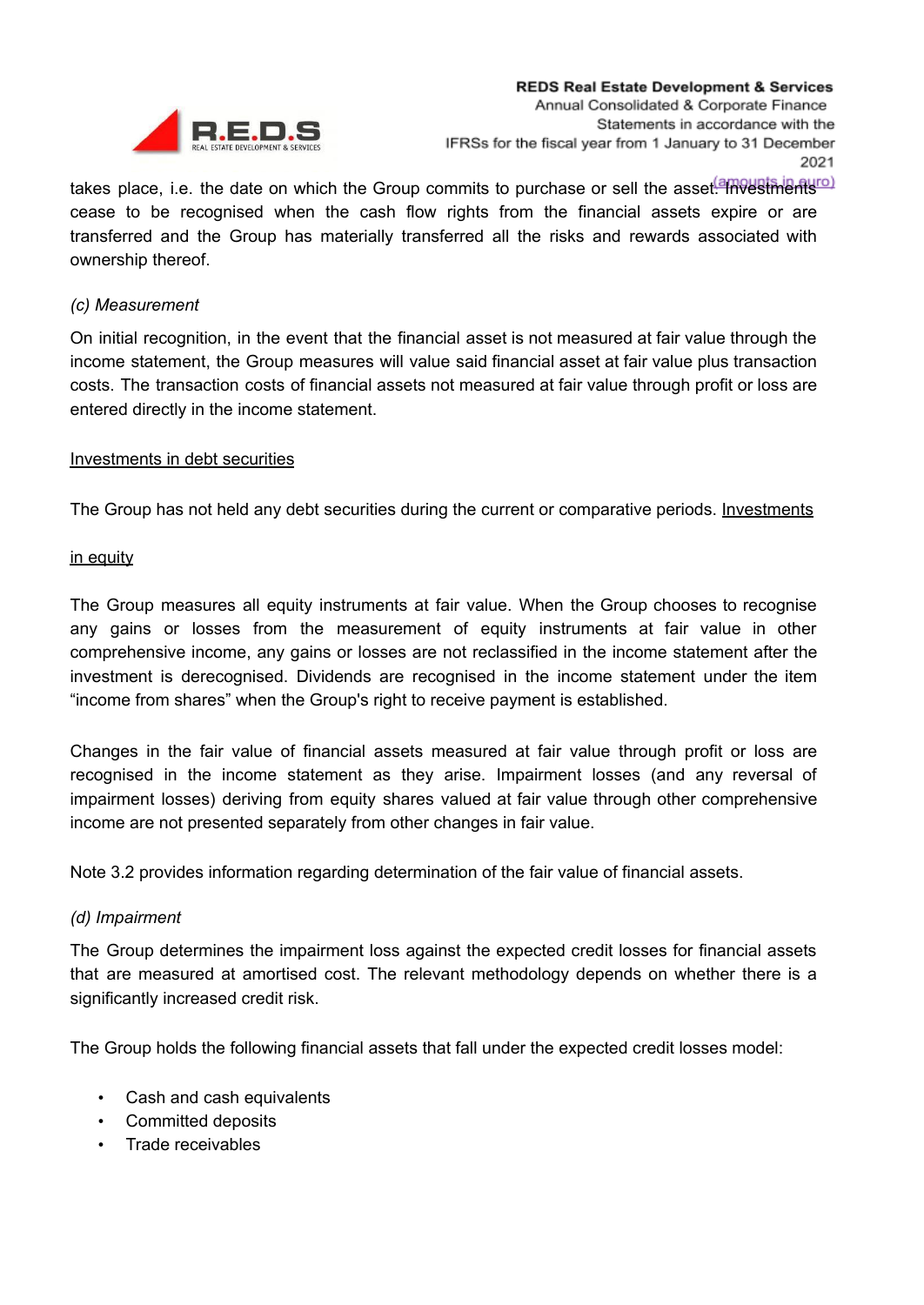takes place, i.e. the date on which the Group commits to purchase or sell the asset. Investments cease to be recognised when the cash flow rights from the financial assets expire or are transferred and the Group has materially transferred all the risks and rewards associated with ownership thereof.

*(c) Measurement*

On initial recognition, in the event that the financial asset is not measured at fair value through the income statement, the Group measures will value said financial asset at fair value plus transaction costs. The transaction costs of financial assets not measured at fair value through profit or loss are entered directly in the income statement.

<u>Investments in debt securities</u>

The Group has not held any debt securities during the current or comparative periods.

<u>Investments in equity</u>

The Group measures all equity instruments at fair value. When the Group chooses to recognise any gains or losses from the measurement of equity instruments at fair value in other comprehensive income, any gains or losses are not reclassified in the income statement after the investment is derecognised. Dividends are recognised in the income statement under the item "income from shares" when the Group's right to receive payment is established.

Changes in the fair value of financial assets measured at fair value through profit or loss are recognised in the income statement as they arise. Impairment losses (and any reversal of impairment losses) deriving from equity shares valued at fair value through other comprehensive income are not presented separately from other changes in fair value.

Note 3.2 provides information regarding determination of the fair value of financial assets.

*(d) Impairment*

The Group determines the impairment loss against the expected credit losses for financial assets that are measured at amortised cost. The relevant methodology depends on whether there is a significantly increased credit risk.

The Group holds the following financial assets that fall under the expected credit losses model:

- Cash and cash equivalents
- Committed deposits
- Trade receivables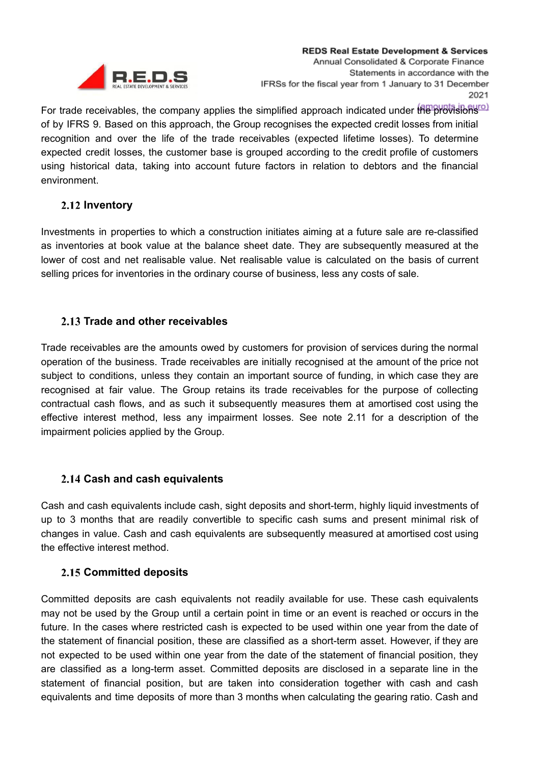For trade receivables, the company applies the simplified approach indicated under the provisions of by IFRS 9. Based on this approach, the Group recognises the expected credit losses from initial recognition and over the life of the trade receivables (expected lifetime losses). To determine expected credit losses, the customer base is grouped according to the credit profile of customers using historical data, taking into account future factors in relation to debtors and the financial environment.

### 2.12 Inventory

Investments in properties to which a construction initiates aiming at a future sale are re-classified as inventories at book value at the balance sheet date. They are subsequently measured at the lower of cost and net realisable value. Net realisable value is calculated on the basis of current selling prices for inventories in the ordinary course of business, less any costs of sale.

### 2.13 Trade and other receivables

Trade receivables are the amounts owed by customers for provision of services during the normal operation of the business. Trade receivables are initially recognised at the amount of the price not subject to conditions, unless they contain an important source of funding, in which case they are recognised at fair value. The Group retains its trade receivables for the purpose of collecting contractual cash flows, and as such it subsequently measures them at amortised cost using the effective interest method, less any impairment losses. See note 2.11 for a description of the impairment policies applied by the Group.

### 2.14 Cash and cash equivalents

Cash and cash equivalents include cash, sight deposits and short-term, highly liquid investments of up to 3 months that are readily convertible to specific cash sums and present minimal risk of changes in value. Cash and cash equivalents are subsequently measured at amortised cost using the effective interest method.

### 2.15 Committed deposits

Committed deposits are cash equivalents not readily available for use. These cash equivalents may not be used by the Group until a certain point in time or an event is reached or occurs in the future. In the cases where restricted cash is expected to be used within one year from the date of the statement of financial position, these are classified as a short-term asset. However, if they are not expected to be used within one year from the date of the statement of financial position, they are classified as a long-term asset. Committed deposits are disclosed in a separate line in the statement of financial position, but are taken into consideration together with cash and cash equivalents and time deposits of more than 3 months when calculating the gearing ratio. Cash and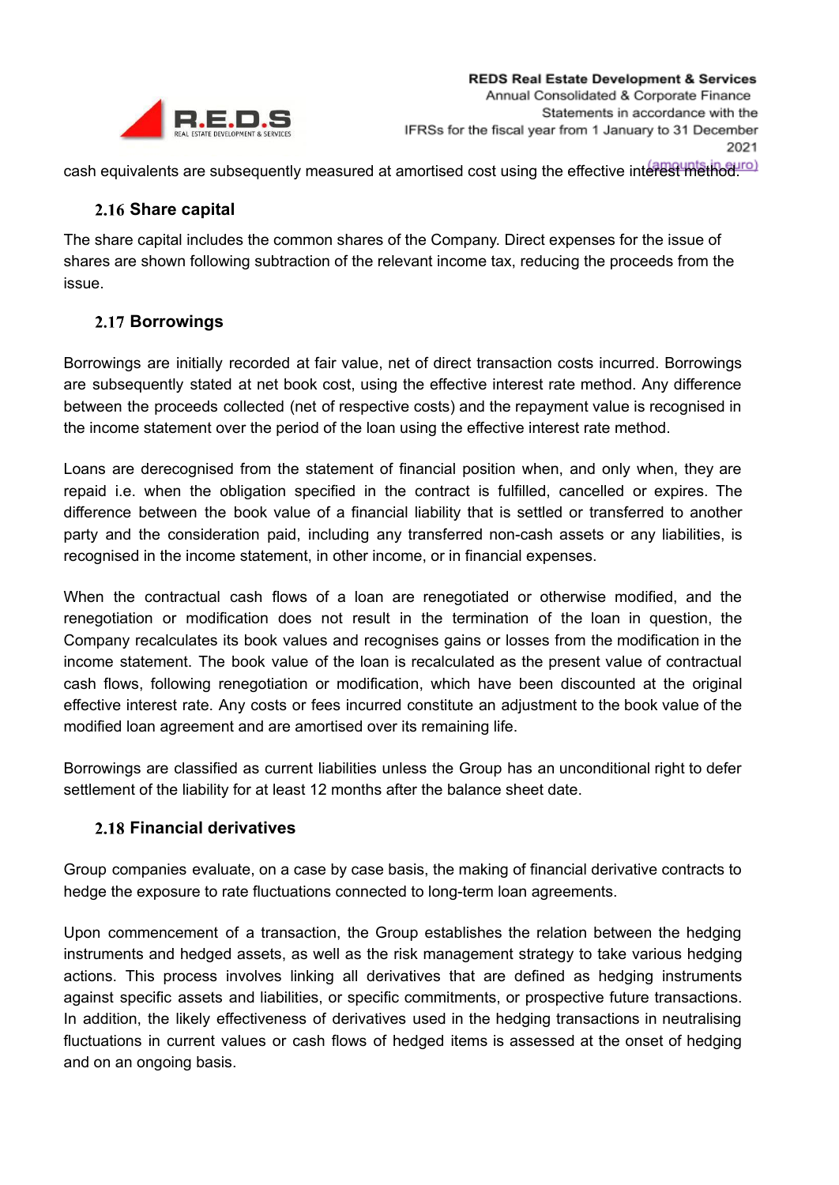cash equivalents are subsequently measured at amortised cost using the effective interest method.

### 2.16 Share capital

The share capital includes the common shares of the Company. Direct expenses for the issue of shares are shown following subtraction of the relevant income tax, reducing the proceeds from the issue.

### 2.17 Borrowings

Borrowings are initially recorded at fair value, net of direct transaction costs incurred. Borrowings are subsequently stated at net book cost, using the effective interest rate method. Any difference between the proceeds collected (net of respective costs) and the repayment value is recognised in the income statement over the period of the loan using the effective interest rate method.

Loans are derecognised from the statement of financial position when, and only when, they are repaid i.e. when the obligation specified in the contract is fulfilled, cancelled or expires. The difference between the book value of a financial liability that is settled or transferred to another party and the consideration paid, including any transferred non-cash assets or any liabilities, is recognised in the income statement, in other income, or in financial expenses.

When the contractual cash flows of a loan are renegotiated or otherwise modified, and the renegotiation or modification does not result in the termination of the loan in question, the Company recalculates its book values and recognises gains or losses from the modification in the income statement. The book value of the loan is recalculated as the present value of contractual cash flows, following renegotiation or modification, which have been discounted at the original effective interest rate. Any costs or fees incurred constitute an adjustment to the book value of the modified loan agreement and are amortised over its remaining life.

Borrowings are classified as current liabilities unless the Group has an unconditional right to defer settlement of the liability for at least 12 months after the balance sheet date.

### 2.18 Financial derivatives

Group companies evaluate, on a case by case basis, the making of financial derivative contracts to hedge the exposure to rate fluctuations connected to long-term loan agreements.

Upon commencement of a transaction, the Group establishes the relation between the hedging instruments and hedged assets, as well as the risk management strategy to take various hedging actions. This process involves linking all derivatives that are defined as hedging instruments against specific assets and liabilities, or specific commitments, or prospective future transactions. In addition, the likely effectiveness of derivatives used in the hedging transactions in neutralising fluctuations in current values or cash flows of hedged items is assessed at the onset of hedging and on an ongoing basis.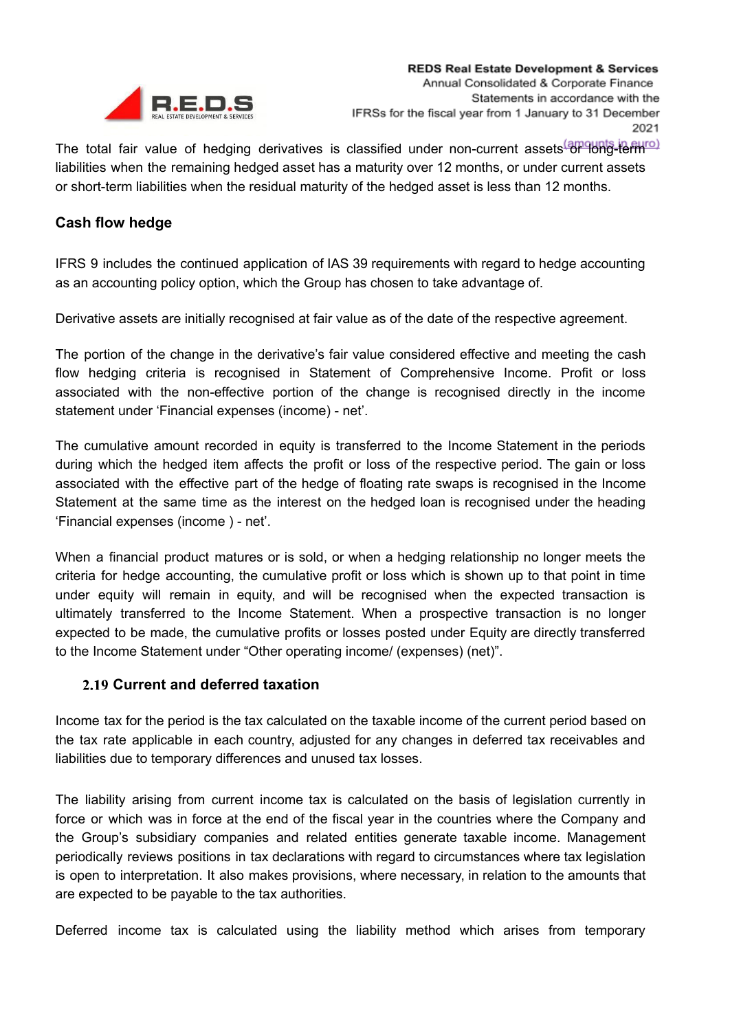The total fair value of hedging derivatives is classified under non-current assets or long-term liabilities when the remaining hedged asset has a maturity over 12 months, or under current assets or short-term liabilities when the residual maturity of the hedged asset is less than 12 months.

### Cash flow hedge

IFRS 9 includes the continued application of IAS 39 requirements with regard to hedge accounting as an accounting policy option, which the Group has chosen to take advantage of.

Derivative assets are initially recognised at fair value as of the date of the respective agreement.

The portion of the change in the derivative's fair value considered effective and meeting the cash flow hedging criteria is recognised in Statement of Comprehensive Income. Profit or loss associated with the non-effective portion of the change is recognised directly in the income statement under 'Financial expenses (income) - net'.

The cumulative amount recorded in equity is transferred to the Income Statement in the periods during which the hedged item affects the profit or loss of the respective period. The gain or loss associated with the effective part of the hedge of floating rate swaps is recognised in the Income Statement at the same time as the interest on the hedged loan is recognised under the heading 'Financial expenses (income ) - net'.

When a financial product matures or is sold, or when a hedging relationship no longer meets the criteria for hedge accounting, the cumulative profit or loss which is shown up to that point in time under equity will remain in equity, and will be recognised when the expected transaction is ultimately transferred to the Income Statement. When a prospective transaction is no longer expected to be made, the cumulative profits or losses posted under Equity are directly transferred to the Income Statement under "Other operating income/ (expenses) (net)".

### 2.19 Current and deferred taxation

Income tax for the period is the tax calculated on the taxable income of the current period based on the tax rate applicable in each country, adjusted for any changes in deferred tax receivables and liabilities due to temporary differences and unused tax losses.

The liability arising from current income tax is calculated on the basis of legislation currently in force or which was in force at the end of the fiscal year in the countries where the Company and the Group's subsidiary companies and related entities generate taxable income. Management periodically reviews positions in tax declarations with regard to circumstances where tax legislation is open to interpretation. It also makes provisions, where necessary, in relation to the amounts that are expected to be payable to the tax authorities.

Deferred income tax is calculated using the liability method which arises from temporary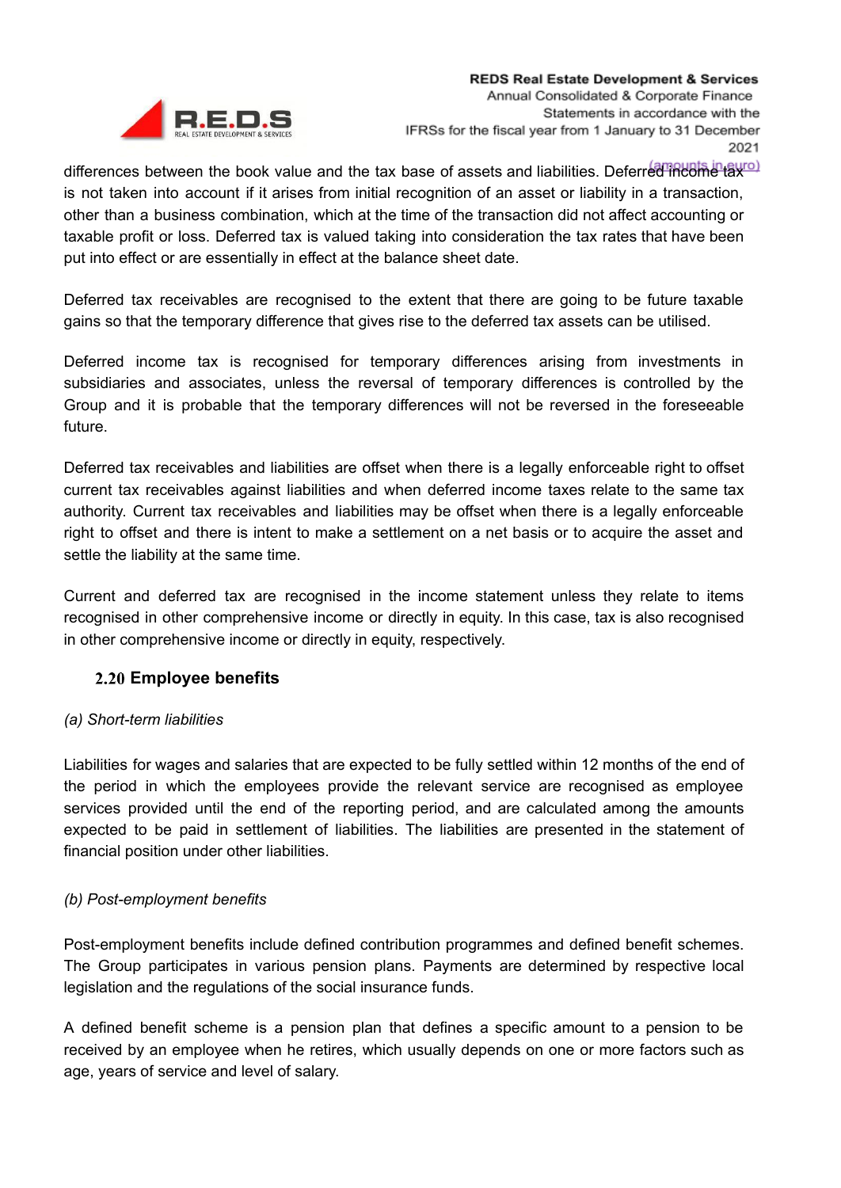differences between the book value and the tax base of assets and liabilities. Deferred income tax is not taken into account if it arises from initial recognition of an asset or liability in a transaction, other than a business combination, which at the time of the transaction did not affect accounting or taxable profit or loss. Deferred tax is valued taking into consideration the tax rates that have been put into effect or are essentially in effect at the balance sheet date.

Deferred tax receivables are recognised to the extent that there are going to be future taxable gains so that the temporary difference that gives rise to the deferred tax assets can be utilised.

Deferred income tax is recognised for temporary differences arising from investments in subsidiaries and associates, unless the reversal of temporary differences is controlled by the Group and it is probable that the temporary differences will not be reversed in the foreseeable future.

Deferred tax receivables and liabilities are offset when there is a legally enforceable right to offset current tax receivables against liabilities and when deferred income taxes relate to the same tax authority. Current tax receivables and liabilities may be offset when there is a legally enforceable right to offset and there is intent to make a settlement on a net basis or to acquire the asset and settle the liability at the same time.

Current and deferred tax are recognised in the income statement unless they relate to items recognised in other comprehensive income or directly in equity. In this case, tax is also recognised in other comprehensive income or directly in equity, respectively.

### 2.20 Employee benefits

*(a) Short-term liabilities*

Liabilities for wages and salaries that are expected to be fully settled within 12 months of the end of the period in which the employees provide the relevant service are recognised as employee services provided until the end of the reporting period, and are calculated among the amounts expected to be paid in settlement of liabilities. The liabilities are presented in the statement of financial position under other liabilities.

*(b) Post-employment benefits*

Post-employment benefits include defined contribution programmes and defined benefit schemes. The Group participates in various pension plans. Payments are determined by respective local legislation and the regulations of the social insurance funds.

A defined benefit scheme is a pension plan that defines a specific amount to a pension to be received by an employee when he retires, which usually depends on one or more factors such as age, years of service and level of salary.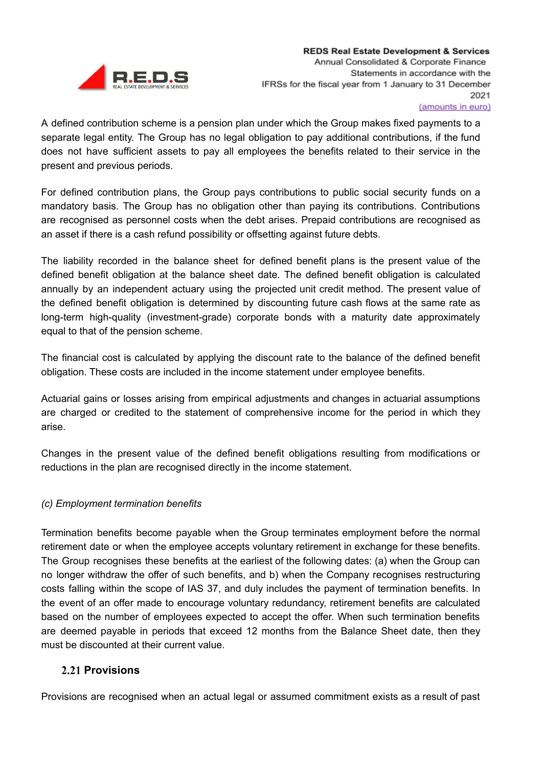A defined contribution scheme is a pension plan under which the Group makes fixed payments to a separate legal entity. The Group has no legal obligation to pay additional contributions, if the fund does not have sufficient assets to pay all employees the benefits related to their service in the present and previous periods.

For defined contribution plans, the Group pays contributions to public social security funds on a mandatory basis. The Group has no obligation other than paying its contributions. Contributions are recognised as personnel costs when the debt arises. Prepaid contributions are recognised as an asset if there is a cash refund possibility or offsetting against future debts.

The liability recorded in the balance sheet for defined benefit plans is the present value of the defined benefit obligation at the balance sheet date. The defined benefit obligation is calculated annually by an independent actuary using the projected unit credit method. The present value of the defined benefit obligation is determined by discounting future cash flows at the same rate as long-term high-quality (investment-grade) corporate bonds with a maturity date approximately equal to that of the pension scheme.

The financial cost is calculated by applying the discount rate to the balance of the defined benefit obligation. These costs are included in the income statement under employee benefits.

Actuarial gains or losses arising from empirical adjustments and changes in actuarial assumptions are charged or credited to the statement of comprehensive income for the period in which they arise.

Changes in the present value of the defined benefit obligations resulting from modifications or reductions in the plan are recognised directly in the income statement.

*(c) Employment termination benefits*

Termination benefits become payable when the Group terminates employment before the normal retirement date or when the employee accepts voluntary retirement in exchange for these benefits. The Group recognises these benefits at the earliest of the following dates: (a) when the Group can no longer withdraw the offer of such benefits, and b) when the Company recognises restructuring costs falling within the scope of IAS 37, and duly includes the payment of termination benefits. In the event of an offer made to encourage voluntary redundancy, retirement benefits are calculated based on the number of employees expected to accept the offer. When such termination benefits are deemed payable in periods that exceed 12 months from the Balance Sheet date, then they must be discounted at their current value.

## 2.21 Provisions

Provisions are recognised when an actual legal or assumed commitment exists as a result of past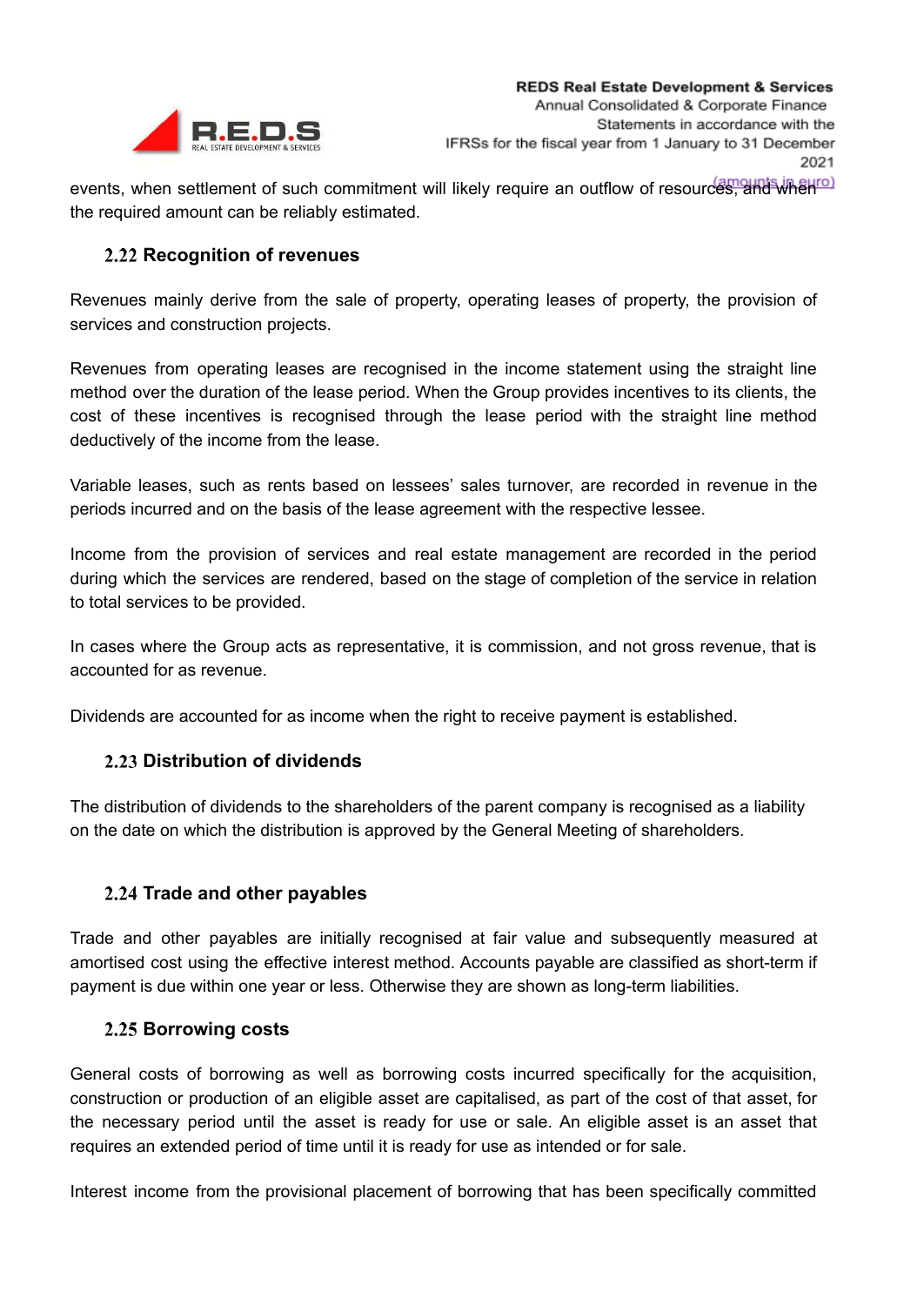events, when settlement of such commitment will likely require an outflow of resources, and when the required amount can be reliably estimated.

## 2.22 Recognition of revenues

Revenues mainly derive from the sale of property, operating leases of property, the provision of services and construction projects.

Revenues from operating leases are recognised in the income statement using the straight line method over the duration of the lease period. When the Group provides incentives to its clients, the cost of these incentives is recognised through the lease period with the straight line method deductively of the income from the lease.

Variable leases, such as rents based on lessees' sales turnover, are recorded in revenue in the periods incurred and on the basis of the lease agreement with the respective lessee.

Income from the provision of services and real estate management are recorded in the period during which the services are rendered, based on the stage of completion of the service in relation to total services to be provided.

In cases where the Group acts as representative, it is commission, and not gross revenue, that is accounted for as revenue.

Dividends are accounted for as income when the right to receive payment is established.

## 2.23 Distribution of dividends

The distribution of dividends to the shareholders of the parent company is recognised as a liability on the date on which the distribution is approved by the General Meeting of shareholders.

## 2.24 Trade and other payables

Trade and other payables are initially recognised at fair value and subsequently measured at amortised cost using the effective interest method. Accounts payable are classified as short-term if payment is due within one year or less. Otherwise they are shown as long-term liabilities.

## 2.25 Borrowing costs

General costs of borrowing as well as borrowing costs incurred specifically for the acquisition, construction or production of an eligible asset are capitalised, as part of the cost of that asset, for the necessary period until the asset is ready for use or sale. An eligible asset is an asset that requires an extended period of time until it is ready for use as intended or for sale.

Interest income from the provisional placement of borrowing that has been specifically committed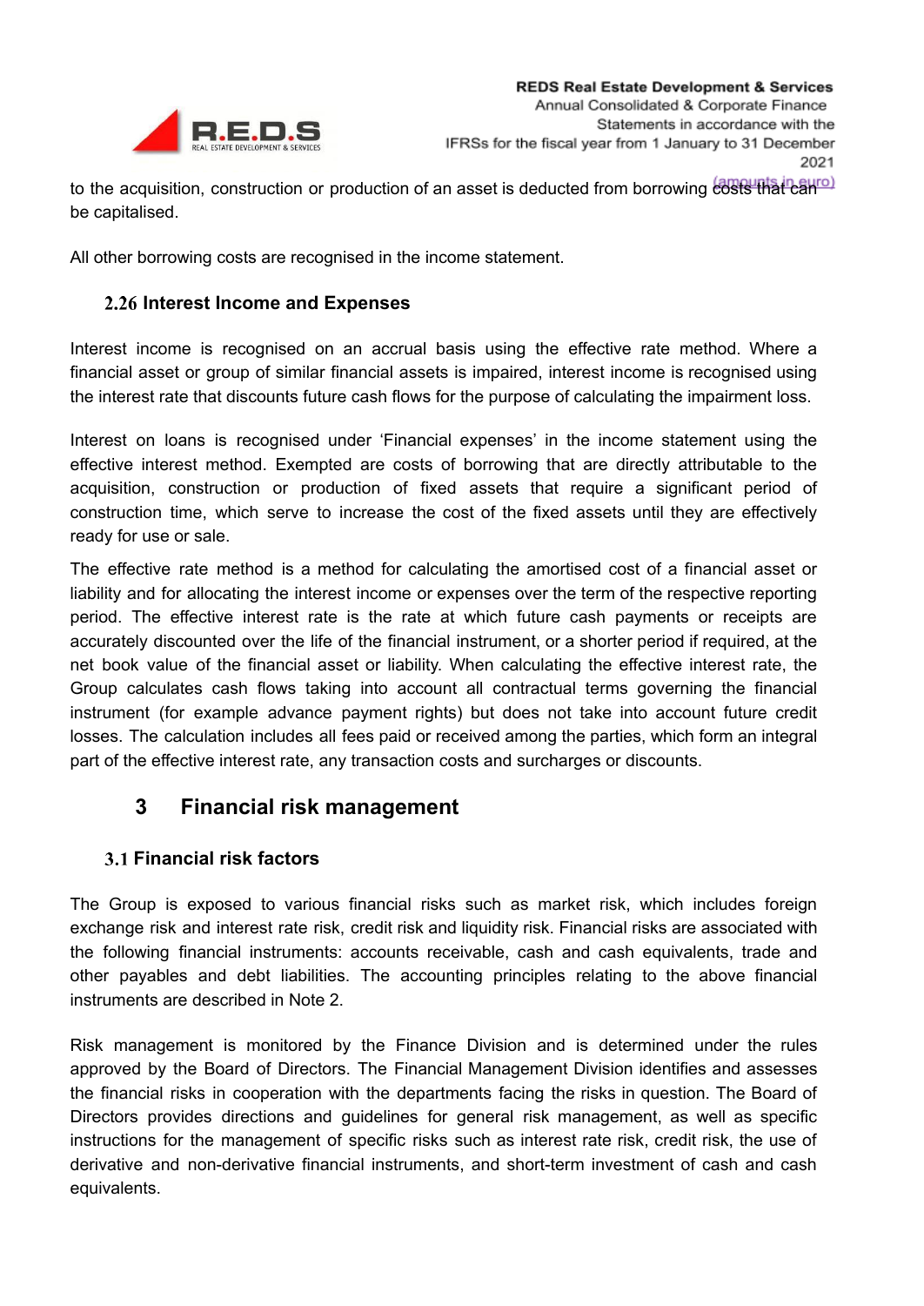to the acquisition, construction or production of an asset is deducted from borrowing costs that can be capitalised.

All other borrowing costs are recognised in the income statement.

### 2.26 Interest Income and Expenses

Interest income is recognised on an accrual basis using the effective rate method. Where a financial asset or group of similar financial assets is impaired, interest income is recognised using the interest rate that discounts future cash flows for the purpose of calculating the impairment loss.

Interest on loans is recognised under 'Financial expenses' in the income statement using the effective interest method. Exempted are costs of borrowing that are directly attributable to the acquisition, construction or production of fixed assets that require a significant period of construction time, which serve to increase the cost of the fixed assets until they are effectively ready for use or sale.

The effective rate method is a method for calculating the amortised cost of a financial asset or liability and for allocating the interest income or expenses over the term of the respective reporting period. The effective interest rate is the rate at which future cash payments or receipts are accurately discounted over the life of the financial instrument, or a shorter period if required, at the net book value of the financial asset or liability. When calculating the effective interest rate, the Group calculates cash flows taking into account all contractual terms governing the financial instrument (for example advance payment rights) but does not take into account future credit losses. The calculation includes all fees paid or received among the parties, which form an integral part of the effective interest rate, any transaction costs and surcharges or discounts.

## 3 Financial risk management

### 3.1 Financial risk factors

The Group is exposed to various financial risks such as market risk, which includes foreign exchange risk and interest rate risk, credit risk and liquidity risk. Financial risks are associated with the following financial instruments: accounts receivable, cash and cash equivalents, trade and other payables and debt liabilities. The accounting principles relating to the above financial instruments are described in Note 2.

Risk management is monitored by the Finance Division and is determined under the rules approved by the Board of Directors. The Financial Management Division identifies and assesses the financial risks in cooperation with the departments facing the risks in question. The Board of Directors provides directions and guidelines for general risk management, as well as specific instructions for the management of specific risks such as interest rate risk, credit risk, the use of derivative and non-derivative financial instruments, and short-term investment of cash and cash equivalents.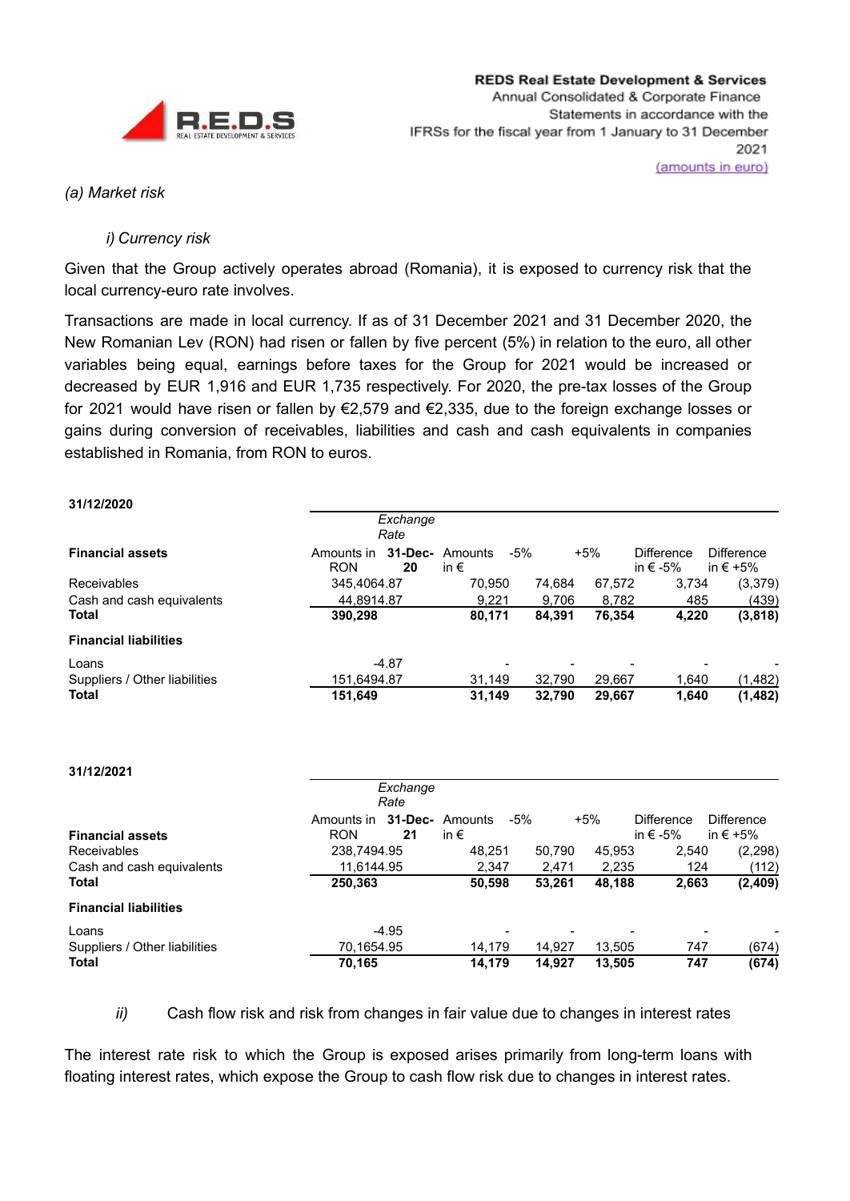*(a) Market risk*

*i) Currency risk*

Given that the Group actively operates abroad (Romania), it is exposed to currency risk that the local currency-euro rate involves.

Transactions are made in local currency. If as of 31 December 2021 and 31 December 2020, the New Romanian Lev (RON) had risen or fallen by five percent (5%) in relation to the euro, all other variables being equal, earnings before taxes for the Group for 2021 would be increased or decreased by EUR 1,916 and EUR 1,735 respectively. For 2020, the pre-tax losses of the Group for 2021 would have risen or fallen by €2,579 and €2,335, due to the foreign exchange losses or gains during conversion of receivables, liabilities and cash and cash equivalents in companies established in Romania, from RON to euros.

**31/12/2020**

| | Amounts in RON | *Exchange Rate* 31-Dec-20 | Amounts in € | -5% | +5% | Difference in € -5% | Difference in € +5% |
|---|---|---|---|---|---|---|---|
| **Financial assets** | | | | | | | |
| Receivables | 345,406 | 4.87 | 70,950 | 74,684 | 67,572 | 3,734 | (3,379) |
| Cash and cash equivalents | 44,891 | 4.87 | 9,221 | 9,706 | 8,782 | 485 | (439) |
| **Total** | **390,298** | | **80,171** | **84,391** | **76,354** | **4,220** | **(3,818)** |
| **Financial liabilities** | | | | | | | |
| Loans | - | 4.87 | - | - | - | - | - |
| Suppliers / Other liabilities | 151,649 | 4.87 | 31,149 | 32,790 | 29,667 | 1,640 | (1,482) |
| **Total** | **151,649** | | **31,149** | **32,790** | **29,667** | **1,640** | **(1,482)** |

**31/12/2021**

| | Amounts in RON | *Exchange Rate* 31-Dec-21 | Amounts in € | -5% | +5% | Difference in € -5% | Difference in € +5% |
|---|---|---|---|---|---|---|---|
| **Financial assets** | | | | | | | |
| Receivables | 238,749 | 4.95 | 48,251 | 50,790 | 45,953 | 2,540 | (2,298) |
| Cash and cash equivalents | 11,614 | 4.95 | 2,347 | 2,471 | 2,235 | 124 | (112) |
| **Total** | **250,363** | | **50,598** | **53,261** | **48,188** | **2,663** | **(2,409)** |
| **Financial liabilities** | | | | | | | |
| Loans | - | 4.95 | - | - | - | - | - |
| Suppliers / Other liabilities | 70,165 | 4.95 | 14,179 | 14,927 | 13,505 | 747 | (674) |
| **Total** | **70,165** | | **14,179** | **14,927** | **13,505** | **747** | **(674)** |

*ii)* Cash flow risk and risk from changes in fair value due to changes in interest rates

The interest rate risk to which the Group is exposed arises primarily from long-term loans with floating interest rates, which expose the Group to cash flow risk due to changes in interest rates.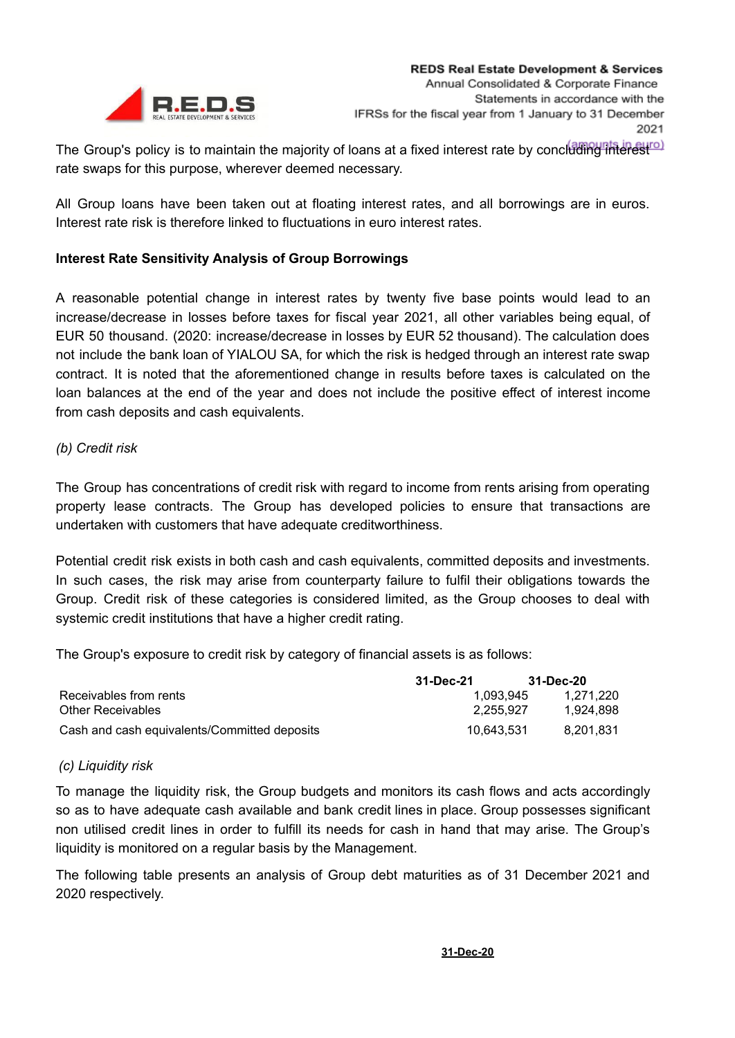The Group's policy is to maintain the majority of loans at a fixed interest rate by concluding interest rate swaps for this purpose, wherever deemed necessary.

All Group loans have been taken out at floating interest rates, and all borrowings are in euros. Interest rate risk is therefore linked to fluctuations in euro interest rates.

**Interest Rate Sensitivity Analysis of Group Borrowings**

A reasonable potential change in interest rates by twenty five base points would lead to an increase/decrease in losses before taxes for fiscal year 2021, all other variables being equal, of EUR 50 thousand. (2020: increase/decrease in losses by EUR 52 thousand). The calculation does not include the bank loan of YIALOU SA, for which the risk is hedged through an interest rate swap contract. It is noted that the aforementioned change in results before taxes is calculated on the loan balances at the end of the year and does not include the positive effect of interest income from cash deposits and cash equivalents.

*(b) Credit risk*

The Group has concentrations of credit risk with regard to income from rents arising from operating property lease contracts. The Group has developed policies to ensure that transactions are undertaken with customers that have adequate creditworthiness.

Potential credit risk exists in both cash and cash equivalents, committed deposits and investments. In such cases, the risk may arise from counterparty failure to fulfil their obligations towards the Group. Credit risk of these categories is considered limited, as the Group chooses to deal with systemic credit institutions that have a higher credit rating.

The Group's exposure to credit risk by category of financial assets is as follows:

| | 31-Dec-21 | 31-Dec-20 |
|---|---|---|
| Receivables from rents | 1,093,945 | 1,271,220 |
| Other Receivables | 2,255,927 | 1,924,898 |
| Cash and cash equivalents/Committed deposits | 10,643,531 | 8,201,831 |

*(c) Liquidity risk*

To manage the liquidity risk, the Group budgets and monitors its cash flows and acts accordingly so as to have adequate cash available and bank credit lines in place. Group possesses significant non utilised credit lines in order to fulfill its needs for cash in hand that may arise. The Group's liquidity is monitored on a regular basis by the Management.

The following table presents an analysis of Group debt maturities as of 31 December 2021 and 2020 respectively.

**31-Dec-20**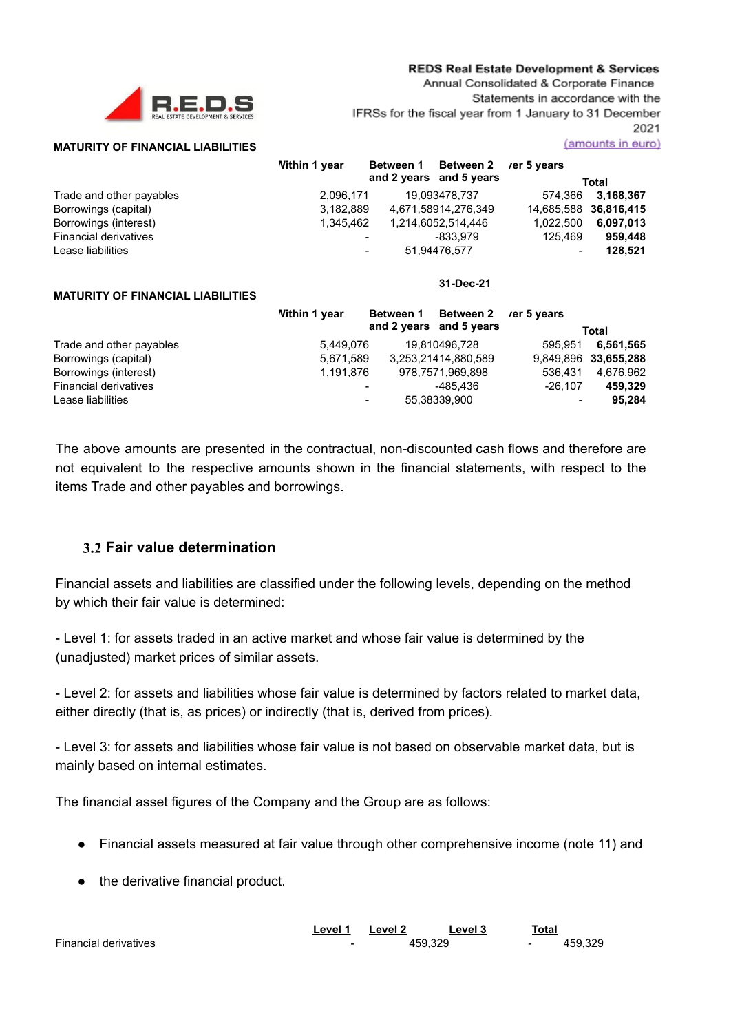**MATURITY OF FINANCIAL LIABILITIES**

(amounts in euro)

| | Within 1 year | Between 1 and 2 years | Between 2 and 5 years | Over 5 years | Total |
|---|---|---|---|---|---|
| Trade and other payables | 2,096,171 | 19,093 | 478,737 | 574,366 | **3,168,367** |
| Borrowings (capital) | 3,182,889 | 4,671,589 | 14,276,349 | 14,685,588 | **36,816,415** |
| Borrowings (interest) | 1,345,462 | 1,214,605 | 2,514,446 | 1,022,500 | **6,097,013** |
| Financial derivatives | - | - | 833,979 | 125,469 | **959,448** |
| Lease liabilities | - | 51,944 | 76,577 | - | **128,521** |

**31-Dec-21**

**MATURITY OF FINANCIAL LIABILITIES**

| | Within 1 year | Between 1 and 2 years | Between 2 and 5 years | Over 5 years | Total |
|---|---|---|---|---|---|
| Trade and other payables | 5,449,076 | 19,810 | 496,728 | 595,951 | **6,561,565** |
| Borrowings (capital) | 5,671,589 | 3,253,214 | 14,880,589 | 9,849,896 | **33,655,288** |
| Borrowings (interest) | 1,191,876 | 978,757 | 1,969,898 | 536,431 | 4,676,962 |
| Financial derivatives | - | - | 485,436 | -26,107 | **459,329** |
| Lease liabilities | - | 55,383 | 39,900 | - | **95,284** |

The above amounts are presented in the contractual, non-discounted cash flows and therefore are not equivalent to the respective amounts shown in the financial statements, with respect to the items Trade and other payables and borrowings.

## 3.2 Fair value determination

Financial assets and liabilities are classified under the following levels, depending on the method by which their fair value is determined:

- Level 1: for assets traded in an active market and whose fair value is determined by the (unadjusted) market prices of similar assets.

- Level 2: for assets and liabilities whose fair value is determined by factors related to market data, either directly (that is, as prices) or indirectly (that is, derived from prices).

- Level 3: for assets and liabilities whose fair value is not based on observable market data, but is mainly based on internal estimates.

The financial asset figures of the Company and the Group are as follows:

- Financial assets measured at fair value through other comprehensive income (note 11) and
- the derivative financial product.

| | Level 1 | Level 2 | Level 3 | Total |
|---|---|---|---|---|
| Financial derivatives | - | 459,329 | - | 459,329 |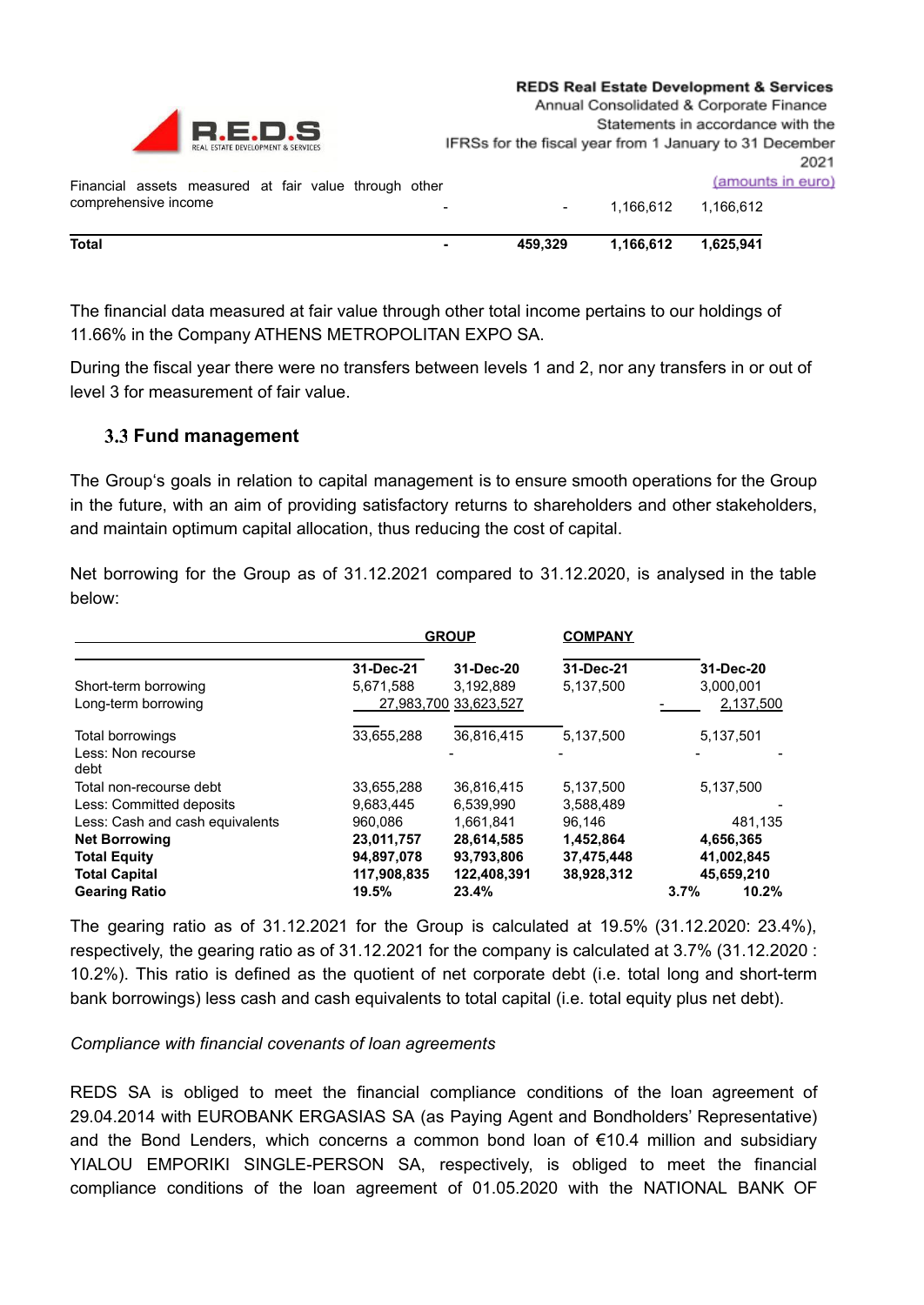| | | | | |
|---|---|---|---|---|
| Financial assets measured at fair value through other comprehensive income | - | - | 1,166,612 | 1,166,612 |
| **Total** | **-** | **459,329** | **1,166,612** | **1,625,941** |

The financial data measured at fair value through other total income pertains to our holdings of 11.66% in the Company ATHENS METROPOLITAN EXPO SA.

During the fiscal year there were no transfers between levels 1 and 2, nor any transfers in or out of level 3 for measurement of fair value.

### 3.3 Fund management

The Group's goals in relation to capital management is to ensure smooth operations for the Group in the future, with an aim of providing satisfactory returns to shareholders and other stakeholders, and maintain optimum capital allocation, thus reducing the cost of capital.

Net borrowing for the Group as of 31.12.2021 compared to 31.12.2020, is analysed in the table below:

| | GROUP | | COMPANY | |
|---|---|---|---|---|
| | 31-Dec-21 | 31-Dec-20 | 31-Dec-21 | 31-Dec-20 |
| Short-term borrowing | 5,671,588 | 3,192,889 | 5,137,500 | 3,000,001 |
| Long-term borrowing | 27,983,700 | 33,623,527 | - | 2,137,500 |
| Total borrowings | 33,655,288 | 36,816,415 | 5,137,500 | 5,137,501 |
| Less: Non recourse debt | | - | - | - |
| Total non-recourse debt | 33,655,288 | 36,816,415 | 5,137,500 | 5,137,500 |
| Less: Committed deposits | 9,683,445 | 6,539,990 | 3,588,489 | - |
| Less: Cash and cash equivalents | 960,086 | 1,661,841 | 96,146 | 481,135 |
| **Net Borrowing** | **23,011,757** | **28,614,585** | **1,452,864** | **4,656,365** |
| **Total Equity** | **94,897,078** | **93,793,806** | **37,475,448** | **41,002,845** |
| **Total Capital** | **117,908,835** | **122,408,391** | **38,928,312** | **45,659,210** |
| **Gearing Ratio** | **19.5%** | **23.4%** | **3.7%** | **10.2%** |

The gearing ratio as of 31.12.2021 for the Group is calculated at 19.5% (31.12.2020: 23.4%), respectively, the gearing ratio as of 31.12.2021 for the company is calculated at 3.7% (31.12.2020 : 10.2%). This ratio is defined as the quotient of net corporate debt (i.e. total long and short-term bank borrowings) less cash and cash equivalents to total capital (i.e. total equity plus net debt).

*Compliance with financial covenants of loan agreements*

REDS SA is obliged to meet the financial compliance conditions of the loan agreement of 29.04.2014 with EUROBANK ERGASIAS SA (as Paying Agent and Bondholders' Representative) and the Bond Lenders, which concerns a common bond loan of €10.4 million and subsidiary YIALOU EMPORIKI SINGLE-PERSON SA, respectively, is obliged to meet the financial compliance conditions of the loan agreement of 01.05.2020 with the NATIONAL BANK OF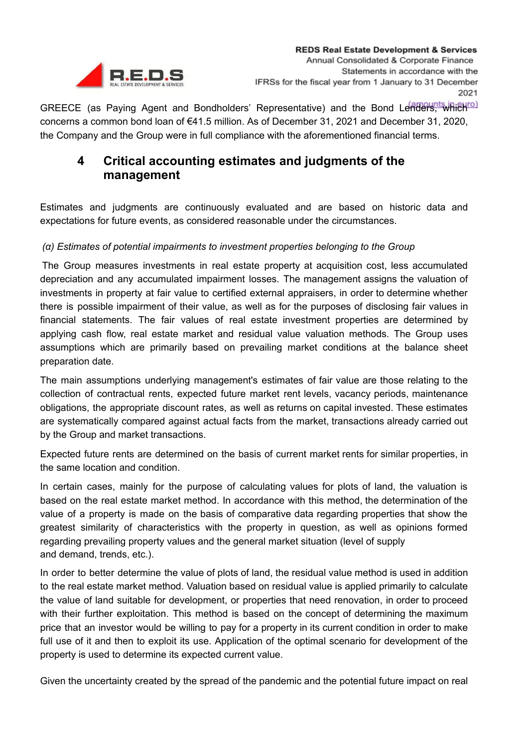GREECE (as Paying Agent and Bondholders' Representative) and the Bond Lenders, which concerns a common bond loan of €41.5 million. As of December 31, 2021 and December 31, 2020, the Company and the Group were in full compliance with the aforementioned financial terms.

## 4 Critical accounting estimates and judgments of the management

Estimates and judgments are continuously evaluated and are based on historic data and expectations for future events, as considered reasonable under the circumstances.

*(α) Estimates of potential impairments to investment properties belonging to the Group*

The Group measures investments in real estate property at acquisition cost, less accumulated depreciation and any accumulated impairment losses. The management assigns the valuation of investments in property at fair value to certified external appraisers, in order to determine whether there is possible impairment of their value, as well as for the purposes of disclosing fair values in financial statements. The fair values of real estate investment properties are determined by applying cash flow, real estate market and residual value valuation methods. The Group uses assumptions which are primarily based on prevailing market conditions at the balance sheet preparation date.

The main assumptions underlying management's estimates of fair value are those relating to the collection of contractual rents, expected future market rent levels, vacancy periods, maintenance obligations, the appropriate discount rates, as well as returns on capital invested. These estimates are systematically compared against actual facts from the market, transactions already carried out by the Group and market transactions.

Expected future rents are determined on the basis of current market rents for similar properties, in the same location and condition.

In certain cases, mainly for the purpose of calculating values for plots of land, the valuation is based on the real estate market method. In accordance with this method, the determination of the value of a property is made on the basis of comparative data regarding properties that show the greatest similarity of characteristics with the property in question, as well as opinions formed regarding prevailing property values and the general market situation (level of supply and demand, trends, etc.).

In order to better determine the value of plots of land, the residual value method is used in addition to the real estate market method. Valuation based on residual value is applied primarily to calculate the value of land suitable for development, or properties that need renovation, in order to proceed with their further exploitation. This method is based on the concept of determining the maximum price that an investor would be willing to pay for a property in its current condition in order to make full use of it and then to exploit its use. Application of the optimal scenario for development of the property is used to determine its expected current value.

Given the uncertainty created by the spread of the pandemic and the potential future impact on real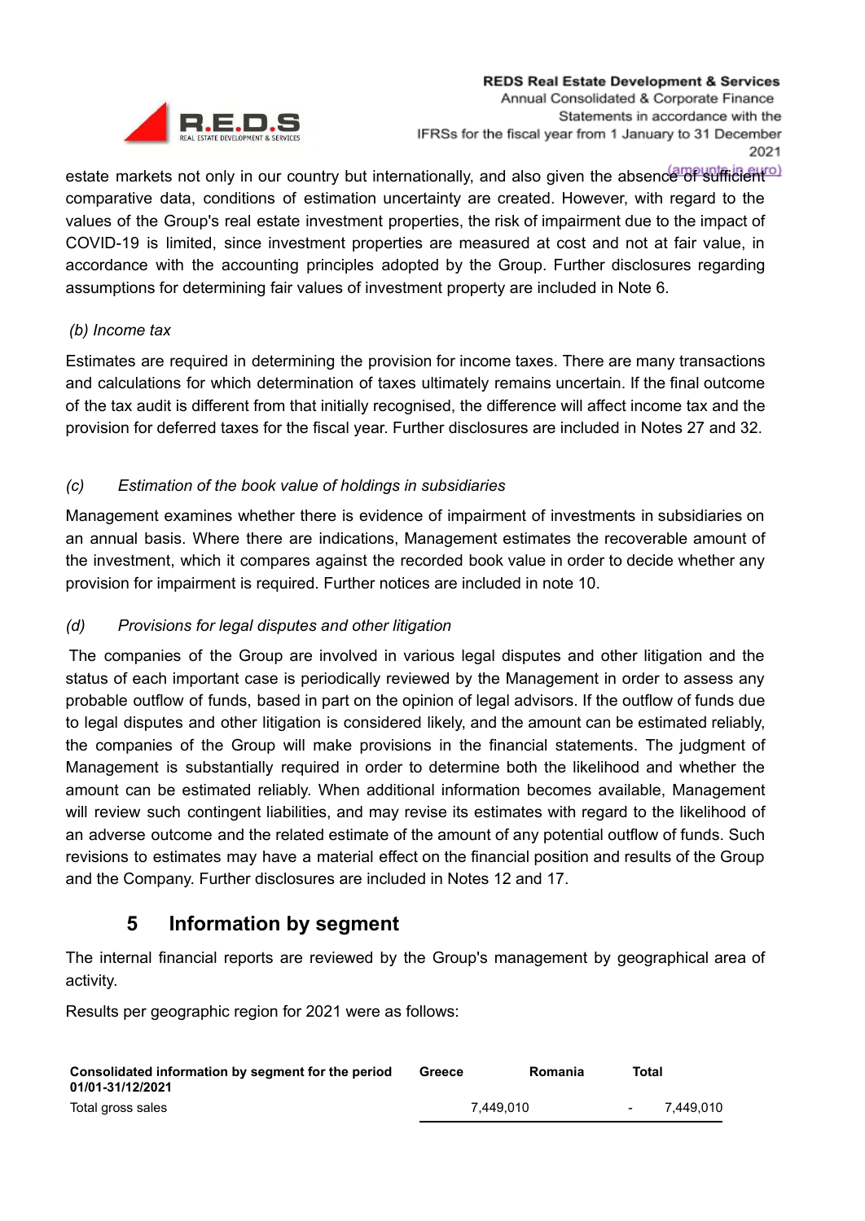estate markets not only in our country but internationally, and also given the absence of sufficient comparative data, conditions of estimation uncertainty are created. However, with regard to the values of the Group's real estate investment properties, the risk of impairment due to the impact of COVID-19 is limited, since investment properties are measured at cost and not at fair value, in accordance with the accounting principles adopted by the Group. Further disclosures regarding assumptions for determining fair values of investment property are included in Note 6.

*(b) Income tax*

Estimates are required in determining the provision for income taxes. There are many transactions and calculations for which determination of taxes ultimately remains uncertain. If the final outcome of the tax audit is different from that initially recognised, the difference will affect income tax and the provision for deferred taxes for the fiscal year. Further disclosures are included in Notes 27 and 32.

*(c) Estimation of the book value of holdings in subsidiaries*

Management examines whether there is evidence of impairment of investments in subsidiaries on an annual basis. Where there are indications, Management estimates the recoverable amount of the investment, which it compares against the recorded book value in order to decide whether any provision for impairment is required. Further notices are included in note 10.

*(d) Provisions for legal disputes and other litigation*

The companies of the Group are involved in various legal disputes and other litigation and the status of each important case is periodically reviewed by the Management in order to assess any probable outflow of funds, based in part on the opinion of legal advisors. If the outflow of funds due to legal disputes and other litigation is considered likely, and the amount can be estimated reliably, the companies of the Group will make provisions in the financial statements. The judgment of Management is substantially required in order to determine both the likelihood and whether the amount can be estimated reliably. When additional information becomes available, Management will review such contingent liabilities, and may revise its estimates with regard to the likelihood of an adverse outcome and the related estimate of the amount of any potential outflow of funds. Such revisions to estimates may have a material effect on the financial position and results of the Group and the Company. Further disclosures are included in Notes 12 and 17.

## 5 Information by segment

The internal financial reports are reviewed by the Group's management by geographical area of activity.

Results per geographic region for 2021 were as follows:

| Consolidated information by segment for the period 01/01-31/12/2021 | Greece | Romania | Total |
|---|---|---|---|
| Total gross sales | 7,449,010 | - | 7,449,010 |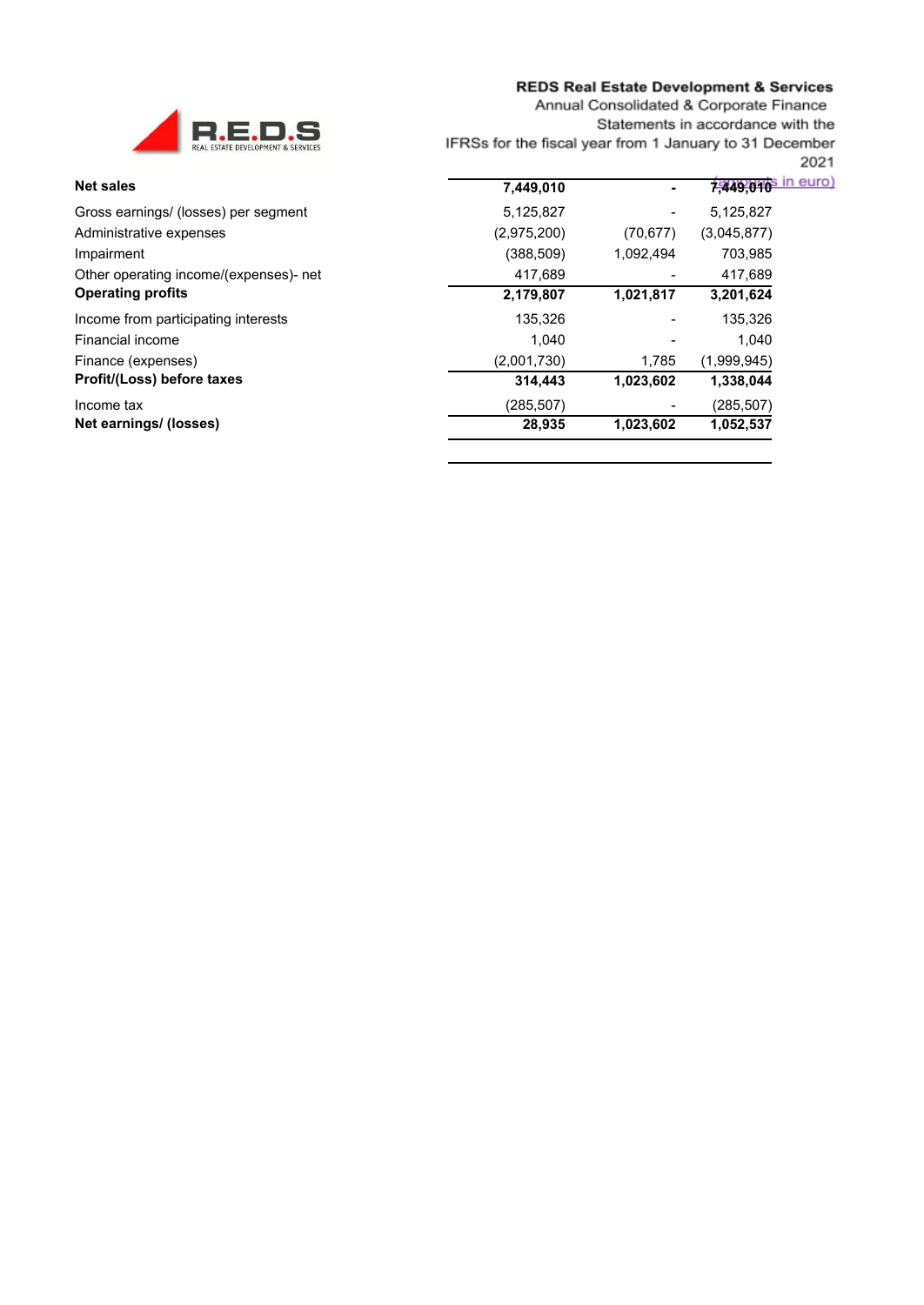**REDS Real Estate Development & Services**
Annual Consolidated & Corporate Finance Statements in accordance with the IFRSs for the fiscal year from 1 January to 31 December 2021

(amounts in euro)

| | | | |
|---|---|---|---|
| **Net sales** | **7,449,010** | **-** | **7,449,010** |
| Gross earnings/ (losses) per segment | 5,125,827 | - | 5,125,827 |
| Administrative expenses | (2,975,200) | (70,677) | (3,045,877) |
| Impairment | (388,509) | 1,092,494 | 703,985 |
| Other operating income/(expenses)- net | 417,689 | - | 417,689 |
| **Operating profits** | **2,179,807** | **1,021,817** | **3,201,624** |
| Income from participating interests | 135,326 | - | 135,326 |
| Financial income | 1,040 | - | 1,040 |
| Finance (expenses) | (2,001,730) | 1,785 | (1,999,945) |
| **Profit/(Loss) before taxes** | **314,443** | **1,023,602** | **1,338,044** |
| Income tax | (285,507) | - | (285,507) |
| **Net earnings/ (losses)** | **28,935** | **1,023,602** | **1,052,537** |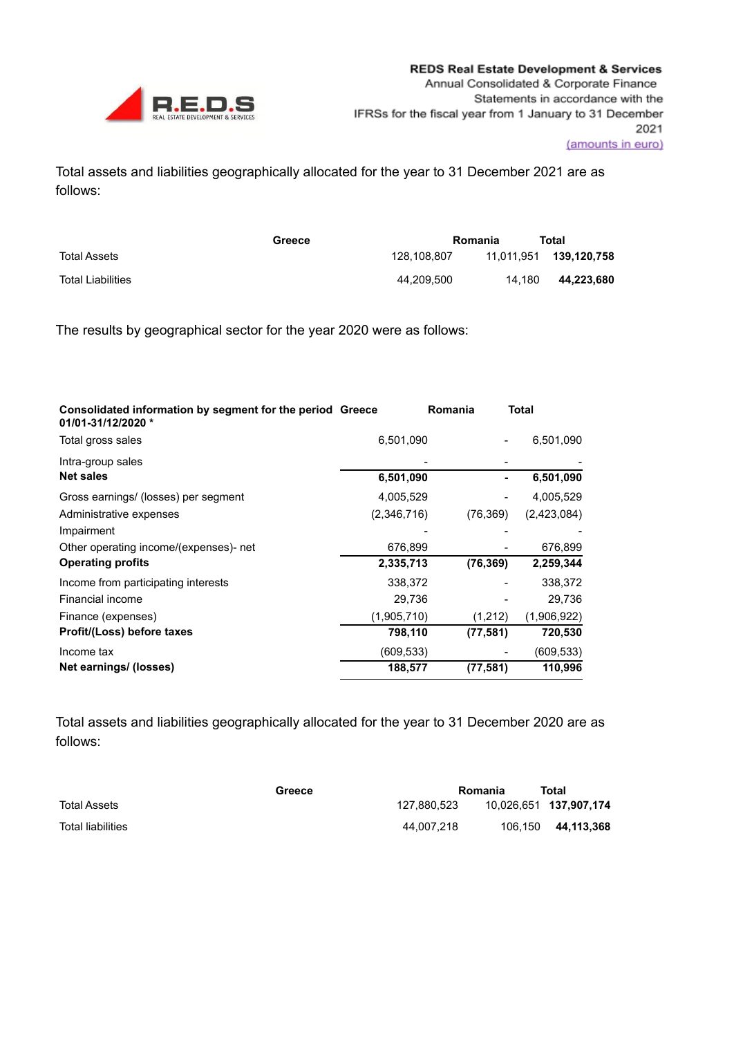Total assets and liabilities geographically allocated for the year to 31 December 2021 are as follows:

| | Greece | Romania | Total |
|---|---|---|---|
| Total Assets | 128,108,807 | 11,011,951 | **139,120,758** |
| Total Liabilities | 44,209,500 | 14,180 | **44,223,680** |

The results by geographical sector for the year 2020 were as follows:

| **Consolidated information by segment for the period 01/01-31/12/2020 *** | **Greece** | **Romania** | **Total** |
|---|---|---|---|
| Total gross sales | 6,501,090 | - | 6,501,090 |
| Intra-group sales | - | - | - |
| **Net sales** | **6,501,090** | **-** | **6,501,090** |
| Gross earnings/ (losses) per segment | 4,005,529 | - | 4,005,529 |
| Administrative expenses | (2,346,716) | (76,369) | (2,423,084) |
| Impairment | - | - | - |
| Other operating income/(expenses)- net | 676,899 | - | 676,899 |
| **Operating profits** | **2,335,713** | **(76,369)** | **2,259,344** |
| Income from participating interests | 338,372 | - | 338,372 |
| Financial income | 29,736 | - | 29,736 |
| Finance (expenses) | (1,905,710) | (1,212) | (1,906,922) |
| **Profit/(Loss) before taxes** | **798,110** | **(77,581)** | **720,530** |
| Income tax | (609,533) | - | (609,533) |
| **Net earnings/ (losses)** | **188,577** | **(77,581)** | **110,996** |

Total assets and liabilities geographically allocated for the year to 31 December 2020 are as follows:

| | Greece | Romania | Total |
|---|---|---|---|
| Total Assets | 127,880,523 | 10,026,651 | **137,907,174** |
| Total liabilities | 44,007,218 | 106,150 | **44,113,368** |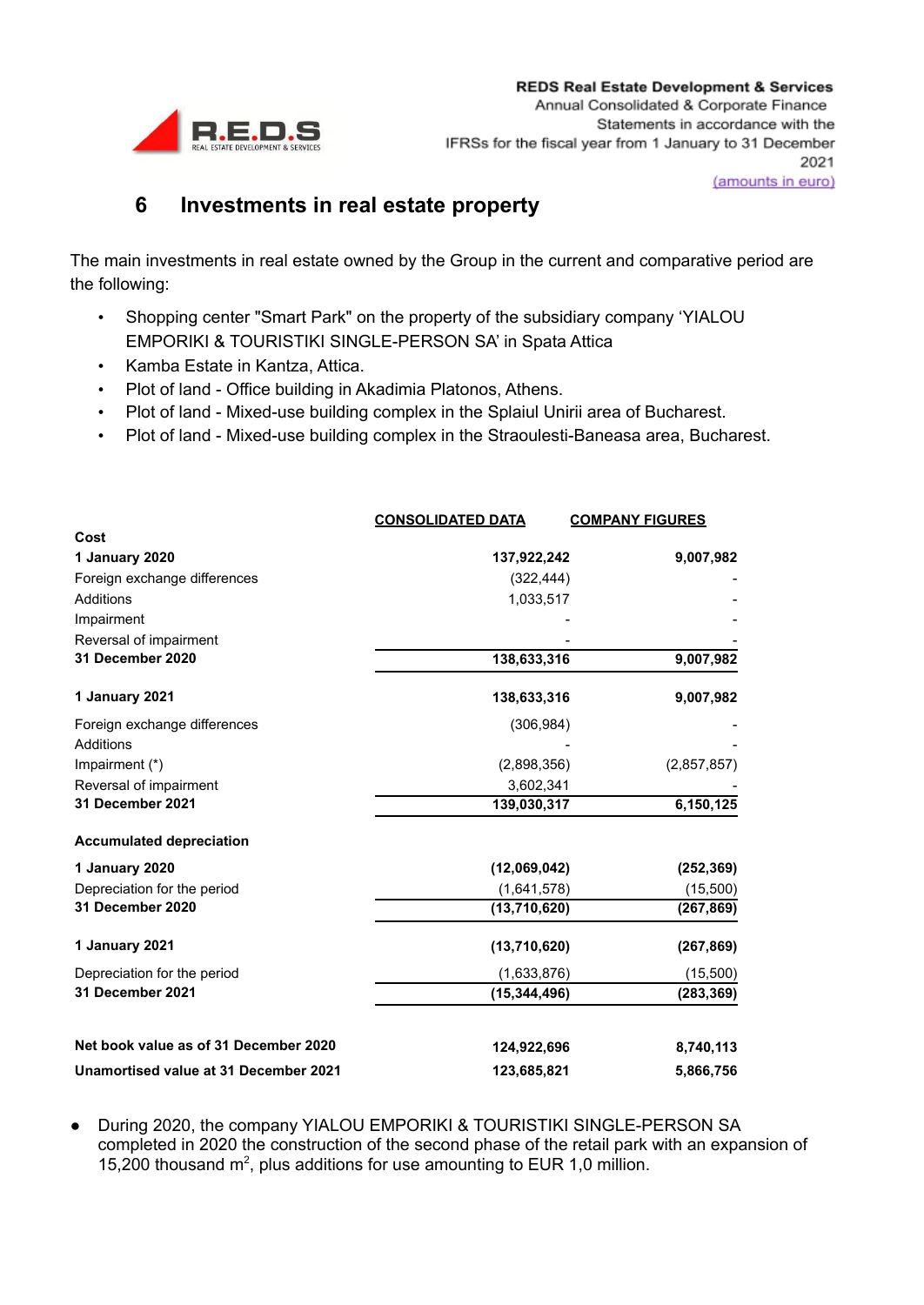# 6 Investments in real estate property

The main investments in real estate owned by the Group in the current and comparative period are the following:

- Shopping center "Smart Park" on the property of the subsidiary company 'YIALOU EMPORIKI & TOURISTIKI SINGLE-PERSON SA' in Spata Attica
- Kamba Estate in Kantza, Attica.
- Plot of land - Office building in Akadimia Platonos, Athens.
- Plot of land - Mixed-use building complex in the Splaiul Unirii area of Bucharest.
- Plot of land - Mixed-use building complex in the Straoulesti-Baneasa area, Bucharest.

| | CONSOLIDATED DATA | COMPANY FIGURES |
|---|---|---|
| **Cost** | | |
| **1 January 2020** | **137,922,242** | **9,007,982** |
| Foreign exchange differences | (322,444) | - |
| Additions | 1,033,517 | - |
| Impairment | - | - |
| Reversal of impairment | - | - |
| **31 December 2020** | **138,633,316** | **9,007,982** |
| **1 January 2021** | **138,633,316** | **9,007,982** |
| Foreign exchange differences | (306,984) | - |
| Additions | - | - |
| Impairment (*) | (2,898,356) | (2,857,857) |
| Reversal of impairment | 3,602,341 | - |
| **31 December 2021** | **139,030,317** | **6,150,125** |
| **Accumulated depreciation** | | |
| **1 January 2020** | **(12,069,042)** | **(252,369)** |
| Depreciation for the period | (1,641,578) | (15,500) |
| **31 December 2020** | **(13,710,620)** | **(267,869)** |
| **1 January 2021** | **(13,710,620)** | **(267,869)** |
| Depreciation for the period | (1,633,876) | (15,500) |
| **31 December 2021** | **(15,344,496)** | **(283,369)** |
| **Net book value as of 31 December 2020** | **124,922,696** | **8,740,113** |
| **Unamortised value at 31 December 2021** | **123,685,821** | **5,866,756** |

- During 2020, the company YIALOU EMPORIKI & TOURISTIKI SINGLE-PERSON SA completed in 2020 the construction of the second phase of the retail park with an expansion of 15,200 thousand $m^2$, plus additions for use amounting to EUR 1,0 million.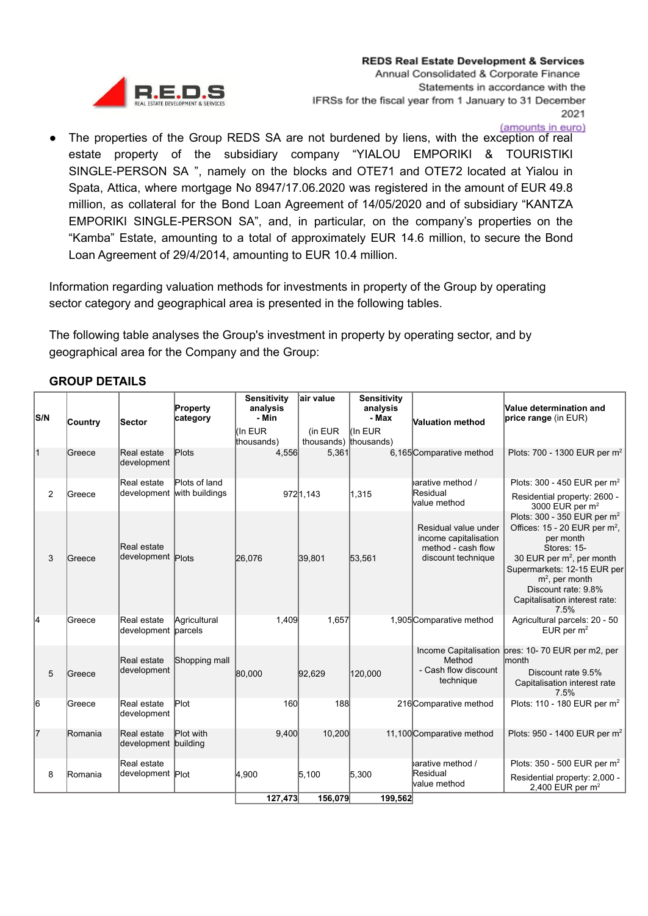- The properties of the Group REDS SA are not burdened by liens, with the exception of real estate property of the subsidiary company "YIALOU EMPORIKI & TOURISTIKI SINGLE-PERSON SA ", namely on the blocks and OTE71 and OTE72 located at Yialou in Spata, Attica, where mortgage No 8947/17.06.2020 was registered in the amount of EUR 49.8 million, as collateral for the Bond Loan Agreement of 14/05/2020 and of subsidiary "KANTZA EMPORIKI SINGLE-PERSON SA", and, in particular, on the company's properties on the "Kamba" Estate, amounting to a total of approximately EUR 14.6 million, to secure the Bond Loan Agreement of 29/4/2014, amounting to EUR 10.4 million.

Information regarding valuation methods for investments in property of the Group by operating sector category and geographical area is presented in the following tables.

The following table analyses the Group's investment in property by operating sector, and by geographical area for the Company and the Group:

## GROUP DETAILS

| S/N | Country | Sector | Property category | Sensitivity analysis - Min (In EUR thousands) | air value (in EUR thousands) | Sensitivity analysis - Max (In EUR thousands) | Valuation method | Value determination and price range (in EUR) |
|---|---|---|---|---|---|---|---|---|
| 1 | Greece | Real estate development | Plots | 4,556 | 5,361 | 6,165 | Comparative method | Plots: 700 - 1300 EUR per m² |
| 2 | Greece | Real estate development | Plots of land with buildings | 972 | 1,143 | 1,315 | parative method / Residual value method | Plots: 300 - 450 EUR per m² Residential property: 2600 - 3000 EUR per m² |
| 3 | Greece | Real estate development | Plots | 26,076 | 39,801 | 53,561 | Residual value under income capitalisation method - cash flow discount technique | Plots: 300 - 350 EUR per m² Offices: 15 - 20 EUR per m², per month Stores: 15- 30 EUR per m², per month Supermarkets: 12-15 EUR per m², per month Discount rate: 9.8% Capitalisation interest rate: 7.5% |
| 4 | Greece | Real estate development | Agricultural parcels | 1,409 | 1,657 | 1,905 | Comparative method | Agricultural parcels: 20 - 50 EUR per m² |
| 5 | Greece | Real estate development | Shopping mall | 80,000 | 92,629 | 120,000 | Income Capitalisation Method - Cash flow discount technique | ores: 10- 70 EUR per m2, per month Discount rate 9.5% Capitalisation interest rate 7.5% |
| 6 | Greece | Real estate development | Plot | 160 | 188 | 216 | Comparative method | Plots: 110 - 180 EUR per m² |
| 7 | Romania | Real estate development | Plot with building | 9,400 | 10,200 | 11,100 | Comparative method | Plots: 950 - 1400 EUR per m² |
| 8 | Romania | Real estate development | Plot | 4,900 | 5,100 | 5,300 | parative method / Residual value method | Plots: 350 - 500 EUR per m² Residential property: 2,000 - 2,400 EUR per m² |
| | | | | **127,473** | **156,079** | **199,562** | | |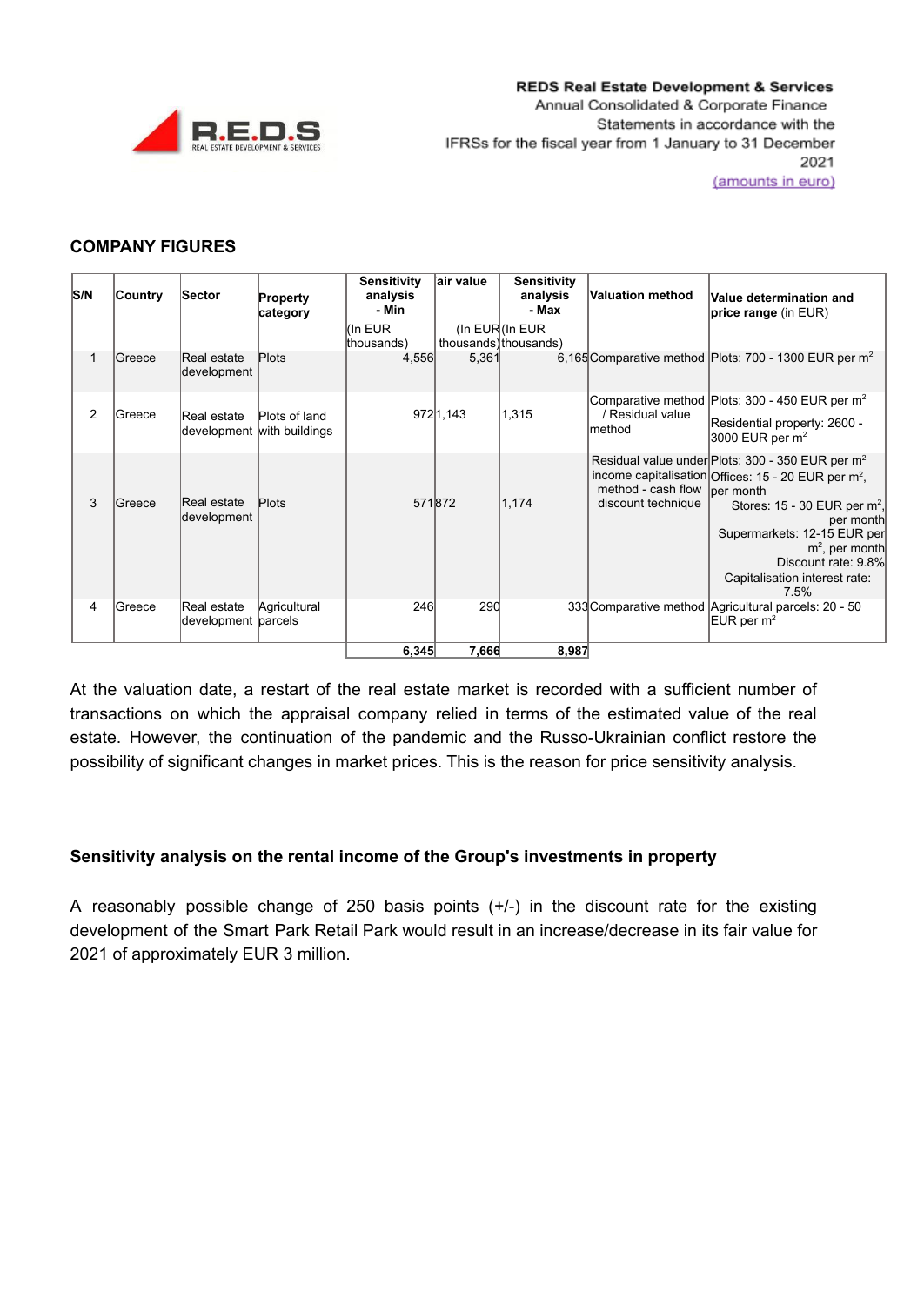## COMPANY FIGURES

| S/N | Country | Sector | Property category | Sensitivity analysis - Min (In EUR thousands) | air value (In EUR thousands) | Sensitivity analysis - Max (In EUR thousands) | Valuation method | Value determination and price range (in EUR) |
|---|---|---|---|---|---|---|---|---|
| 1 | Greece | Real estate development | Plots | 4,556 | 5,361 | 6,165 | Comparative method | Plots: 700 - 1300 EUR per m$^2$ |
| 2 | Greece | Real estate development | Plots of land with buildings | 972 | 1,143 | 1,315 | Comparative method / Residual value method | Plots: 300 - 450 EUR per m$^2$<br>Residential property: 2600 - 3000 EUR per m$^2$ |
| 3 | Greece | Real estate development | Plots | 571 | 872 | 1,174 | Residual value under income capitalisation method - cash flow discount technique | Plots: 300 - 350 EUR per m$^2$<br>Offices: 15 - 20 EUR per m$^2$, per month<br>Stores: 15 - 30 EUR per m$^2$, per month<br>Supermarkets: 12-15 EUR per m$^2$, per month<br>Discount rate: 9.8%<br>Capitalisation interest rate: 7.5% |
| 4 | Greece | Real estate development | Agricultural parcels | 246 | 290 | 333 | Comparative method | Agricultural parcels: 20 - 50 EUR per m$^2$ |
| | | | | **6,345** | **7,666** | **8,987** | | |

At the valuation date, a restart of the real estate market is recorded with a sufficient number of transactions on which the appraisal company relied in terms of the estimated value of the real estate. However, the continuation of the pandemic and the Russo-Ukrainian conflict restore the possibility of significant changes in market prices. This is the reason for price sensitivity analysis.

### Sensitivity analysis on the rental income of the Group's investments in property

A reasonably possible change of 250 basis points (+/-) in the discount rate for the existing development of the Smart Park Retail Park would result in an increase/decrease in its fair value for 2021 of approximately EUR 3 million.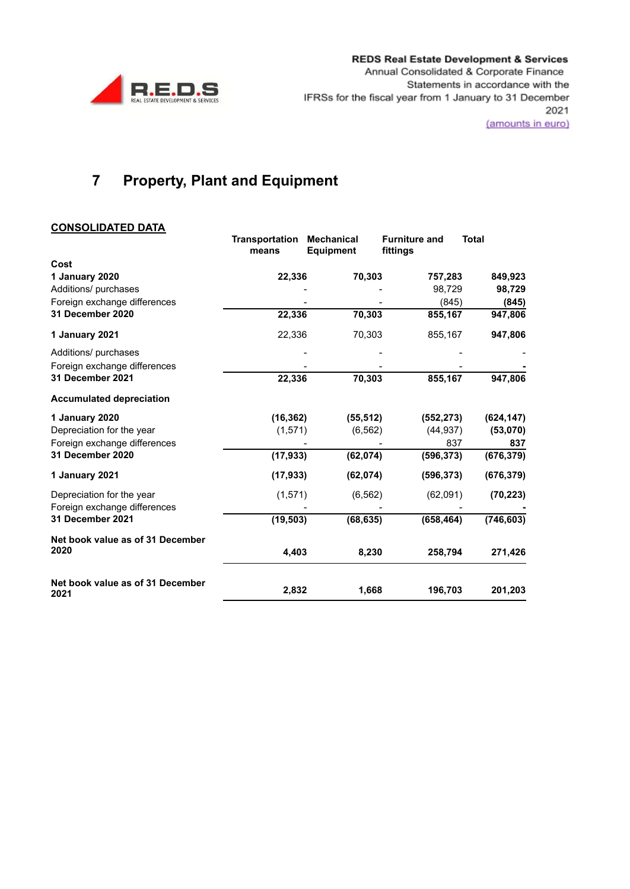# 7 Property, Plant and Equipment

**CONSOLIDATED DATA**

| | Transportation means | Mechanical Equipment | Furniture and fittings | Total |
|---|---|---|---|---|
| **Cost** | | | | |
| **1 January 2020** | **22,336** | **70,303** | **757,283** | **849,923** |
| Additions/ purchases | - | - | 98,729 | **98,729** |
| Foreign exchange differences | - | - | (845) | **(845)** |
| **31 December 2020** | **22,336** | **70,303** | **855,167** | **947,806** |
| **1 January 2021** | 22,336 | 70,303 | 855,167 | **947,806** |
| Additions/ purchases | - | - | - | - |
| Foreign exchange differences | - | - | - | **-** |
| **31 December 2021** | **22,336** | **70,303** | **855,167** | **947,806** |
| **Accumulated depreciation** | | | | |
| **1 January 2020** | **(16,362)** | **(55,512)** | **(552,273)** | **(624,147)** |
| Depreciation for the year | (1,571) | (6,562) | (44,937) | **(53,070)** |
| Foreign exchange differences | - | - | 837 | **837** |
| **31 December 2020** | **(17,933)** | **(62,074)** | **(596,373)** | **(676,379)** |
| **1 January 2021** | **(17,933)** | **(62,074)** | **(596,373)** | **(676,379)** |
| Depreciation for the year | (1,571) | (6,562) | (62,091) | **(70,223)** |
| Foreign exchange differences | - | - | - | **-** |
| **31 December 2021** | **(19,503)** | **(68,635)** | **(658,464)** | **(746,603)** |
| **Net book value as of 31 December 2020** | **4,403** | **8,230** | **258,794** | **271,426** |
| **Net book value as of 31 December 2021** | **2,832** | **1,668** | **196,703** | **201,203** |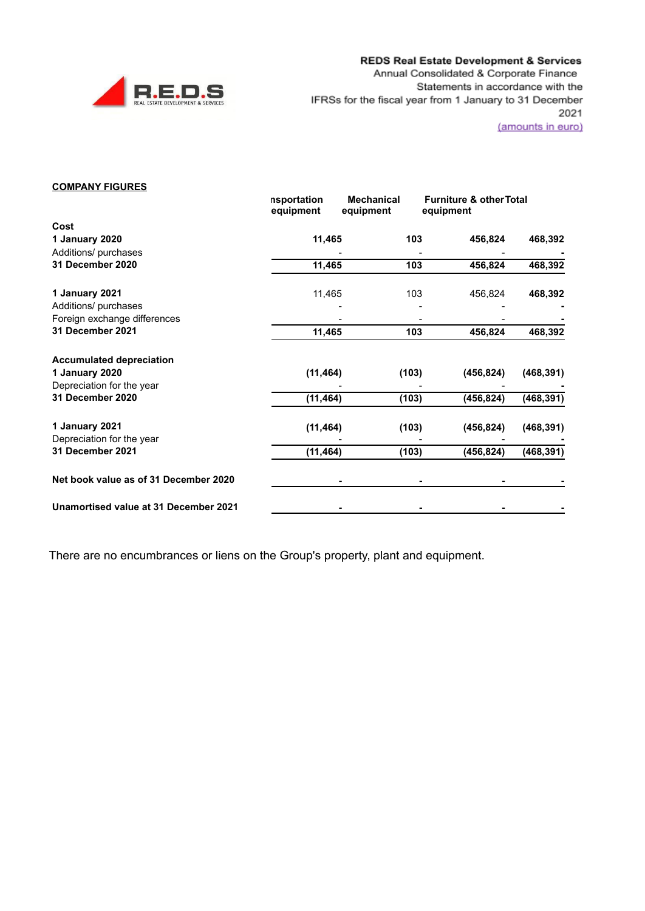**COMPANY FIGURES**

| | nsportation equipment | Mechanical equipment | Furniture & other equipment | Total |
|---|---|---|---|---|
| **Cost** | | | | |
| **1 January 2020** | **11,465** | **103** | **456,824** | **468,392** |
| Additions/ purchases | - | - | - | **-** |
| **31 December 2020** | **11,465** | **103** | **456,824** | **468,392** |
| | | | | |
| **1 January 2021** | 11,465 | 103 | 456,824 | **468,392** |
| Additions/ purchases | - | - | - | **-** |
| Foreign exchange differences | - | - | - | **-** |
| **31 December 2021** | **11,465** | **103** | **456,824** | **468,392** |
| | | | | |
| **Accumulated depreciation** | | | | |
| **1 January 2020** | **(11,464)** | **(103)** | **(456,824)** | **(468,391)** |
| Depreciation for the year | - | - | - | **-** |
| **31 December 2020** | **(11,464)** | **(103)** | **(456,824)** | **(468,391)** |
| | | | | |
| **1 January 2021** | **(11,464)** | **(103)** | **(456,824)** | **(468,391)** |
| Depreciation for the year | - | - | - | **-** |
| **31 December 2021** | **(11,464)** | **(103)** | **(456,824)** | **(468,391)** |
| | | | | |
| **Net book value as of 31 December 2020** | **-** | **-** | **-** | **-** |
| | | | | |
| **Unamortised value at 31 December 2021** | **-** | **-** | **-** | **-** |

There are no encumbrances or liens on the Group's property, plant and equipment.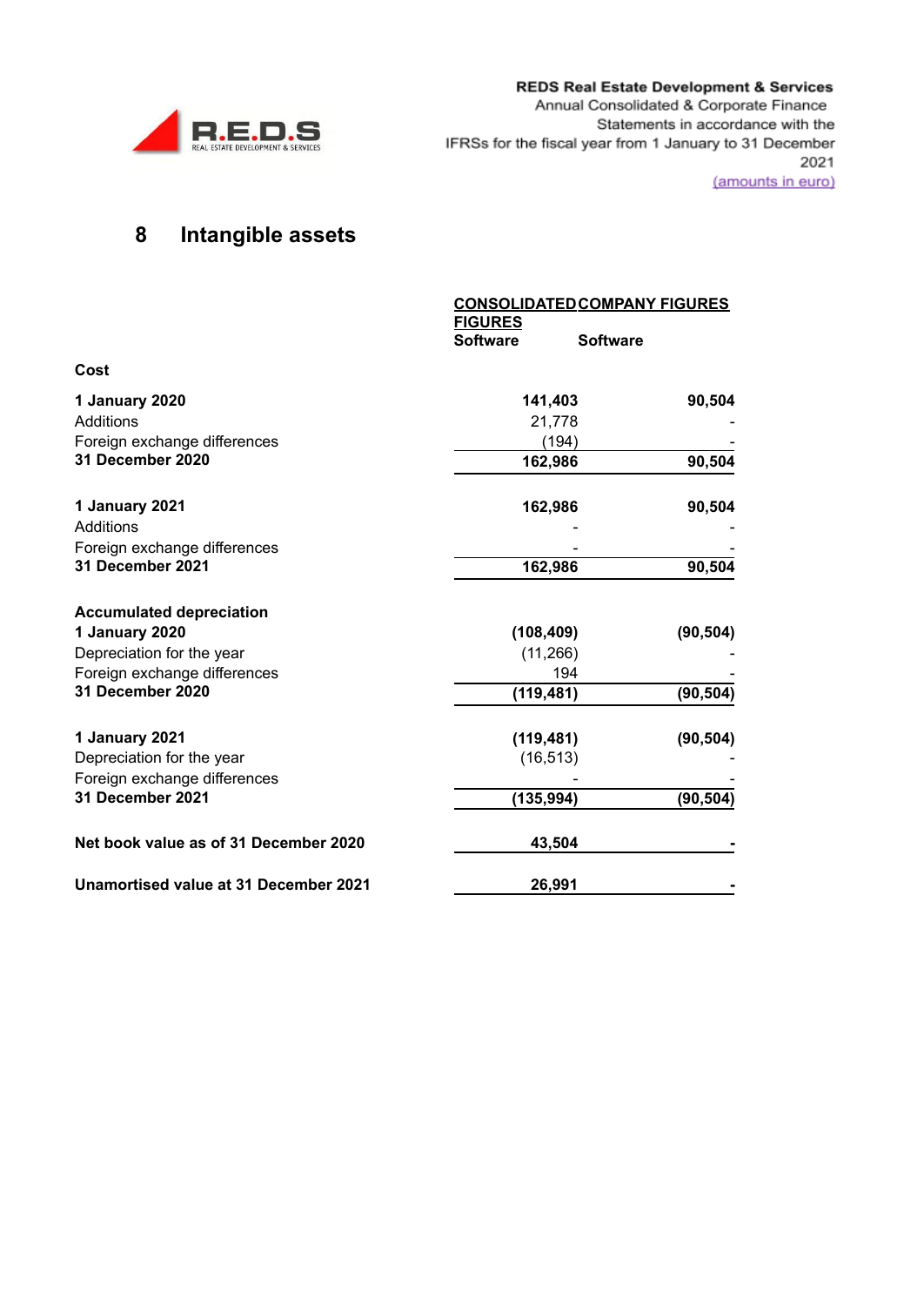## 8 Intangible assets

| | CONSOLIDATED FIGURES | COMPANY FIGURES |
|---|---|---|
| | Software | Software |
| **Cost** | | |
| **1 January 2020** | **141,403** | **90,504** |
| Additions | 21,778 | - |
| Foreign exchange differences | (194) | - |
| **31 December 2020** | **162,986** | **90,504** |
| **1 January 2021** | **162,986** | **90,504** |
| Additions | - | - |
| Foreign exchange differences | - | - |
| **31 December 2021** | **162,986** | **90,504** |
| **Accumulated depreciation** | | |
| **1 January 2020** | **(108,409)** | **(90,504)** |
| Depreciation for the year | (11,266) | - |
| Foreign exchange differences | 194 | - |
| **31 December 2020** | **(119,481)** | **(90,504)** |
| **1 January 2021** | **(119,481)** | **(90,504)** |
| Depreciation for the year | (16,513) | - |
| Foreign exchange differences | - | - |
| **31 December 2021** | **(135,994)** | **(90,504)** |
| **Net book value as of 31 December 2020** | **43,504** | **-** |
| **Unamortised value at 31 December 2021** | **26,991** | **-** |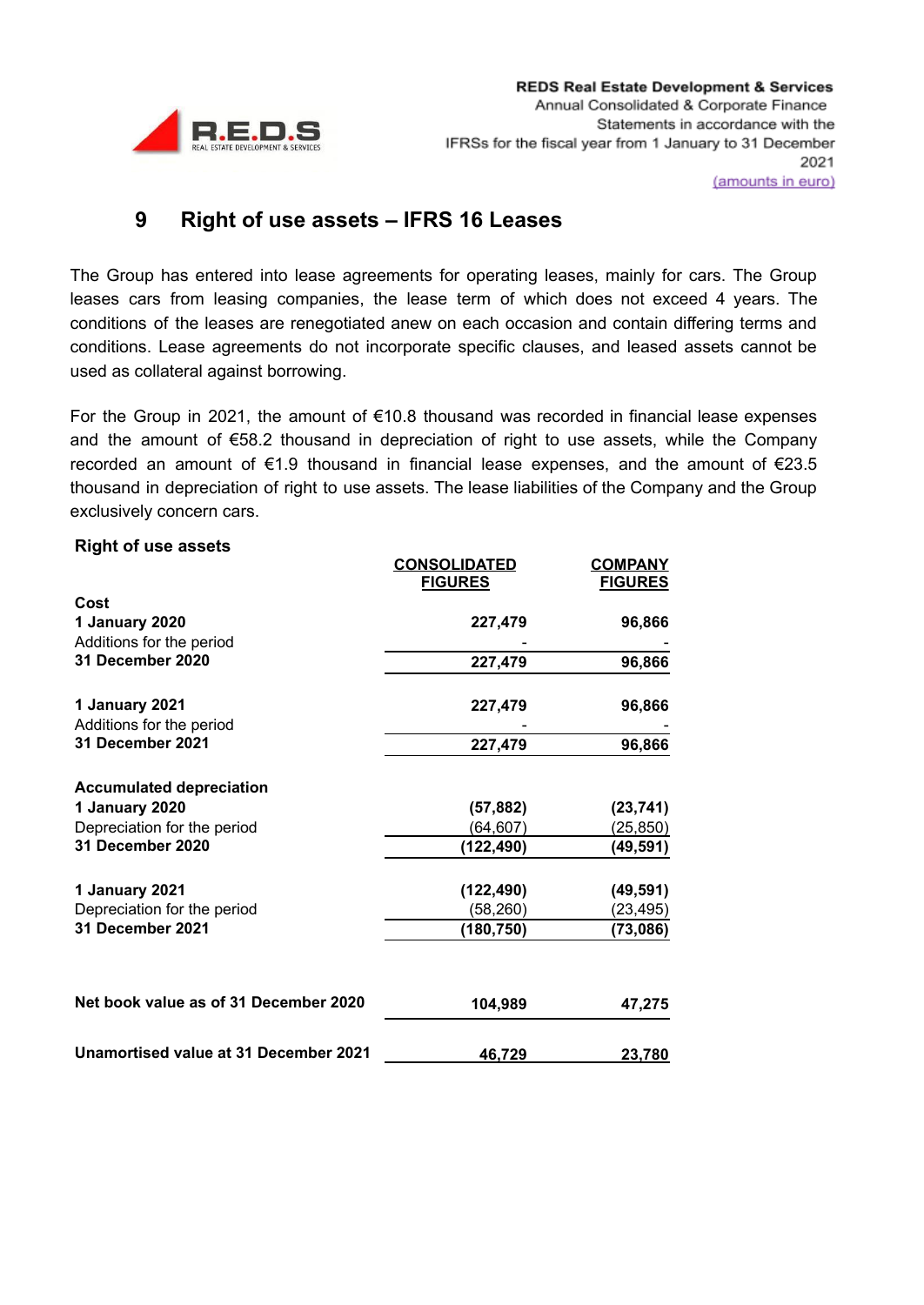## 9 Right of use assets – IFRS 16 Leases

The Group has entered into lease agreements for operating leases, mainly for cars. The Group leases cars from leasing companies, the lease term of which does not exceed 4 years. The conditions of the leases are renegotiated anew on each occasion and contain differing terms and conditions. Lease agreements do not incorporate specific clauses, and leased assets cannot be used as collateral against borrowing.

For the Group in 2021, the amount of €10.8 thousand was recorded in financial lease expenses and the amount of €58.2 thousand in depreciation of right to use assets, while the Company recorded an amount of €1.9 thousand in financial lease expenses, and the amount of €23.5 thousand in depreciation of right to use assets. The lease liabilities of the Company and the Group exclusively concern cars.

**Right of use assets**

| | CONSOLIDATED FIGURES | COMPANY FIGURES |
|---|---|---|
| **Cost** | | |
| **1 January 2020** | **227,479** | **96,866** |
| Additions for the period | - | - |
| **31 December 2020** | **227,479** | **96,866** |
| | | |
| **1 January 2021** | **227,479** | **96,866** |
| Additions for the period | - | - |
| **31 December 2021** | **227,479** | **96,866** |
| | | |
| **Accumulated depreciation** | | |
| **1 January 2020** | **(57,882)** | **(23,741)** |
| Depreciation for the period | (64,607) | (25,850) |
| **31 December 2020** | **(122,490)** | **(49,591)** |
| | | |
| **1 January 2021** | **(122,490)** | **(49,591)** |
| Depreciation for the period | (58,260) | (23,495) |
| **31 December 2021** | **(180,750)** | **(73,086)** |
| | | |
| **Net book value as of 31 December 2020** | **104,989** | **47,275** |
| | | |
| **Unamortised value at 31 December 2021** | **46,729** | **23,780** |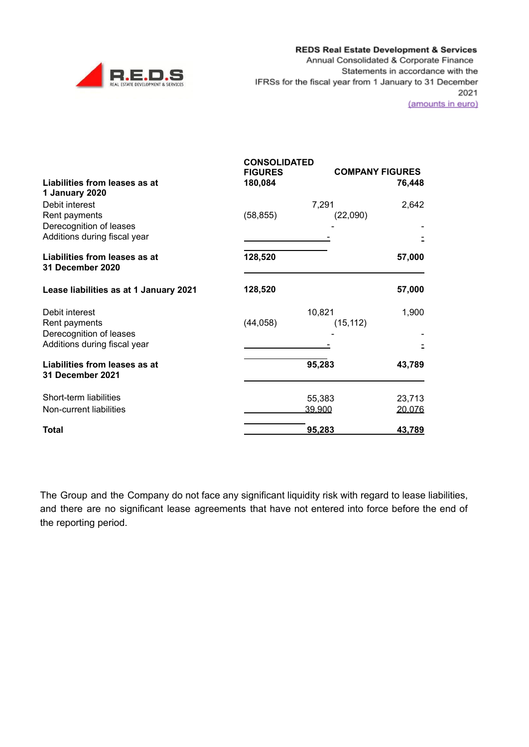| | CONSOLIDATED FIGURES | COMPANY FIGURES |
|---|---|---|
| **Liabilities from leases as at 1 January 2020** | **180,084** | **76,448** |
| Debit interest | 7,291 | 2,642 |
| Rent payments | (58,855) | (22,090) |
| Derecognition of leases | - | - |
| Additions during fiscal year | - | - |
| **Liabilities from leases as at 31 December 2020** | **128,520** | **57,000** |
| **Lease liabilities as at 1 January 2021** | **128,520** | **57,000** |
| Debit interest | 10,821 | 1,900 |
| Rent payments | (44,058) | (15,112) |
| Derecognition of leases | - | - |
| Additions during fiscal year | - | - |
| **Liabilities from leases as at 31 December 2021** | **95,283** | **43,789** |
| Short-term liabilities | 55,383 | 23,713 |
| Non-current liabilities | 39,900 | 20,076 |
| **Total** | **95,283** | **43,789** |

The Group and the Company do not face any significant liquidity risk with regard to lease liabilities, and there are no significant lease agreements that have not entered into force before the end of the reporting period.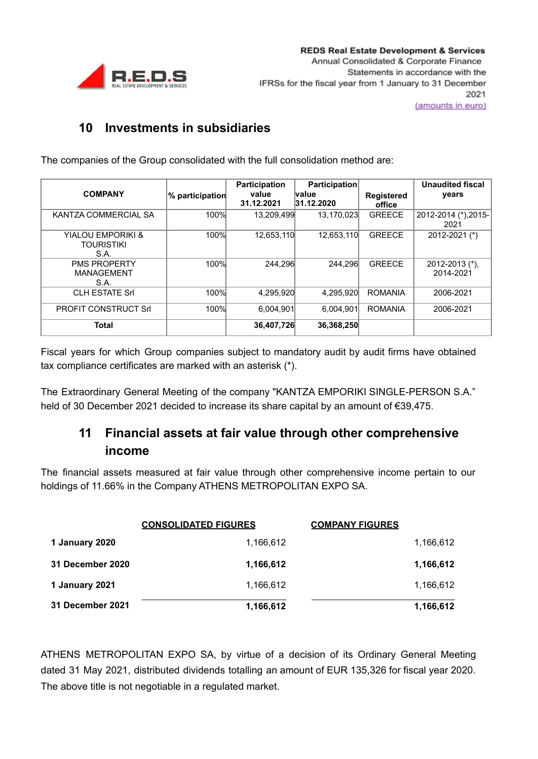## 10 Investments in subsidiaries

The companies of the Group consolidated with the full consolidation method are:

| COMPANY | % participation | Participation value 31.12.2021 | Participation value 31.12.2020 | Registered office | Unaudited fiscal years |
|---|---|---|---|---|---|
| KANTZA COMMERCIAL SA | 100% | 13,209,499 | 13,170,023 | GREECE | 2012-2014 (*),2015-2021 |
| YIALOU EMPORIKI & TOURISTIKI S.A. | 100% | 12,653,110 | 12,653,110 | GREECE | 2012-2021 (*) |
| PMS PROPERTY MANAGEMENT S.A. | 100% | 244,296 | 244,296 | GREECE | 2012-2013 (*), 2014-2021 |
| CLH ESTATE Srl | 100% | 4,295,920 | 4,295,920 | ROMANIA | 2006-2021 |
| PROFIT CONSTRUCT Srl | 100% | 6,004,901 | 6,004,901 | ROMANIA | 2006-2021 |
| **Total** | | **36,407,726** | **36,368,250** | | |

Fiscal years for which Group companies subject to mandatory audit by audit firms have obtained tax compliance certificates are marked with an asterisk (*).

The Extraordinary General Meeting of the company "KANTZA EMPORIKI SINGLE-PERSON S.A." held of 30 December 2021 decided to increase its share capital by an amount of €39,475.

## 11 Financial assets at fair value through other comprehensive income

The financial assets measured at fair value through other comprehensive income pertain to our holdings of 11.66% in the Company ATHENS METROPOLITAN EXPO SA.

| | CONSOLIDATED FIGURES | COMPANY FIGURES |
|---|---|---|
| **1 January 2020** | 1,166,612 | 1,166,612 |
| **31 December 2020** | **1,166,612** | **1,166,612** |
| **1 January 2021** | 1,166,612 | 1,166,612 |
| **31 December 2021** | **1,166,612** | **1,166,612** |

ATHENS METROPOLITAN EXPO SA, by virtue of a decision of its Ordinary General Meeting dated 31 May 2021, distributed dividends totalling an amount of EUR 135,326 for fiscal year 2020. The above title is not negotiable in a regulated market.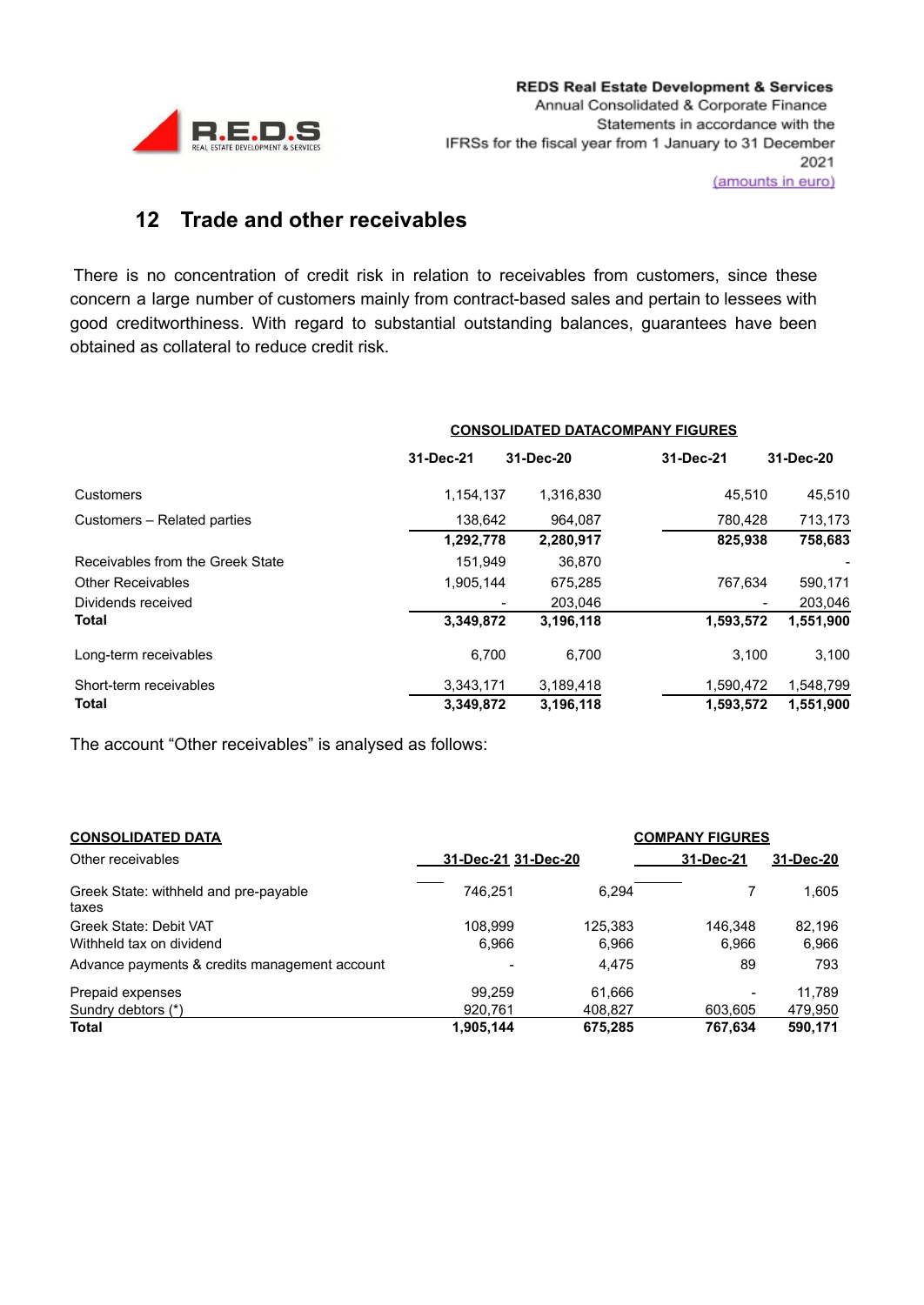## 12 Trade and other receivables

There is no concentration of credit risk in relation to receivables from customers, since these concern a large number of customers mainly from contract-based sales and pertain to lessees with good creditworthiness. With regard to substantial outstanding balances, guarantees have been obtained as collateral to reduce credit risk.

| | CONSOLIDATED DATA | | COMPANY FIGURES | |
|---|---|---|---|---|
| | 31-Dec-21 | 31-Dec-20 | 31-Dec-21 | 31-Dec-20 |
| Customers | 1,154,137 | 1,316,830 | 45,510 | 45,510 |
| Customers – Related parties | 138,642 | 964,087 | 780,428 | 713,173 |
| | **1,292,778** | **2,280,917** | **825,938** | **758,683** |
| Receivables from the Greek State | 151,949 | 36,870 | | - |
| Other Receivables | 1,905,144 | 675,285 | 767,634 | 590,171 |
| Dividends received | - | 203,046 | - | 203,046 |
| **Total** | **3,349,872** | **3,196,118** | **1,593,572** | **1,551,900** |
| Long-term receivables | 6,700 | 6,700 | 3,100 | 3,100 |
| Short-term receivables | 3,343,171 | 3,189,418 | 1,590,472 | 1,548,799 |
| **Total** | **3,349,872** | **3,196,118** | **1,593,572** | **1,551,900** |

The account “Other receivables” is analysed as follows:

| CONSOLIDATED DATA | | | COMPANY FIGURES | |
|---|---|---|---|---|
| Other receivables | 31-Dec-21 | 31-Dec-20 | 31-Dec-21 | 31-Dec-20 |
| Greek State: withheld and pre-payable taxes | 746,251 | 6,294 | 7 | 1,605 |
| Greek State: Debit VAT | 108,999 | 125,383 | 146,348 | 82,196 |
| Withheld tax on dividend | 6,966 | 6,966 | 6,966 | 6,966 |
| Advance payments & credits management account | - | 4,475 | 89 | 793 |
| Prepaid expenses | 99,259 | 61,666 | - | 11,789 |
| Sundry debtors (*) | 920,761 | 408,827 | 603,605 | 479,950 |
| **Total** | **1,905,144** | **675,285** | **767,634** | **590,171** |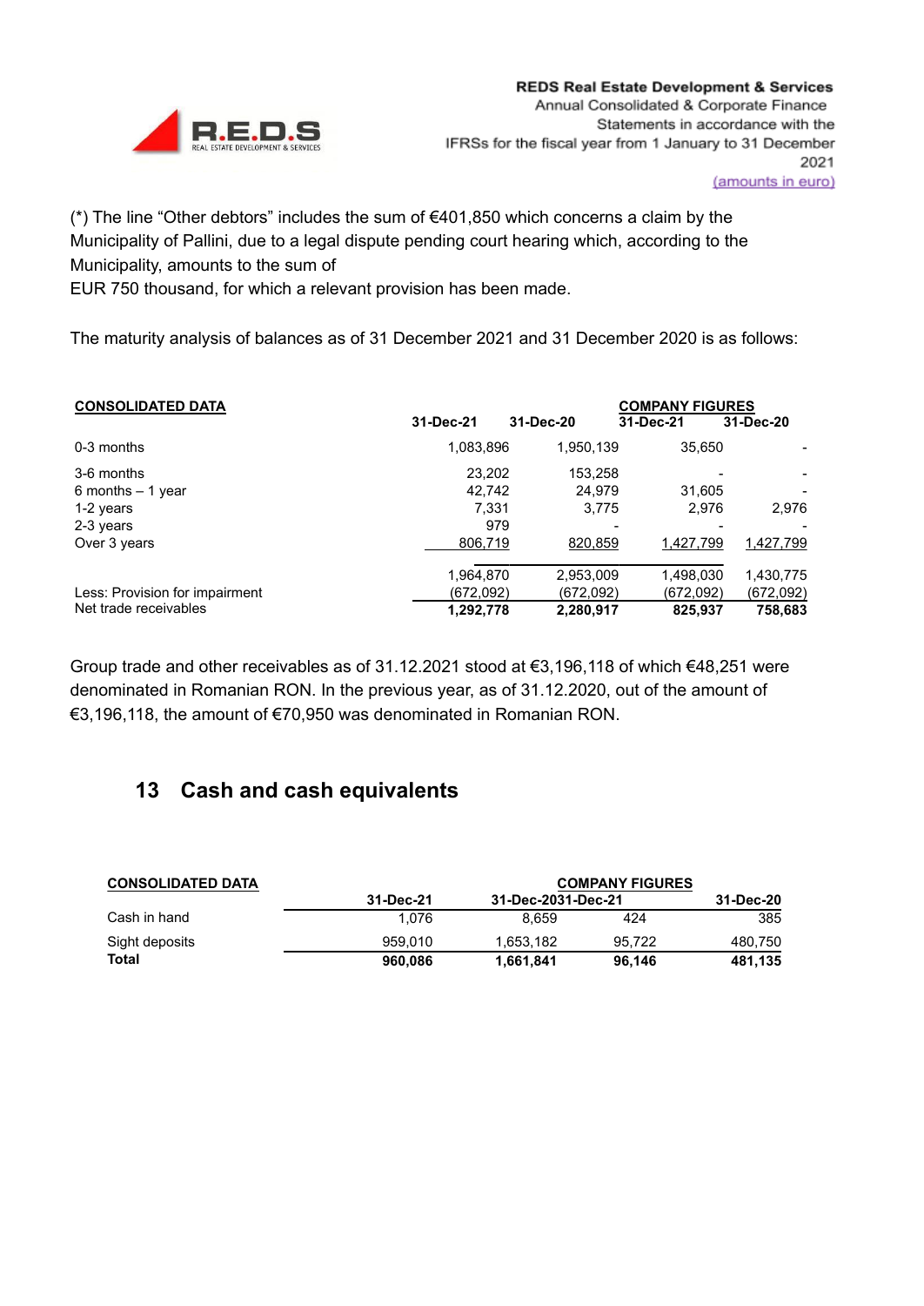(*) The line “Other debtors” includes the sum of €401,850 which concerns a claim by the Municipality of Pallini, due to a legal dispute pending court hearing which, according to the Municipality, amounts to the sum of
EUR 750 thousand, for which a relevant provision has been made.

The maturity analysis of balances as of 31 December 2021 and 31 December 2020 is as follows:

| CONSOLIDATED DATA | | | COMPANY FIGURES | |
|---|---|---|---|---|
| | 31-Dec-21 | 31-Dec-20 | 31-Dec-21 | 31-Dec-20 |
| 0-3 months | 1,083,896 | 1,950,139 | 35,650 | - |
| 3-6 months | 23,202 | 153,258 | - | - |
| 6 months – 1 year | 42,742 | 24,979 | 31,605 | - |
| 1-2 years | 7,331 | 3,775 | 2,976 | 2,976 |
| 2-3 years | 979 | - | - | - |
| Over 3 years | 806,719 | 820,859 | 1,427,799 | 1,427,799 |
| | 1,964,870 | 2,953,009 | 1,498,030 | 1,430,775 |
| Less: Provision for impairment | (672,092) | (672,092) | (672,092) | (672,092) |
| Net trade receivables | **1,292,778** | **2,280,917** | **825,937** | **758,683** |

Group trade and other receivables as of 31.12.2021 stood at €3,196,118 of which €48,251 were denominated in Romanian RON. In the previous year, as of 31.12.2020, out of the amount of €3,196,118, the amount of €70,950 was denominated in Romanian RON.

## 13 Cash and cash equivalents

| CONSOLIDATED DATA | | | COMPANY FIGURES | |
|---|---|---|---|---|
| | 31-Dec-21 | 31-Dec-20 | 31-Dec-21 | 31-Dec-20 |
| Cash in hand | 1,076 | 8,659 | 424 | 385 |
| Sight deposits | 959,010 | 1,653,182 | 95,722 | 480,750 |
| **Total** | **960,086** | **1,661,841** | **96,146** | **481,135** |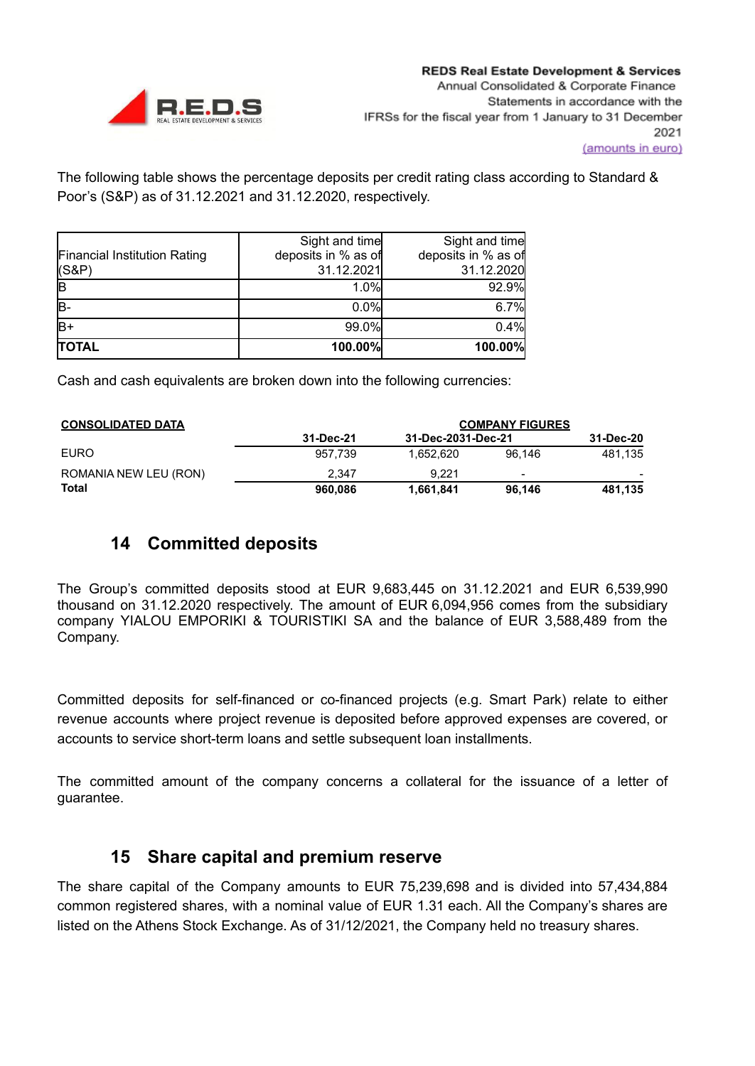The following table shows the percentage deposits per credit rating class according to Standard & Poor's (S&P) as of 31.12.2021 and 31.12.2020, respectively.

| Financial Institution Rating (S&P) | Sight and time deposits in % as of 31.12.2021 | Sight and time deposits in % as of 31.12.2020 |
|---|---|---|
| B | 1.0% | 92.9% |
| B- | 0.0% | 6.7% |
| B+ | 99.0% | 0.4% |
| **TOTAL** | **100.00%** | **100.00%** |

Cash and cash equivalents are broken down into the following currencies:

| **CONSOLIDATED DATA** | | **COMPANY FIGURES** | | |
|---|---|---|---|---|
| | **31-Dec-21** | **31-Dec-20** | **31-Dec-21** | **31-Dec-20** |
| EURO | 957,739 | 1,652,620 | 96,146 | 481,135 |
| ROMANIA NEW LEU (RON) | 2,347 | 9,221 | - | - |
| **Total** | **960,086** | **1,661,841** | **96,146** | **481,135** |

## 14 Committed deposits

The Group's committed deposits stood at EUR 9,683,445 on 31.12.2021 and EUR 6,539,990 thousand on 31.12.2020 respectively. The amount of EUR 6,094,956 comes from the subsidiary company YIALOU EMPORIKI & TOURISTIKI SA and the balance of EUR 3,588,489 from the Company.

Committed deposits for self-financed or co-financed projects (e.g. Smart Park) relate to either revenue accounts where project revenue is deposited before approved expenses are covered, or accounts to service short-term loans and settle subsequent loan installments.

The committed amount of the company concerns a collateral for the issuance of a letter of guarantee.

## 15 Share capital and premium reserve

The share capital of the Company amounts to EUR 75,239,698 and is divided into 57,434,884 common registered shares, with a nominal value of EUR 1.31 each. All the Company's shares are listed on the Athens Stock Exchange. As of 31/12/2021, the Company held no treasury shares.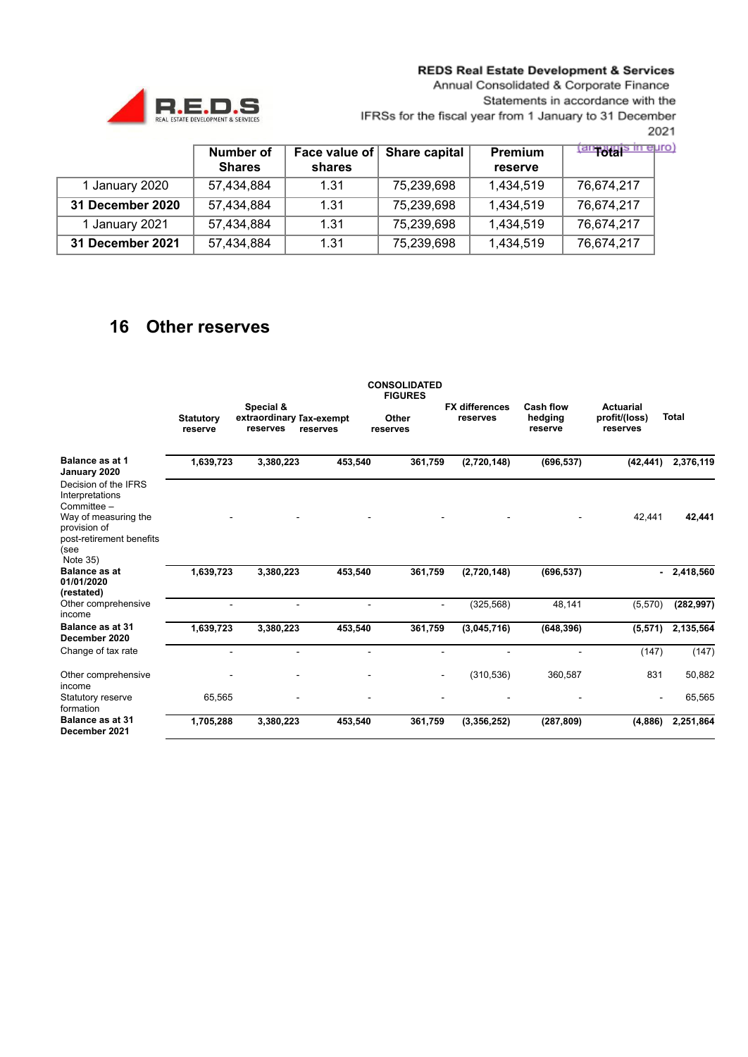(amounts in euro)

| | Number of Shares | Face value of shares | Share capital | Premium reserve | Total |
|---|---|---|---|---|---|
| 1 January 2020 | 57,434,884 | 1.31 | 75,239,698 | 1,434,519 | 76,674,217 |
| **31 December 2020** | 57,434,884 | 1.31 | 75,239,698 | 1,434,519 | 76,674,217 |
| 1 January 2021 | 57,434,884 | 1.31 | 75,239,698 | 1,434,519 | 76,674,217 |
| **31 December 2021** | 57,434,884 | 1.31 | 75,239,698 | 1,434,519 | 76,674,217 |

## 16 Other reserves

**CONSOLIDATED FIGURES**

| | Statutory reserve | Special & extraordinary reserves | Tax-exempt reserves | Other reserves | FX differences reserves | Cash flow hedging reserve | Actuarial profit/(loss) reserves | Total |
|---|---|---|---|---|---|---|---|---|
| **Balance as at 1 January 2020** | **1,639,723** | **3,380,223** | **453,540** | **361,759** | **(2,720,148)** | **(696,537)** | **(42,441)** | **2,376,119** |
| Decision of the IFRS Interpretations Committee – Way of measuring the provision of post-retirement benefits (see Note 35) | - | - | - | - | - | - | 42,441 | **42,441** |
| **Balance as at 01/01/2020 (restated)** | **1,639,723** | **3,380,223** | **453,540** | **361,759** | **(2,720,148)** | **(696,537)** | **-** | **2,418,560** |
| Other comprehensive income | - | - | - | - | (325,568) | 48,141 | (5,570) | **(282,997)** |
| **Balance as at 31 December 2020** | **1,639,723** | **3,380,223** | **453,540** | **361,759** | **(3,045,716)** | **(648,396)** | **(5,571)** | **2,135,564** |
| Change of tax rate | - | - | - | - | - | - | (147) | (147) |
| Other comprehensive income | - | - | - | - | (310,536) | 360,587 | 831 | 50,882 |
| Statutory reserve formation | 65,565 | - | - | - | - | - | - | 65,565 |
| **Balance as at 31 December 2021** | **1,705,288** | **3,380,223** | **453,540** | **361,759** | **(3,356,252)** | **(287,809)** | **(4,886)** | **2,251,864** |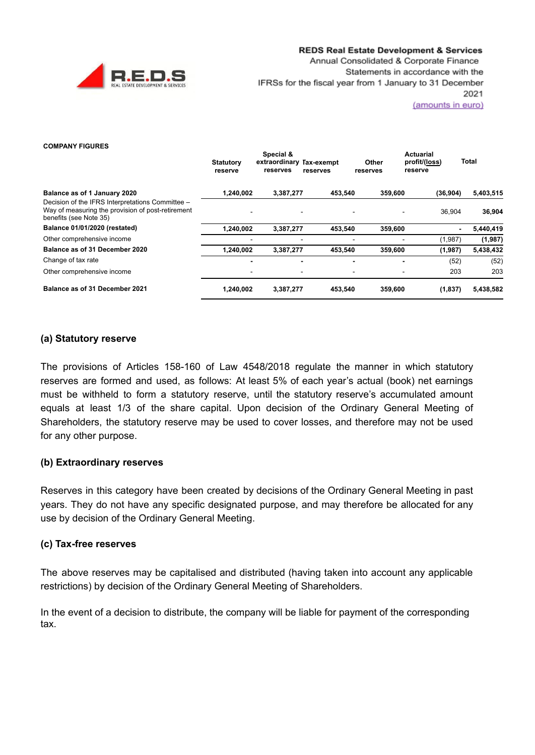**COMPANY FIGURES**

| | Statutory reserve | Special & extraordinary reserves | Tax-exempt reserves | Other reserves | Actuarial profit/(loss) reserve | Total |
|---|---|---|---|---|---|---|
| **Balance as of 1 January 2020** | **1,240,002** | **3,387,277** | **453,540** | **359,600** | **(36,904)** | **5,403,515** |
| Decision of the IFRS Interpretations Committee – Way of measuring the provision of post-retirement benefits (see Note 35) | - | - | - | - | 36,904 | **36,904** |
| **Balance 01/01/2020 (restated)** | **1,240,002** | **3,387,277** | **453,540** | **359,600** | **-** | **5,440,419** |
| Other comprehensive income | - | - | - | - | (1,987) | **(1,987)** |
| **Balance as of 31 December 2020** | **1,240,002** | **3,387,277** | **453,540** | **359,600** | **(1,987)** | **5,438,432** |
| Change of tax rate | **-** | **-** | **-** | **-** | (52) | (52) |
| Other comprehensive income | - | - | - | - | 203 | 203 |
| **Balance as of 31 December 2021** | **1,240,002** | **3,387,277** | **453,540** | **359,600** | **(1,837)** | **5,438,582** |

### (a) Statutory reserve

The provisions of Articles 158-160 of Law 4548/2018 regulate the manner in which statutory reserves are formed and used, as follows: At least 5% of each year's actual (book) net earnings must be withheld to form a statutory reserve, until the statutory reserve's accumulated amount equals at least 1/3 of the share capital. Upon decision of the Ordinary General Meeting of Shareholders, the statutory reserve may be used to cover losses, and therefore may not be used for any other purpose.

### (b) Extraordinary reserves

Reserves in this category have been created by decisions of the Ordinary General Meeting in past years. They do not have any specific designated purpose, and may therefore be allocated for any use by decision of the Ordinary General Meeting.

### (c) Tax-free reserves

The above reserves may be capitalised and distributed (having taken into account any applicable restrictions) by decision of the Ordinary General Meeting of Shareholders.

In the event of a decision to distribute, the company will be liable for payment of the corresponding tax.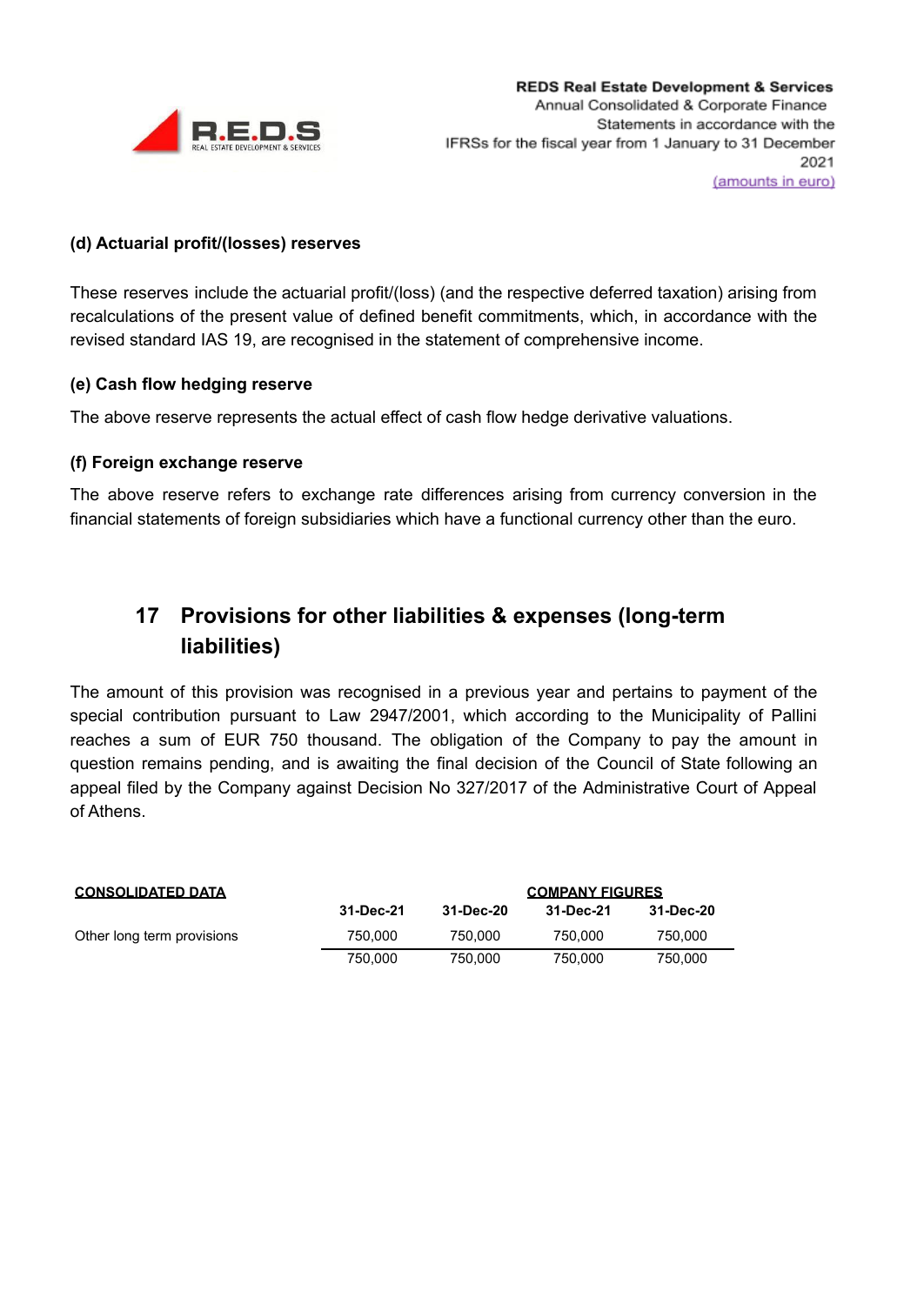#### (d) Actuarial profit/(losses) reserves

These reserves include the actuarial profit/(loss) (and the respective deferred taxation) arising from recalculations of the present value of defined benefit commitments, which, in accordance with the revised standard IAS 19, are recognised in the statement of comprehensive income.

#### (e) Cash flow hedging reserve

The above reserve represents the actual effect of cash flow hedge derivative valuations.

#### (f) Foreign exchange reserve

The above reserve refers to exchange rate differences arising from currency conversion in the financial statements of foreign subsidiaries which have a functional currency other than the euro.

## 17 Provisions for other liabilities & expenses (long-term liabilities)

The amount of this provision was recognised in a previous year and pertains to payment of the special contribution pursuant to Law 2947/2001, which according to the Municipality of Pallini reaches a sum of EUR 750 thousand. The obligation of the Company to pay the amount in question remains pending, and is awaiting the final decision of the Council of State following an appeal filed by the Company against Decision No 327/2017 of the Administrative Court of Appeal of Athens.

| CONSOLIDATED DATA | | | COMPANY FIGURES | |
|---|---|---|---|---|
| | 31-Dec-21 | 31-Dec-20 | 31-Dec-21 | 31-Dec-20 |
| Other long term provisions | 750,000 | 750,000 | 750,000 | 750,000 |
| | 750,000 | 750,000 | 750,000 | 750,000 |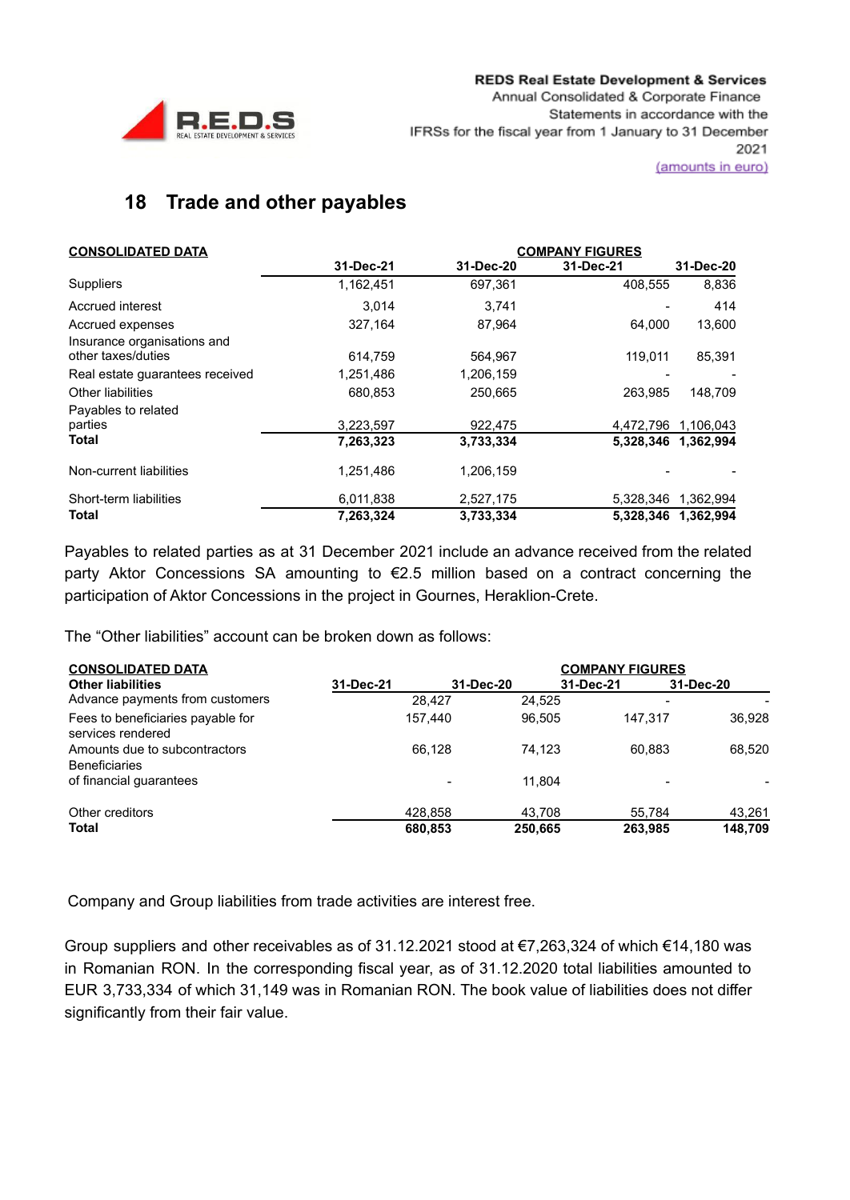## 18 Trade and other payables

| CONSOLIDATED DATA | | | COMPANY FIGURES | |
|---|---|---|---|---|
| | 31-Dec-21 | 31-Dec-20 | 31-Dec-21 | 31-Dec-20 |
| Suppliers | 1,162,451 | 697,361 | 408,555 | 8,836 |
| Accrued interest | 3,014 | 3,741 | - | 414 |
| Accrued expenses | 327,164 | 87,964 | 64,000 | 13,600 |
| Insurance organisations and other taxes/duties | 614,759 | 564,967 | 119,011 | 85,391 |
| Real estate guarantees received | 1,251,486 | 1,206,159 | - | - |
| Other liabilities | 680,853 | 250,665 | 263,985 | 148,709 |
| Payables to related parties | 3,223,597 | 922,475 | 4,472,796 | 1,106,043 |
| **Total** | **7,263,323** | **3,733,334** | **5,328,346** | **1,362,994** |
| Non-current liabilities | 1,251,486 | 1,206,159 | - | - |
| Short-term liabilities | 6,011,838 | 2,527,175 | 5,328,346 | 1,362,994 |
| **Total** | **7,263,324** | **3,733,334** | **5,328,346** | **1,362,994** |

Payables to related parties as at 31 December 2021 include an advance received from the related party Aktor Concessions SA amounting to €2.5 million based on a contract concerning the participation of Aktor Concessions in the project in Gournes, Heraklion-Crete.

The "Other liabilities" account can be broken down as follows:

| CONSOLIDATED DATA | | | COMPANY FIGURES | |
|---|---|---|---|---|
| **Other liabilities** | **31-Dec-21** | **31-Dec-20** | **31-Dec-21** | **31-Dec-20** |
| Advance payments from customers | 28,427 | 24,525 | - | - |
| Fees to beneficiaries payable for services rendered | 157,440 | 96,505 | 147,317 | 36,928 |
| Amounts due to subcontractors | 66,128 | 74,123 | 60,883 | 68,520 |
| Beneficiaries of financial guarantees | - | 11,804 | - | - |
| Other creditors | 428,858 | 43,708 | 55,784 | 43,261 |
| **Total** | **680,853** | **250,665** | **263,985** | **148,709** |

Company and Group liabilities from trade activities are interest free.

Group suppliers and other receivables as of 31.12.2021 stood at €7,263,324 of which €14,180 was in Romanian RON. In the corresponding fiscal year, as of 31.12.2020 total liabilities amounted to EUR 3,733,334 of which 31,149 was in Romanian RON. The book value of liabilities does not differ significantly from their fair value.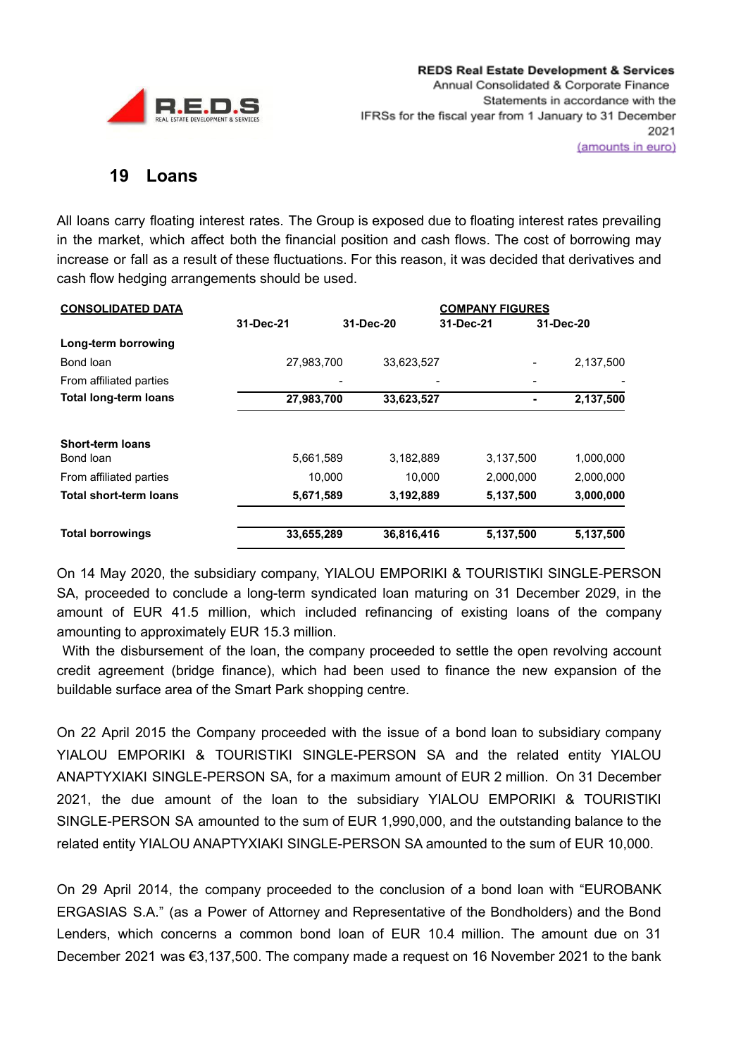## 19 Loans

All loans carry floating interest rates. The Group is exposed due to floating interest rates prevailing in the market, which affect both the financial position and cash flows. The cost of borrowing may increase or fall as a result of these fluctuations. For this reason, it was decided that derivatives and cash flow hedging arrangements should be used.

| CONSOLIDATED DATA | | | COMPANY FIGURES | |
|---|---|---|---|---|
| | 31-Dec-21 | 31-Dec-20 | 31-Dec-21 | 31-Dec-20 |
| **Long-term borrowing** | | | | |
| Bond loan | 27,983,700 | 33,623,527 | - | 2,137,500 |
| From affiliated parties | - | - | - | - |
| **Total long-term loans** | **27,983,700** | **33,623,527** | **-** | **2,137,500** |
| | | | | |
| **Short-term loans** | | | | |
| Bond loan | 5,661,589 | 3,182,889 | 3,137,500 | 1,000,000 |
| From affiliated parties | 10,000 | 10,000 | 2,000,000 | 2,000,000 |
| **Total short-term loans** | **5,671,589** | **3,192,889** | **5,137,500** | **3,000,000** |
| | | | | |
| **Total borrowings** | **33,655,289** | **36,816,416** | **5,137,500** | **5,137,500** |

On 14 May 2020, the subsidiary company, YIALOU EMPORIKI & TOURISTIKI SINGLE-PERSON SA, proceeded to conclude a long-term syndicated loan maturing on 31 December 2029, in the amount of EUR 41.5 million, which included refinancing of existing loans of the company amounting to approximately EUR 15.3 million.

With the disbursement of the loan, the company proceeded to settle the open revolving account credit agreement (bridge finance), which had been used to finance the new expansion of the buildable surface area of the Smart Park shopping centre.

On 22 April 2015 the Company proceeded with the issue of a bond loan to subsidiary company YIALOU EMPORIKI & TOURISTIKI SINGLE-PERSON SA and the related entity YIALOU ANAPTYXIAKI SINGLE-PERSON SA, for a maximum amount of EUR 2 million. On 31 December 2021, the due amount of the loan to the subsidiary YIALOU EMPORIKI & TOURISTIKI SINGLE-PERSON SA amounted to the sum of EUR 1,990,000, and the outstanding balance to the related entity YIALOU ANAPTYXIAKI SINGLE-PERSON SA amounted to the sum of EUR 10,000.

On 29 April 2014, the company proceeded to the conclusion of a bond loan with "EUROBANK ERGASIAS S.A." (as a Power of Attorney and Representative of the Bondholders) and the Bond Lenders, which concerns a common bond loan of EUR 10.4 million. The amount due on 31 December 2021 was €3,137,500. The company made a request on 16 November 2021 to the bank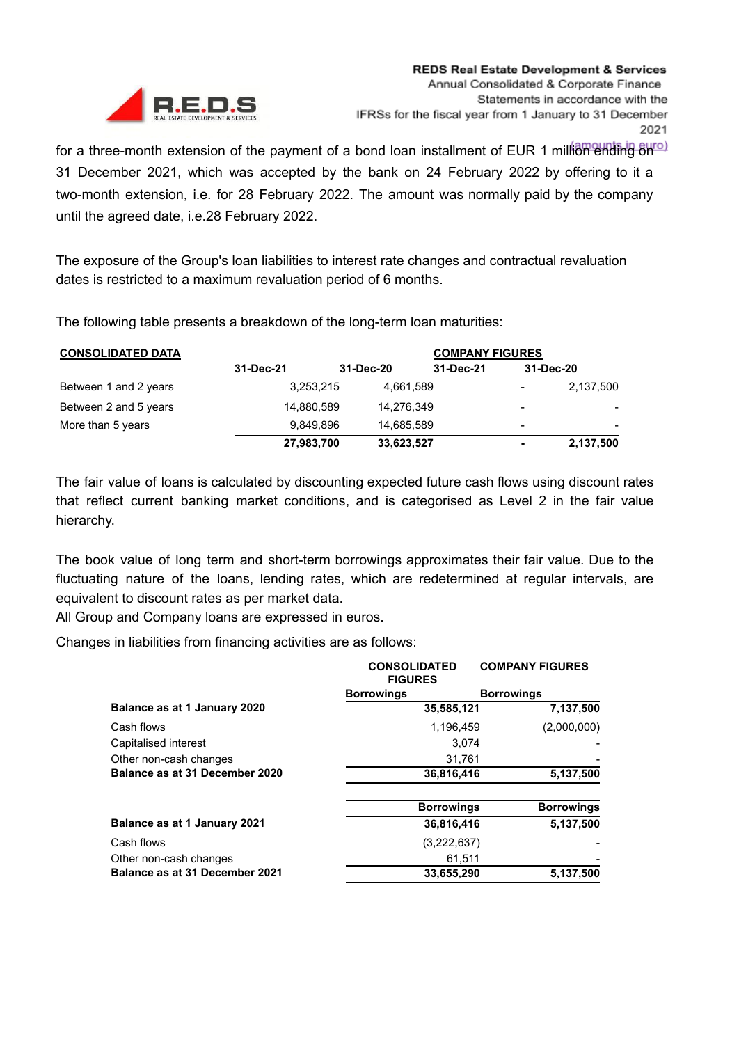for a three-month extension of the payment of a bond loan installment of EUR 1 million ending on 31 December 2021, which was accepted by the bank on 24 February 2022 by offering to it a two-month extension, i.e. for 28 February 2022. The amount was normally paid by the company until the agreed date, i.e.28 February 2022.

The exposure of the Group's loan liabilities to interest rate changes and contractual revaluation dates is restricted to a maximum revaluation period of 6 months.

The following table presents a breakdown of the long-term loan maturities:

| **CONSOLIDATED DATA** | | | **COMPANY FIGURES** | |
|---|---|---|---|---|
| | **31-Dec-21** | **31-Dec-20** | **31-Dec-21** | **31-Dec-20** |
| Between 1 and 2 years | 3,253,215 | 4,661,589 | - | 2,137,500 |
| Between 2 and 5 years | 14,880,589 | 14,276,349 | - | - |
| More than 5 years | 9,849,896 | 14,685,589 | - | - |
| | **27,983,700** | **33,623,527** | **-** | **2,137,500** |

The fair value of loans is calculated by discounting expected future cash flows using discount rates that reflect current banking market conditions, and is categorised as Level 2 in the fair value hierarchy.

The book value of long term and short-term borrowings approximates their fair value. Due to the fluctuating nature of the loans, lending rates, which are redetermined at regular intervals, are equivalent to discount rates as per market data.

All Group and Company loans are expressed in euros.

Changes in liabilities from financing activities are as follows:

| | **CONSOLIDATED FIGURES** | **COMPANY FIGURES** |
|---|---|---|
| | **Borrowings** | **Borrowings** |
| **Balance as at 1 January 2020** | **35,585,121** | **7,137,500** |
| Cash flows | 1,196,459 | (2,000,000) |
| Capitalised interest | 3,074 | - |
| Other non-cash changes | 31,761 | - |
| **Balance as at 31 December 2020** | **36,816,416** | **5,137,500** |
| | **Borrowings** | **Borrowings** |
| **Balance as at 1 January 2021** | **36,816,416** | **5,137,500** |
| Cash flows | (3,222,637) | - |
| Other non-cash changes | 61,511 | - |
| **Balance as at 31 December 2021** | **33,655,290** | **5,137,500** |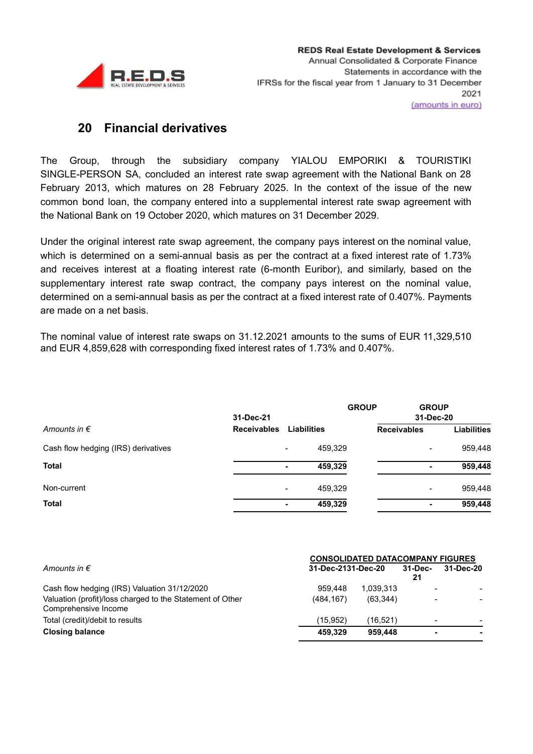## 20 Financial derivatives

The Group, through the subsidiary company YIALOU EMPORIKI & TOURISTIKI SINGLE-PERSON SA, concluded an interest rate swap agreement with the National Bank on 28 February 2013, which matures on 28 February 2025. In the context of the issue of the new common bond loan, the company entered into a supplemental interest rate swap agreement with the National Bank on 19 October 2020, which matures on 31 December 2029.

Under the original interest rate swap agreement, the company pays interest on the nominal value, which is determined on a semi-annual basis as per the contract at a fixed interest rate of 1.73% and receives interest at a floating interest rate (6-month Euribor), and similarly, based on the supplementary interest rate swap contract, the company pays interest on the nominal value, determined on a semi-annual basis as per the contract at a fixed interest rate of 0.407%. Payments are made on a net basis.

The nominal value of interest rate swaps on 31.12.2021 amounts to the sums of EUR 11,329,510 and EUR 4,859,628 with corresponding fixed interest rates of 1.73% and 0.407%.

| | GROUP 31-Dec-21 | | GROUP 31-Dec-20 | |
|---|---|---|---|---|
| *Amounts in €* | **Receivables** | **Liabilities** | **Receivables** | **Liabilities** |
| Cash flow hedging (IRS) derivatives | - | 459,329 | - | 959,448 |
| **Total** | **-** | **459,329** | **-** | **959,448** |
| Non-current | - | 459,329 | - | 959,448 |
| **Total** | **-** | **459,329** | **-** | **959,448** |

| | CONSOLIDATED DATA | | COMPANY FIGURES | |
|---|---|---|---|---|
| *Amounts in €* | 31-Dec-21 | 31-Dec-20 | 31-Dec-21 | 31-Dec-20 |
| Cash flow hedging (IRS) Valuation 31/12/2020 | 959,448 | 1,039,313 | - | - |
| Valuation (profit)/loss charged to the Statement of Other Comprehensive Income | (484,167) | (63,344) | - | - |
| Total (credit)/debit to results | (15,952) | (16,521) | - | - |
| **Closing balance** | **459,329** | **959,448** | **-** | **-** |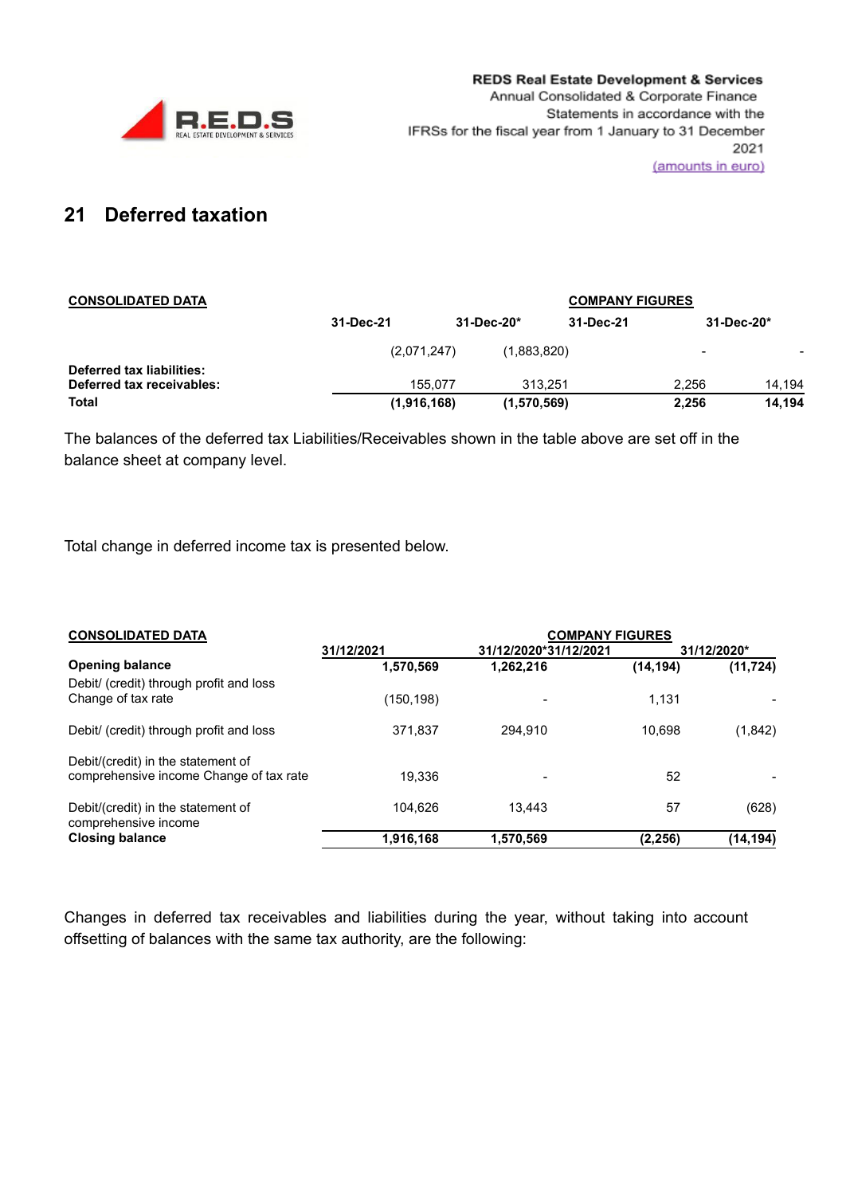## 21 Deferred taxation

| CONSOLIDATED DATA | | | COMPANY FIGURES | |
|---|---|---|---|---|
| | 31-Dec-21 | 31-Dec-20* | 31-Dec-21 | 31-Dec-20* |
| Deferred tax liabilities: | (2,071,247) | (1,883,820) | - | - |
| Deferred tax receivables: | 155,077 | 313,251 | 2,256 | 14,194 |
| **Total** | **(1,916,168)** | **(1,570,569)** | **2,256** | **14,194** |

The balances of the deferred tax Liabilities/Receivables shown in the table above are set off in the balance sheet at company level.

Total change in deferred income tax is presented below.

| CONSOLIDATED DATA | | | COMPANY FIGURES | |
|---|---|---|---|---|
| | 31/12/2021 | 31/12/2020* | 31/12/2021 | 31/12/2020* |
| **Opening balance** | **1,570,569** | **1,262,216** | **(14,194)** | **(11,724)** |
| Debit/ (credit) through profit and loss Change of tax rate | (150,198) | - | 1,131 | - |
| Debit/ (credit) through profit and loss | 371,837 | 294,910 | 10,698 | (1,842) |
| Debit/(credit) in the statement of comprehensive income Change of tax rate | 19,336 | - | 52 | - |
| Debit/(credit) in the statement of comprehensive income | 104,626 | 13,443 | 57 | (628) |
| **Closing balance** | **1,916,168** | **1,570,569** | **(2,256)** | **(14,194)** |

Changes in deferred tax receivables and liabilities during the year, without taking into account offsetting of balances with the same tax authority, are the following: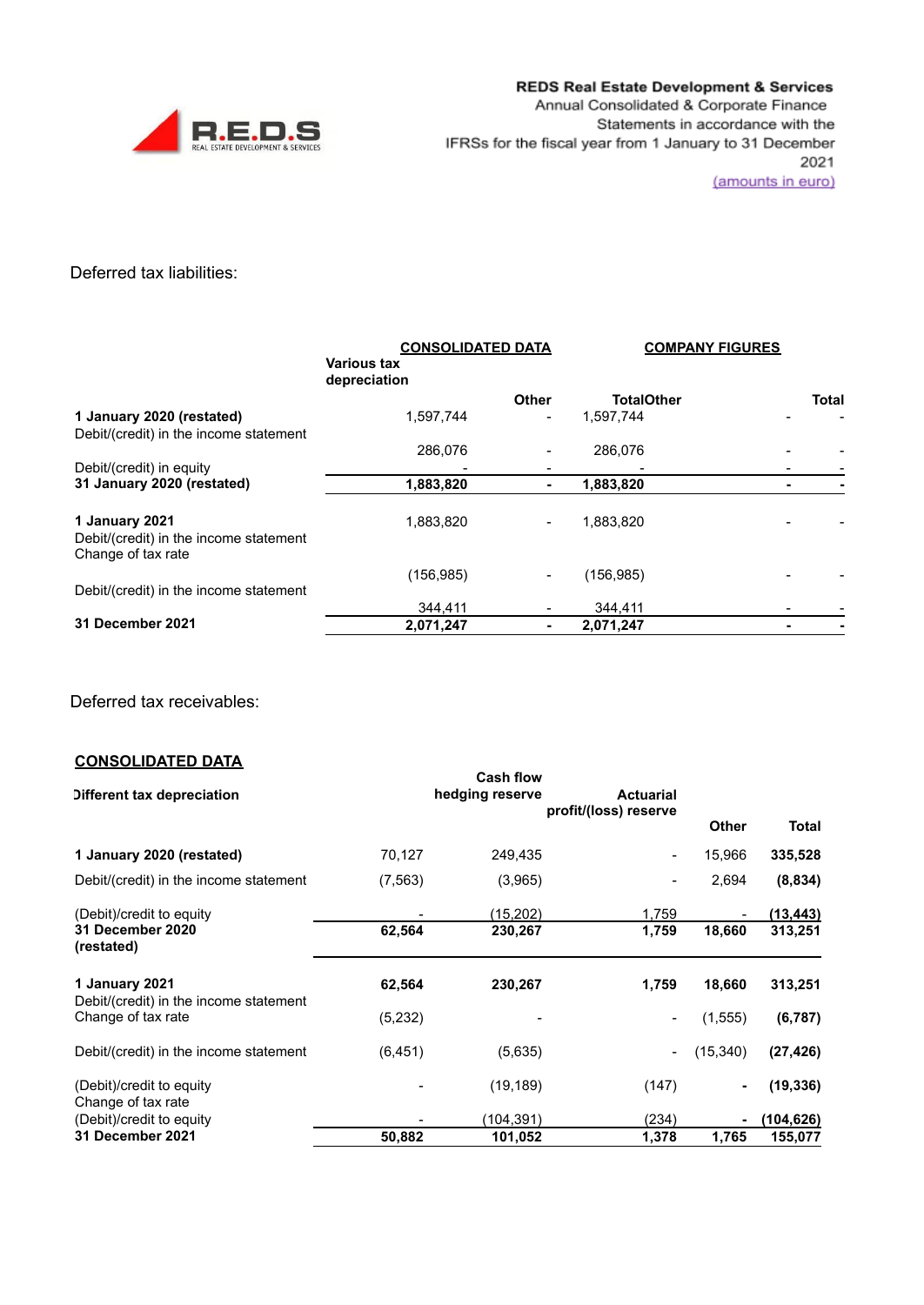Deferred tax liabilities:

| | CONSOLIDATED DATA | | | COMPANY FIGURES | |
|---|---|---|---|---|---|
| | Various tax depreciation | Other | Total | Other | Total |
| **1 January 2020 (restated)** | 1,597,744 | - | 1,597,744 | - | - |
| Debit/(credit) in the income statement | 286,076 | - | 286,076 | - | - |
| Debit/(credit) in equity | - | - | - | - | - |
| **31 January 2020 (restated)** | **1,883,820** | **-** | **1,883,820** | **-** | **-** |
| **1 January 2021** | 1,883,820 | - | 1,883,820 | - | - |
| Debit/(credit) in the income statement Change of tax rate | (156,985) | - | (156,985) | - | - |
| Debit/(credit) in the income statement | 344,411 | - | 344,411 | - | - |
| **31 December 2021** | **2,071,247** | **-** | **2,071,247** | **-** | **-** |

Deferred tax receivables:

**CONSOLIDATED DATA**

| | Different tax depreciation | Cash flow hedging reserve | Actuarial profit/(loss) reserve | Other | Total |
|---|---|---|---|---|---|
| **1 January 2020 (restated)** | 70,127 | 249,435 | - | 15,966 | **335,528** |
| Debit/(credit) in the income statement | (7,563) | (3,965) | - | 2,694 | **(8,834)** |
| (Debit)/credit to equity | - | (15,202) | 1,759 | - | **(13,443)** |
| **31 December 2020 (restated)** | **62,564** | **230,267** | **1,759** | **18,660** | **313,251** |
| **1 January 2021** | **62,564** | **230,267** | **1,759** | **18,660** | **313,251** |
| Debit/(credit) in the income statement Change of tax rate | (5,232) | - | - | (1,555) | **(6,787)** |
| Debit/(credit) in the income statement | (6,451) | (5,635) | - | (15,340) | **(27,426)** |
| (Debit)/credit to equity Change of tax rate | - | (19,189) | (147) | **-** | **(19,336)** |
| (Debit)/credit to equity | - | (104,391) | (234) | **-** | **(104,626)** |
| **31 December 2021** | **50,882** | **101,052** | **1,378** | **1,765** | **155,077** |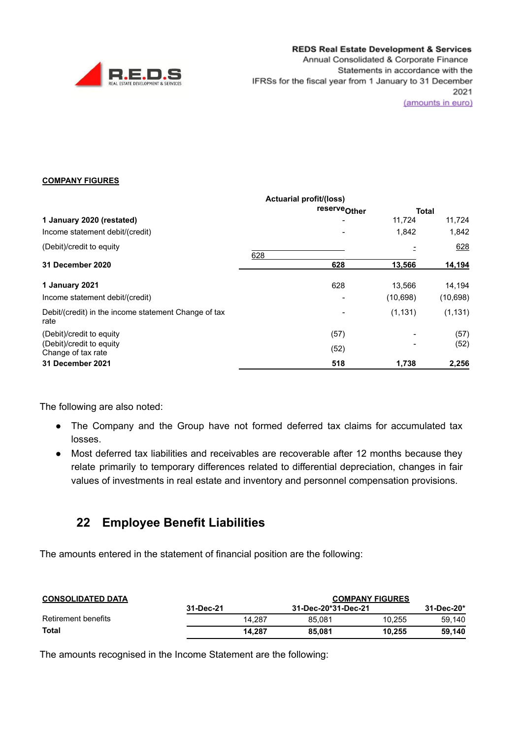**COMPANY FIGURES**

| | Actuarial profit/(loss) reserve | Other | Total |
|---|---|---|---|
| **1 January 2020 (restated)** | - | 11,724 | 11,724 |
| Income statement debit/(credit) | - | 1,842 | 1,842 |
| (Debit)/credit to equity | 628 | - | 628 |
| **31 December 2020** | **628** | **13,566** | **14,194** |
| **1 January 2021** | 628 | 13,566 | 14,194 |
| Income statement debit/(credit) | - | (10,698) | (10,698) |
| Debit/(credit) in the income statement Change of tax rate | - | (1,131) | (1,131) |
| (Debit)/credit to equity | (57) | - | (57) |
| (Debit)/credit to equity Change of tax rate | (52) | - | (52) |
| **31 December 2021** | **518** | **1,738** | **2,256** |

The following are also noted:

- The Company and the Group have not formed deferred tax claims for accumulated tax losses.
- Most deferred tax liabilities and receivables are recoverable after 12 months because they relate primarily to temporary differences related to differential depreciation, changes in fair values of investments in real estate and inventory and personnel compensation provisions.

## 22 Employee Benefit Liabilities

The amounts entered in the statement of financial position are the following:

| CONSOLIDATED DATA | | | COMPANY FIGURES | |
|---|---|---|---|---|
| | 31-Dec-21 | 31-Dec-20* | 31-Dec-21 | 31-Dec-20* |
| Retirement benefits | 14,287 | 85,081 | 10,255 | 59,140 |
| **Total** | **14,287** | **85,081** | **10,255** | **59,140** |

The amounts recognised in the Income Statement are the following: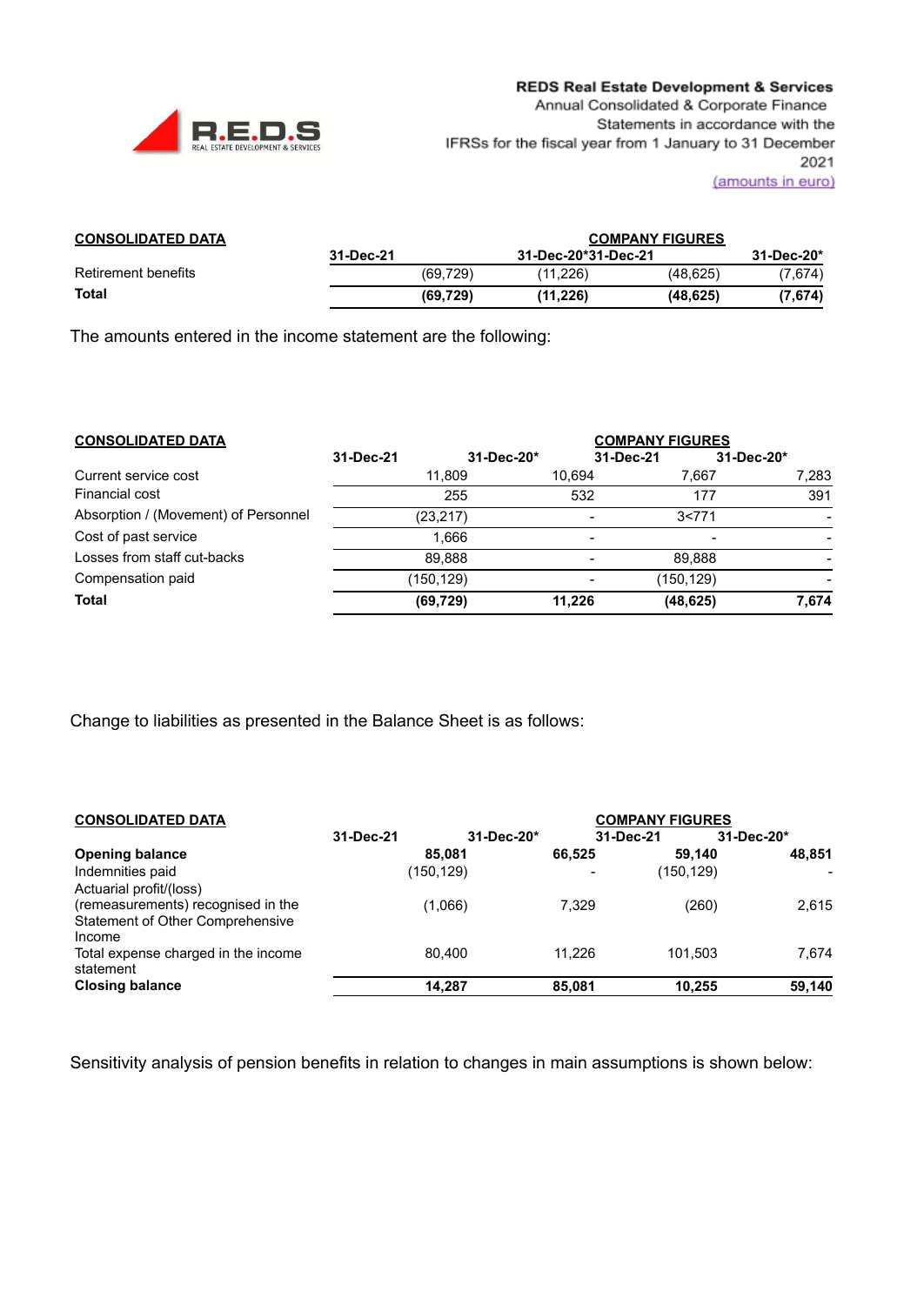| CONSOLIDATED DATA | | | COMPANY FIGURES | |
|---|---|---|---|---|
| | 31-Dec-21 | 31-Dec-20* | 31-Dec-21 | 31-Dec-20* |
| Retirement benefits | (69,729) | (11,226) | (48,625) | (7,674) |
| **Total** | **(69,729)** | **(11,226)** | **(48,625)** | **(7,674)** |

The amounts entered in the income statement are the following:

| CONSOLIDATED DATA | | | COMPANY FIGURES | |
|---|---|---|---|---|
| | 31-Dec-21 | 31-Dec-20* | 31-Dec-21 | 31-Dec-20* |
| Current service cost | 11,809 | 10,694 | 7,667 | 7,283 |
| Financial cost | 255 | 532 | 177 | 391 |
| Absorption / (Movement) of Personnel | (23,217) | - | 3<771 | - |
| Cost of past service | 1,666 | - | - | - |
| Losses from staff cut-backs | 89,888 | - | 89,888 | - |
| Compensation paid | (150,129) | - | (150,129) | - |
| **Total** | **(69,729)** | **11,226** | **(48,625)** | **7,674** |

Change to liabilities as presented in the Balance Sheet is as follows:

| CONSOLIDATED DATA | | | COMPANY FIGURES | |
|---|---|---|---|---|
| | 31-Dec-21 | 31-Dec-20* | 31-Dec-21 | 31-Dec-20* |
| **Opening balance** | **85,081** | **66,525** | **59,140** | **48,851** |
| Indemnities paid | (150,129) | - | (150,129) | - |
| Actuarial profit/(loss) (remeasurements) recognised in the Statement of Other Comprehensive Income | (1,066) | 7,329 | (260) | 2,615 |
| Total expense charged in the income statement | 80,400 | 11,226 | 101,503 | 7,674 |
| **Closing balance** | **14,287** | **85,081** | **10,255** | **59,140** |

Sensitivity analysis of pension benefits in relation to changes in main assumptions is shown below: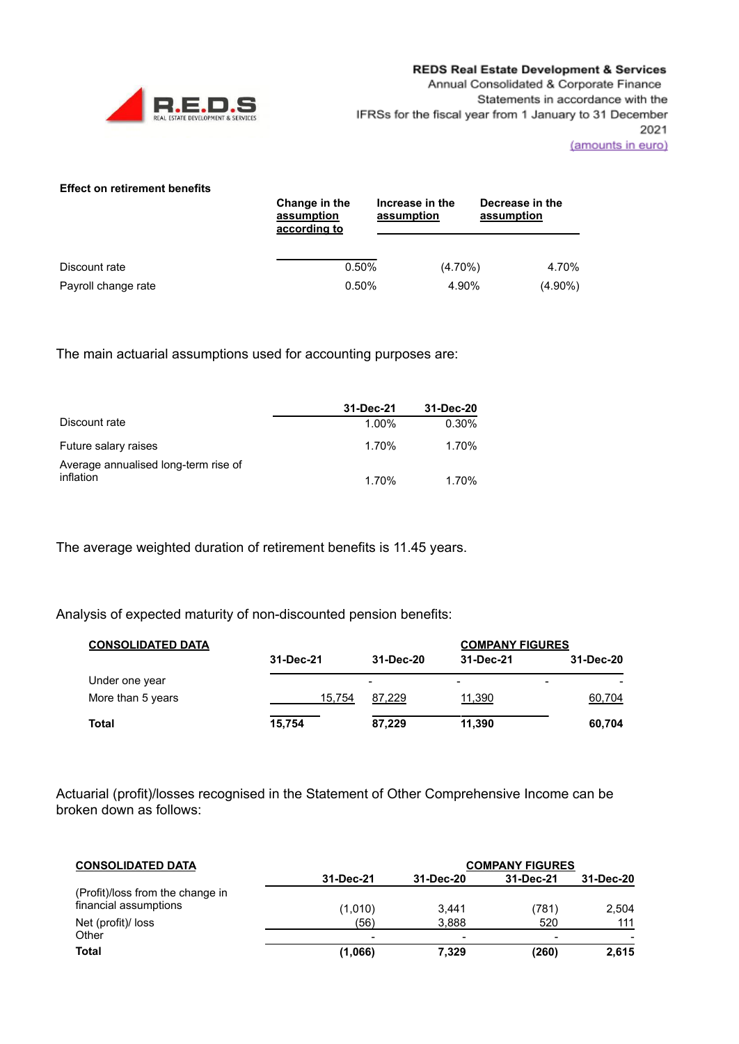**Effect on retirement benefits**

| | Change in the assumption according to | Increase in the assumption | Decrease in the assumption |
|---|---|---|---|
| Discount rate | 0.50% | (4.70%) | 4.70% |
| Payroll change rate | 0.50% | 4.90% | (4.90%) |

The main actuarial assumptions used for accounting purposes are:

| | 31-Dec-21 | 31-Dec-20 |
|---|---|---|
| Discount rate | 1.00% | 0.30% |
| Future salary raises | 1.70% | 1.70% |
| Average annualised long-term rise of inflation | 1.70% | 1.70% |

The average weighted duration of retirement benefits is 11.45 years.

Analysis of expected maturity of non-discounted pension benefits:

| CONSOLIDATED DATA | | | COMPANY FIGURES | |
|---|---|---|---|---|
| | 31-Dec-21 | 31-Dec-20 | 31-Dec-21 | 31-Dec-20 |
| Under one year | - | - | - | - |
| More than 5 years | 15,754 | 87,229 | 11,390 | 60,704 |
| **Total** | **15,754** | **87,229** | **11,390** | **60,704** |

Actuarial (profit)/losses recognised in the Statement of Other Comprehensive Income can be broken down as follows:

| CONSOLIDATED DATA | | | COMPANY FIGURES | |
|---|---|---|---|---|
| | 31-Dec-21 | 31-Dec-20 | 31-Dec-21 | 31-Dec-20 |
| (Profit)/loss from the change in financial assumptions | (1,010) | 3,441 | (781) | 2,504 |
| Net (profit)/ loss | (56) | 3,888 | 520 | 111 |
| Other | - | - | - | - |
| **Total** | **(1,066)** | **7,329** | **(260)** | **2,615** |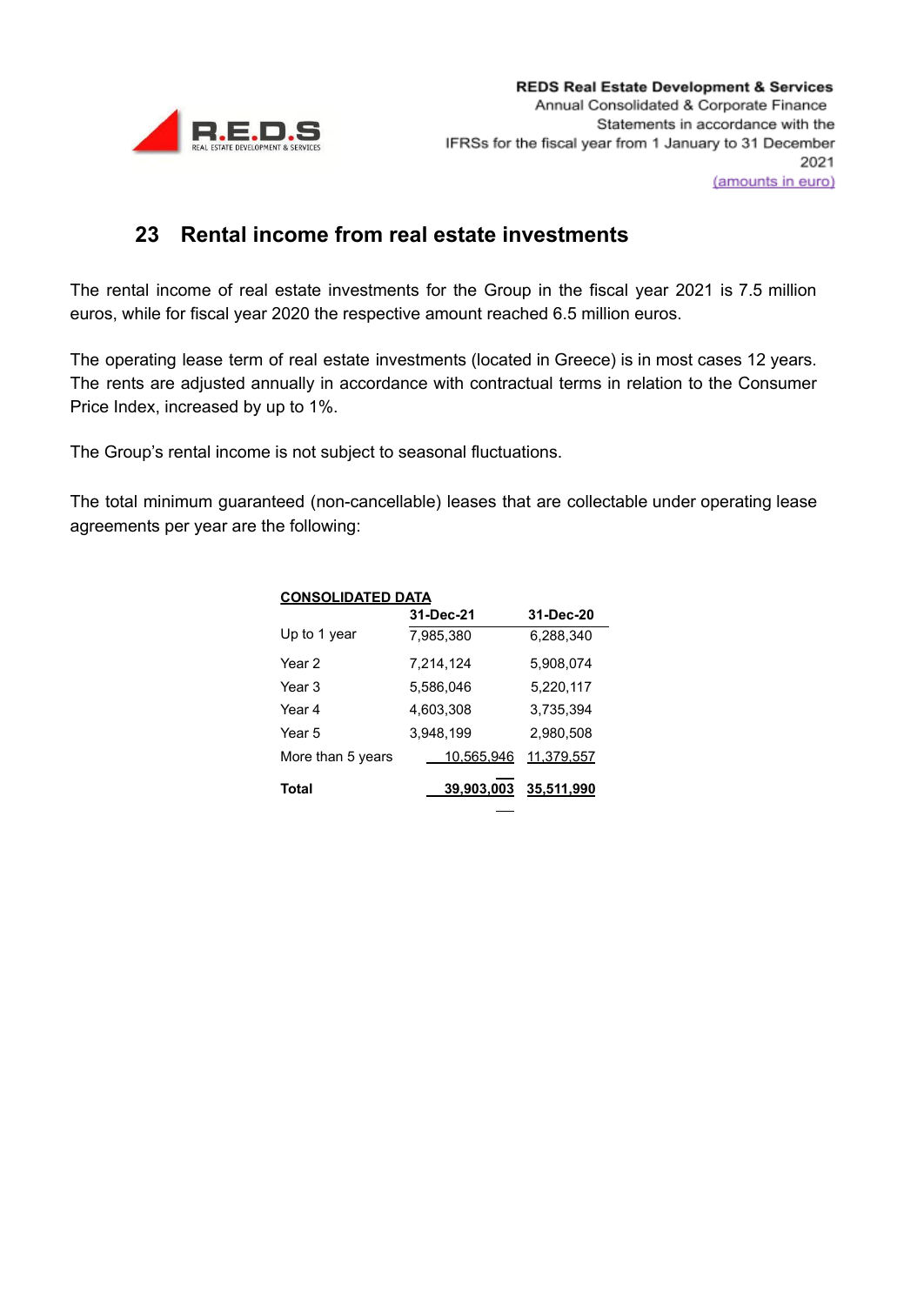## 23 Rental income from real estate investments

The rental income of real estate investments for the Group in the fiscal year 2021 is 7.5 million euros, while for fiscal year 2020 the respective amount reached 6.5 million euros.

The operating lease term of real estate investments (located in Greece) is in most cases 12 years. The rents are adjusted annually in accordance with contractual terms in relation to the Consumer Price Index, increased by up to 1%.

The Group's rental income is not subject to seasonal fluctuations.

The total minimum guaranteed (non-cancellable) leases that are collectable under operating lease agreements per year are the following:

**CONSOLIDATED DATA**

| | 31-Dec-21 | 31-Dec-20 |
|---|---|---|
| Up to 1 year | 7,985,380 | 6,288,340 |
| Year 2 | 7,214,124 | 5,908,074 |
| Year 3 | 5,586,046 | 5,220,117 |
| Year 4 | 4,603,308 | 3,735,394 |
| Year 5 | 3,948,199 | 2,980,508 |
| More than 5 years | 10,565,946 | 11,379,557 |
| **Total** | **39,903,003** | **35,511,990** |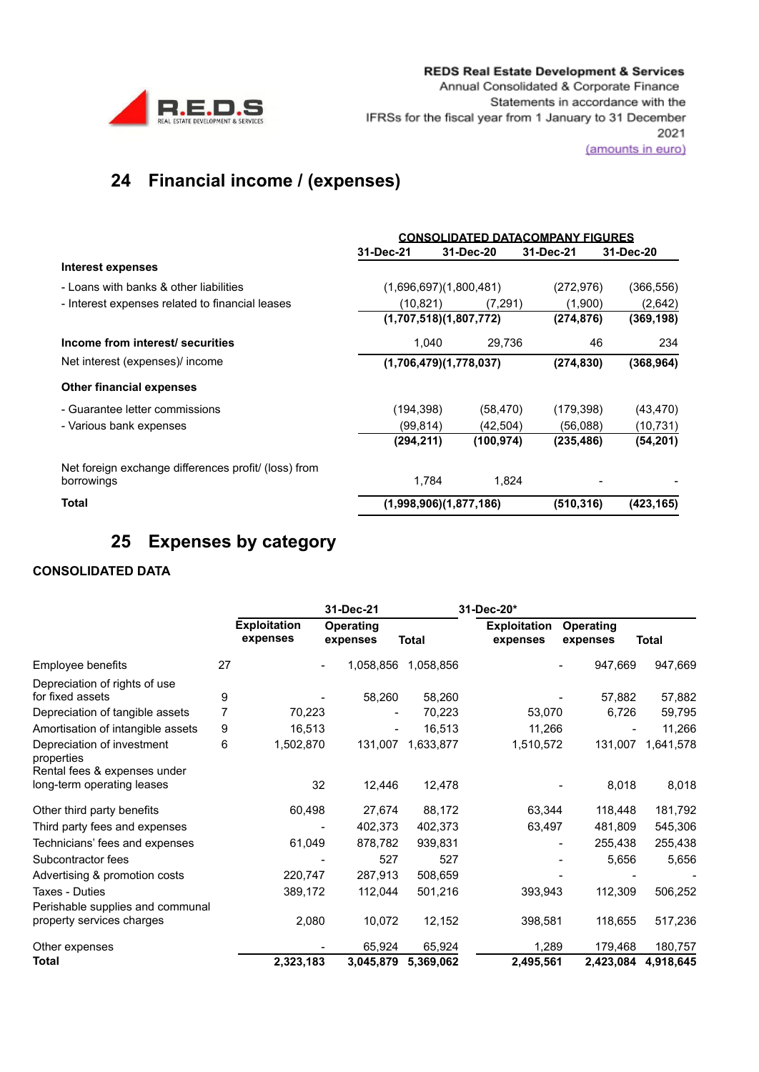## 24 Financial income / (expenses)

| | CONSOLIDATED DATA | | COMPANY FIGURES | |
|---|---|---|---|---|
| | 31-Dec-21 | 31-Dec-20 | 31-Dec-21 | 31-Dec-20 |
| **Interest expenses** | | | | |
| - Loans with banks & other liabilities | (1,696,697) | (1,800,481) | (272,976) | (366,556) |
| - Interest expenses related to financial leases | (10,821) | (7,291) | (1,900) | (2,642) |
| | **(1,707,518)** | **(1,807,772)** | **(274,876)** | **(369,198)** |
| **Income from interest/ securities** | 1,040 | 29,736 | 46 | 234 |
| Net interest (expenses)/ income | **(1,706,479)** | **(1,778,037)** | **(274,830)** | **(368,964)** |
| **Other financial expenses** | | | | |
| - Guarantee letter commissions | (194,398) | (58,470) | (179,398) | (43,470) |
| - Various bank expenses | (99,814) | (42,504) | (56,088) | (10,731) |
| | **(294,211)** | **(100,974)** | **(235,486)** | **(54,201)** |
| Net foreign exchange differences profit/ (loss) from borrowings | 1,784 | 1,824 | - | - |
| **Total** | **(1,998,906)** | **(1,877,186)** | **(510,316)** | **(423,165)** |

## 25 Expenses by category

**CONSOLIDATED DATA**

| | | 31-Dec-21 | | | 31-Dec-20* | | |
|---|---|---|---|---|---|---|---|
| | | Exploitation expenses | Operating expenses | Total | Exploitation expenses | Operating expenses | Total |
| Employee benefits | 27 | - | 1,058,856 | 1,058,856 | - | 947,669 | 947,669 |
| Depreciation of rights of use for fixed assets | 9 | - | 58,260 | 58,260 | - | 57,882 | 57,882 |
| Depreciation of tangible assets | 7 | 70,223 | - | 70,223 | 53,070 | 6,726 | 59,795 |
| Amortisation of intangible assets | 9 | 16,513 | - | 16,513 | 11,266 | - | 11,266 |
| Depreciation of investment properties | 6 | 1,502,870 | 131,007 | 1,633,877 | 1,510,572 | 131,007 | 1,641,578 |
| Rental fees & expenses under long-term operating leases | | 32 | 12,446 | 12,478 | - | 8,018 | 8,018 |
| Other third party benefits | | 60,498 | 27,674 | 88,172 | 63,344 | 118,448 | 181,792 |
| Third party fees and expenses | | - | 402,373 | 402,373 | 63,497 | 481,809 | 545,306 |
| Technicians' fees and expenses | | 61,049 | 878,782 | 939,831 | - | 255,438 | 255,438 |
| Subcontractor fees | | - | 527 | 527 | - | 5,656 | 5,656 |
| Advertising & promotion costs | | 220,747 | 287,913 | 508,659 | - | - | - |
| Taxes - Duties | | 389,172 | 112,044 | 501,216 | 393,943 | 112,309 | 506,252 |
| Perishable supplies and communal property services charges | | 2,080 | 10,072 | 12,152 | 398,581 | 118,655 | 517,236 |
| Other expenses | | - | 65,924 | 65,924 | 1,289 | 179,468 | 180,757 |
| **Total** | | **2,323,183** | **3,045,879** | **5,369,062** | **2,495,561** | **2,423,084** | **4,918,645** |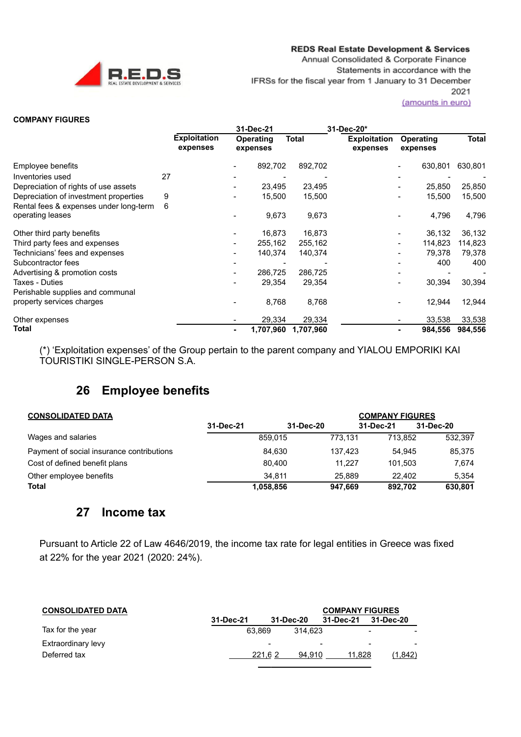**COMPANY FIGURES**

| | | 31-Dec-21 | | | 31-Dec-20* | | |
|---|---|---|---|---|---|---|---|
| | | Exploitation expenses | Operating expenses | Total | Exploitation expenses | Operating expenses | Total |
| Employee benefits | | - | 892,702 | 892,702 | - | 630,801 | 630,801 |
| Inventories used | 27 | - | - | - | - | - | - |
| Depreciation of rights of use assets | | - | 23,495 | 23,495 | - | 25,850 | 25,850 |
| Depreciation of investment properties | 9 | - | 15,500 | 15,500 | - | 15,500 | 15,500 |
| Rental fees & expenses under long-term operating leases | 6 | - | 9,673 | 9,673 | - | 4,796 | 4,796 |
| Other third party benefits | | - | 16,873 | 16,873 | - | 36,132 | 36,132 |
| Third party fees and expenses | | - | 255,162 | 255,162 | - | 114,823 | 114,823 |
| Technicians' fees and expenses | | - | 140,374 | 140,374 | - | 79,378 | 79,378 |
| Subcontractor fees | | - | - | - | - | 400 | 400 |
| Advertising & promotion costs | | - | 286,725 | 286,725 | - | - | - |
| Taxes - Duties | | - | 29,354 | 29,354 | - | 30,394 | 30,394 |
| Perishable supplies and communal property services charges | | - | 8,768 | 8,768 | - | 12,944 | 12,944 |
| Other expenses | | - | 29,334 | 29,334 | - | 33,538 | 33,538 |
| **Total** | | **-** | **1,707,960** | **1,707,960** | **-** | **984,556** | **984,556** |

(*) 'Exploitation expenses' of the Group pertain to the parent company and YIALOU EMPORIKI KAI TOURISTIKI SINGLE-PERSON S.A.

## 26 Employee benefits

| CONSOLIDATED DATA | | | COMPANY FIGURES | |
|---|---|---|---|---|
| | 31-Dec-21 | 31-Dec-20 | 31-Dec-21 | 31-Dec-20 |
| Wages and salaries | 859,015 | 773,131 | 713,852 | 532,397 |
| Payment of social insurance contributions | 84,630 | 137,423 | 54,945 | 85,375 |
| Cost of defined benefit plans | 80,400 | 11,227 | 101,503 | 7,674 |
| Other employee benefits | 34,811 | 25,889 | 22,402 | 5,354 |
| **Total** | **1,058,856** | **947,669** | **892,702** | **630,801** |

## 27 Income tax

Pursuant to Article 22 of Law 4646/2019, the income tax rate for legal entities in Greece was fixed at 22% for the year 2021 (2020: 24%).

| CONSOLIDATED DATA | | | COMPANY FIGURES | |
|---|---|---|---|---|
| | 31-Dec-21 | 31-Dec-20 | 31-Dec-21 | 31-Dec-20 |
| Tax for the year | 63,869 | 314,623 | - | - |
| Extraordinary levy | - | - | - | - |
| Deferred tax | 221,6 2 | 94,910 | 11,828 | (1,842) |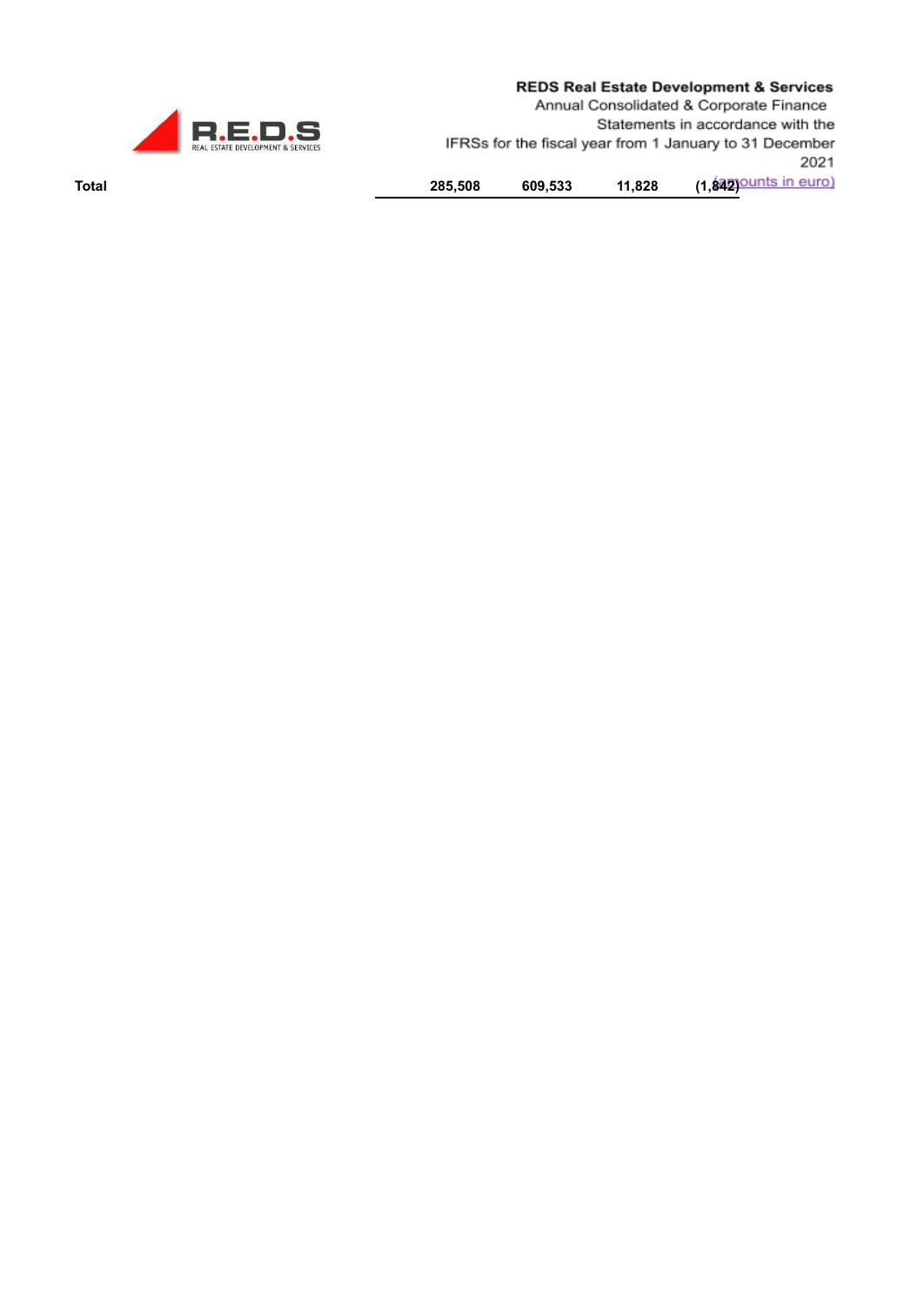| | | | | |
|---|---|---|---|---|
| **Total** | **285,508** | **609,533** | **11,828** | **(1,842)** |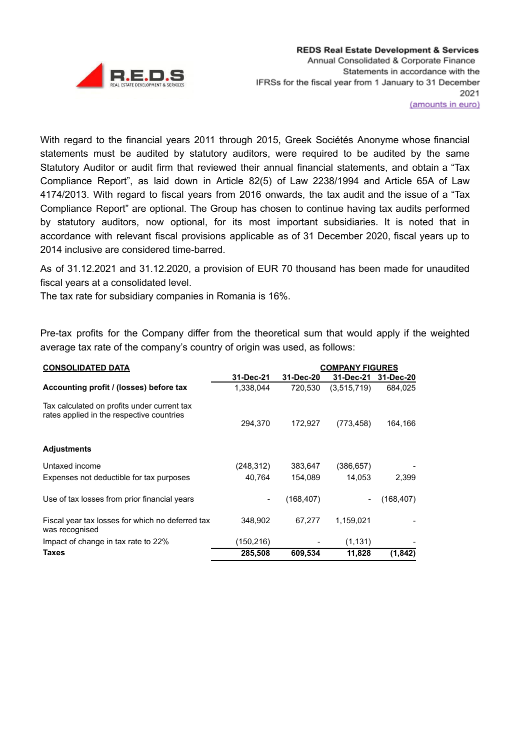With regard to the financial years 2011 through 2015, Greek Sociétés Anonyme whose financial statements must be audited by statutory auditors, were required to be audited by the same Statutory Auditor or audit firm that reviewed their annual financial statements, and obtain a "Tax Compliance Report", as laid down in Article 82(5) of Law 2238/1994 and Article 65A of Law 4174/2013. With regard to fiscal years from 2016 onwards, the tax audit and the issue of a "Tax Compliance Report" are optional. The Group has chosen to continue having tax audits performed by statutory auditors, now optional, for its most important subsidiaries. It is noted that in accordance with relevant fiscal provisions applicable as of 31 December 2020, fiscal years up to 2014 inclusive are considered time-barred.

As of 31.12.2021 and 31.12.2020, a provision of EUR 70 thousand has been made for unaudited fiscal years at a consolidated level.

The tax rate for subsidiary companies in Romania is 16%.

Pre-tax profits for the Company differ from the theoretical sum that would apply if the weighted average tax rate of the company's country of origin was used, as follows:

| **CONSOLIDATED DATA** | | | **COMPANY FIGURES** | |
|---|---|---|---|---|
| | **31-Dec-21** | **31-Dec-20** | **31-Dec-21** | **31-Dec-20** |
| **Accounting profit / (losses) before tax** | 1,338,044 | 720,530 | (3,515,719) | 684,025 |
| Tax calculated on profits under current tax rates applied in the respective countries | 294,370 | 172,927 | (773,458) | 164,166 |
| **Adjustments** | | | | |
| Untaxed income | (248,312) | 383,647 | (386,657) | - |
| Expenses not deductible for tax purposes | 40,764 | 154,089 | 14,053 | 2,399 |
| Use of tax losses from prior financial years | - | (168,407) | - | (168,407) |
| Fiscal year tax losses for which no deferred tax was recognised | 348,902 | 67,277 | 1,159,021 | - |
| Impact of change in tax rate to 22% | (150,216) | - | (1,131) | - |
| **Taxes** | **285,508** | **609,534** | **11,828** | **(1,842)** |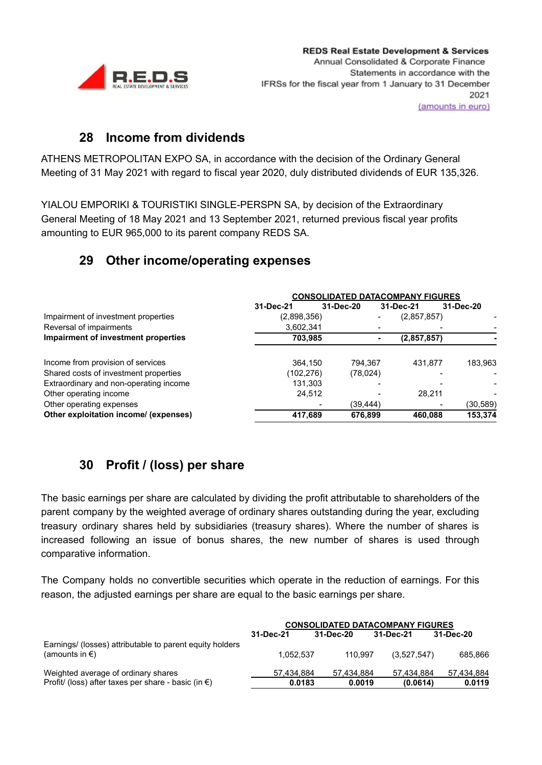## 28 Income from dividends

ATHENS METROPOLITAN EXPO SA, in accordance with the decision of the Ordinary General Meeting of 31 May 2021 with regard to fiscal year 2020, duly distributed dividends of EUR 135,326.

YIALOU EMPORIKI & TOURISTIKI SINGLE-PERSPN SA, by decision of the Extraordinary General Meeting of 18 May 2021 and 13 September 2021, returned previous fiscal year profits amounting to EUR 965,000 to its parent company REDS SA.

## 29 Other income/operating expenses

| | CONSOLIDATED DATA | | COMPANY FIGURES | |
|---|---|---|---|---|
| | 31-Dec-21 | 31-Dec-20 | 31-Dec-21 | 31-Dec-20 |
| Impairment of investment properties | (2,898,356) | - | (2,857,857) | - |
| Reversal of impairments | 3,602,341 | - | - | - |
| **Impairment of investment properties** | **703,985** | **-** | **(2,857,857)** | **-** |
| | | | | |
| Income from provision of services | 364,150 | 794,367 | 431,877 | 183,963 |
| Shared costs of investment properties | (102,276) | (78,024) | - | - |
| Extraordinary and non-operating income | 131,303 | - | - | - |
| Other operating income | 24,512 | - | 28,211 | - |
| Other operating expenses | - | (39,444) | - | (30,589) |
| **Other exploitation income/ (expenses)** | **417,689** | **676,899** | **460,088** | **153,374** |

## 30 Profit / (loss) per share

The basic earnings per share are calculated by dividing the profit attributable to shareholders of the parent company by the weighted average of ordinary shares outstanding during the year, excluding treasury ordinary shares held by subsidiaries (treasury shares). Where the number of shares is increased following an issue of bonus shares, the new number of shares is used through comparative information.

The Company holds no convertible securities which operate in the reduction of earnings. For this reason, the adjusted earnings per share are equal to the basic earnings per share.

| | CONSOLIDATED DATA | | COMPANY FIGURES | |
|---|---|---|---|---|
| | 31-Dec-21 | 31-Dec-20 | 31-Dec-21 | 31-Dec-20 |
| Earnings/ (losses) attributable to parent equity holders (amounts in €) | 1,052,537 | 110,997 | (3,527,547) | 685,866 |
| Weighted average of ordinary shares | 57,434,884 | 57,434,884 | 57,434,884 | 57,434,884 |
| Profit/ (loss) after taxes per share - basic (in €) | **0.0183** | **0.0019** | **(0.0614)** | **0.0119** |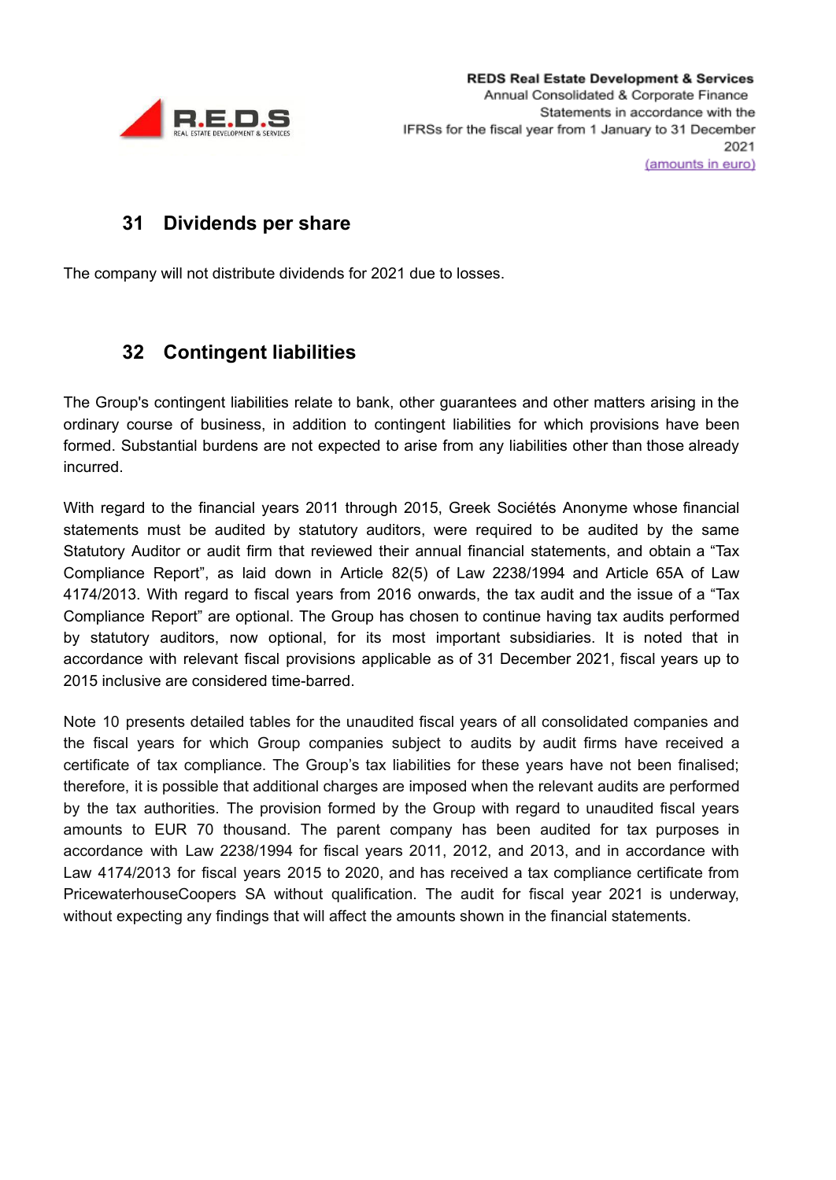## 31 Dividends per share

The company will not distribute dividends for 2021 due to losses.

## 32 Contingent liabilities

The Group's contingent liabilities relate to bank, other guarantees and other matters arising in the ordinary course of business, in addition to contingent liabilities for which provisions have been formed. Substantial burdens are not expected to arise from any liabilities other than those already incurred.

With regard to the financial years 2011 through 2015, Greek Sociétés Anonyme whose financial statements must be audited by statutory auditors, were required to be audited by the same Statutory Auditor or audit firm that reviewed their annual financial statements, and obtain a "Tax Compliance Report", as laid down in Article 82(5) of Law 2238/1994 and Article 65A of Law 4174/2013. With regard to fiscal years from 2016 onwards, the tax audit and the issue of a "Tax Compliance Report" are optional. The Group has chosen to continue having tax audits performed by statutory auditors, now optional, for its most important subsidiaries. It is noted that in accordance with relevant fiscal provisions applicable as of 31 December 2021, fiscal years up to 2015 inclusive are considered time-barred.

Note 10 presents detailed tables for the unaudited fiscal years of all consolidated companies and the fiscal years for which Group companies subject to audits by audit firms have received a certificate of tax compliance. The Group's tax liabilities for these years have not been finalised; therefore, it is possible that additional charges are imposed when the relevant audits are performed by the tax authorities. The provision formed by the Group with regard to unaudited fiscal years amounts to EUR 70 thousand. The parent company has been audited for tax purposes in accordance with Law 2238/1994 for fiscal years 2011, 2012, and 2013, and in accordance with Law 4174/2013 for fiscal years 2015 to 2020, and has received a tax compliance certificate from PricewaterhouseCoopers SA without qualification. The audit for fiscal year 2021 is underway, without expecting any findings that will affect the amounts shown in the financial statements.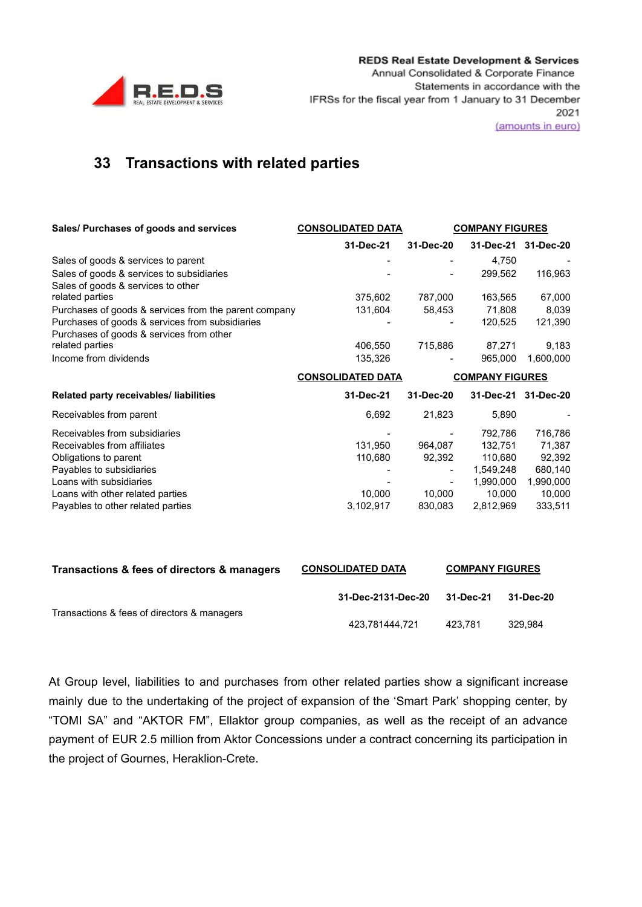## 33 Transactions with related parties

| Sales/ Purchases of goods and services | CONSOLIDATED DATA | | COMPANY FIGURES | |
|---|---|---|---|---|
| | 31-Dec-21 | 31-Dec-20 | 31-Dec-21 | 31-Dec-20 |
| Sales of goods & services to parent | - | - | 4,750 | - |
| Sales of goods & services to subsidiaries | - | - | 299,562 | 116,963 |
| Sales of goods & services to other related parties | 375,602 | 787,000 | 163,565 | 67,000 |
| Purchases of goods & services from the parent company | 131,604 | 58,453 | 71,808 | 8,039 |
| Purchases of goods & services from subsidiaries | - | - | 120,525 | 121,390 |
| Purchases of goods & services from other related parties | 406,550 | 715,886 | 87,271 | 9,183 |
| Income from dividends | 135,326 | - | 965,000 | 1,600,000 |

| Related party receivables/ liabilities | CONSOLIDATED DATA | | COMPANY FIGURES | |
|---|---|---|---|---|
| | 31-Dec-21 | 31-Dec-20 | 31-Dec-21 | 31-Dec-20 |
| Receivables from parent | 6,692 | 21,823 | 5,890 | - |
| Receivables from subsidiaries | - | - | 792,786 | 716,786 |
| Receivables from affiliates | 131,950 | 964,087 | 132,751 | 71,387 |
| Obligations to parent | 110,680 | 92,392 | 110,680 | 92,392 |
| Payables to subsidiaries | - | - | 1,549,248 | 680,140 |
| Loans with subsidiaries | - | - | 1,990,000 | 1,990,000 |
| Loans with other related parties | 10,000 | 10,000 | 10,000 | 10,000 |
| Payables to other related parties | 3,102,917 | 830,083 | 2,812,969 | 333,511 |

| Transactions & fees of directors & managers | CONSOLIDATED DATA | | COMPANY FIGURES | |
|---|---|---|---|---|
| | 31-Dec-21 | 31-Dec-20 | 31-Dec-21 | 31-Dec-20 |
| Transactions & fees of directors & managers | 423,781 | 444,721 | 423,781 | 329,984 |

At Group level, liabilities to and purchases from other related parties show a significant increase mainly due to the undertaking of the project of expansion of the 'Smart Park' shopping center, by "TOMI SA" and "AKTOR FM", Ellaktor group companies, as well as the receipt of an advance payment of EUR 2.5 million from Aktor Concessions under a contract concerning its participation in the project of Gournes, Heraklion-Crete.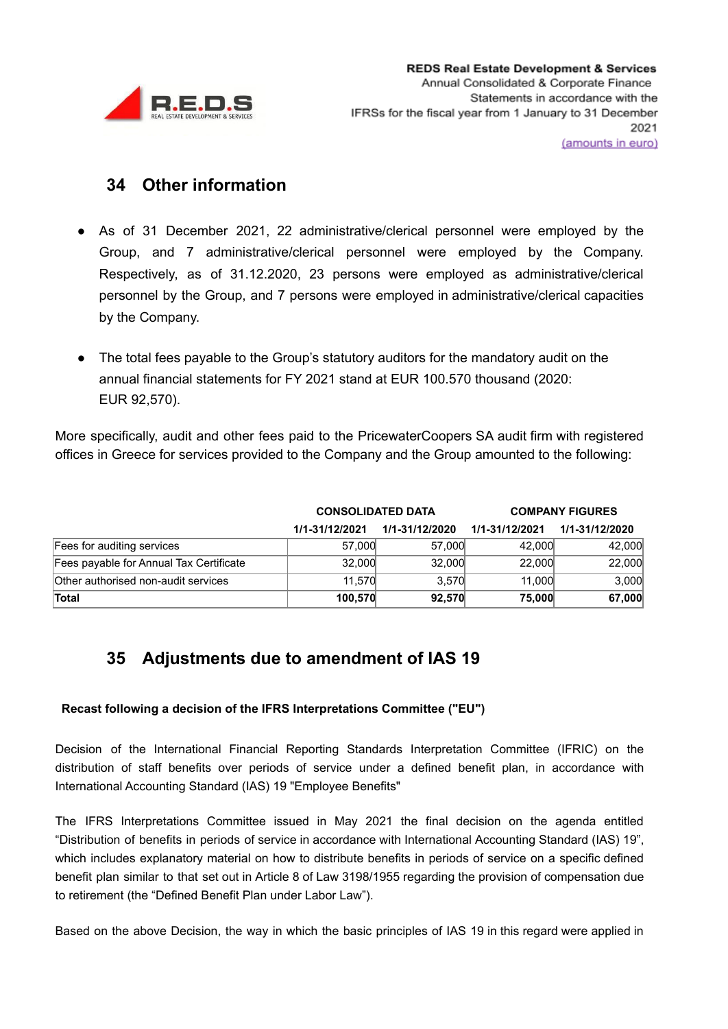## 34 Other information

- As of 31 December 2021, 22 administrative/clerical personnel were employed by the Group, and 7 administrative/clerical personnel were employed by the Company. Respectively, as of 31.12.2020, 23 persons were employed as administrative/clerical personnel by the Group, and 7 persons were employed in administrative/clerical capacities by the Company.
- The total fees payable to the Group's statutory auditors for the mandatory audit on the annual financial statements for FY 2021 stand at EUR 100.570 thousand (2020: EUR 92,570).

More specifically, audit and other fees paid to the PricewaterCoopers SA audit firm with registered offices in Greece for services provided to the Company and the Group amounted to the following:

| | CONSOLIDATED DATA | | COMPANY FIGURES | |
|---|---|---|---|---|
| | 1/1-31/12/2021 | 1/1-31/12/2020 | 1/1-31/12/2021 | 1/1-31/12/2020 |
| Fees for auditing services | 57,000 | 57,000 | 42,000 | 42,000 |
| Fees payable for Annual Tax Certificate | 32,000 | 32,000 | 22,000 | 22,000 |
| Other authorised non-audit services | 11,570 | 3,570 | 11,000 | 3,000 |
| **Total** | **100,570** | **92,570** | **75,000** | **67,000** |

## 35 Adjustments due to amendment of IAS 19

**Recast following a decision of the IFRS Interpretations Committee ("EU")**

Decision of the International Financial Reporting Standards Interpretation Committee (IFRIC) on the distribution of staff benefits over periods of service under a defined benefit plan, in accordance with International Accounting Standard (IAS) 19 "Employee Benefits"

The IFRS Interpretations Committee issued in May 2021 the final decision on the agenda entitled "Distribution of benefits in periods of service in accordance with International Accounting Standard (IAS) 19", which includes explanatory material on how to distribute benefits in periods of service on a specific defined benefit plan similar to that set out in Article 8 of Law 3198/1955 regarding the provision of compensation due to retirement (the "Defined Benefit Plan under Labor Law").

Based on the above Decision, the way in which the basic principles of IAS 19 in this regard were applied in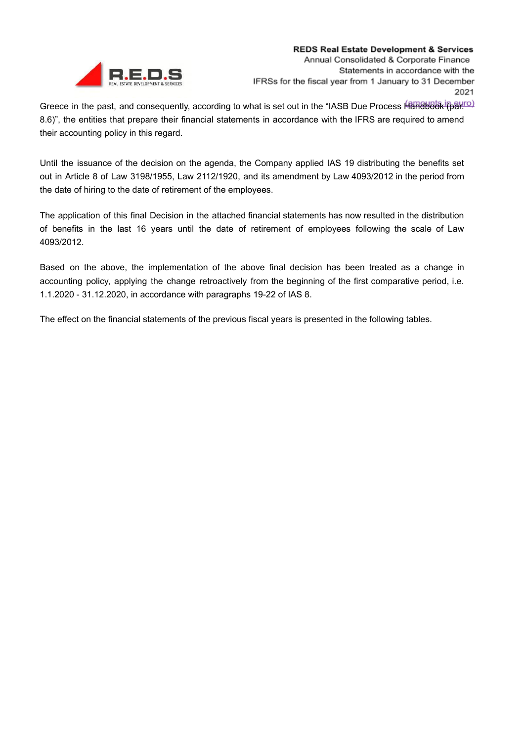Greece in the past, and consequently, according to what is set out in the "IASB Due Process Handbook (par. 8.6)", the entities that prepare their financial statements in accordance with the IFRS are required to amend their accounting policy in this regard.

Until the issuance of the decision on the agenda, the Company applied IAS 19 distributing the benefits set out in Article 8 of Law 3198/1955, Law 2112/1920, and its amendment by Law 4093/2012 in the period from the date of hiring to the date of retirement of the employees.

The application of this final Decision in the attached financial statements has now resulted in the distribution of benefits in the last 16 years until the date of retirement of employees following the scale of Law 4093/2012.

Based on the above, the implementation of the above final decision has been treated as a change in accounting policy, applying the change retroactively from the beginning of the first comparative period, i.e. 1.1.2020 - 31.12.2020, in accordance with paragraphs 19-22 of IAS 8.

The effect on the financial statements of the previous fiscal years is presented in the following tables.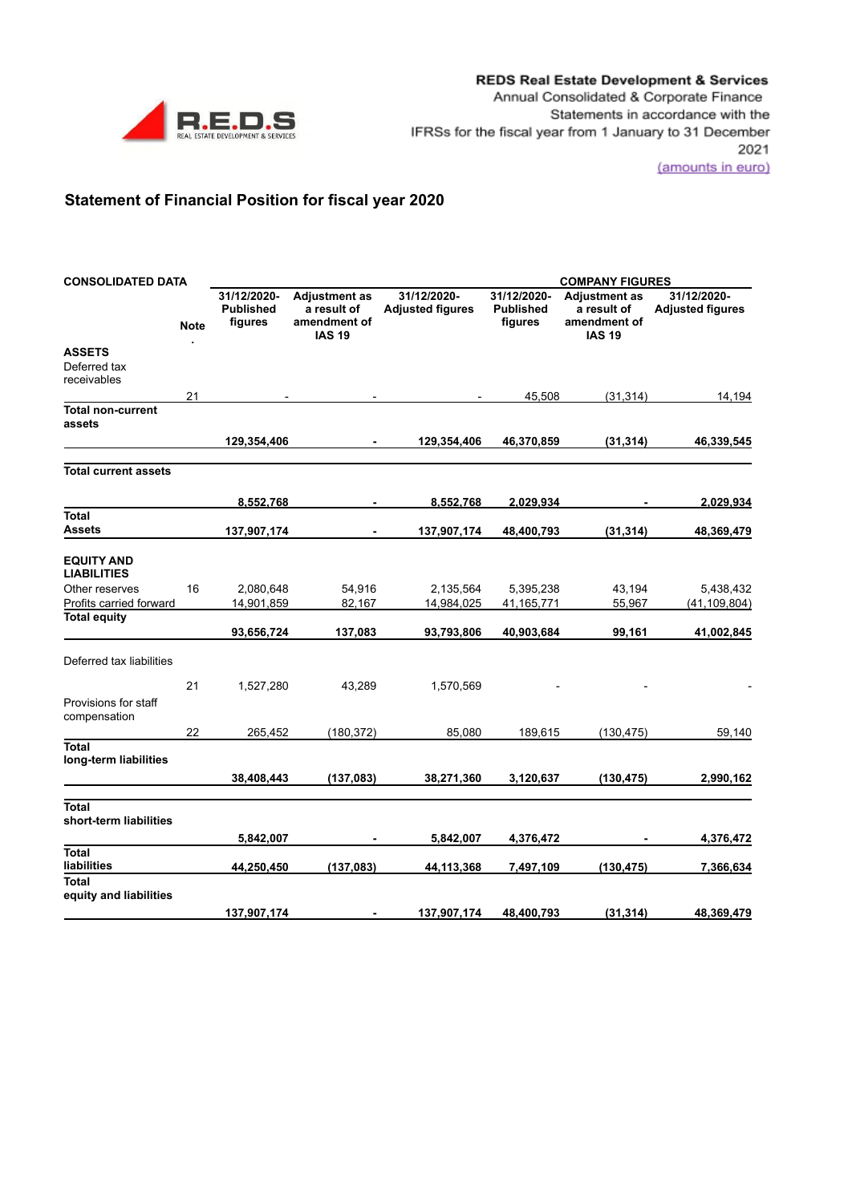## Statement of Financial Position for fiscal year 2020

| CONSOLIDATED DATA | | | | | COMPANY FIGURES | | |
|---|---|---|---|---|---|---|---|
| | Note | 31/12/2020-Published figures | Adjustment as a result of amendment of IAS 19 | 31/12/2020-Adjusted figures | 31/12/2020-Published figures | Adjustment as a result of amendment of IAS 19 | 31/12/2020-Adjusted figures |
| **ASSETS** | | | | | | | |
| Deferred tax receivables | 21 | - | - | - | 45,508 | (31,314) | 14,194 |
| **Total non-current assets** | | **129,354,406** | **-** | **129,354,406** | **46,370,859** | **(31,314)** | **46,339,545** |
| **Total current assets** | | **8,552,768** | **-** | **8,552,768** | **2,029,934** | **-** | **2,029,934** |
| **Total Assets** | | **137,907,174** | **-** | **137,907,174** | **48,400,793** | **(31,314)** | **48,369,479** |
| **EQUITY AND LIABILITIES** | | | | | | | |
| Other reserves | 16 | 2,080,648 | 54,916 | 2,135,564 | 5,395,238 | 43,194 | 5,438,432 |
| Profits carried forward | | 14,901,859 | 82,167 | 14,984,025 | 41,165,771 | 55,967 | (41,109,804) |
| **Total equity** | | **93,656,724** | **137,083** | **93,793,806** | **40,903,684** | **99,161** | **41,002,845** |
| Deferred tax liabilities | 21 | 1,527,280 | 43,289 | 1,570,569 | - | - | - |
| Provisions for staff compensation | 22 | 265,452 | (180,372) | 85,080 | 189,615 | (130,475) | 59,140 |
| **Total long-term liabilities** | | **38,408,443** | **(137,083)** | **38,271,360** | **3,120,637** | **(130,475)** | **2,990,162** |
| **Total short-term liabilities** | | **5,842,007** | **-** | **5,842,007** | **4,376,472** | **-** | **4,376,472** |
| **Total liabilities** | | **44,250,450** | **(137,083)** | **44,113,368** | **7,497,109** | **(130,475)** | **7,366,634** |
| **Total equity and liabilities** | | **137,907,174** | **-** | **137,907,174** | **48,400,793** | **(31,314)** | **48,369,479** |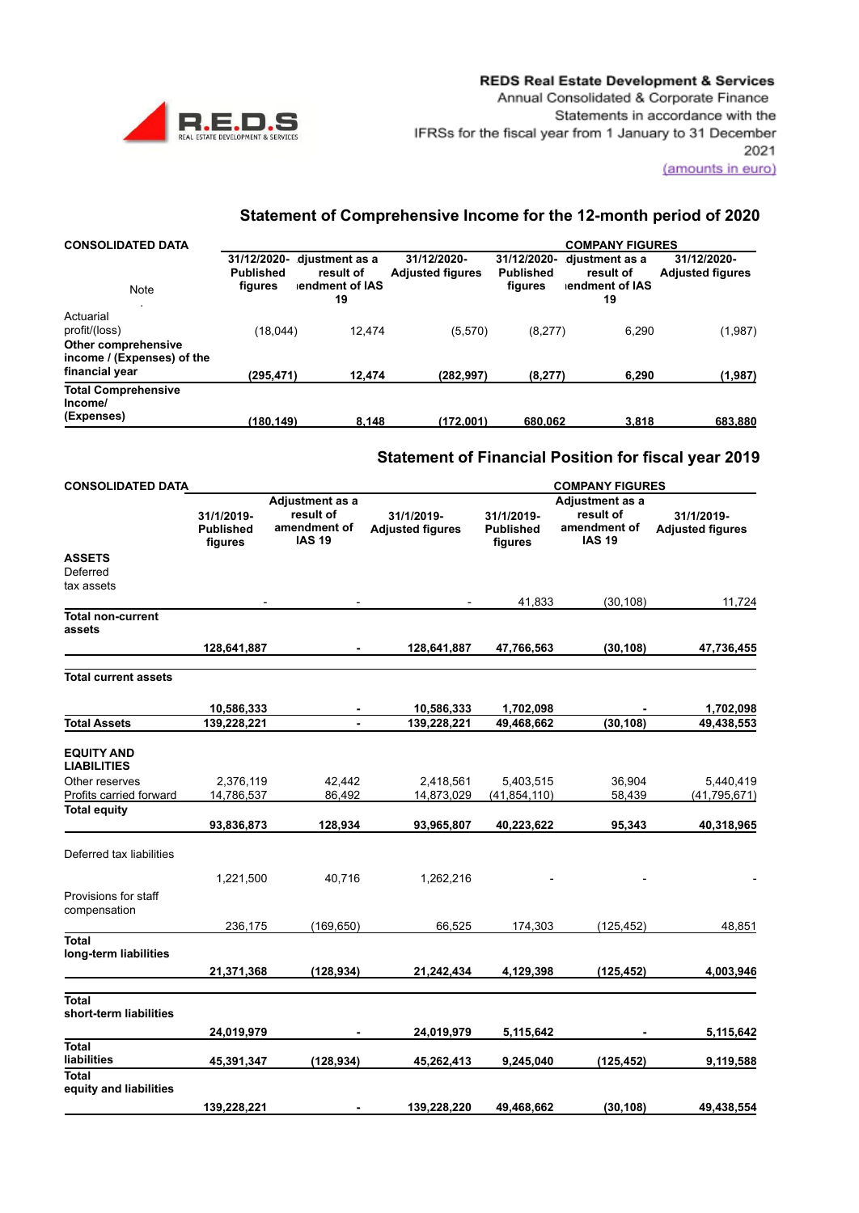## Statement of Comprehensive Income for the 12-month period of 2020

| CONSOLIDATED DATA | | | | COMPANY FIGURES | | |
|---|---|---|---|---|---|---|
| Note | 31/12/2020- Published figures | djustment as a result of ıendment of IAS 19 | 31/12/2020- Adjusted figures | 31/12/2020- Published figures | djustment as a result of ıendment of IAS 19 | 31/12/2020- Adjusted figures |
| Actuarial profit/(loss) | (18,044) | 12,474 | (5,570) | (8,277) | 6,290 | (1,987) |
| **Other comprehensive income / (Expenses) of the financial year** | **(295,471)** | **12,474** | **(282,997)** | **(8,277)** | **6,290** | **(1,987)** |
| **Total Comprehensive Income/ (Expenses)** | **(180,149)** | **8,148** | **(172,001)** | **680,062** | **3,818** | **683,880** |

## Statement of Financial Position for fiscal year 2019

| CONSOLIDATED DATA | | | | COMPANY FIGURES | | |
|---|---|---|---|---|---|---|
| | 31/1/2019- Published figures | Adjustment as a result of amendment of IAS 19 | 31/1/2019- Adjusted figures | 31/1/2019- Published figures | Adjustment as a result of amendment of IAS 19 | 31/1/2019- Adjusted figures |
| **ASSETS** | | | | | | |
| Deferred tax assets | - | - | - | 41,833 | (30,108) | 11,724 |
| **Total non-current assets** | **128,641,887** | **-** | **128,641,887** | **47,766,563** | **(30,108)** | **47,736,455** |
| **Total current assets** | **10,586,333** | **-** | **10,586,333** | **1,702,098** | **-** | **1,702,098** |
| **Total Assets** | **139,228,221** | **-** | **139,228,221** | **49,468,662** | **(30,108)** | **49,438,553** |
| **EQUITY AND LIABILITIES** | | | | | | |
| Other reserves | 2,376,119 | 42,442 | 2,418,561 | 5,403,515 | 36,904 | 5,440,419 |
| Profits carried forward | 14,786,537 | 86,492 | 14,873,029 | (41,854,110) | 58,439 | (41,795,671) |
| **Total equity** | **93,836,873** | **128,934** | **93,965,807** | **40,223,622** | **95,343** | **40,318,965** |
| Deferred tax liabilities | 1,221,500 | 40,716 | 1,262,216 | - | - | - |
| Provisions for staff compensation | 236,175 | (169,650) | 66,525 | 174,303 | (125,452) | 48,851 |
| **Total long-term liabilities** | **21,371,368** | **(128,934)** | **21,242,434** | **4,129,398** | **(125,452)** | **4,003,946** |
| **Total short-term liabilities** | **24,019,979** | **-** | **24,019,979** | **5,115,642** | **-** | **5,115,642** |
| **Total liabilities** | **45,391,347** | **(128,934)** | **45,262,413** | **9,245,040** | **(125,452)** | **9,119,588** |
| **Total equity and liabilities** | **139,228,221** | **-** | **139,228,220** | **49,468,662** | **(30,108)** | **49,438,554** |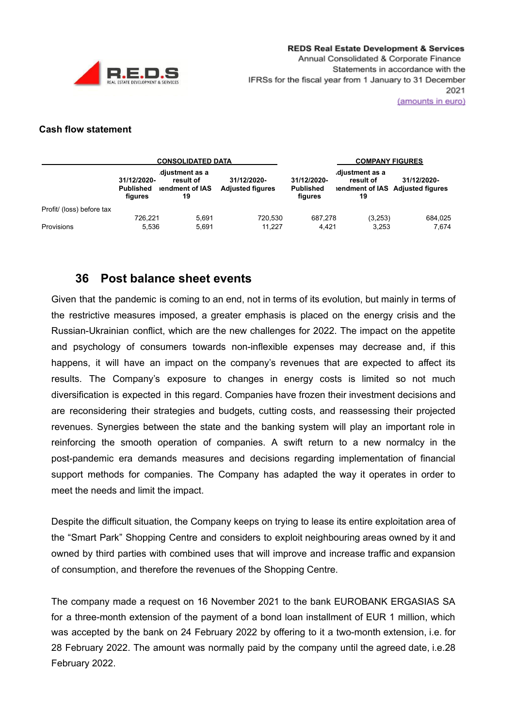**Cash flow statement**

| | CONSOLIDATED DATA | | | COMPANY FIGURES | | |
|---|---|---|---|---|---|---|
| | 31/12/2020-Published figures | Adjustment as a result of amendment of IAS 19 | 31/12/2020-Adjusted figures | 31/12/2020-Published figures | Adjustment as a result of amendment of IAS 19 | 31/12/2020-Adjusted figures |
| Profit/ (loss) before tax | 726,221 | 5,691 | 720,530 | 687,278 | (3,253) | 684,025 |
| Provisions | 5,536 | 5,691 | 11,227 | 4,421 | 3,253 | 7,674 |

## 36 Post balance sheet events

Given that the pandemic is coming to an end, not in terms of its evolution, but mainly in terms of the restrictive measures imposed, a greater emphasis is placed on the energy crisis and the Russian-Ukrainian conflict, which are the new challenges for 2022. The impact on the appetite and psychology of consumers towards non-inflexible expenses may decrease and, if this happens, it will have an impact on the company's revenues that are expected to affect its results. The Company's exposure to changes in energy costs is limited so not much diversification is expected in this regard. Companies have frozen their investment decisions and are reconsidering their strategies and budgets, cutting costs, and reassessing their projected revenues. Synergies between the state and the banking system will play an important role in reinforcing the smooth operation of companies. A swift return to a new normalcy in the post-pandemic era demands measures and decisions regarding implementation of financial support methods for companies. The Company has adapted the way it operates in order to meet the needs and limit the impact.

Despite the difficult situation, the Company keeps on trying to lease its entire exploitation area of the "Smart Park" Shopping Centre and considers to exploit neighbouring areas owned by it and owned by third parties with combined uses that will improve and increase traffic and expansion of consumption, and therefore the revenues of the Shopping Centre.

The company made a request on 16 November 2021 to the bank EUROBANK ERGASIAS SA for a three-month extension of the payment of a bond loan installment of EUR 1 million, which was accepted by the bank on 24 February 2022 by offering to it a two-month extension, i.e. for 28 February 2022. The amount was normally paid by the company until the agreed date, i.e.28 February 2022.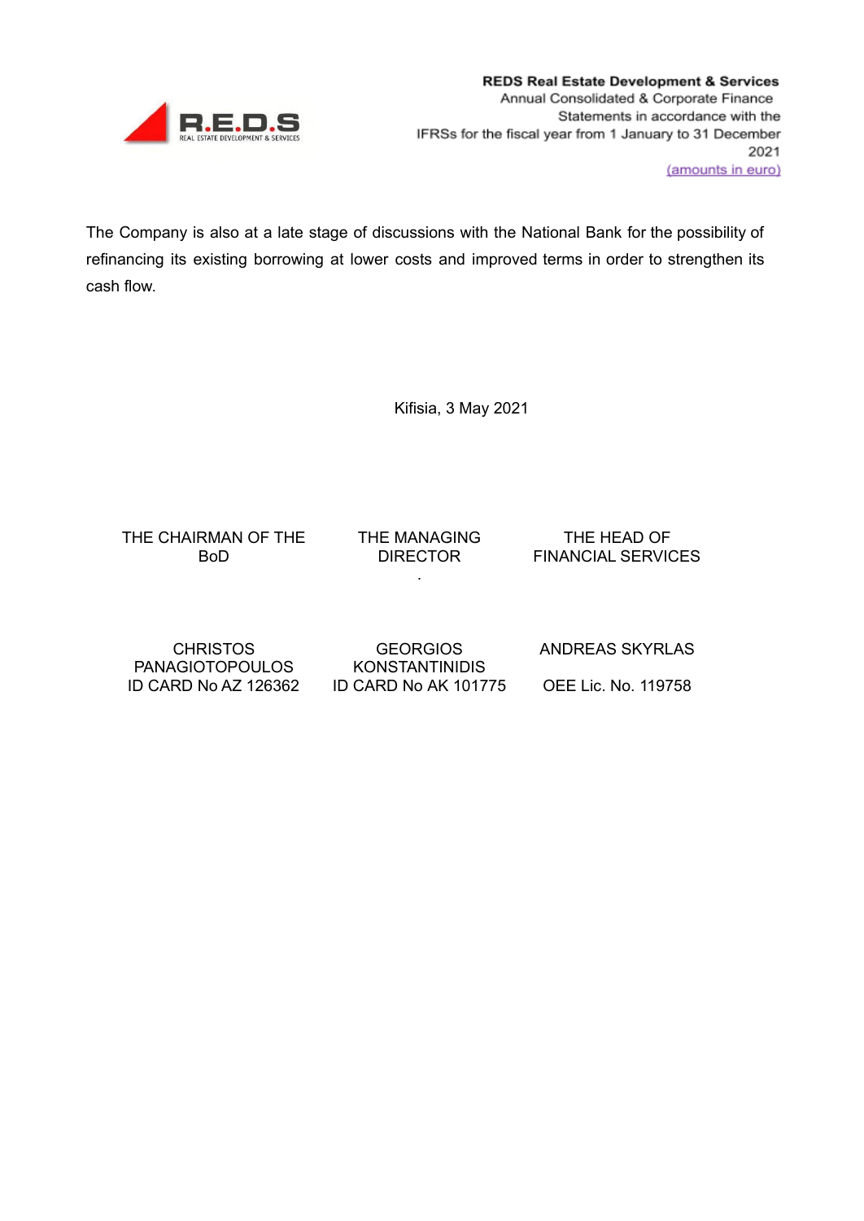The Company is also at a late stage of discussions with the National Bank for the possibility of refinancing its existing borrowing at lower costs and improved terms in order to strengthen its cash flow.

Kifisia, 3 May 2021

| THE CHAIRMAN OF THE BoD | THE MANAGING DIRECTOR | THE HEAD OF FINANCIAL SERVICES |
|---|---|---|
| CHRISTOS PANAGIOTOPOULOS<br>ID CARD No AZ 126362 | GEORGIOS KONSTANTINIDIS<br>ID CARD No AK 101775 | ANDREAS SKYRLAS<br>OEE Lic. No. 119758 |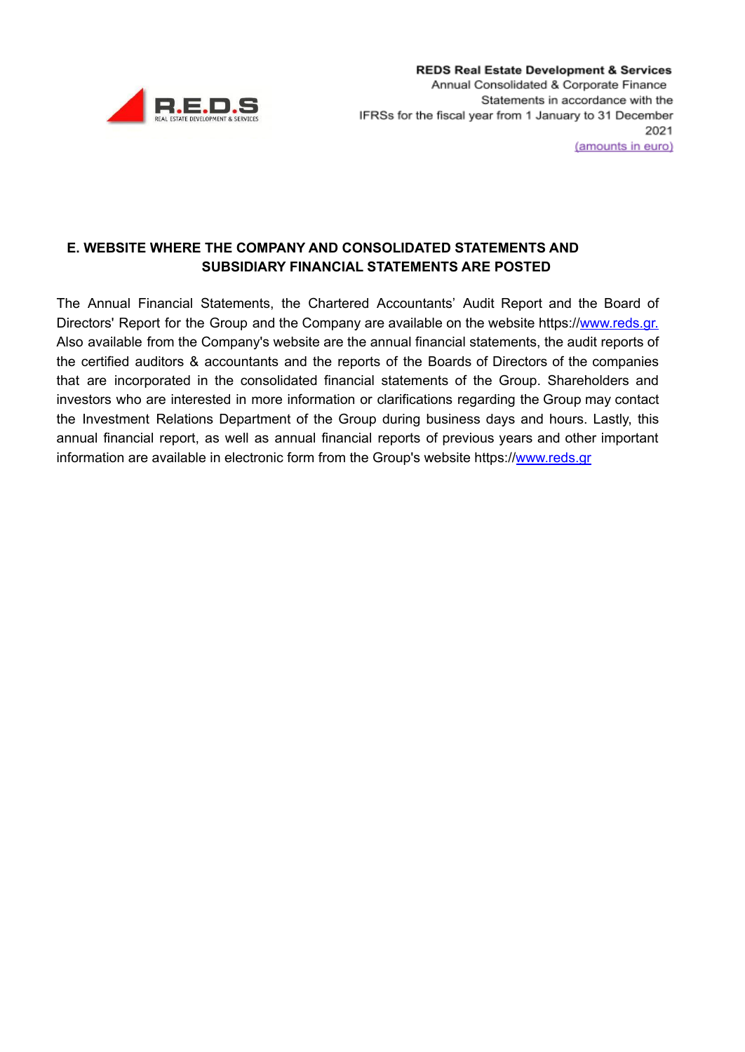## E. WEBSITE WHERE THE COMPANY AND CONSOLIDATED STATEMENTS AND SUBSIDIARY FINANCIAL STATEMENTS ARE POSTED

The Annual Financial Statements, the Chartered Accountants' Audit Report and the Board of Directors' Report for the Group and the Company are available on the website https://www.reds.gr. Also available from the Company's website are the annual financial statements, the audit reports of the certified auditors & accountants and the reports of the Boards of Directors of the companies that are incorporated in the consolidated financial statements of the Group. Shareholders and investors who are interested in more information or clarifications regarding the Group may contact the Investment Relations Department of the Group during business days and hours. Lastly, this annual financial report, as well as annual financial reports of previous years and other important information are available in electronic form from the Group's website https://www.reds.gr